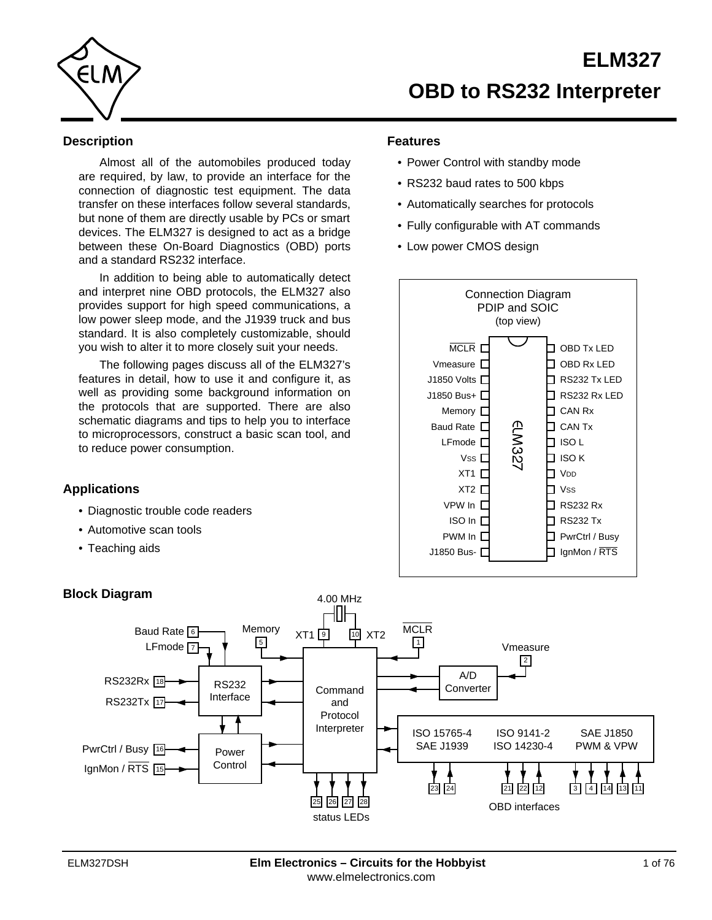# ELM327

# OBD to RS232 Interpreter

## Description

Almost all of the automobiles produced today are required, by law, to provide an interface for the connection of diagnostic test equipment. The data transfer on these interfaces follow several standards, but none of them are directly usable by PCs or smart devices. The ELM327 is designed to act as a bridge between these On-Board Diagnostics (OBD) ports and a standard RS232 interface.

In addition to being able to automatically detect and interpret nine OBD protocols, the ELM327 also provides support for high speed communications, a low power sleep mode, and the J1939 truck and bus standard. It is also completely customizable, should you wish to alter it to more closely suit your needs.

The following pages discuss all of the ELM327's features in detail, how to use it and configure it, as well as providing some background information on the protocols that are supported. There are also schematic diagrams and tips to help you to interface to microprocessors, construct a basic scan tool, and to reduce power consumption.

## Applications

- Diagnostic trouble code readers
- Automotive scan tools
- Teaching aids

## Features

- Power Control with standby mode
- RS232 baud rates to 500 kbps
- Automatically searches for protocols
- Fully configurable with AT commands
- Low power CMOS design

## Connection Diagram PDIP and SOIC (top view)

| Pin | Left side | Pin | Right side |
|---|---|---|---|
| 1 | MCLR (active low) | 28 | OBD Tx LED |
| 2 | Vmeasure | 27 | OBD Rx LED |
| 3 | J1850 Volts | 26 | RS232 Tx LED |
| 4 | J1850 Bus+ | 25 | RS232 Rx LED |
| 5 | Memory | 24 | CAN Rx |
| 6 | Baud Rate | 23 | CAN Tx |
| 7 | LFmode | 22 | ISO L |
| 8 | $V_{SS}$ | 21 | ISO K |
| 9 | XT1 | 20 | $V_{DD}$ |
| 10 | XT2 | 19 | $V_{SS}$ |
| 11 | VPW In | 18 | RS232 Rx |
| 12 | ISO In | 17 | RS232 Tx |
| 13 | PWM In | 16 | PwrCtrl / Busy |
| 14 | J1850 Bus- | 15 | IgnMon / RTS (active low) |

## Block Diagram

- Crystal: 4.00 MHz on XT1 (9) and XT2 (10), connected to the Command and Protocol Interpreter
- Memory (5) and MCLR (1) inputs to the Command and Protocol Interpreter
- Vmeasure (2) → A/D Converter ↔ Command and Protocol Interpreter
- RS232 Interface: Baud Rate (6), LFmode (7), RS232Rx (18) input, RS232Tx (17) output; connected to Command and Protocol Interpreter and Power Control
- Power Control: PwrCtrl / Busy (16) output, IgnMon / RTS (15) input
- Status LEDs: 25, 26, 27, 28
- OBD interfaces:
  - ISO 15765-4 / SAE J1939: 23, 24
  - ISO 9141-2 / ISO 14230-4: 21, 22, 12
  - SAE J1850 PWM & VPW: 3, 4, 14, 13, 11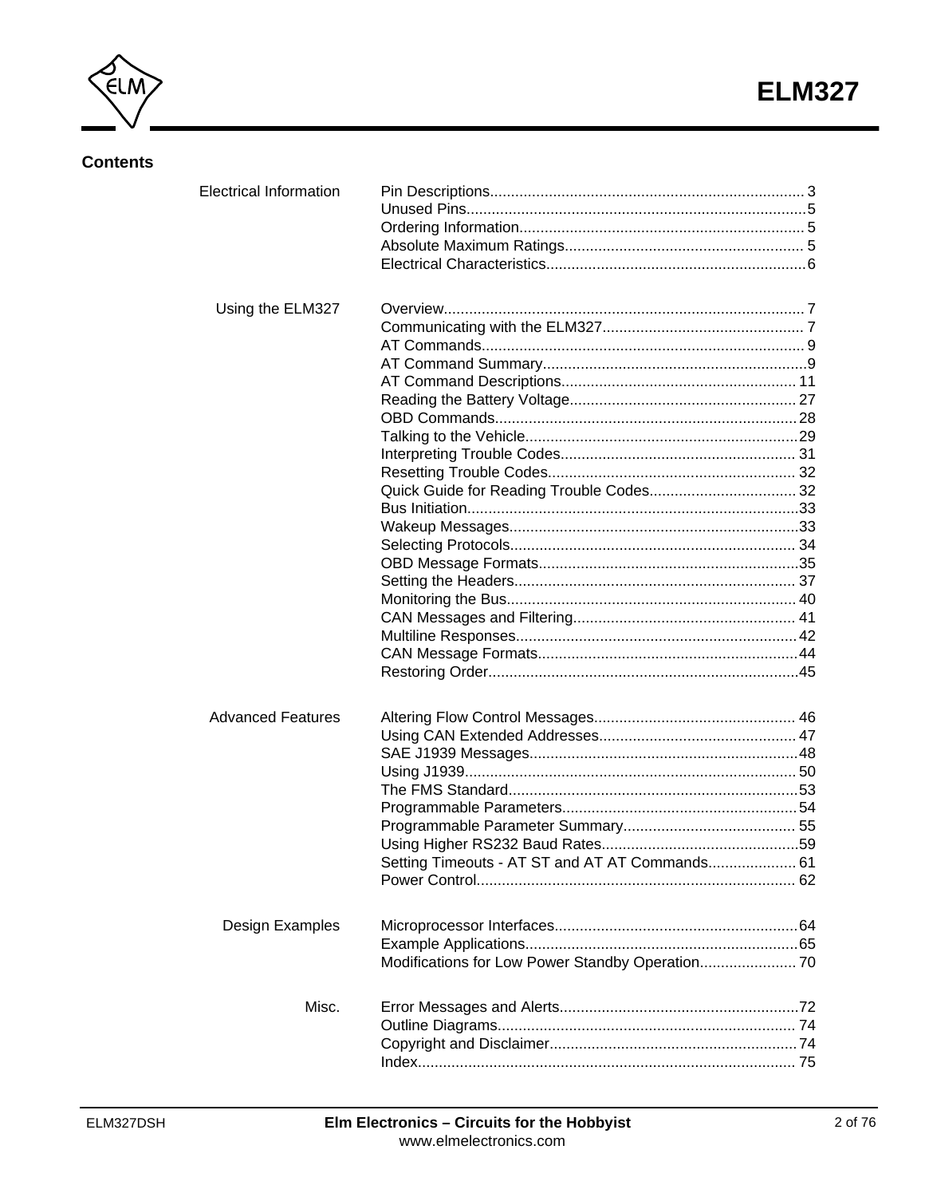## Contents

| Section | Topic | Page |
|---|---|---|
| Electrical Information | Pin Descriptions | 3 |
| | Unused Pins | 5 |
| | Ordering Information | 5 |
| | Absolute Maximum Ratings | 5 |
| | Electrical Characteristics | 6 |
| Using the ELM327 | Overview | 7 |
| | Communicating with the ELM327 | 7 |
| | AT Commands | 9 |
| | AT Command Summary | 9 |
| | AT Command Descriptions | 11 |
| | Reading the Battery Voltage | 27 |
| | OBD Commands | 28 |
| | Talking to the Vehicle | 29 |
| | Interpreting Trouble Codes | 31 |
| | Resetting Trouble Codes | 32 |
| | Quick Guide for Reading Trouble Codes | 32 |
| | Bus Initiation | 33 |
| | Wakeup Messages | 33 |
| | Selecting Protocols | 34 |
| | OBD Message Formats | 35 |
| | Setting the Headers | 37 |
| | Monitoring the Bus | 40 |
| | CAN Messages and Filtering | 41 |
| | Multiline Responses | 42 |
| | CAN Message Formats | 44 |
| | Restoring Order | 45 |
| Advanced Features | Altering Flow Control Messages | 46 |
| | Using CAN Extended Addresses | 47 |
| | SAE J1939 Messages | 48 |
| | Using J1939 | 50 |
| | The FMS Standard | 53 |
| | Programmable Parameters | 54 |
| | Programmable Parameter Summary | 55 |
| | Using Higher RS232 Baud Rates | 59 |
| | Setting Timeouts - AT ST and AT AT Commands | 61 |
| | Power Control | 62 |
| Design Examples | Microprocessor Interfaces | 64 |
| | Example Applications | 65 |
| | Modifications for Low Power Standby Operation | 70 |
| Misc. | Error Messages and Alerts | 72 |
| | Outline Diagrams | 74 |
| | Copyright and Disclaimer | 74 |
| | Index | 75 |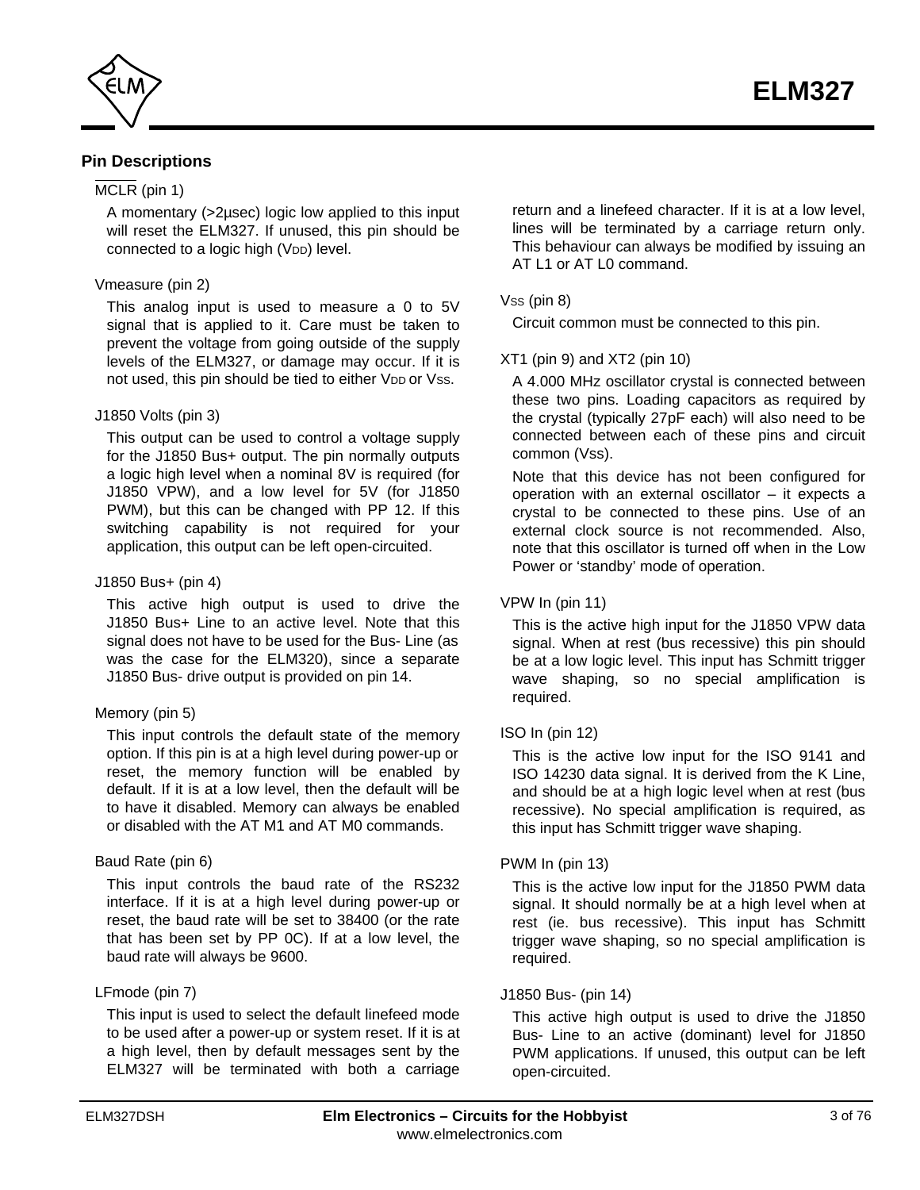## Pin Descriptions

MCLR (pin 1)

A momentary (>2µsec) logic low applied to this input will reset the ELM327. If unused, this pin should be connected to a logic high ($V_{DD}$) level.

Vmeasure (pin 2)

This analog input is used to measure a 0 to 5V signal that is applied to it. Care must be taken to prevent the voltage from going outside of the supply levels of the ELM327, or damage may occur. If it is not used, this pin should be tied to either $V_{DD}$ or $V_{SS}$.

J1850 Volts (pin 3)

This output can be used to control a voltage supply for the J1850 Bus+ output. The pin normally outputs a logic high level when a nominal 8V is required (for J1850 VPW), and a low level for 5V (for J1850 PWM), but this can be changed with PP 12. If this switching capability is not required for your application, this output can be left open-circuited.

J1850 Bus+ (pin 4)

This active high output is used to drive the J1850 Bus+ Line to an active level. Note that this signal does not have to be used for the Bus- Line (as was the case for the ELM320), since a separate J1850 Bus- drive output is provided on pin 14.

Memory (pin 5)

This input controls the default state of the memory option. If this pin is at a high level during power-up or reset, the memory function will be enabled by default. If it is at a low level, then the default will be to have it disabled. Memory can always be enabled or disabled with the AT M1 and AT M0 commands.

Baud Rate (pin 6)

This input controls the baud rate of the RS232 interface. If it is at a high level during power-up or reset, the baud rate will be set to 38400 (or the rate that has been set by PP 0C). If at a low level, the baud rate will always be 9600.

LFmode (pin 7)

This input is used to select the default linefeed mode to be used after a power-up or system reset. If it is at a high level, then by default messages sent by the ELM327 will be terminated with both a carriage return and a linefeed character. If it is at a low level, lines will be terminated by a carriage return only. This behaviour can always be modified by issuing an AT L1 or AT L0 command.

$V_{SS}$ (pin 8)

Circuit common must be connected to this pin.

XT1 (pin 9) and XT2 (pin 10)

A 4.000 MHz oscillator crystal is connected between these two pins. Loading capacitors as required by the crystal (typically 27pF each) will also need to be connected between each of these pins and circuit common (Vss).

Note that this device has not been configured for operation with an external oscillator – it expects a crystal to be connected to these pins. Use of an external clock source is not recommended. Also, note that this oscillator is turned off when in the Low Power or 'standby' mode of operation.

VPW In (pin 11)

This is the active high input for the J1850 VPW data signal. When at rest (bus recessive) this pin should be at a low logic level. This input has Schmitt trigger wave shaping, so no special amplification is required.

ISO In (pin 12)

This is the active low input for the ISO 9141 and ISO 14230 data signal. It is derived from the K Line, and should be at a high logic level when at rest (bus recessive). No special amplification is required, as this input has Schmitt trigger wave shaping.

PWM In (pin 13)

This is the active low input for the J1850 PWM data signal. It should normally be at a high level when at rest (ie. bus recessive). This input has Schmitt trigger wave shaping, so no special amplification is required.

J1850 Bus- (pin 14)

This active high output is used to drive the J1850 Bus- Line to an active (dominant) level for J1850 PWM applications. If unused, this output can be left open-circuited.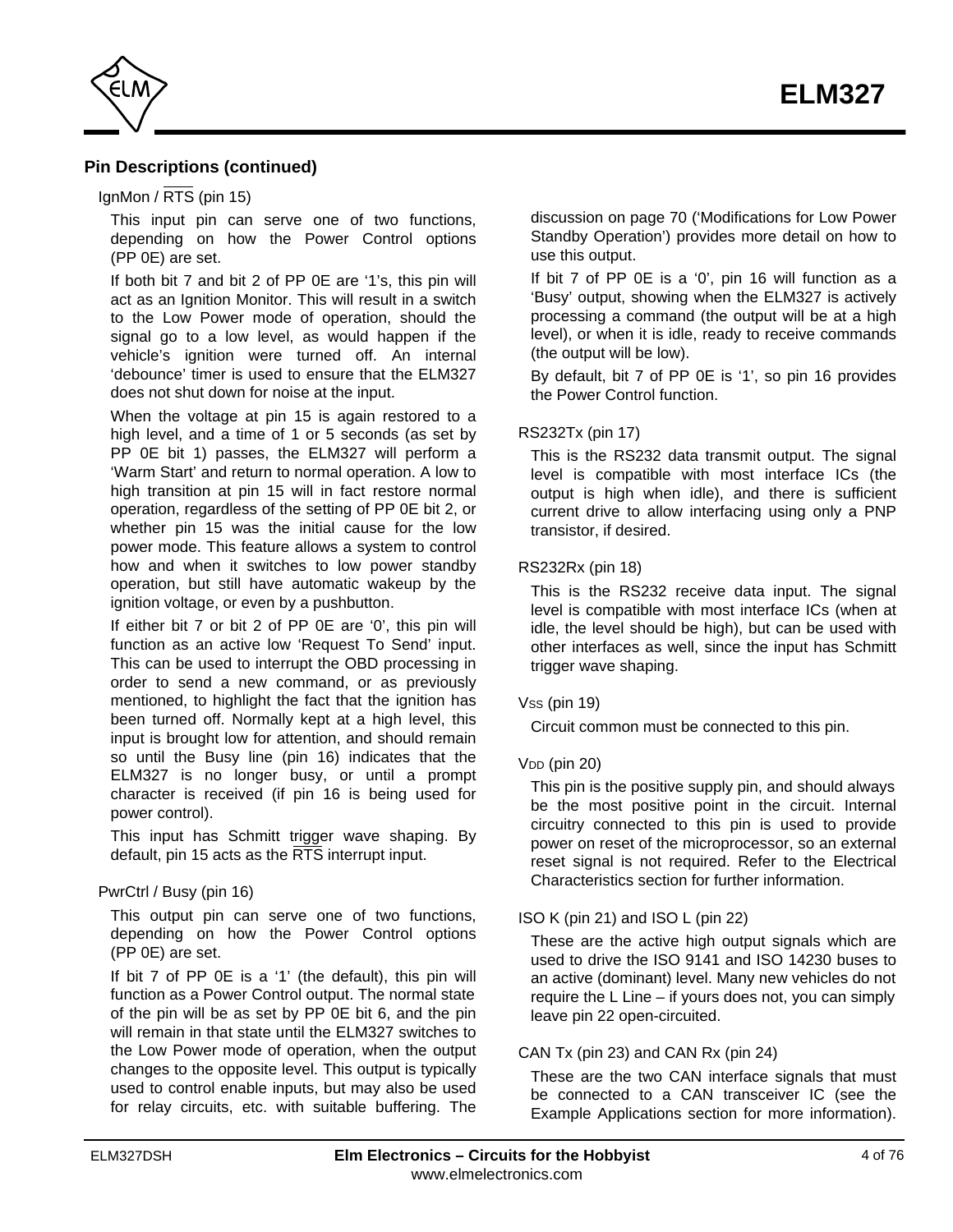## Pin Descriptions (continued)

### IgnMon / $\overline{\text{RTS}}$ (pin 15)

This input pin can serve one of two functions, depending on how the Power Control options (PP 0E) are set.

If both bit 7 and bit 2 of PP 0E are '1's, this pin will act as an Ignition Monitor. This will result in a switch to the Low Power mode of operation, should the signal go to a low level, as would happen if the vehicle's ignition were turned off. An internal 'debounce' timer is used to ensure that the ELM327 does not shut down for noise at the input.

When the voltage at pin 15 is again restored to a high level, and a time of 1 or 5 seconds (as set by PP 0E bit 1) passes, the ELM327 will perform a 'Warm Start' and return to normal operation. A low to high transition at pin 15 will in fact restore normal operation, regardless of the setting of PP 0E bit 2, or whether pin 15 was the initial cause for the low power mode. This feature allows a system to control how and when it switches to low power standby operation, but still have automatic wakeup by the ignition voltage, or even by a pushbutton.

If either bit 7 or bit 2 of PP 0E are '0', this pin will function as an active low 'Request To Send' input. This can be used to interrupt the OBD processing in order to send a new command, or as previously mentioned, to highlight the fact that the ignition has been turned off. Normally kept at a high level, this input is brought low for attention, and should remain so until the Busy line (pin 16) indicates that the ELM327 is no longer busy, or until a prompt character is received (if pin 16 is being used for power control).

This input has Schmitt trigger wave shaping. By default, pin 15 acts as the $\overline{\text{RTS}}$ interrupt input.

### PwrCtrl / Busy (pin 16)

This output pin can serve one of two functions, depending on how the Power Control options (PP 0E) are set.

If bit 7 of PP 0E is a '1' (the default), this pin will function as a Power Control output. The normal state of the pin will be as set by PP 0E bit 6, and the pin will remain in that state until the ELM327 switches to the Low Power mode of operation, when the output changes to the opposite level. This output is typically used to control enable inputs, but may also be used for relay circuits, etc. with suitable buffering. The discussion on page 70 ('Modifications for Low Power Standby Operation') provides more detail on how to use this output.

If bit 7 of PP 0E is a '0', pin 16 will function as a 'Busy' output, showing when the ELM327 is actively processing a command (the output will be at a high level), or when it is idle, ready to receive commands (the output will be low).

By default, bit 7 of PP 0E is '1', so pin 16 provides the Power Control function.

### RS232Tx (pin 17)

This is the RS232 data transmit output. The signal level is compatible with most interface ICs (the output is high when idle), and there is sufficient current drive to allow interfacing using only a PNP transistor, if desired.

### RS232Rx (pin 18)

This is the RS232 receive data input. The signal level is compatible with most interface ICs (when at idle, the level should be high), but can be used with other interfaces as well, since the input has Schmitt trigger wave shaping.

### $V_{SS}$ (pin 19)

Circuit common must be connected to this pin.

### $V_{DD}$ (pin 20)

This pin is the positive supply pin, and should always be the most positive point in the circuit. Internal circuitry connected to this pin is used to provide power on reset of the microprocessor, so an external reset signal is not required. Refer to the Electrical Characteristics section for further information.

### ISO K (pin 21) and ISO L (pin 22)

These are the active high output signals which are used to drive the ISO 9141 and ISO 14230 buses to an active (dominant) level. Many new vehicles do not require the L Line – if yours does not, you can simply leave pin 22 open-circuited.

### CAN Tx (pin 23) and CAN Rx (pin 24)

These are the two CAN interface signals that must be connected to a CAN transceiver IC (see the Example Applications section for more information).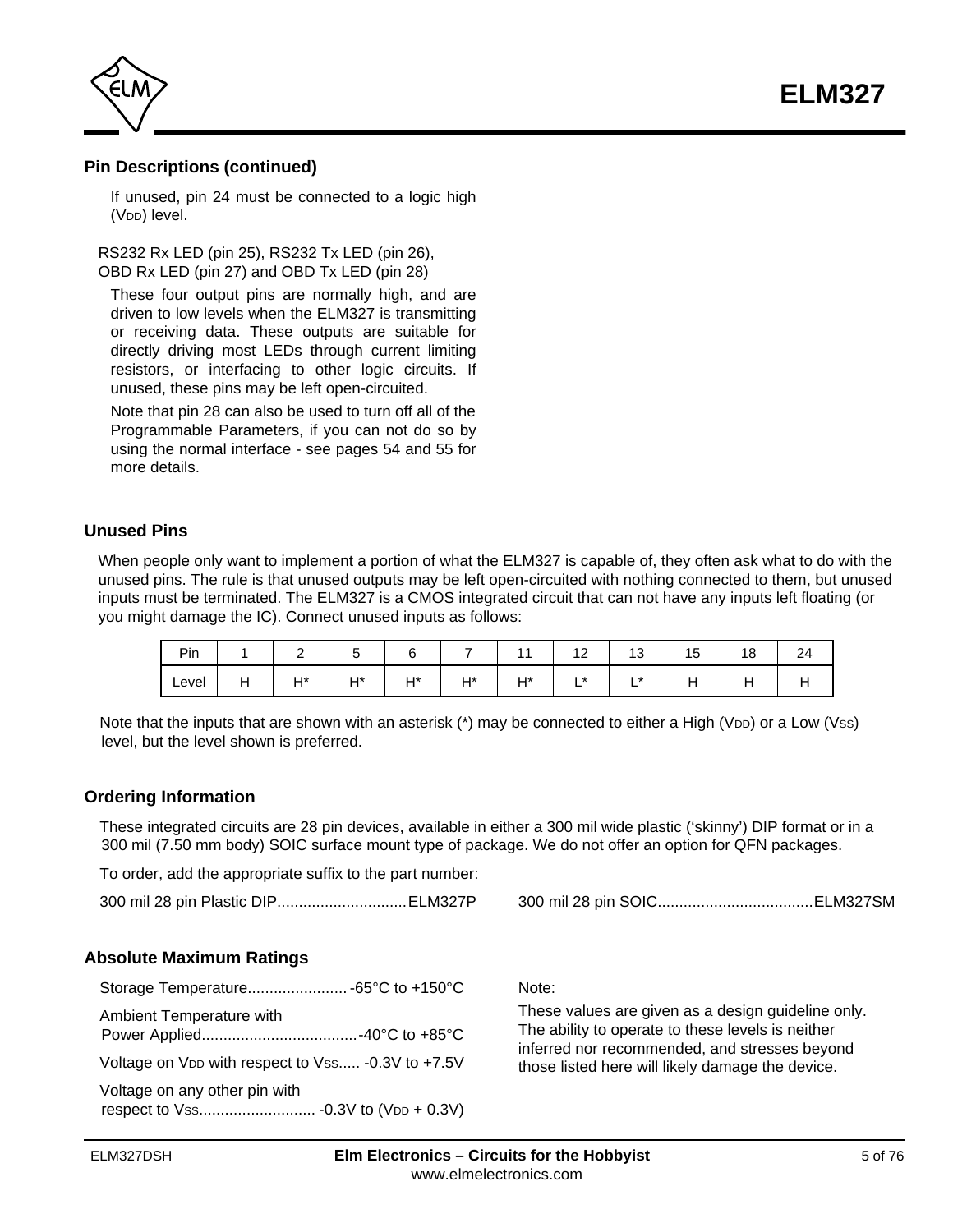## Pin Descriptions (continued)

If unused, pin 24 must be connected to a logic high ($V_{DD}$) level.

RS232 Rx LED (pin 25), RS232 Tx LED (pin 26), OBD Rx LED (pin 27) and OBD Tx LED (pin 28)

These four output pins are normally high, and are driven to low levels when the ELM327 is transmitting or receiving data. These outputs are suitable for directly driving most LEDs through current limiting resistors, or interfacing to other logic circuits. If unused, these pins may be left open-circuited.

Note that pin 28 can also be used to turn off all of the Programmable Parameters, if you can not do so by using the normal interface - see pages 54 and 55 for more details.

## Unused Pins

When people only want to implement a portion of what the ELM327 is capable of, they often ask what to do with the unused pins. The rule is that unused outputs may be left open-circuited with nothing connected to them, but unused inputs must be terminated. The ELM327 is a CMOS integrated circuit that can not have any inputs left floating (or you might damage the IC). Connect unused inputs as follows:

| Pin | 1 | 2 | 5 | 6 | 7 | 11 | 12 | 13 | 15 | 18 | 24 |
|---|---|---|---|---|---|---|---|---|---|---|---|
| Level | H | H* | H* | H* | H* | H* | L* | L* | H | H | H |

Note that the inputs that are shown with an asterisk (*) may be connected to either a High ($V_{DD}$) or a Low ($V_{SS}$) level, but the level shown is preferred.

## Ordering Information

These integrated circuits are 28 pin devices, available in either a 300 mil wide plastic ('skinny') DIP format or in a 300 mil (7.50 mm body) SOIC surface mount type of package. We do not offer an option for QFN packages.

To order, add the appropriate suffix to the part number:

300 mil 28 pin Plastic DIP..............................ELM327P

300 mil 28 pin SOIC....................................ELM327SM

## Absolute Maximum Ratings

Storage Temperature....................... -65°C to +150°C

Ambient Temperature with Power Applied....................................-40°C to +85°C

Voltage on $V_{DD}$ with respect to $V_{SS}$..... -0.3V to +7.5V

Voltage on any other pin with respect to $V_{SS}$........................... -0.3V to ($V_{DD}$ + 0.3V)

Note:

These values are given as a design guideline only. The ability to operate to these levels is neither inferred nor recommended, and stresses beyond those listed here will likely damage the device.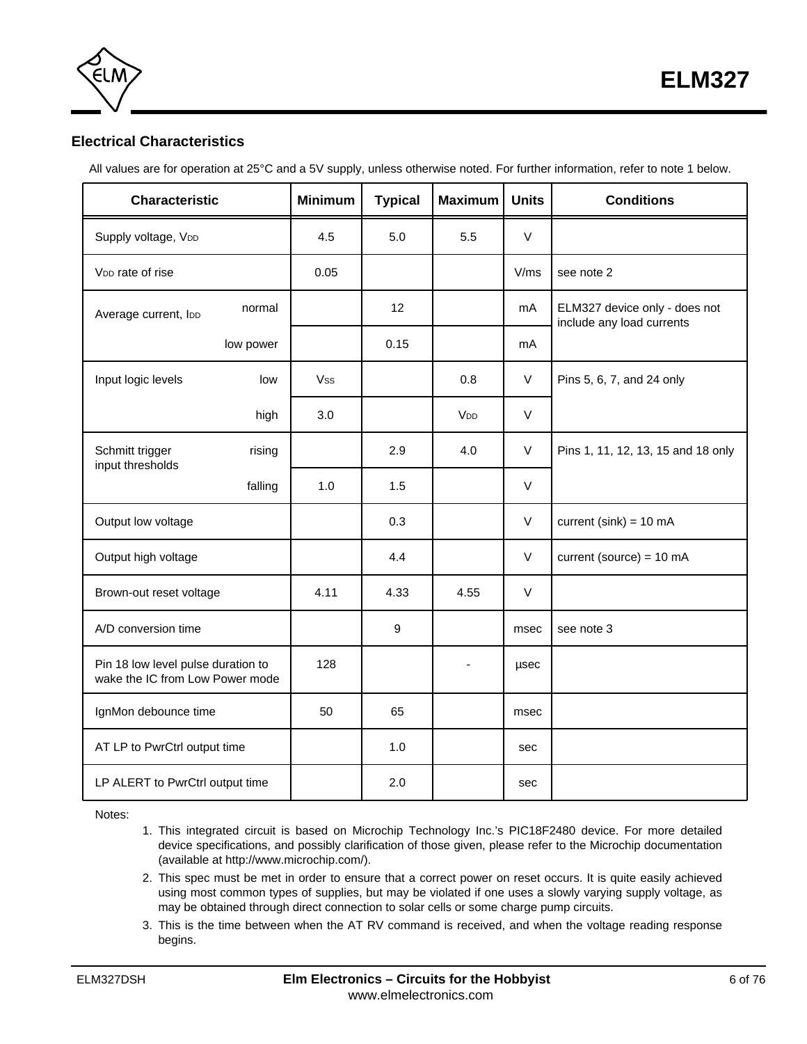## Electrical Characteristics

All values are for operation at 25°C and a 5V supply, unless otherwise noted. For further information, refer to note 1 below.

| Characteristic | | Minimum | Typical | Maximum | Units | Conditions |
|---|---|---|---|---|---|---|
| Supply voltage, $V_{DD}$ | | 4.5 | 5.0 | 5.5 | V | |
| $V_{DD}$ rate of rise | | 0.05 | | | V/ms | see note 2 |
| Average current, $I_{DD}$ | normal | | 12 | | mA | ELM327 device only - does not include any load currents |
| | low power | | 0.15 | | mA | |
| Input logic levels | low | $V_{SS}$ | | 0.8 | V | Pins 5, 6, 7, and 24 only |
| | high | 3.0 | | $V_{DD}$ | V | |
| Schmitt trigger input thresholds | rising | | 2.9 | 4.0 | V | Pins 1, 11, 12, 13, 15 and 18 only |
| | falling | 1.0 | 1.5 | | V | |
| Output low voltage | | | 0.3 | | V | current (sink) = 10 mA |
| Output high voltage | | | 4.4 | | V | current (source) = 10 mA |
| Brown-out reset voltage | | 4.11 | 4.33 | 4.55 | V | |
| A/D conversion time | | | 9 | | msec | see note 3 |
| Pin 18 low level pulse duration to wake the IC from Low Power mode | | 128 | | - | µsec | |
| IgnMon debounce time | | 50 | 65 | | msec | |
| AT LP to PwrCtrl output time | | | 1.0 | | sec | |
| LP ALERT to PwrCtrl output time | | | 2.0 | | sec | |

Notes:

1. This integrated circuit is based on Microchip Technology Inc.'s PIC18F2480 device. For more detailed device specifications, and possibly clarification of those given, please refer to the Microchip documentation (available at http://www.microchip.com/).
2. This spec must be met in order to ensure that a correct power on reset occurs. It is quite easily achieved using most common types of supplies, but may be violated if one uses a slowly varying supply voltage, as may be obtained through direct connection to solar cells or some charge pump circuits.
3. This is the time between when the AT RV command is received, and when the voltage reading response begins.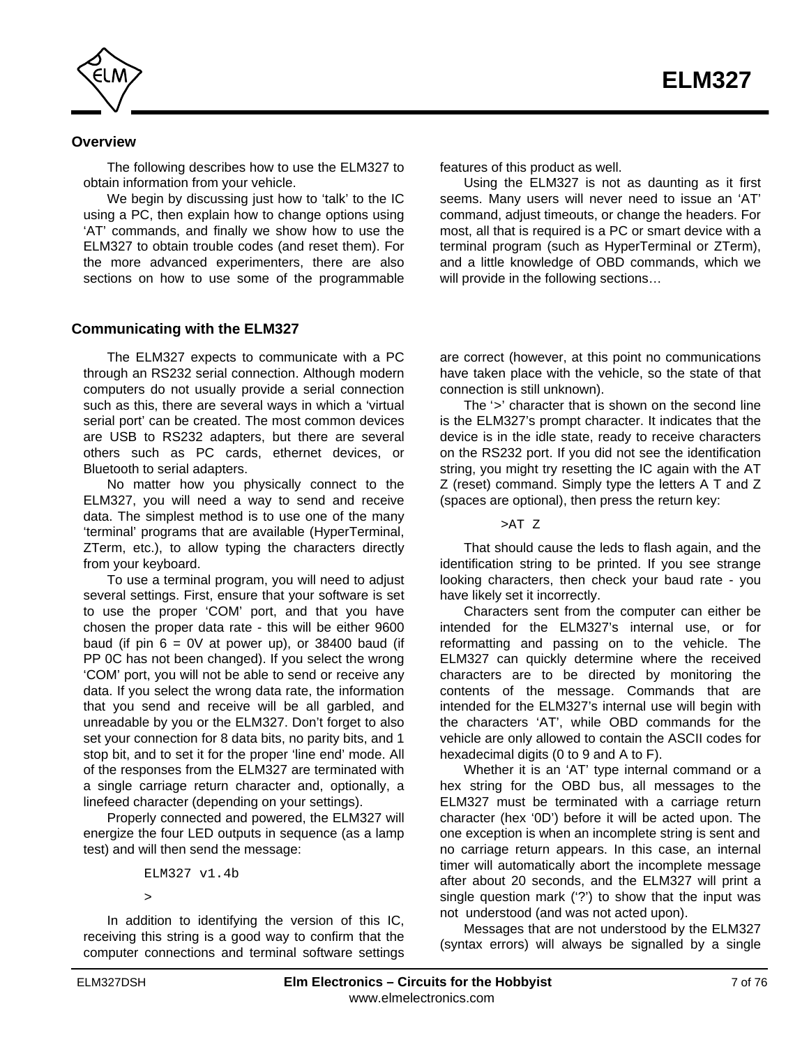## Overview

The following describes how to use the ELM327 to obtain information from your vehicle.

We begin by discussing just how to 'talk' to the IC using a PC, then explain how to change options using 'AT' commands, and finally we show how to use the ELM327 to obtain trouble codes (and reset them). For the more advanced experimenters, there are also sections on how to use some of the programmable features of this product as well.

Using the ELM327 is not as daunting as it first seems. Many users will never need to issue an 'AT' command, adjust timeouts, or change the headers. For most, all that is required is a PC or smart device with a terminal program (such as HyperTerminal or ZTerm), and a little knowledge of OBD commands, which we will provide in the following sections…

## Communicating with the ELM327

The ELM327 expects to communicate with a PC through an RS232 serial connection. Although modern computers do not usually provide a serial connection such as this, there are several ways in which a 'virtual serial port' can be created. The most common devices are USB to RS232 adapters, but there are several others such as PC cards, ethernet devices, or Bluetooth to serial adapters.

No matter how you physically connect to the ELM327, you will need a way to send and receive data. The simplest method is to use one of the many 'terminal' programs that are available (HyperTerminal, ZTerm, etc.), to allow typing the characters directly from your keyboard.

To use a terminal program, you will need to adjust several settings. First, ensure that your software is set to use the proper 'COM' port, and that you have chosen the proper data rate - this will be either 9600 baud (if pin 6 = 0V at power up), or 38400 baud (if PP 0C has not been changed). If you select the wrong 'COM' port, you will not be able to send or receive any data. If you select the wrong data rate, the information that you send and receive will be all garbled, and unreadable by you or the ELM327. Don't forget to also set your connection for 8 data bits, no parity bits, and 1 stop bit, and to set it for the proper 'line end' mode. All of the responses from the ELM327 are terminated with a single carriage return character and, optionally, a linefeed character (depending on your settings).

Properly connected and powered, the ELM327 will energize the four LED outputs in sequence (as a lamp test) and will then send the message:

```
ELM327 v1.4b

>
```

In addition to identifying the version of this IC, receiving this string is a good way to confirm that the computer connections and terminal software settings are correct (however, at this point no communications have taken place with the vehicle, so the state of that connection is still unknown).

The '>' character that is shown on the second line is the ELM327's prompt character. It indicates that the device is in the idle state, ready to receive characters on the RS232 port. If you did not see the identification string, you might try resetting the IC again with the AT Z (reset) command. Simply type the letters A T and Z (spaces are optional), then press the return key:

```
>AT Z
```

That should cause the leds to flash again, and the identification string to be printed. If you see strange looking characters, then check your baud rate - you have likely set it incorrectly.

Characters sent from the computer can either be intended for the ELM327's internal use, or for reformatting and passing on to the vehicle. The ELM327 can quickly determine where the received characters are to be directed by monitoring the contents of the message. Commands that are intended for the ELM327's internal use will begin with the characters 'AT', while OBD commands for the vehicle are only allowed to contain the ASCII codes for hexadecimal digits (0 to 9 and A to F).

Whether it is an 'AT' type internal command or a hex string for the OBD bus, all messages to the ELM327 must be terminated with a carriage return character (hex '0D') before it will be acted upon. The one exception is when an incomplete string is sent and no carriage return appears. In this case, an internal timer will automatically abort the incomplete message after about 20 seconds, and the ELM327 will print a single question mark ('?') to show that the input was not understood (and was not acted upon).

Messages that are not understood by the ELM327 (syntax errors) will always be signalled by a single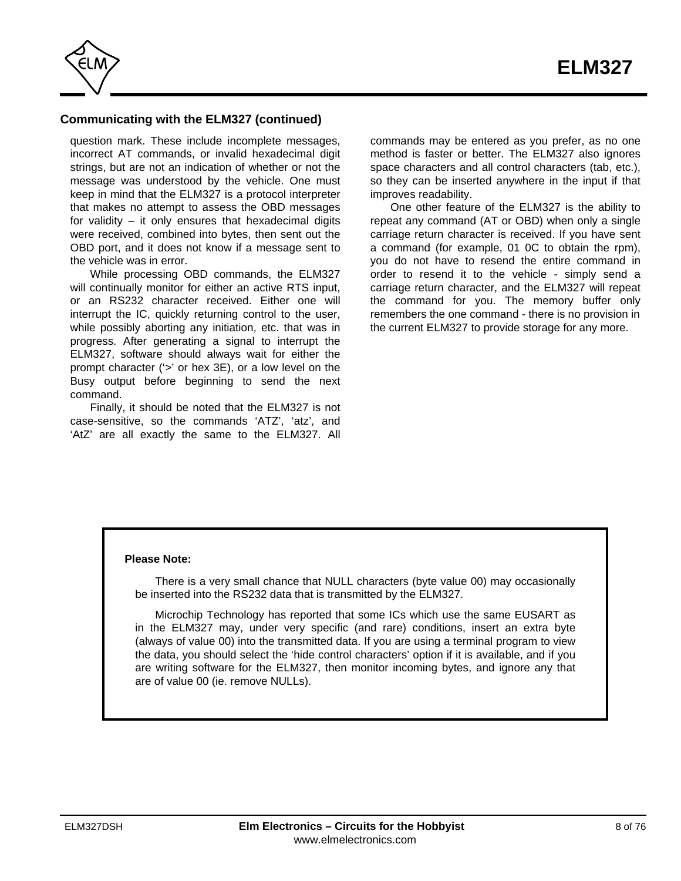## Communicating with the ELM327 (continued)

question mark. These include incomplete messages, incorrect AT commands, or invalid hexadecimal digit strings, but are not an indication of whether or not the message was understood by the vehicle. One must keep in mind that the ELM327 is a protocol interpreter that makes no attempt to assess the OBD messages for validity – it only ensures that hexadecimal digits were received, combined into bytes, then sent out the OBD port, and it does not know if a message sent to the vehicle was in error.

While processing OBD commands, the ELM327 will continually monitor for either an active RTS input, or an RS232 character received. Either one will interrupt the IC, quickly returning control to the user, while possibly aborting any initiation, etc. that was in progress. After generating a signal to interrupt the ELM327, software should always wait for either the prompt character ('>' or hex 3E), or a low level on the Busy output before beginning to send the next command.

Finally, it should be noted that the ELM327 is not case-sensitive, so the commands 'ATZ', 'atz', and 'AtZ' are all exactly the same to the ELM327. All commands may be entered as you prefer, as no one method is faster or better. The ELM327 also ignores space characters and all control characters (tab, etc.), so they can be inserted anywhere in the input if that improves readability.

One other feature of the ELM327 is the ability to repeat any command (AT or OBD) when only a single carriage return character is received. If you have sent a command (for example, 01 0C to obtain the rpm), you do not have to resend the entire command in order to resend it to the vehicle - simply send a carriage return character, and the ELM327 will repeat the command for you. The memory buffer only remembers the one command - there is no provision in the current ELM327 to provide storage for any more.

**Please Note:**

There is a very small chance that NULL characters (byte value 00) may occasionally be inserted into the RS232 data that is transmitted by the ELM327.

Microchip Technology has reported that some ICs which use the same EUSART as in the ELM327 may, under very specific (and rare) conditions, insert an extra byte (always of value 00) into the transmitted data. If you are using a terminal program to view the data, you should select the 'hide control characters' option if it is available, and if you are writing software for the ELM327, then monitor incoming bytes, and ignore any that are of value 00 (ie. remove NULLs).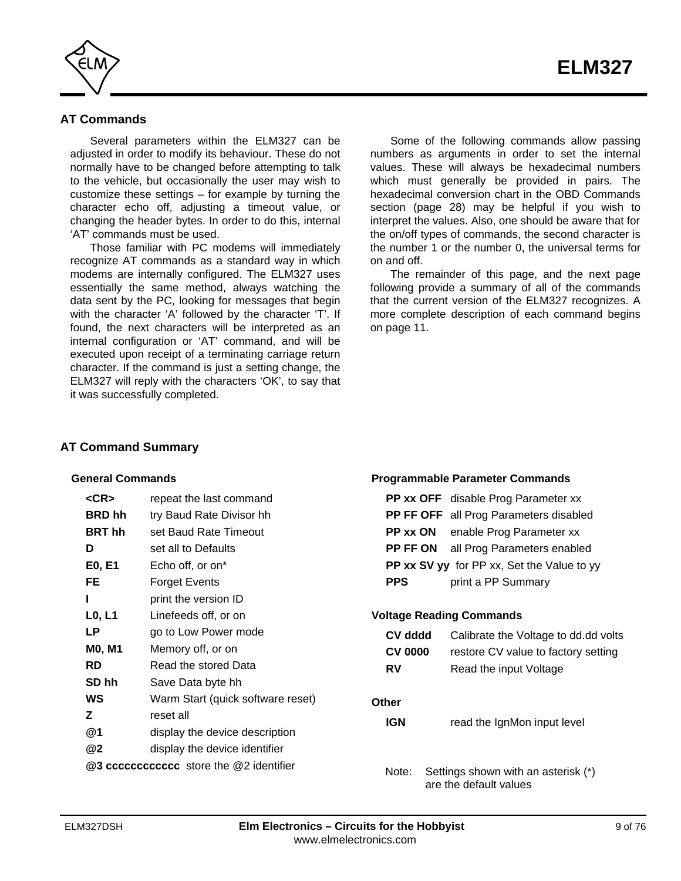## AT Commands

Several parameters within the ELM327 can be adjusted in order to modify its behaviour. These do not normally have to be changed before attempting to talk to the vehicle, but occasionally the user may wish to customize these settings – for example by turning the character echo off, adjusting a timeout value, or changing the header bytes. In order to do this, internal 'AT' commands must be used.

Those familiar with PC modems will immediately recognize AT commands as a standard way in which modems are internally configured. The ELM327 uses essentially the same method, always watching the data sent by the PC, looking for messages that begin with the character 'A' followed by the character 'T'. If found, the next characters will be interpreted as an internal configuration or 'AT' command, and will be executed upon receipt of a terminating carriage return character. If the command is just a setting change, the ELM327 will reply with the characters 'OK', to say that it was successfully completed.

Some of the following commands allow passing numbers as arguments in order to set the internal values. These will always be hexadecimal numbers which must generally be provided in pairs. The hexadecimal conversion chart in the OBD Commands section (page 28) may be helpful if you wish to interpret the values. Also, one should be aware that for the on/off types of commands, the second character is the number 1 or the number 0, the universal terms for on and off.

The remainder of this page, and the next page following provide a summary of all of the commands that the current version of the ELM327 recognizes. A more complete description of each command begins on page 11.

## AT Command Summary

### General Commands

| | |
|---|---|
| **<CR>** | repeat the last command |
| **BRD hh** | try Baud Rate Divisor hh |
| **BRT hh** | set Baud Rate Timeout |
| **D** | set all to Defaults |
| **E0, E1** | Echo off, or on* |
| **FE** | Forget Events |
| **I** | print the version ID |
| **L0, L1** | Linefeeds off, or on |
| **LP** | go to Low Power mode |
| **M0, M1** | Memory off, or on |
| **RD** | Read the stored Data |
| **SD hh** | Save Data byte hh |
| **WS** | Warm Start (quick software reset) |
| **Z** | reset all |
| **@1** | display the device description |
| **@2** | display the device identifier |
| **@3 cccccccccccc** | store the @2 identifier |

### Programmable Parameter Commands

| | |
|---|---|
| **PP xx OFF** | disable Prog Parameter xx |
| **PP FF OFF** | all Prog Parameters disabled |
| **PP xx ON** | enable Prog Parameter xx |
| **PP FF ON** | all Prog Parameters enabled |
| **PP xx SV yy** | for PP xx, Set the Value to yy |
| **PPS** | print a PP Summary |

### Voltage Reading Commands

| | |
|---|---|
| **CV dddd** | Calibrate the Voltage to dd.dd volts |
| **CV 0000** | restore CV value to factory setting |
| **RV** | Read the input Voltage |

### Other

| | |
|---|---|
| **IGN** | read the IgnMon input level |

Note: Settings shown with an asterisk (*) are the default values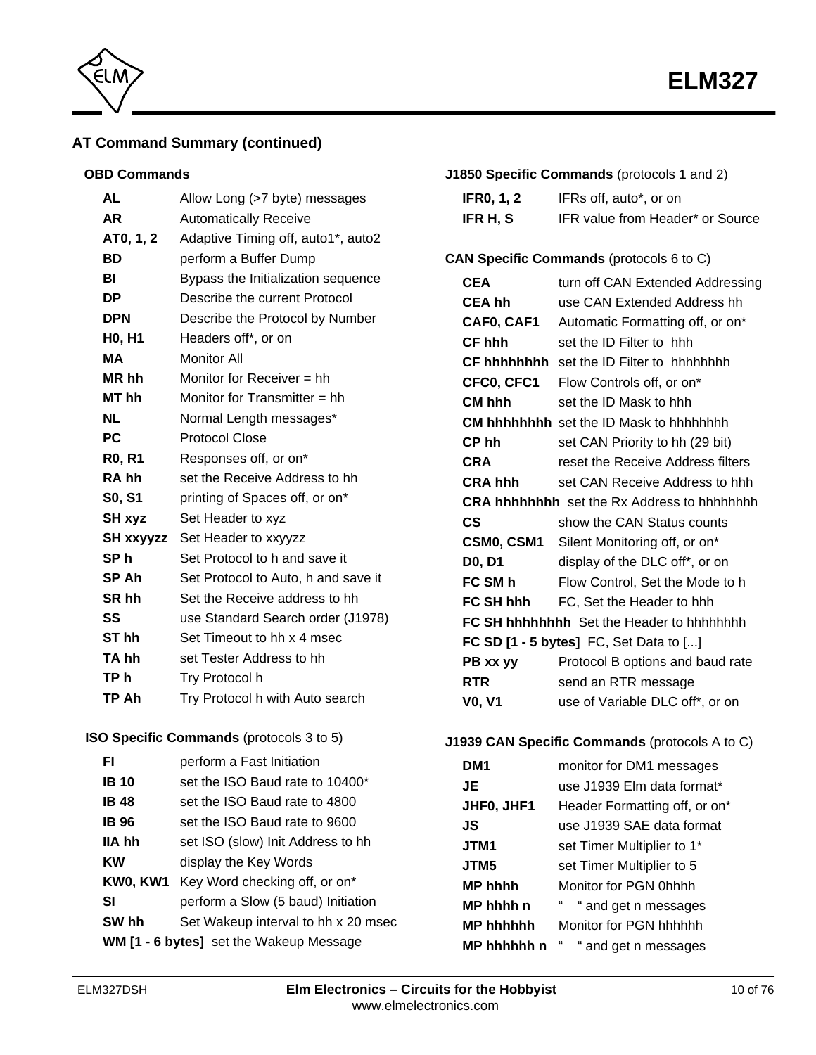## AT Command Summary (continued)

### OBD Commands

| | |
|---|---|
| **AL** | Allow Long (>7 byte) messages |
| **AR** | Automatically Receive |
| **AT0, 1, 2** | Adaptive Timing off, auto1*, auto2 |
| **BD** | perform a Buffer Dump |
| **BI** | Bypass the Initialization sequence |
| **DP** | Describe the current Protocol |
| **DPN** | Describe the Protocol by Number |
| **H0, H1** | Headers off*, or on |
| **MA** | Monitor All |
| **MR hh** | Monitor for Receiver = hh |
| **MT hh** | Monitor for Transmitter = hh |
| **NL** | Normal Length messages* |
| **PC** | Protocol Close |
| **R0, R1** | Responses off, or on* |
| **RA hh** | set the Receive Address to hh |
| **S0, S1** | printing of Spaces off, or on* |
| **SH xyz** | Set Header to xyz |
| **SH xxyyzz** | Set Header to xxyyzz |
| **SP h** | Set Protocol to h and save it |
| **SP Ah** | Set Protocol to Auto, h and save it |
| **SR hh** | Set the Receive address to hh |
| **SS** | use Standard Search order (J1978) |
| **ST hh** | Set Timeout to hh x 4 msec |
| **TA hh** | set Tester Address to hh |
| **TP h** | Try Protocol h |
| **TP Ah** | Try Protocol h with Auto search |

### ISO Specific Commands (protocols 3 to 5)

| | |
|---|---|
| **FI** | perform a Fast Initiation |
| **IB 10** | set the ISO Baud rate to 10400* |
| **IB 48** | set the ISO Baud rate to 4800 |
| **IB 96** | set the ISO Baud rate to 9600 |
| **IIA hh** | set ISO (slow) Init Address to hh |
| **KW** | display the Key Words |
| **KW0, KW1** | Key Word checking off, or on* |
| **SI** | perform a Slow (5 baud) Initiation |
| **SW hh** | Set Wakeup interval to hh x 20 msec |
| **WM [1 - 6 bytes]** | set the Wakeup Message |

### J1850 Specific Commands (protocols 1 and 2)

| | |
|---|---|
| **IFR0, 1, 2** | IFRs off, auto*, or on |
| **IFR H, S** | IFR value from Header* or Source |

### CAN Specific Commands (protocols 6 to C)

| | |
|---|---|
| **CEA** | turn off CAN Extended Addressing |
| **CEA hh** | use CAN Extended Address hh |
| **CAF0, CAF1** | Automatic Formatting off, or on* |
| **CF hhh** | set the ID Filter to hhh |
| **CF hhhhhhhh** | set the ID Filter to hhhhhhhh |
| **CFC0, CFC1** | Flow Controls off, or on* |
| **CM hhh** | set the ID Mask to hhh |
| **CM hhhhhhhh** | set the ID Mask to hhhhhhhh |
| **CP hh** | set CAN Priority to hh (29 bit) |
| **CRA** | reset the Receive Address filters |
| **CRA hhh** | set CAN Receive Address to hhh |
| **CRA hhhhhhhh** | set the Rx Address to hhhhhhhh |
| **CS** | show the CAN Status counts |
| **CSM0, CSM1** | Silent Monitoring off, or on* |
| **D0, D1** | display of the DLC off*, or on |
| **FC SM h** | Flow Control, Set the Mode to h |
| **FC SH hhh** | FC, Set the Header to hhh |
| **FC SH hhhhhhhh** | Set the Header to hhhhhhhh |
| **FC SD [1 - 5 bytes]** | FC, Set Data to [...] |
| **PB xx yy** | Protocol B options and baud rate |
| **RTR** | send an RTR message |
| **V0, V1** | use of Variable DLC off*, or on |

### J1939 CAN Specific Commands (protocols A to C)

| | |
|---|---|
| **DM1** | monitor for DM1 messages |
| **JE** | use J1939 Elm data format* |
| **JHF0, JHF1** | Header Formatting off, or on* |
| **JS** | use J1939 SAE data format |
| **JTM1** | set Timer Multiplier to 1* |
| **JTM5** | set Timer Multiplier to 5 |
| **MP hhhh** | Monitor for PGN 0hhhh |
| **MP hhhh n** | " " and get n messages |
| **MP hhhhhh** | Monitor for PGN hhhhhh |
| **MP hhhhhh n** | " " and get n messages |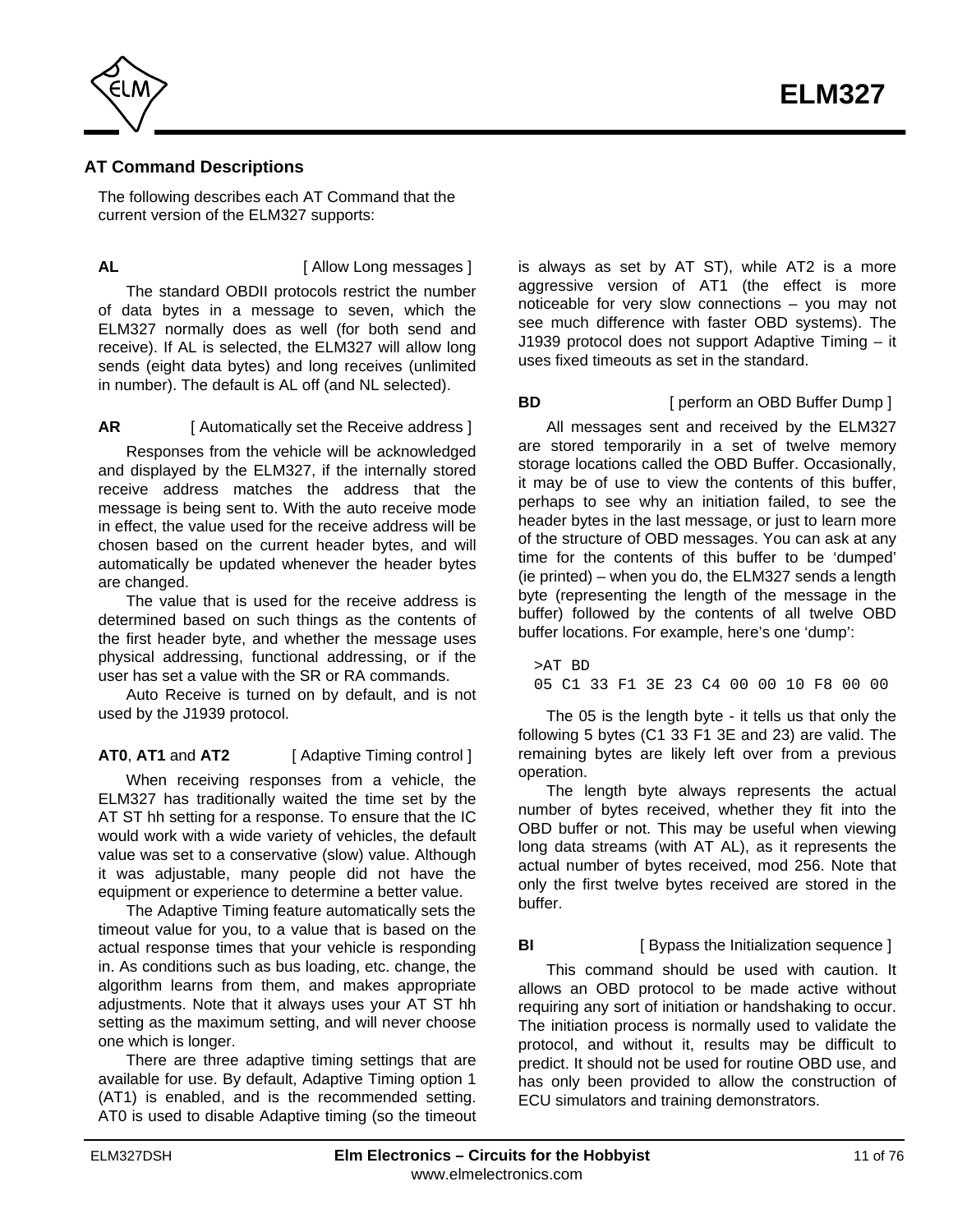## AT Command Descriptions

The following describes each AT Command that the current version of the ELM327 supports:

**AL** [ Allow Long messages ]

The standard OBDII protocols restrict the number of data bytes in a message to seven, which the ELM327 normally does as well (for both send and receive). If AL is selected, the ELM327 will allow long sends (eight data bytes) and long receives (unlimited in number). The default is AL off (and NL selected).

**AR** [ Automatically set the Receive address ]

Responses from the vehicle will be acknowledged and displayed by the ELM327, if the internally stored receive address matches the address that the message is being sent to. With the auto receive mode in effect, the value used for the receive address will be chosen based on the current header bytes, and will automatically be updated whenever the header bytes are changed.

The value that is used for the receive address is determined based on such things as the contents of the first header byte, and whether the message uses physical addressing, functional addressing, or if the user has set a value with the SR or RA commands.

Auto Receive is turned on by default, and is not used by the J1939 protocol.

**AT0**, **AT1** and **AT2** [ Adaptive Timing control ]

When receiving responses from a vehicle, the ELM327 has traditionally waited the time set by the AT ST hh setting for a response. To ensure that the IC would work with a wide variety of vehicles, the default value was set to a conservative (slow) value. Although it was adjustable, many people did not have the equipment or experience to determine a better value.

The Adaptive Timing feature automatically sets the timeout value for you, to a value that is based on the actual response times that your vehicle is responding in. As conditions such as bus loading, etc. change, the algorithm learns from them, and makes appropriate adjustments. Note that it always uses your AT ST hh setting as the maximum setting, and will never choose one which is longer.

There are three adaptive timing settings that are available for use. By default, Adaptive Timing option 1 (AT1) is enabled, and is the recommended setting. AT0 is used to disable Adaptive timing (so the timeout is always as set by AT ST), while AT2 is a more aggressive version of AT1 (the effect is more noticeable for very slow connections – you may not see much difference with faster OBD systems). The J1939 protocol does not support Adaptive Timing – it uses fixed timeouts as set in the standard.

**BD** [ perform an OBD Buffer Dump ]

All messages sent and received by the ELM327 are stored temporarily in a set of twelve memory storage locations called the OBD Buffer. Occasionally, it may be of use to view the contents of this buffer, perhaps to see why an initiation failed, to see the header bytes in the last message, or just to learn more of the structure of OBD messages. You can ask at any time for the contents of this buffer to be 'dumped' (ie printed) – when you do, the ELM327 sends a length byte (representing the length of the message in the buffer) followed by the contents of all twelve OBD buffer locations. For example, here's one 'dump':

```
>AT BD
05 C1 33 F1 3E 23 C4 00 00 10 F8 00 00
```

The 05 is the length byte - it tells us that only the following 5 bytes (C1 33 F1 3E and 23) are valid. The remaining bytes are likely left over from a previous operation.

The length byte always represents the actual number of bytes received, whether they fit into the OBD buffer or not. This may be useful when viewing long data streams (with AT AL), as it represents the actual number of bytes received, mod 256. Note that only the first twelve bytes received are stored in the buffer.

**BI** [ Bypass the Initialization sequence ]

This command should be used with caution. It allows an OBD protocol to be made active without requiring any sort of initiation or handshaking to occur. The initiation process is normally used to validate the protocol, and without it, results may be difficult to predict. It should not be used for routine OBD use, and has only been provided to allow the construction of ECU simulators and training demonstrators.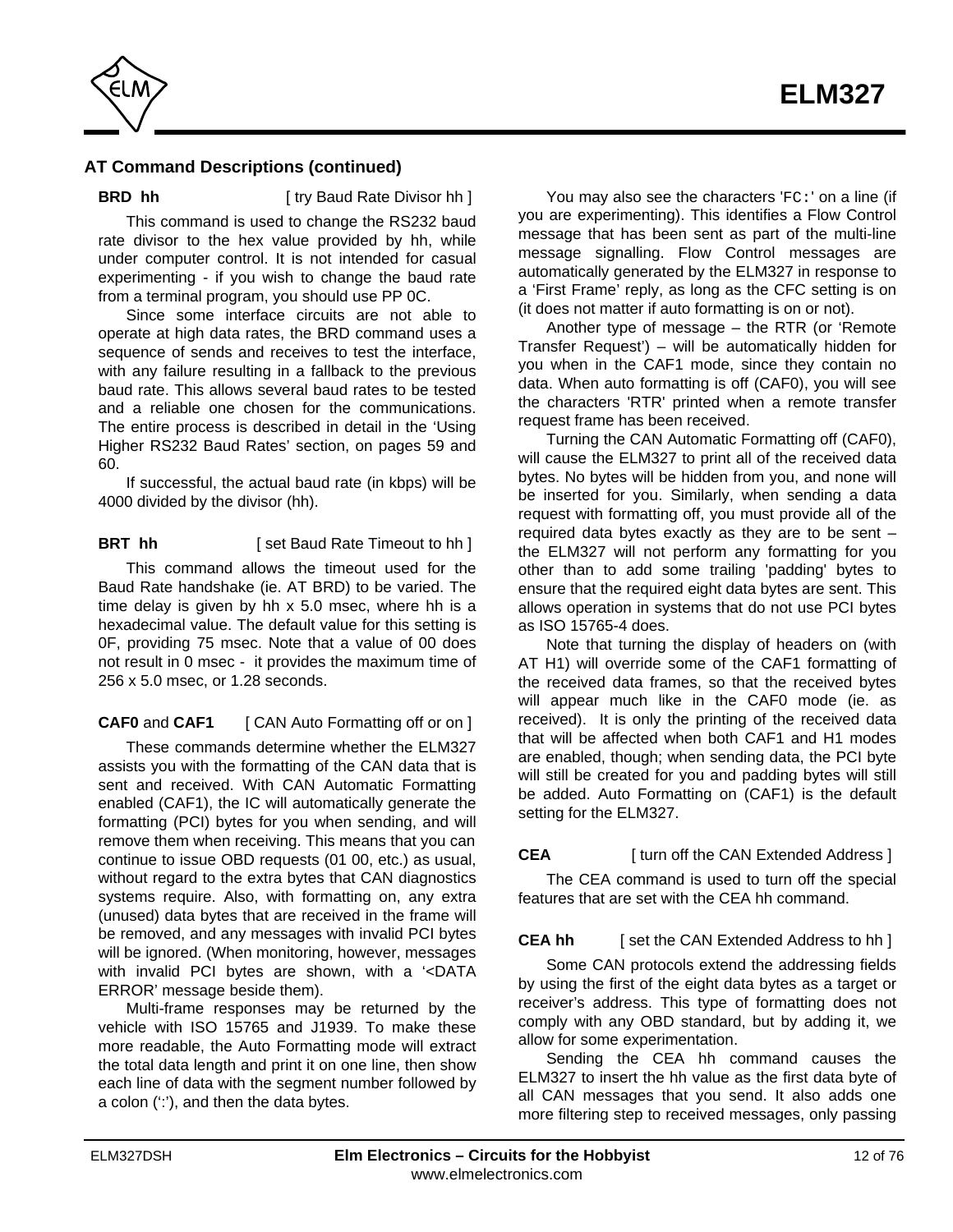## AT Command Descriptions (continued)

**BRD hh** [ try Baud Rate Divisor hh ]

This command is used to change the RS232 baud rate divisor to the hex value provided by hh, while under computer control. It is not intended for casual experimenting - if you wish to change the baud rate from a terminal program, you should use PP 0C.

Since some interface circuits are not able to operate at high data rates, the BRD command uses a sequence of sends and receives to test the interface, with any failure resulting in a fallback to the previous baud rate. This allows several baud rates to be tested and a reliable one chosen for the communications. The entire process is described in detail in the 'Using Higher RS232 Baud Rates' section, on pages 59 and 60.

If successful, the actual baud rate (in kbps) will be 4000 divided by the divisor (hh).

**BRT hh** [ set Baud Rate Timeout to hh ]

This command allows the timeout used for the Baud Rate handshake (ie. AT BRD) to be varied. The time delay is given by hh x 5.0 msec, where hh is a hexadecimal value. The default value for this setting is 0F, providing 75 msec. Note that a value of 00 does not result in 0 msec - it provides the maximum time of 256 x 5.0 msec, or 1.28 seconds.

**CAF0** and **CAF1** [ CAN Auto Formatting off or on ]

These commands determine whether the ELM327 assists you with the formatting of the CAN data that is sent and received. With CAN Automatic Formatting enabled (CAF1), the IC will automatically generate the formatting (PCI) bytes for you when sending, and will remove them when receiving. This means that you can continue to issue OBD requests (01 00, etc.) as usual, without regard to the extra bytes that CAN diagnostics systems require. Also, with formatting on, any extra (unused) data bytes that are received in the frame will be removed, and any messages with invalid PCI bytes will be ignored. (When monitoring, however, messages with invalid PCI bytes are shown, with a '<DATA ERROR' message beside them).

Multi-frame responses may be returned by the vehicle with ISO 15765 and J1939. To make these more readable, the Auto Formatting mode will extract the total data length and print it on one line, then show each line of data with the segment number followed by a colon (':'), and then the data bytes.

You may also see the characters 'FC:' on a line (if you are experimenting). This identifies a Flow Control message that has been sent as part of the multi-line message signalling. Flow Control messages are automatically generated by the ELM327 in response to a 'First Frame' reply, as long as the CFC setting is on (it does not matter if auto formatting is on or not).

Another type of message – the RTR (or 'Remote Transfer Request') – will be automatically hidden for you when in the CAF1 mode, since they contain no data. When auto formatting is off (CAF0), you will see the characters 'RTR' printed when a remote transfer request frame has been received.

Turning the CAN Automatic Formatting off (CAF0), will cause the ELM327 to print all of the received data bytes. No bytes will be hidden from you, and none will be inserted for you. Similarly, when sending a data request with formatting off, you must provide all of the required data bytes exactly as they are to be sent – the ELM327 will not perform any formatting for you other than to add some trailing 'padding' bytes to ensure that the required eight data bytes are sent. This allows operation in systems that do not use PCI bytes as ISO 15765-4 does.

Note that turning the display of headers on (with AT H1) will override some of the CAF1 formatting of the received data frames, so that the received bytes will appear much like in the CAF0 mode (ie. as received). It is only the printing of the received data that will be affected when both CAF1 and H1 modes are enabled, though; when sending data, the PCI byte will still be created for you and padding bytes will still be added. Auto Formatting on (CAF1) is the default setting for the ELM327.

**CEA** [ turn off the CAN Extended Address ]

The CEA command is used to turn off the special features that are set with the CEA hh command.

**CEA hh** [ set the CAN Extended Address to hh ]

Some CAN protocols extend the addressing fields by using the first of the eight data bytes as a target or receiver's address. This type of formatting does not comply with any OBD standard, but by adding it, we allow for some experimentation.

Sending the CEA hh command causes the ELM327 to insert the hh value as the first data byte of all CAN messages that you send. It also adds one more filtering step to received messages, only passing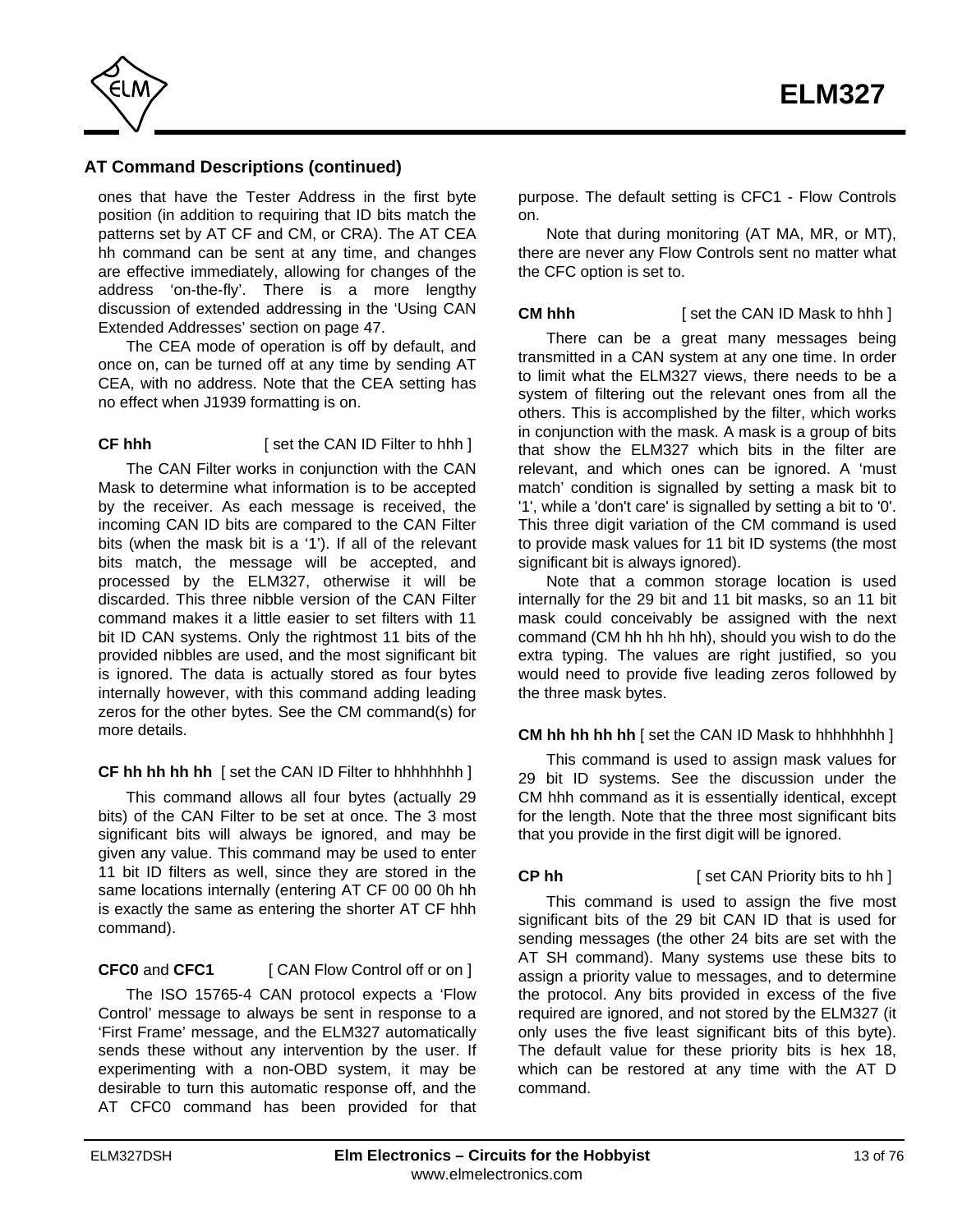## AT Command Descriptions (continued)

ones that have the Tester Address in the first byte position (in addition to requiring that ID bits match the patterns set by AT CF and CM, or CRA). The AT CEA hh command can be sent at any time, and changes are effective immediately, allowing for changes of the address 'on-the-fly'. There is a more lengthy discussion of extended addressing in the 'Using CAN Extended Addresses' section on page 47.

The CEA mode of operation is off by default, and once on, can be turned off at any time by sending AT CEA, with no address. Note that the CEA setting has no effect when J1939 formatting is on.

**CF hhh** [ set the CAN ID Filter to hhh ]

The CAN Filter works in conjunction with the CAN Mask to determine what information is to be accepted by the receiver. As each message is received, the incoming CAN ID bits are compared to the CAN Filter bits (when the mask bit is a '1'). If all of the relevant bits match, the message will be accepted, and processed by the ELM327, otherwise it will be discarded. This three nibble version of the CAN Filter command makes it a little easier to set filters with 11 bit ID CAN systems. Only the rightmost 11 bits of the provided nibbles are used, and the most significant bit is ignored. The data is actually stored as four bytes internally however, with this command adding leading zeros for the other bytes. See the CM command(s) for more details.

**CF hh hh hh hh** [ set the CAN ID Filter to hhhhhhhh ]

This command allows all four bytes (actually 29 bits) of the CAN Filter to be set at once. The 3 most significant bits will always be ignored, and may be given any value. This command may be used to enter 11 bit ID filters as well, since they are stored in the same locations internally (entering AT CF 00 00 0h hh is exactly the same as entering the shorter AT CF hhh command).

**CFC0** and **CFC1** [ CAN Flow Control off or on ]

The ISO 15765-4 CAN protocol expects a 'Flow Control' message to always be sent in response to a 'First Frame' message, and the ELM327 automatically sends these without any intervention by the user. If experimenting with a non-OBD system, it may be desirable to turn this automatic response off, and the AT CFC0 command has been provided for that purpose. The default setting is CFC1 - Flow Controls on.

Note that during monitoring (AT MA, MR, or MT), there are never any Flow Controls sent no matter what the CFC option is set to.

**CM hhh** [ set the CAN ID Mask to hhh ]

There can be a great many messages being transmitted in a CAN system at any one time. In order to limit what the ELM327 views, there needs to be a system of filtering out the relevant ones from all the others. This is accomplished by the filter, which works in conjunction with the mask. A mask is a group of bits that show the ELM327 which bits in the filter are relevant, and which ones can be ignored. A 'must match' condition is signalled by setting a mask bit to '1', while a 'don't care' is signalled by setting a bit to '0'. This three digit variation of the CM command is used to provide mask values for 11 bit ID systems (the most significant bit is always ignored).

Note that a common storage location is used internally for the 29 bit and 11 bit masks, so an 11 bit mask could conceivably be assigned with the next command (CM hh hh hh hh), should you wish to do the extra typing. The values are right justified, so you would need to provide five leading zeros followed by the three mask bytes.

**CM hh hh hh hh** [ set the CAN ID Mask to hhhhhhhh ]

This command is used to assign mask values for 29 bit ID systems. See the discussion under the CM hhh command as it is essentially identical, except for the length. Note that the three most significant bits that you provide in the first digit will be ignored.

**CP hh** [ set CAN Priority bits to hh ]

This command is used to assign the five most significant bits of the 29 bit CAN ID that is used for sending messages (the other 24 bits are set with the AT SH command). Many systems use these bits to assign a priority value to messages, and to determine the protocol. Any bits provided in excess of the five required are ignored, and not stored by the ELM327 (it only uses the five least significant bits of this byte). The default value for these priority bits is hex 18, which can be restored at any time with the AT D command.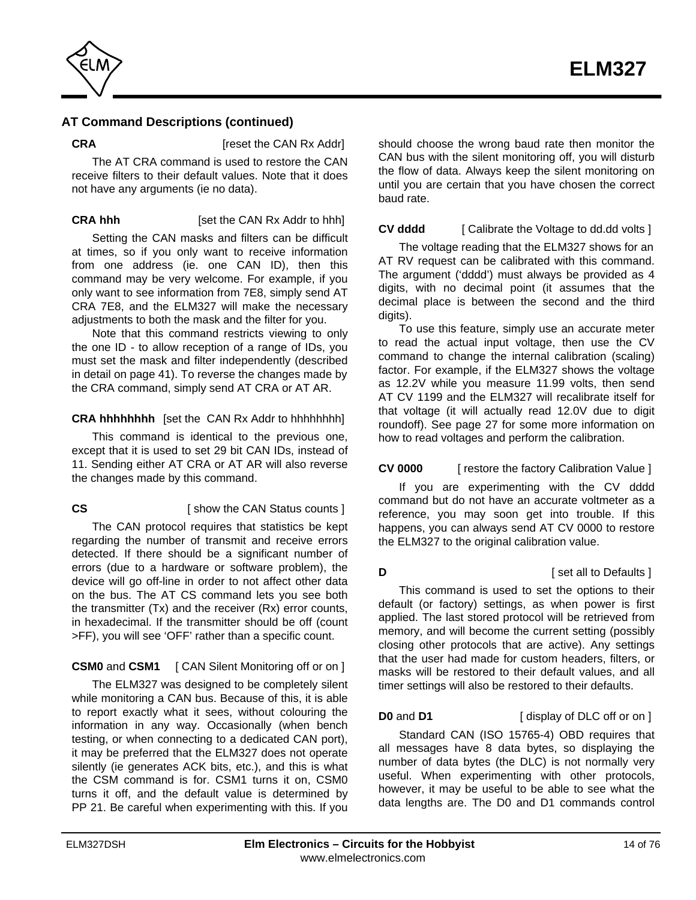## AT Command Descriptions (continued)

**CRA** [reset the CAN Rx Addr]

The AT CRA command is used to restore the CAN receive filters to their default values. Note that it does not have any arguments (ie no data).

**CRA hhh** [set the CAN Rx Addr to hhh]

Setting the CAN masks and filters can be difficult at times, so if you only want to receive information from one address (ie. one CAN ID), then this command may be very welcome. For example, if you only want to see information from 7E8, simply send AT CRA 7E8, and the ELM327 will make the necessary adjustments to both the mask and the filter for you.

Note that this command restricts viewing to only the one ID - to allow reception of a range of IDs, you must set the mask and filter independently (described in detail on page 41). To reverse the changes made by the CRA command, simply send AT CRA or AT AR.

**CRA hhhhhhhh** [set the CAN Rx Addr to hhhhhhhh]

This command is identical to the previous one, except that it is used to set 29 bit CAN IDs, instead of 11. Sending either AT CRA or AT AR will also reverse the changes made by this command.

**CS** [ show the CAN Status counts ]

The CAN protocol requires that statistics be kept regarding the number of transmit and receive errors detected. If there should be a significant number of errors (due to a hardware or software problem), the device will go off-line in order to not affect other data on the bus. The AT CS command lets you see both the transmitter (Tx) and the receiver (Rx) error counts, in hexadecimal. If the transmitter should be off (count >FF), you will see 'OFF' rather than a specific count.

**CSM0** and **CSM1** [ CAN Silent Monitoring off or on ]

The ELM327 was designed to be completely silent while monitoring a CAN bus. Because of this, it is able to report exactly what it sees, without colouring the information in any way. Occasionally (when bench testing, or when connecting to a dedicated CAN port), it may be preferred that the ELM327 does not operate silently (ie generates ACK bits, etc.), and this is what the CSM command is for. CSM1 turns it on, CSM0 turns it off, and the default value is determined by PP 21. Be careful when experimenting with this. If you should choose the wrong baud rate then monitor the CAN bus with the silent monitoring off, you will disturb the flow of data. Always keep the silent monitoring on until you are certain that you have chosen the correct baud rate.

**CV dddd** [ Calibrate the Voltage to dd.dd volts ]

The voltage reading that the ELM327 shows for an AT RV request can be calibrated with this command. The argument ('dddd') must always be provided as 4 digits, with no decimal point (it assumes that the decimal place is between the second and the third digits).

To use this feature, simply use an accurate meter to read the actual input voltage, then use the CV command to change the internal calibration (scaling) factor. For example, if the ELM327 shows the voltage as 12.2V while you measure 11.99 volts, then send AT CV 1199 and the ELM327 will recalibrate itself for that voltage (it will actually read 12.0V due to digit roundoff). See page 27 for some more information on how to read voltages and perform the calibration.

**CV 0000** [ restore the factory Calibration Value ]

If you are experimenting with the CV dddd command but do not have an accurate voltmeter as a reference, you may soon get into trouble. If this happens, you can always send AT CV 0000 to restore the ELM327 to the original calibration value.

**D** [ set all to Defaults ]

This command is used to set the options to their default (or factory) settings, as when power is first applied. The last stored protocol will be retrieved from memory, and will become the current setting (possibly closing other protocols that are active). Any settings that the user had made for custom headers, filters, or masks will be restored to their default values, and all timer settings will also be restored to their defaults.

**D0** and **D1** [ display of DLC off or on ]

Standard CAN (ISO 15765-4) OBD requires that all messages have 8 data bytes, so displaying the number of data bytes (the DLC) is not normally very useful. When experimenting with other protocols, however, it may be useful to be able to see what the data lengths are. The D0 and D1 commands control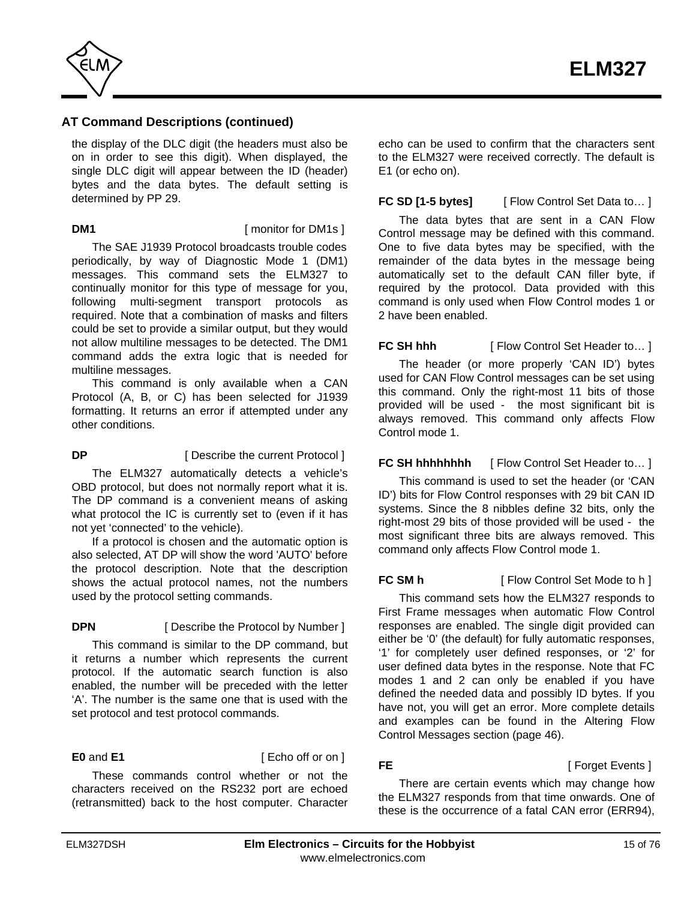## AT Command Descriptions (continued)

the display of the DLC digit (the headers must also be on in order to see this digit). When displayed, the single DLC digit will appear between the ID (header) bytes and the data bytes. The default setting is determined by PP 29.

**DM1** [ monitor for DM1s ]

The SAE J1939 Protocol broadcasts trouble codes periodically, by way of Diagnostic Mode 1 (DM1) messages. This command sets the ELM327 to continually monitor for this type of message for you, following multi-segment transport protocols as required. Note that a combination of masks and filters could be set to provide a similar output, but they would not allow multiline messages to be detected. The DM1 command adds the extra logic that is needed for multiline messages.

This command is only available when a CAN Protocol (A, B, or C) has been selected for J1939 formatting. It returns an error if attempted under any other conditions.

**DP** [ Describe the current Protocol ]

The ELM327 automatically detects a vehicle's OBD protocol, but does not normally report what it is. The DP command is a convenient means of asking what protocol the IC is currently set to (even if it has not yet 'connected' to the vehicle).

If a protocol is chosen and the automatic option is also selected, AT DP will show the word 'AUTO' before the protocol description. Note that the description shows the actual protocol names, not the numbers used by the protocol setting commands.

**DPN** [ Describe the Protocol by Number ]

This command is similar to the DP command, but it returns a number which represents the current protocol. If the automatic search function is also enabled, the number will be preceded with the letter 'A'. The number is the same one that is used with the set protocol and test protocol commands.

**E0** and **E1** [ Echo off or on ]

These commands control whether or not the characters received on the RS232 port are echoed (retransmitted) back to the host computer. Character echo can be used to confirm that the characters sent to the ELM327 were received correctly. The default is E1 (or echo on).

**FC SD [1-5 bytes]** [ Flow Control Set Data to… ]

The data bytes that are sent in a CAN Flow Control message may be defined with this command. One to five data bytes may be specified, with the remainder of the data bytes in the message being automatically set to the default CAN filler byte, if required by the protocol. Data provided with this command is only used when Flow Control modes 1 or 2 have been enabled.

**FC SH hhh** [ Flow Control Set Header to… ]

The header (or more properly 'CAN ID') bytes used for CAN Flow Control messages can be set using this command. Only the right-most 11 bits of those provided will be used - the most significant bit is always removed. This command only affects Flow Control mode 1.

**FC SH hhhhhhhh** [ Flow Control Set Header to… ]

This command is used to set the header (or 'CAN ID') bits for Flow Control responses with 29 bit CAN ID systems. Since the 8 nibbles define 32 bits, only the right-most 29 bits of those provided will be used - the most significant three bits are always removed. This command only affects Flow Control mode 1.

**FC SM h** [ Flow Control Set Mode to h ]

This command sets how the ELM327 responds to First Frame messages when automatic Flow Control responses are enabled. The single digit provided can either be '0' (the default) for fully automatic responses, '1' for completely user defined responses, or '2' for user defined data bytes in the response. Note that FC modes 1 and 2 can only be enabled if you have defined the needed data and possibly ID bytes. If you have not, you will get an error. More complete details and examples can be found in the Altering Flow Control Messages section (page 46).

**FE** [ Forget Events ]

There are certain events which may change how the ELM327 responds from that time onwards. One of these is the occurrence of a fatal CAN error (ERR94),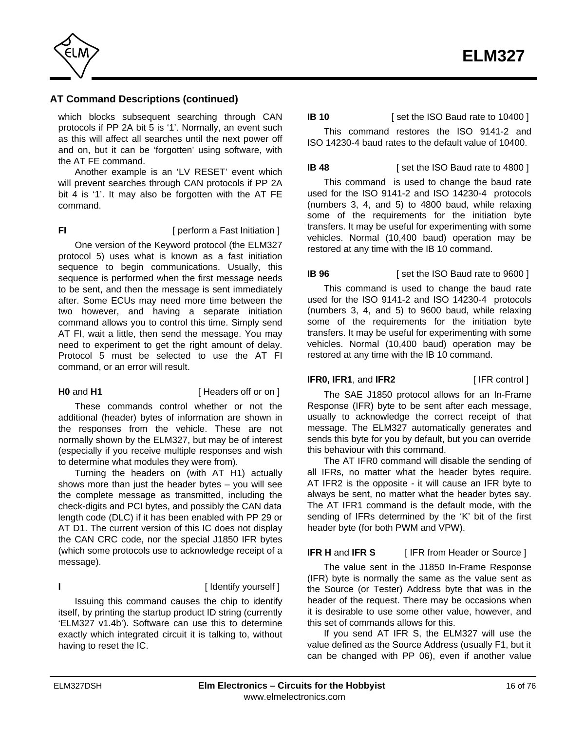## AT Command Descriptions (continued)

which blocks subsequent searching through CAN protocols if PP 2A bit 5 is '1'. Normally, an event such as this will affect all searches until the next power off and on, but it can be 'forgotten' using software, with the AT FE command.

Another example is an 'LV RESET' event which will prevent searches through CAN protocols if PP 2A bit 4 is '1'. It may also be forgotten with the AT FE command.

**FI** [ perform a Fast Initiation ]

One version of the Keyword protocol (the ELM327 protocol 5) uses what is known as a fast initiation sequence to begin communications. Usually, this sequence is performed when the first message needs to be sent, and then the message is sent immediately after. Some ECUs may need more time between the two however, and having a separate initiation command allows you to control this time. Simply send AT FI, wait a little, then send the message. You may need to experiment to get the right amount of delay. Protocol 5 must be selected to use the AT FI command, or an error will result.

**H0** and **H1** [ Headers off or on ]

These commands control whether or not the additional (header) bytes of information are shown in the responses from the vehicle. These are not normally shown by the ELM327, but may be of interest (especially if you receive multiple responses and wish to determine what modules they were from).

Turning the headers on (with AT H1) actually shows more than just the header bytes – you will see the complete message as transmitted, including the check-digits and PCI bytes, and possibly the CAN data length code (DLC) if it has been enabled with PP 29 or AT D1. The current version of this IC does not display the CAN CRC code, nor the special J1850 IFR bytes (which some protocols use to acknowledge receipt of a message).

**I** [ Identify yourself ]

Issuing this command causes the chip to identify itself, by printing the startup product ID string (currently 'ELM327 v1.4b'). Software can use this to determine exactly which integrated circuit it is talking to, without having to reset the IC.

**IB 10** [ set the ISO Baud rate to 10400 ]

This command restores the ISO 9141-2 and ISO 14230-4 baud rates to the default value of 10400.

**IB 48** [ set the ISO Baud rate to 4800 ]

This command is used to change the baud rate used for the ISO 9141-2 and ISO 14230-4 protocols (numbers 3, 4, and 5) to 4800 baud, while relaxing some of the requirements for the initiation byte transfers. It may be useful for experimenting with some vehicles. Normal (10,400 baud) operation may be restored at any time with the IB 10 command.

**IB 96** [ set the ISO Baud rate to 9600 ]

This command is used to change the baud rate used for the ISO 9141-2 and ISO 14230-4 protocols (numbers 3, 4, and 5) to 9600 baud, while relaxing some of the requirements for the initiation byte transfers. It may be useful for experimenting with some vehicles. Normal (10,400 baud) operation may be restored at any time with the IB 10 command.

**IFR0, IFR1**, and **IFR2** [ IFR control ]

The SAE J1850 protocol allows for an In-Frame Response (IFR) byte to be sent after each message, usually to acknowledge the correct receipt of that message. The ELM327 automatically generates and sends this byte for you by default, but you can override this behaviour with this command.

The AT IFR0 command will disable the sending of all IFRs, no matter what the header bytes require. AT IFR2 is the opposite - it will cause an IFR byte to always be sent, no matter what the header bytes say. The AT IFR1 command is the default mode, with the sending of IFRs determined by the 'K' bit of the first header byte (for both PWM and VPW).

**IFR H** and **IFR S** [ IFR from Header or Source ]

The value sent in the J1850 In-Frame Response (IFR) byte is normally the same as the value sent as the Source (or Tester) Address byte that was in the header of the request. There may be occasions when it is desirable to use some other value, however, and this set of commands allows for this.

If you send AT IFR S, the ELM327 will use the value defined as the Source Address (usually F1, but it can be changed with PP 06), even if another value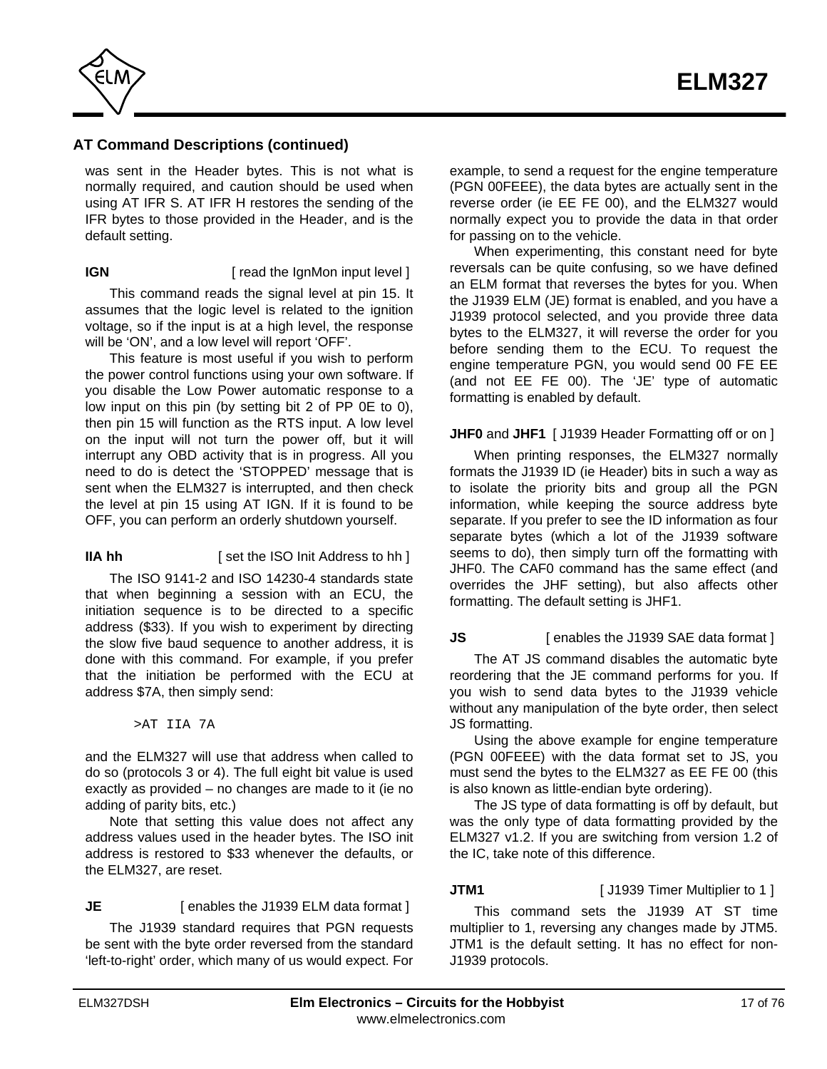## AT Command Descriptions (continued)

was sent in the Header bytes. This is not what is normally required, and caution should be used when using AT IFR S. AT IFR H restores the sending of the IFR bytes to those provided in the Header, and is the default setting.

**IGN** [ read the IgnMon input level ]

This command reads the signal level at pin 15. It assumes that the logic level is related to the ignition voltage, so if the input is at a high level, the response will be 'ON', and a low level will report 'OFF'.

This feature is most useful if you wish to perform the power control functions using your own software. If you disable the Low Power automatic response to a low input on this pin (by setting bit 2 of PP 0E to 0), then pin 15 will function as the RTS input. A low level on the input will not turn the power off, but it will interrupt any OBD activity that is in progress. All you need to do is detect the 'STOPPED' message that is sent when the ELM327 is interrupted, and then check the level at pin 15 using AT IGN. If it is found to be OFF, you can perform an orderly shutdown yourself.

**IIA hh** [ set the ISO Init Address to hh ]

The ISO 9141-2 and ISO 14230-4 standards state that when beginning a session with an ECU, the initiation sequence is to be directed to a specific address ($33). If you wish to experiment by directing the slow five baud sequence to another address, it is done with this command. For example, if you prefer that the initiation be performed with the ECU at address $7A, then simply send:

```
>AT IIA 7A
```

and the ELM327 will use that address when called to do so (protocols 3 or 4). The full eight bit value is used exactly as provided – no changes are made to it (ie no adding of parity bits, etc.)

Note that setting this value does not affect any address values used in the header bytes. The ISO init address is restored to $33 whenever the defaults, or the ELM327, are reset.

**JE** [ enables the J1939 ELM data format ]

The J1939 standard requires that PGN requests be sent with the byte order reversed from the standard 'left-to-right' order, which many of us would expect. For example, to send a request for the engine temperature (PGN 00FEEE), the data bytes are actually sent in the reverse order (ie EE FE 00), and the ELM327 would normally expect you to provide the data in that order for passing on to the vehicle.

When experimenting, this constant need for byte reversals can be quite confusing, so we have defined an ELM format that reverses the bytes for you. When the J1939 ELM (JE) format is enabled, and you have a J1939 protocol selected, and you provide three data bytes to the ELM327, it will reverse the order for you before sending them to the ECU. To request the engine temperature PGN, you would send 00 FE EE (and not EE FE 00). The 'JE' type of automatic formatting is enabled by default.

**JHF0** and **JHF1** [ J1939 Header Formatting off or on ]

When printing responses, the ELM327 normally formats the J1939 ID (ie Header) bits in such a way as to isolate the priority bits and group all the PGN information, while keeping the source address byte separate. If you prefer to see the ID information as four separate bytes (which a lot of the J1939 software seems to do), then simply turn off the formatting with JHF0. The CAF0 command has the same effect (and overrides the JHF setting), but also affects other formatting. The default setting is JHF1.

**JS** [ enables the J1939 SAE data format ]

The AT JS command disables the automatic byte reordering that the JE command performs for you. If you wish to send data bytes to the J1939 vehicle without any manipulation of the byte order, then select JS formatting.

Using the above example for engine temperature (PGN 00FEEE) with the data format set to JS, you must send the bytes to the ELM327 as EE FE 00 (this is also known as little-endian byte ordering).

The JS type of data formatting is off by default, but was the only type of data formatting provided by the ELM327 v1.2. If you are switching from version 1.2 of the IC, take note of this difference.

**JTM1** [ J1939 Timer Multiplier to 1 ]

This command sets the J1939 AT ST time multiplier to 1, reversing any changes made by JTM5. JTM1 is the default setting. It has no effect for non-J1939 protocols.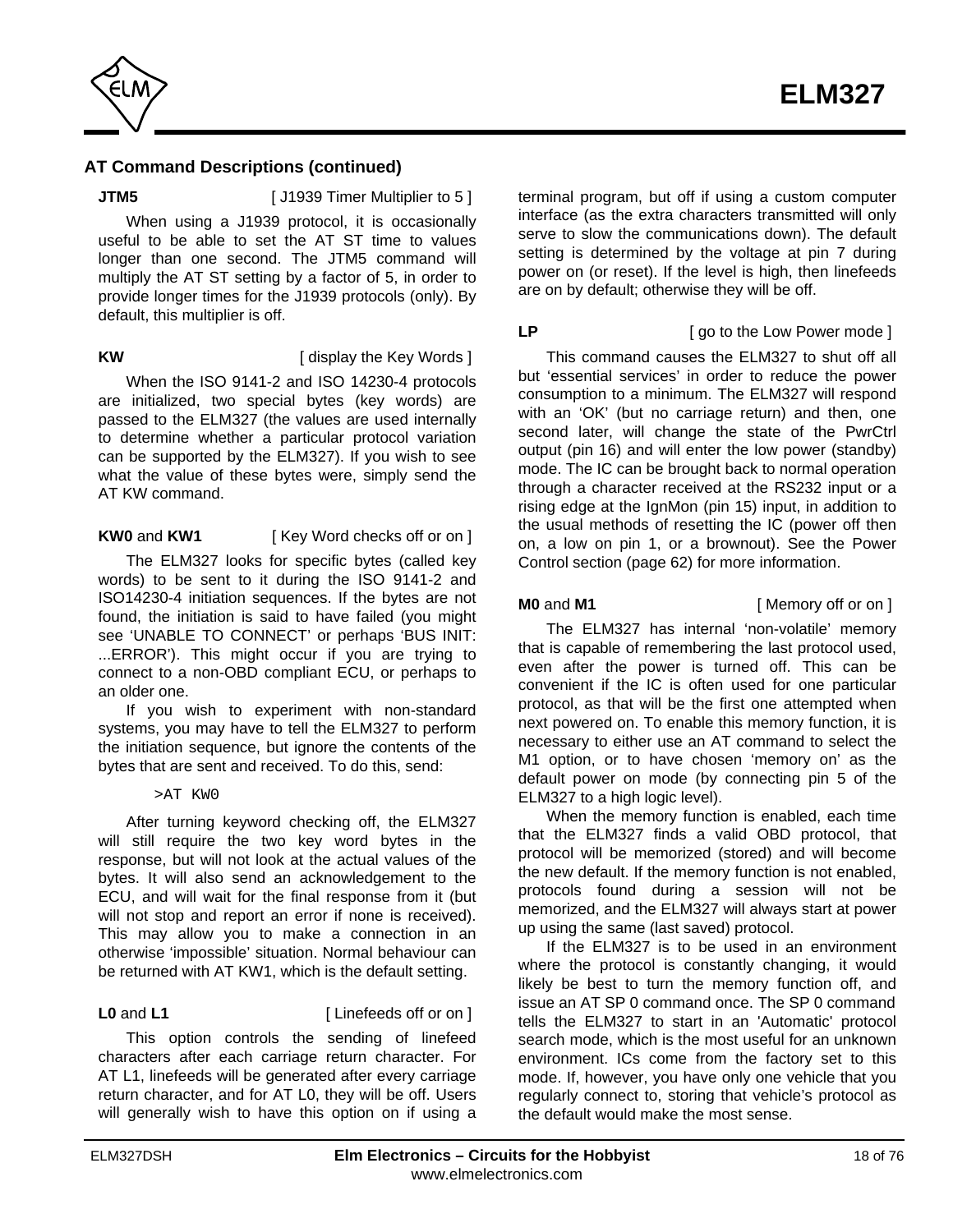## AT Command Descriptions (continued)

**JTM5** [ J1939 Timer Multiplier to 5 ]

When using a J1939 protocol, it is occasionally useful to be able to set the AT ST time to values longer than one second. The JTM5 command will multiply the AT ST setting by a factor of 5, in order to provide longer times for the J1939 protocols (only). By default, this multiplier is off.

**KW** [ display the Key Words ]

When the ISO 9141-2 and ISO 14230-4 protocols are initialized, two special bytes (key words) are passed to the ELM327 (the values are used internally to determine whether a particular protocol variation can be supported by the ELM327). If you wish to see what the value of these bytes were, simply send the AT KW command.

**KW0** and **KW1** [ Key Word checks off or on ]

The ELM327 looks for specific bytes (called key words) to be sent to it during the ISO 9141-2 and ISO14230-4 initiation sequences. If the bytes are not found, the initiation is said to have failed (you might see 'UNABLE TO CONNECT' or perhaps 'BUS INIT: ...ERROR'). This might occur if you are trying to connect to a non-OBD compliant ECU, or perhaps to an older one.

If you wish to experiment with non-standard systems, you may have to tell the ELM327 to perform the initiation sequence, but ignore the contents of the bytes that are sent and received. To do this, send:

```
>AT KW0
```

After turning keyword checking off, the ELM327 will still require the two key word bytes in the response, but will not look at the actual values of the bytes. It will also send an acknowledgement to the ECU, and will wait for the final response from it (but will not stop and report an error if none is received). This may allow you to make a connection in an otherwise 'impossible' situation. Normal behaviour can be returned with AT KW1, which is the default setting.

**L0** and **L1** [ Linefeeds off or on ]

This option controls the sending of linefeed characters after each carriage return character. For AT L1, linefeeds will be generated after every carriage return character, and for AT L0, they will be off. Users will generally wish to have this option on if using a terminal program, but off if using a custom computer interface (as the extra characters transmitted will only serve to slow the communications down). The default setting is determined by the voltage at pin 7 during power on (or reset). If the level is high, then linefeeds are on by default; otherwise they will be off.

**LP** [ go to the Low Power mode ]

This command causes the ELM327 to shut off all but 'essential services' in order to reduce the power consumption to a minimum. The ELM327 will respond with an 'OK' (but no carriage return) and then, one second later, will change the state of the PwrCtrl output (pin 16) and will enter the low power (standby) mode. The IC can be brought back to normal operation through a character received at the RS232 input or a rising edge at the IgnMon (pin 15) input, in addition to the usual methods of resetting the IC (power off then on, a low on pin 1, or a brownout). See the Power Control section (page 62) for more information.

**M0** and **M1** [ Memory off or on ]

The ELM327 has internal 'non-volatile' memory that is capable of remembering the last protocol used, even after the power is turned off. This can be convenient if the IC is often used for one particular protocol, as that will be the first one attempted when next powered on. To enable this memory function, it is necessary to either use an AT command to select the M1 option, or to have chosen 'memory on' as the default power on mode (by connecting pin 5 of the ELM327 to a high logic level).

When the memory function is enabled, each time that the ELM327 finds a valid OBD protocol, that protocol will be memorized (stored) and will become the new default. If the memory function is not enabled, protocols found during a session will not be memorized, and the ELM327 will always start at power up using the same (last saved) protocol.

If the ELM327 is to be used in an environment where the protocol is constantly changing, it would likely be best to turn the memory function off, and issue an AT SP 0 command once. The SP 0 command tells the ELM327 to start in an 'Automatic' protocol search mode, which is the most useful for an unknown environment. ICs come from the factory set to this mode. If, however, you have only one vehicle that you regularly connect to, storing that vehicle's protocol as the default would make the most sense.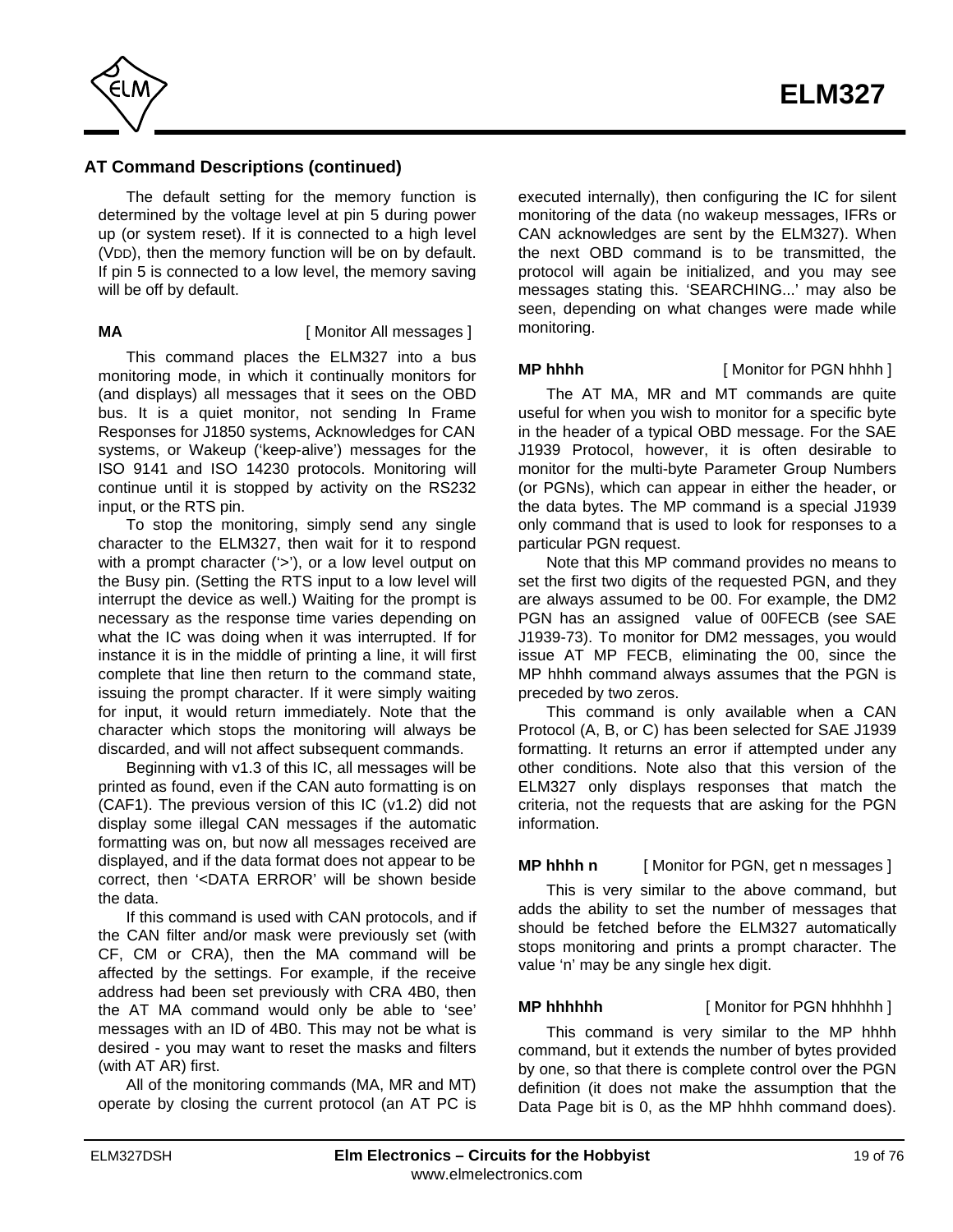## AT Command Descriptions (continued)

The default setting for the memory function is determined by the voltage level at pin 5 during power up (or system reset). If it is connected to a high level ($V_{DD}$), then the memory function will be on by default. If pin 5 is connected to a low level, the memory saving will be off by default.

**MA** [ Monitor All messages ]

This command places the ELM327 into a bus monitoring mode, in which it continually monitors for (and displays) all messages that it sees on the OBD bus. It is a quiet monitor, not sending In Frame Responses for J1850 systems, Acknowledges for CAN systems, or Wakeup ('keep-alive') messages for the ISO 9141 and ISO 14230 protocols. Monitoring will continue until it is stopped by activity on the RS232 input, or the RTS pin.

To stop the monitoring, simply send any single character to the ELM327, then wait for it to respond with a prompt character ('>'), or a low level output on the Busy pin. (Setting the RTS input to a low level will interrupt the device as well.) Waiting for the prompt is necessary as the response time varies depending on what the IC was doing when it was interrupted. If for instance it is in the middle of printing a line, it will first complete that line then return to the command state, issuing the prompt character. If it were simply waiting for input, it would return immediately. Note that the character which stops the monitoring will always be discarded, and will not affect subsequent commands.

Beginning with v1.3 of this IC, all messages will be printed as found, even if the CAN auto formatting is on (CAF1). The previous version of this IC (v1.2) did not display some illegal CAN messages if the automatic formatting was on, but now all messages received are displayed, and if the data format does not appear to be correct, then '<DATA ERROR' will be shown beside the data.

If this command is used with CAN protocols, and if the CAN filter and/or mask were previously set (with CF, CM or CRA), then the MA command will be affected by the settings. For example, if the receive address had been set previously with CRA 4B0, then the AT MA command would only be able to 'see' messages with an ID of 4B0. This may not be what is desired - you may want to reset the masks and filters (with AT AR) first.

All of the monitoring commands (MA, MR and MT) operate by closing the current protocol (an AT PC is executed internally), then configuring the IC for silent monitoring of the data (no wakeup messages, IFRs or CAN acknowledges are sent by the ELM327). When the next OBD command is to be transmitted, the protocol will again be initialized, and you may see messages stating this. 'SEARCHING...' may also be seen, depending on what changes were made while monitoring.

**MP hhhh** [ Monitor for PGN hhhh ]

The AT MA, MR and MT commands are quite useful for when you wish to monitor for a specific byte in the header of a typical OBD message. For the SAE J1939 Protocol, however, it is often desirable to monitor for the multi-byte Parameter Group Numbers (or PGNs), which can appear in either the header, or the data bytes. The MP command is a special J1939 only command that is used to look for responses to a particular PGN request.

Note that this MP command provides no means to set the first two digits of the requested PGN, and they are always assumed to be 00. For example, the DM2 PGN has an assigned value of 00FECB (see SAE J1939-73). To monitor for DM2 messages, you would issue AT MP FECB, eliminating the 00, since the MP hhhh command always assumes that the PGN is preceded by two zeros.

This command is only available when a CAN Protocol (A, B, or C) has been selected for SAE J1939 formatting. It returns an error if attempted under any other conditions. Note also that this version of the ELM327 only displays responses that match the criteria, not the requests that are asking for the PGN information.

**MP hhhh n** [ Monitor for PGN, get n messages ]

This is very similar to the above command, but adds the ability to set the number of messages that should be fetched before the ELM327 automatically stops monitoring and prints a prompt character. The value 'n' may be any single hex digit.

**MP hhhhhh** [ Monitor for PGN hhhhhh ]

This command is very similar to the MP hhhh command, but it extends the number of bytes provided by one, so that there is complete control over the PGN definition (it does not make the assumption that the Data Page bit is 0, as the MP hhhh command does).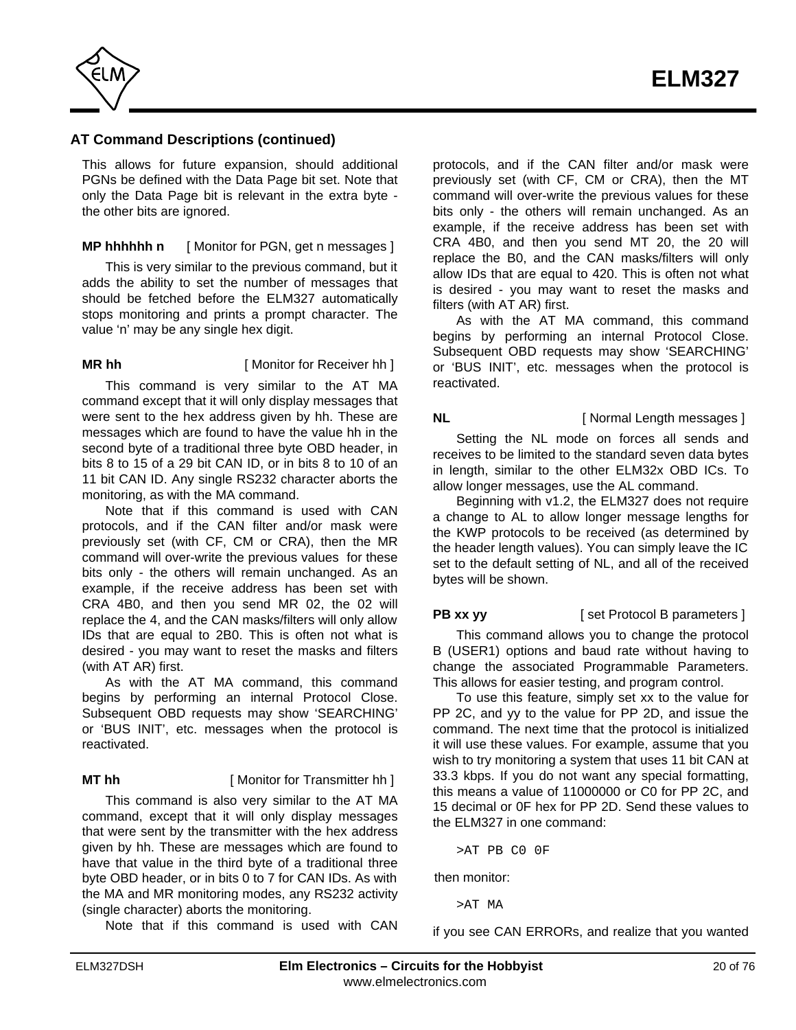## AT Command Descriptions (continued)

This allows for future expansion, should additional PGNs be defined with the Data Page bit set. Note that only the Data Page bit is relevant in the extra byte - the other bits are ignored.

**MP hhhhhh n** [ Monitor for PGN, get n messages ]

This is very similar to the previous command, but it adds the ability to set the number of messages that should be fetched before the ELM327 automatically stops monitoring and prints a prompt character. The value 'n' may be any single hex digit.

**MR hh** [ Monitor for Receiver hh ]

This command is very similar to the AT MA command except that it will only display messages that were sent to the hex address given by hh. These are messages which are found to have the value hh in the second byte of a traditional three byte OBD header, in bits 8 to 15 of a 29 bit CAN ID, or in bits 8 to 10 of an 11 bit CAN ID. Any single RS232 character aborts the monitoring, as with the MA command.

Note that if this command is used with CAN protocols, and if the CAN filter and/or mask were previously set (with CF, CM or CRA), then the MR command will over-write the previous values for these bits only - the others will remain unchanged. As an example, if the receive address has been set with CRA 4B0, and then you send MR 02, the 02 will replace the 4, and the CAN masks/filters will only allow IDs that are equal to 2B0. This is often not what is desired - you may want to reset the masks and filters (with AT AR) first.

As with the AT MA command, this command begins by performing an internal Protocol Close. Subsequent OBD requests may show 'SEARCHING' or 'BUS INIT', etc. messages when the protocol is reactivated.

**MT hh** [ Monitor for Transmitter hh ]

This command is also very similar to the AT MA command, except that it will only display messages that were sent by the transmitter with the hex address given by hh. These are messages which are found to have that value in the third byte of a traditional three byte OBD header, or in bits 0 to 7 for CAN IDs. As with the MA and MR monitoring modes, any RS232 activity (single character) aborts the monitoring.

Note that if this command is used with CAN protocols, and if the CAN filter and/or mask were previously set (with CF, CM or CRA), then the MT command will over-write the previous values for these bits only - the others will remain unchanged. As an example, if the receive address has been set with CRA 4B0, and then you send MT 20, the 20 will replace the B0, and the CAN masks/filters will only allow IDs that are equal to 420. This is often not what is desired - you may want to reset the masks and filters (with AT AR) first.

As with the AT MA command, this command begins by performing an internal Protocol Close. Subsequent OBD requests may show 'SEARCHING' or 'BUS INIT', etc. messages when the protocol is reactivated.

**NL** [ Normal Length messages ]

Setting the NL mode on forces all sends and receives to be limited to the standard seven data bytes in length, similar to the other ELM32x OBD ICs. To allow longer messages, use the AL command.

Beginning with v1.2, the ELM327 does not require a change to AL to allow longer message lengths for the KWP protocols to be received (as determined by the header length values). You can simply leave the IC set to the default setting of NL, and all of the received bytes will be shown.

**PB xx yy** [ set Protocol B parameters ]

This command allows you to change the protocol B (USER1) options and baud rate without having to change the associated Programmable Parameters. This allows for easier testing, and program control.

To use this feature, simply set xx to the value for PP 2C, and yy to the value for PP 2D, and issue the command. The next time that the protocol is initialized it will use these values. For example, assume that you wish to try monitoring a system that uses 11 bit CAN at 33.3 kbps. If you do not want any special formatting, this means a value of 11000000 or C0 for PP 2C, and 15 decimal or 0F hex for PP 2D. Send these values to the ELM327 in one command:

```
>AT PB C0 0F
```

then monitor:

```
>AT MA
```

if you see CAN ERRORs, and realize that you wanted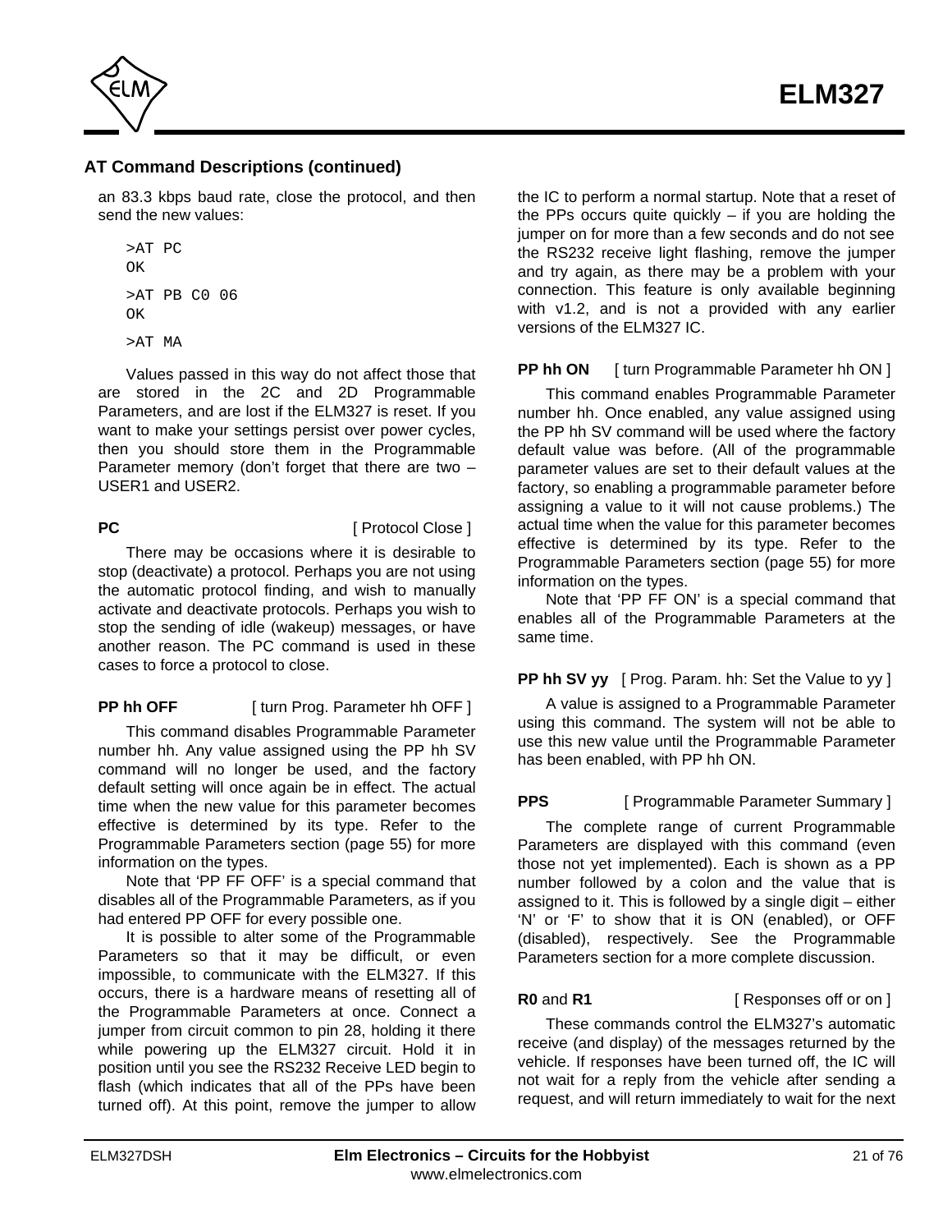## AT Command Descriptions (continued)

an 83.3 kbps baud rate, close the protocol, and then send the new values:

```
>AT PC
OK

>AT PB C0 06
OK

>AT MA
```

Values passed in this way do not affect those that are stored in the 2C and 2D Programmable Parameters, and are lost if the ELM327 is reset. If you want to make your settings persist over power cycles, then you should store them in the Programmable Parameter memory (don't forget that there are two – USER1 and USER2.

**PC** [ Protocol Close ]

There may be occasions where it is desirable to stop (deactivate) a protocol. Perhaps you are not using the automatic protocol finding, and wish to manually activate and deactivate protocols. Perhaps you wish to stop the sending of idle (wakeup) messages, or have another reason. The PC command is used in these cases to force a protocol to close.

**PP hh OFF** [ turn Prog. Parameter hh OFF ]

This command disables Programmable Parameter number hh. Any value assigned using the PP hh SV command will no longer be used, and the factory default setting will once again be in effect. The actual time when the new value for this parameter becomes effective is determined by its type. Refer to the Programmable Parameters section (page 55) for more information on the types.

Note that 'PP FF OFF' is a special command that disables all of the Programmable Parameters, as if you had entered PP OFF for every possible one.

It is possible to alter some of the Programmable Parameters so that it may be difficult, or even impossible, to communicate with the ELM327. If this occurs, there is a hardware means of resetting all of the Programmable Parameters at once. Connect a jumper from circuit common to pin 28, holding it there while powering up the ELM327 circuit. Hold it in position until you see the RS232 Receive LED begin to flash (which indicates that all of the PPs have been turned off). At this point, remove the jumper to allow the IC to perform a normal startup. Note that a reset of the PPs occurs quite quickly – if you are holding the jumper on for more than a few seconds and do not see the RS232 receive light flashing, remove the jumper and try again, as there may be a problem with your connection. This feature is only available beginning with v1.2, and is not a provided with any earlier versions of the ELM327 IC.

**PP hh ON** [ turn Programmable Parameter hh ON ]

This command enables Programmable Parameter number hh. Once enabled, any value assigned using the PP hh SV command will be used where the factory default value was before. (All of the programmable parameter values are set to their default values at the factory, so enabling a programmable parameter before assigning a value to it will not cause problems.) The actual time when the value for this parameter becomes effective is determined by its type. Refer to the Programmable Parameters section (page 55) for more information on the types.

Note that 'PP FF ON' is a special command that enables all of the Programmable Parameters at the same time.

**PP hh SV yy** [ Prog. Param. hh: Set the Value to yy ]

A value is assigned to a Programmable Parameter using this command. The system will not be able to use this new value until the Programmable Parameter has been enabled, with PP hh ON.

**PPS** [ Programmable Parameter Summary ]

The complete range of current Programmable Parameters are displayed with this command (even those not yet implemented). Each is shown as a PP number followed by a colon and the value that is assigned to it. This is followed by a single digit – either 'N' or 'F' to show that it is ON (enabled), or OFF (disabled), respectively. See the Programmable Parameters section for a more complete discussion.

**R0** and **R1** [ Responses off or on ]

These commands control the ELM327's automatic receive (and display) of the messages returned by the vehicle. If responses have been turned off, the IC will not wait for a reply from the vehicle after sending a request, and will return immediately to wait for the next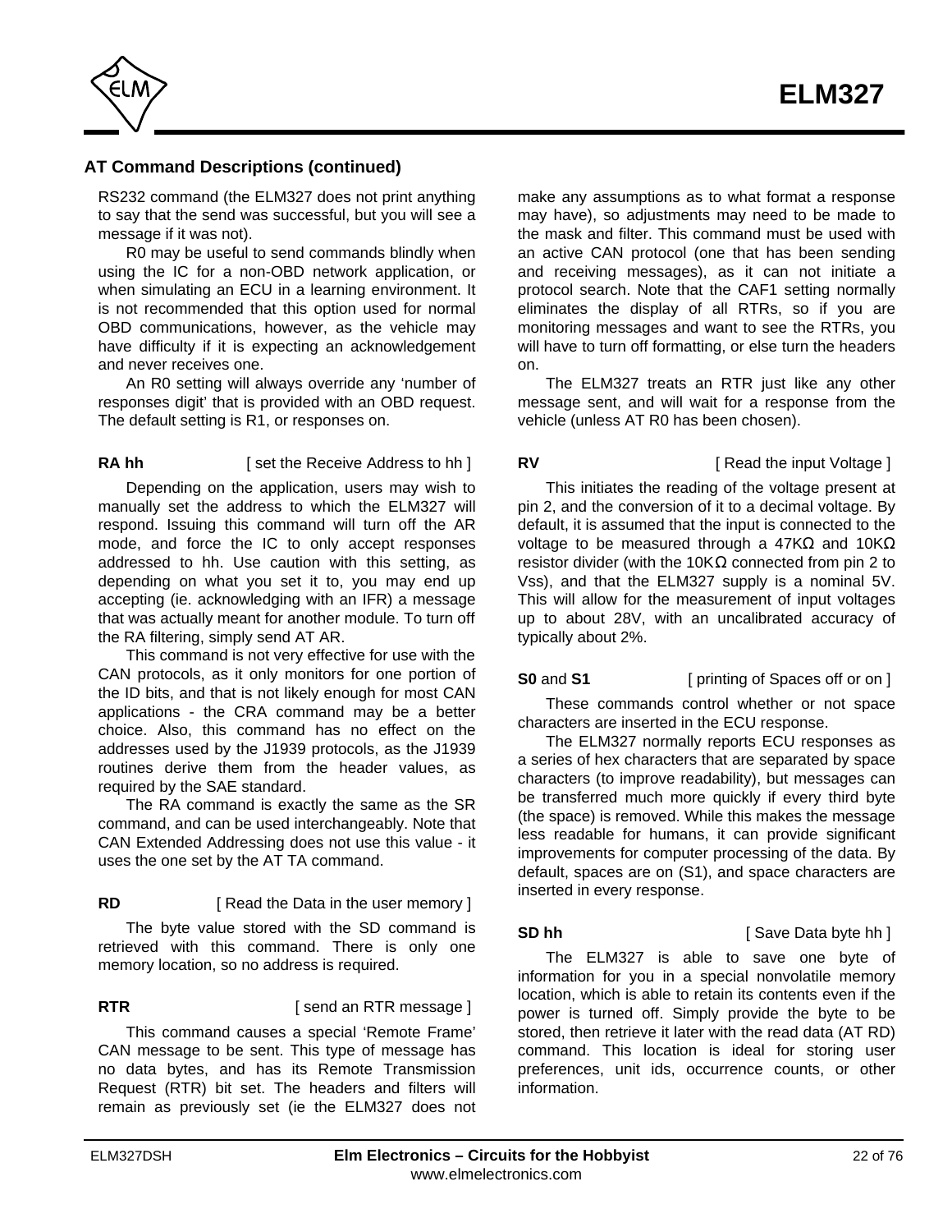## AT Command Descriptions (continued)

RS232 command (the ELM327 does not print anything to say that the send was successful, but you will see a message if it was not).

R0 may be useful to send commands blindly when using the IC for a non-OBD network application, or when simulating an ECU in a learning environment. It is not recommended that this option used for normal OBD communications, however, as the vehicle may have difficulty if it is expecting an acknowledgement and never receives one.

An R0 setting will always override any ‘number of responses digit’ that is provided with an OBD request. The default setting is R1, or responses on.

**RA hh** [ set the Receive Address to hh ]

Depending on the application, users may wish to manually set the address to which the ELM327 will respond. Issuing this command will turn off the AR mode, and force the IC to only accept responses addressed to hh. Use caution with this setting, as depending on what you set it to, you may end up accepting (ie. acknowledging with an IFR) a message that was actually meant for another module. To turn off the RA filtering, simply send AT AR.

This command is not very effective for use with the CAN protocols, as it only monitors for one portion of the ID bits, and that is not likely enough for most CAN applications - the CRA command may be a better choice. Also, this command has no effect on the addresses used by the J1939 protocols, as the J1939 routines derive them from the header values, as required by the SAE standard.

The RA command is exactly the same as the SR command, and can be used interchangeably. Note that CAN Extended Addressing does not use this value - it uses the one set by the AT TA command.

**RD** [ Read the Data in the user memory ]

The byte value stored with the SD command is retrieved with this command. There is only one memory location, so no address is required.

**RTR** [ send an RTR message ]

This command causes a special ‘Remote Frame’ CAN message to be sent. This type of message has no data bytes, and has its Remote Transmission Request (RTR) bit set. The headers and filters will remain as previously set (ie the ELM327 does not make any assumptions as to what format a response may have), so adjustments may need to be made to the mask and filter. This command must be used with an active CAN protocol (one that has been sending and receiving messages), as it can not initiate a protocol search. Note that the CAF1 setting normally eliminates the display of all RTRs, so if you are monitoring messages and want to see the RTRs, you will have to turn off formatting, or else turn the headers on.

The ELM327 treats an RTR just like any other message sent, and will wait for a response from the vehicle (unless AT R0 has been chosen).

**RV** [ Read the input Voltage ]

This initiates the reading of the voltage present at pin 2, and the conversion of it to a decimal voltage. By default, it is assumed that the input is connected to the voltage to be measured through a 47KΩ and 10KΩ resistor divider (with the 10KΩ connected from pin 2 to Vss), and that the ELM327 supply is a nominal 5V. This will allow for the measurement of input voltages up to about 28V, with an uncalibrated accuracy of typically about 2%.

**S0** and **S1** [ printing of Spaces off or on ]

These commands control whether or not space characters are inserted in the ECU response.

The ELM327 normally reports ECU responses as a series of hex characters that are separated by space characters (to improve readability), but messages can be transferred much more quickly if every third byte (the space) is removed. While this makes the message less readable for humans, it can provide significant improvements for computer processing of the data. By default, spaces are on (S1), and space characters are inserted in every response.

**SD hh** [ Save Data byte hh ]

The ELM327 is able to save one byte of information for you in a special nonvolatile memory location, which is able to retain its contents even if the power is turned off. Simply provide the byte to be stored, then retrieve it later with the read data (AT RD) command. This location is ideal for storing user preferences, unit ids, occurrence counts, or other information.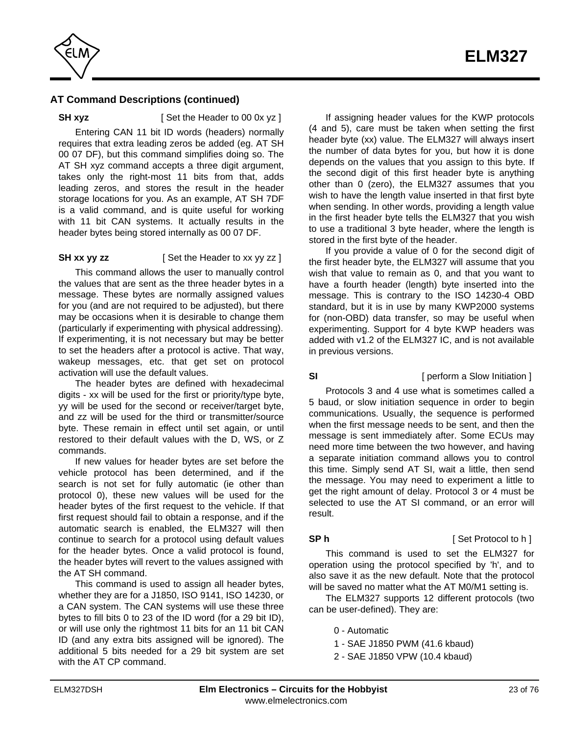## AT Command Descriptions (continued)

**SH xyz** [ Set the Header to 00 0x yz ]

Entering CAN 11 bit ID words (headers) normally requires that extra leading zeros be added (eg. AT SH 00 07 DF), but this command simplifies doing so. The AT SH xyz command accepts a three digit argument, takes only the right-most 11 bits from that, adds leading zeros, and stores the result in the header storage locations for you. As an example, AT SH 7DF is a valid command, and is quite useful for working with 11 bit CAN systems. It actually results in the header bytes being stored internally as 00 07 DF.

**SH xx yy zz** [ Set the Header to xx yy zz ]

This command allows the user to manually control the values that are sent as the three header bytes in a message. These bytes are normally assigned values for you (and are not required to be adjusted), but there may be occasions when it is desirable to change them (particularly if experimenting with physical addressing). If experimenting, it is not necessary but may be better to set the headers after a protocol is active. That way, wakeup messages, etc. that get set on protocol activation will use the default values.

The header bytes are defined with hexadecimal digits - xx will be used for the first or priority/type byte, yy will be used for the second or receiver/target byte, and zz will be used for the third or transmitter/source byte. These remain in effect until set again, or until restored to their default values with the D, WS, or Z commands.

If new values for header bytes are set before the vehicle protocol has been determined, and if the search is not set for fully automatic (ie other than protocol 0), these new values will be used for the header bytes of the first request to the vehicle. If that first request should fail to obtain a response, and if the automatic search is enabled, the ELM327 will then continue to search for a protocol using default values for the header bytes. Once a valid protocol is found, the header bytes will revert to the values assigned with the AT SH command.

This command is used to assign all header bytes, whether they are for a J1850, ISO 9141, ISO 14230, or a CAN system. The CAN systems will use these three bytes to fill bits 0 to 23 of the ID word (for a 29 bit ID), or will use only the rightmost 11 bits for an 11 bit CAN ID (and any extra bits assigned will be ignored). The additional 5 bits needed for a 29 bit system are set with the AT CP command.

If assigning header values for the KWP protocols (4 and 5), care must be taken when setting the first header byte (xx) value. The ELM327 will always insert the number of data bytes for you, but how it is done depends on the values that you assign to this byte. If the second digit of this first header byte is anything other than 0 (zero), the ELM327 assumes that you wish to have the length value inserted in that first byte when sending. In other words, providing a length value in the first header byte tells the ELM327 that you wish to use a traditional 3 byte header, where the length is stored in the first byte of the header.

If you provide a value of 0 for the second digit of the first header byte, the ELM327 will assume that you wish that value to remain as 0, and that you want to have a fourth header (length) byte inserted into the message. This is contrary to the ISO 14230-4 OBD standard, but it is in use by many KWP2000 systems for (non-OBD) data transfer, so may be useful when experimenting. Support for 4 byte KWP headers was added with v1.2 of the ELM327 IC, and is not available in previous versions.

**SI** [ perform a Slow Initiation ]

Protocols 3 and 4 use what is sometimes called a 5 baud, or slow initiation sequence in order to begin communications. Usually, the sequence is performed when the first message needs to be sent, and then the message is sent immediately after. Some ECUs may need more time between the two however, and having a separate initiation command allows you to control this time. Simply send AT SI, wait a little, then send the message. You may need to experiment a little to get the right amount of delay. Protocol 3 or 4 must be selected to use the AT SI command, or an error will result.

**SP h** [ Set Protocol to h ]

This command is used to set the ELM327 for operation using the protocol specified by 'h', and to also save it as the new default. Note that the protocol will be saved no matter what the AT M0/M1 setting is.

The ELM327 supports 12 different protocols (two can be user-defined). They are:

0 - Automatic
1 - SAE J1850 PWM (41.6 kbaud)
2 - SAE J1850 VPW (10.4 kbaud)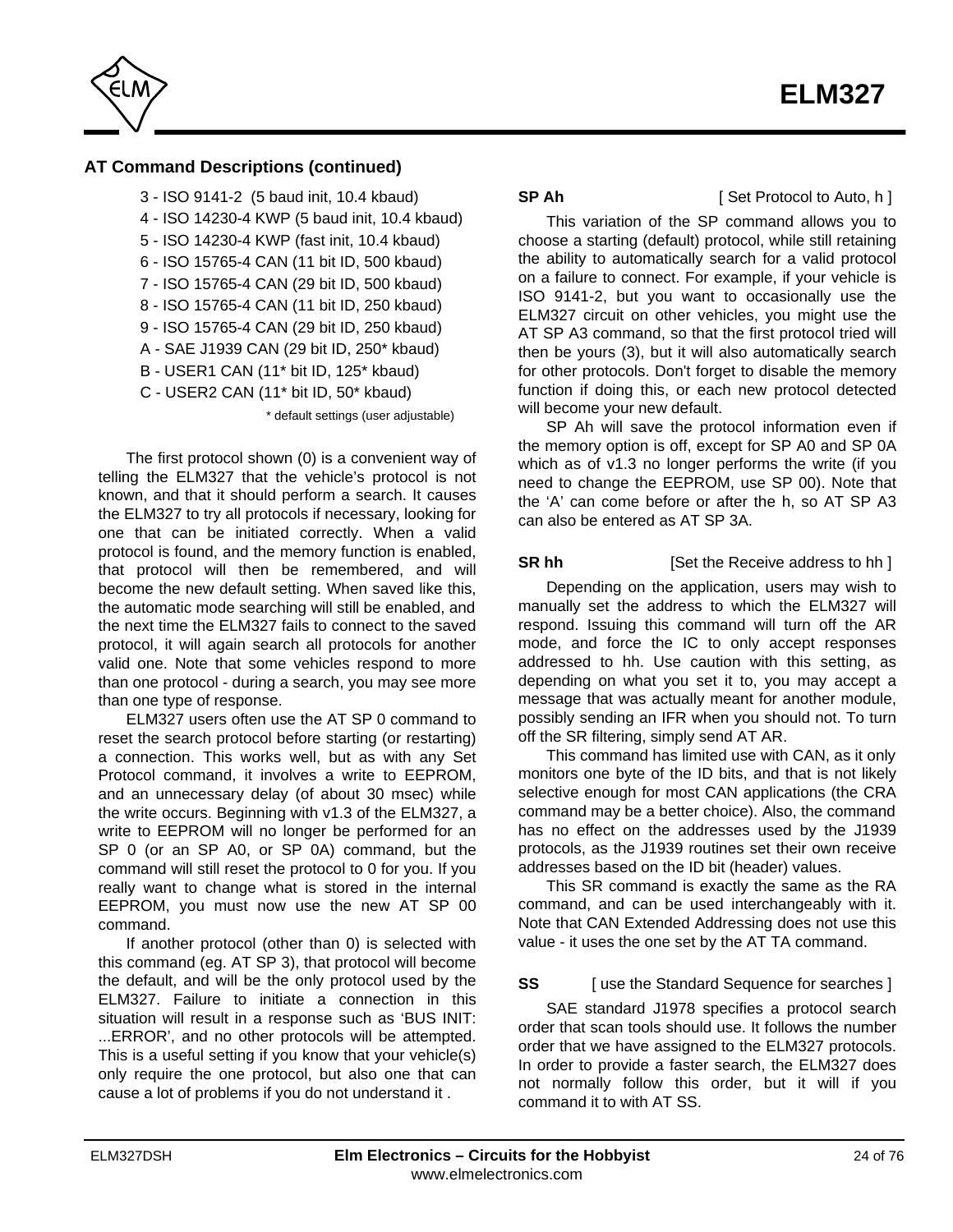## AT Command Descriptions (continued)

3 - ISO 9141-2 (5 baud init, 10.4 kbaud)
4 - ISO 14230-4 KWP (5 baud init, 10.4 kbaud)
5 - ISO 14230-4 KWP (fast init, 10.4 kbaud)
6 - ISO 15765-4 CAN (11 bit ID, 500 kbaud)
7 - ISO 15765-4 CAN (29 bit ID, 500 kbaud)
8 - ISO 15765-4 CAN (11 bit ID, 250 kbaud)
9 - ISO 15765-4 CAN (29 bit ID, 250 kbaud)
A - SAE J1939 CAN (29 bit ID, 250* kbaud)
B - USER1 CAN (11* bit ID, 125* kbaud)
C - USER2 CAN (11* bit ID, 50* kbaud)

\* default settings (user adjustable)

The first protocol shown (0) is a convenient way of telling the ELM327 that the vehicle's protocol is not known, and that it should perform a search. It causes the ELM327 to try all protocols if necessary, looking for one that can be initiated correctly. When a valid protocol is found, and the memory function is enabled, that protocol will then be remembered, and will become the new default setting. When saved like this, the automatic mode searching will still be enabled, and the next time the ELM327 fails to connect to the saved protocol, it will again search all protocols for another valid one. Note that some vehicles respond to more than one protocol - during a search, you may see more than one type of response.

ELM327 users often use the AT SP 0 command to reset the search protocol before starting (or restarting) a connection. This works well, but as with any Set Protocol command, it involves a write to EEPROM, and an unnecessary delay (of about 30 msec) while the write occurs. Beginning with v1.3 of the ELM327, a write to EEPROM will no longer be performed for an SP 0 (or an SP A0, or SP 0A) command, but the command will still reset the protocol to 0 for you. If you really want to change what is stored in the internal EEPROM, you must now use the new AT SP 00 command.

If another protocol (other than 0) is selected with this command (eg. AT SP 3), that protocol will become the default, and will be the only protocol used by the ELM327. Failure to initiate a connection in this situation will result in a response such as 'BUS INIT: ...ERROR', and no other protocols will be attempted. This is a useful setting if you know that your vehicle(s) only require the one protocol, but also one that can cause a lot of problems if you do not understand it .

**SP Ah** [ Set Protocol to Auto, h ]

This variation of the SP command allows you to choose a starting (default) protocol, while still retaining the ability to automatically search for a valid protocol on a failure to connect. For example, if your vehicle is ISO 9141-2, but you want to occasionally use the ELM327 circuit on other vehicles, you might use the AT SP A3 command, so that the first protocol tried will then be yours (3), but it will also automatically search for other protocols. Don't forget to disable the memory function if doing this, or each new protocol detected will become your new default.

SP Ah will save the protocol information even if the memory option is off, except for SP A0 and SP 0A which as of v1.3 no longer performs the write (if you need to change the EEPROM, use SP 00). Note that the 'A' can come before or after the h, so AT SP A3 can also be entered as AT SP 3A.

**SR hh** [Set the Receive address to hh ]

Depending on the application, users may wish to manually set the address to which the ELM327 will respond. Issuing this command will turn off the AR mode, and force the IC to only accept responses addressed to hh. Use caution with this setting, as depending on what you set it to, you may accept a message that was actually meant for another module, possibly sending an IFR when you should not. To turn off the SR filtering, simply send AT AR.

This command has limited use with CAN, as it only monitors one byte of the ID bits, and that is not likely selective enough for most CAN applications (the CRA command may be a better choice). Also, the command has no effect on the addresses used by the J1939 protocols, as the J1939 routines set their own receive addresses based on the ID bit (header) values.

This SR command is exactly the same as the RA command, and can be used interchangeably with it. Note that CAN Extended Addressing does not use this value - it uses the one set by the AT TA command.

**SS** [ use the Standard Sequence for searches ]

SAE standard J1978 specifies a protocol search order that scan tools should use. It follows the number order that we have assigned to the ELM327 protocols. In order to provide a faster search, the ELM327 does not normally follow this order, but it will if you command it to with AT SS.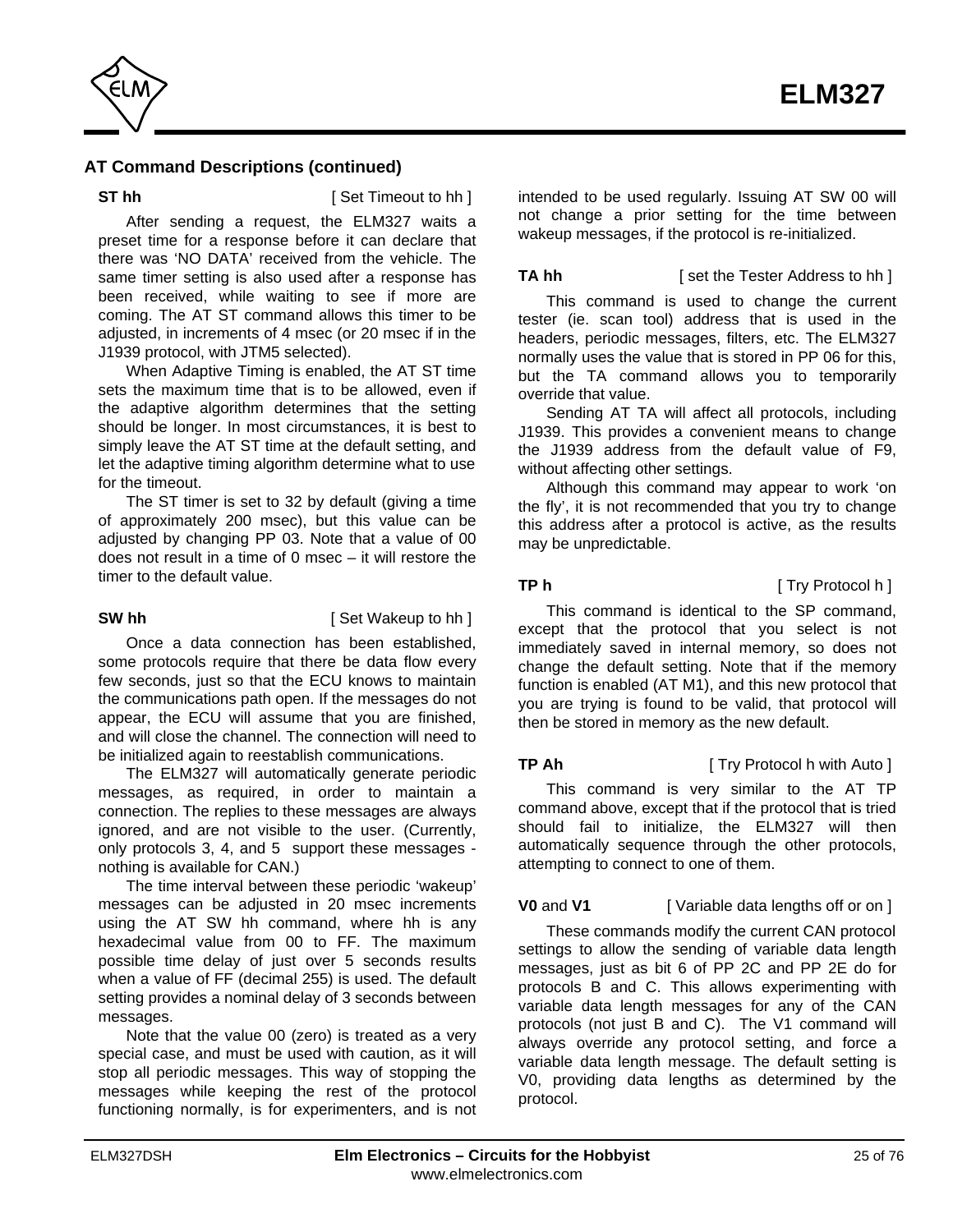## AT Command Descriptions (continued)

**ST hh** [ Set Timeout to hh ]

After sending a request, the ELM327 waits a preset time for a response before it can declare that there was 'NO DATA' received from the vehicle. The same timer setting is also used after a response has been received, while waiting to see if more are coming. The AT ST command allows this timer to be adjusted, in increments of 4 msec (or 20 msec if in the J1939 protocol, with JTM5 selected).

When Adaptive Timing is enabled, the AT ST time sets the maximum time that is to be allowed, even if the adaptive algorithm determines that the setting should be longer. In most circumstances, it is best to simply leave the AT ST time at the default setting, and let the adaptive timing algorithm determine what to use for the timeout.

The ST timer is set to 32 by default (giving a time of approximately 200 msec), but this value can be adjusted by changing PP 03. Note that a value of 00 does not result in a time of 0 msec – it will restore the timer to the default value.

**SW hh** [ Set Wakeup to hh ]

Once a data connection has been established, some protocols require that there be data flow every few seconds, just so that the ECU knows to maintain the communications path open. If the messages do not appear, the ECU will assume that you are finished, and will close the channel. The connection will need to be initialized again to reestablish communications.

The ELM327 will automatically generate periodic messages, as required, in order to maintain a connection. The replies to these messages are always ignored, and are not visible to the user. (Currently, only protocols 3, 4, and 5 support these messages - nothing is available for CAN.)

The time interval between these periodic 'wakeup' messages can be adjusted in 20 msec increments using the AT SW hh command, where hh is any hexadecimal value from 00 to FF. The maximum possible time delay of just over 5 seconds results when a value of FF (decimal 255) is used. The default setting provides a nominal delay of 3 seconds between messages.

Note that the value 00 (zero) is treated as a very special case, and must be used with caution, as it will stop all periodic messages. This way of stopping the messages while keeping the rest of the protocol functioning normally, is for experimenters, and is not intended to be used regularly. Issuing AT SW 00 will not change a prior setting for the time between wakeup messages, if the protocol is re-initialized.

**TA hh** [ set the Tester Address to hh ]

This command is used to change the current tester (ie. scan tool) address that is used in the headers, periodic messages, filters, etc. The ELM327 normally uses the value that is stored in PP 06 for this, but the TA command allows you to temporarily override that value.

Sending AT TA will affect all protocols, including J1939. This provides a convenient means to change the J1939 address from the default value of F9, without affecting other settings.

Although this command may appear to work 'on the fly', it is not recommended that you try to change this address after a protocol is active, as the results may be unpredictable.

**TP h** [ Try Protocol h ]

This command is identical to the SP command, except that the protocol that you select is not immediately saved in internal memory, so does not change the default setting. Note that if the memory function is enabled (AT M1), and this new protocol that you are trying is found to be valid, that protocol will then be stored in memory as the new default.

**TP Ah** [ Try Protocol h with Auto ]

This command is very similar to the AT TP command above, except that if the protocol that is tried should fail to initialize, the ELM327 will then automatically sequence through the other protocols, attempting to connect to one of them.

**V0** and **V1** [ Variable data lengths off or on ]

These commands modify the current CAN protocol settings to allow the sending of variable data length messages, just as bit 6 of PP 2C and PP 2E do for protocols B and C. This allows experimenting with variable data length messages for any of the CAN protocols (not just B and C). The V1 command will always override any protocol setting, and force a variable data length message. The default setting is V0, providing data lengths as determined by the protocol.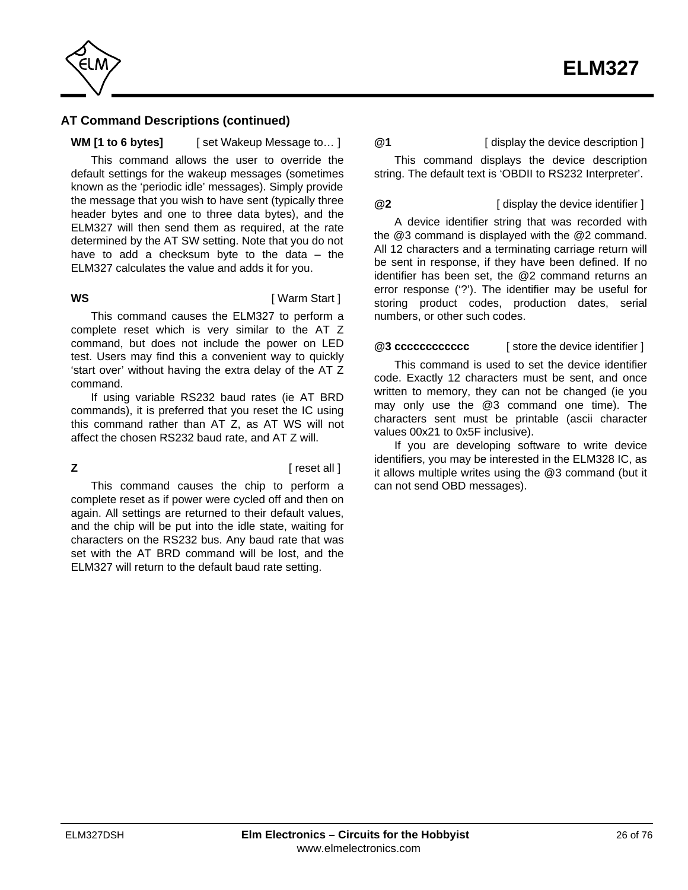## AT Command Descriptions (continued)

**WM [1 to 6 bytes]** [ set Wakeup Message to… ]

This command allows the user to override the default settings for the wakeup messages (sometimes known as the 'periodic idle' messages). Simply provide the message that you wish to have sent (typically three header bytes and one to three data bytes), and the ELM327 will then send them as required, at the rate determined by the AT SW setting. Note that you do not have to add a checksum byte to the data – the ELM327 calculates the value and adds it for you.

**WS** [ Warm Start ]

This command causes the ELM327 to perform a complete reset which is very similar to the AT Z command, but does not include the power on LED test. Users may find this a convenient way to quickly 'start over' without having the extra delay of the AT Z command.

If using variable RS232 baud rates (ie AT BRD commands), it is preferred that you reset the IC using this command rather than AT Z, as AT WS will not affect the chosen RS232 baud rate, and AT Z will.

**Z** [ reset all ]

This command causes the chip to perform a complete reset as if power were cycled off and then on again. All settings are returned to their default values, and the chip will be put into the idle state, waiting for characters on the RS232 bus. Any baud rate that was set with the AT BRD command will be lost, and the ELM327 will return to the default baud rate setting.

**@1** [ display the device description ]

This command displays the device description string. The default text is 'OBDII to RS232 Interpreter'.

**@2** [ display the device identifier ]

A device identifier string that was recorded with the @3 command is displayed with the @2 command. All 12 characters and a terminating carriage return will be sent in response, if they have been defined. If no identifier has been set, the @2 command returns an error response ('?'). The identifier may be useful for storing product codes, production dates, serial numbers, or other such codes.

**@3 cccccccccccc** [ store the device identifier ]

This command is used to set the device identifier code. Exactly 12 characters must be sent, and once written to memory, they can not be changed (ie you may only use the @3 command one time). The characters sent must be printable (ascii character values 00x21 to 0x5F inclusive).

If you are developing software to write device identifiers, you may be interested in the ELM328 IC, as it allows multiple writes using the @3 command (but it can not send OBD messages).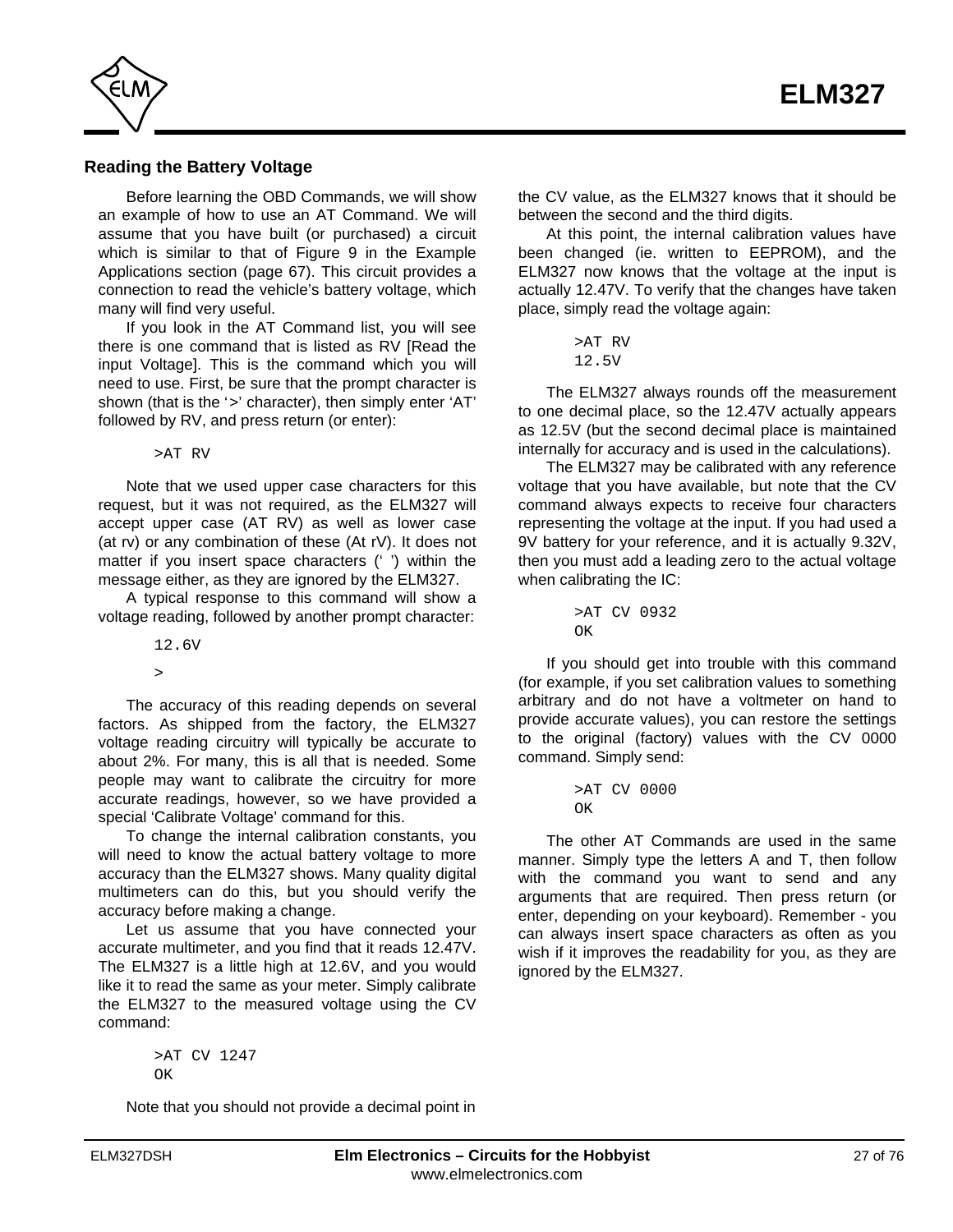## Reading the Battery Voltage

Before learning the OBD Commands, we will show an example of how to use an AT Command. We will assume that you have built (or purchased) a circuit which is similar to that of Figure 9 in the Example Applications section (page 67). This circuit provides a connection to read the vehicle's battery voltage, which many will find very useful.

If you look in the AT Command list, you will see there is one command that is listed as RV [Read the input Voltage]. This is the command which you will need to use. First, be sure that the prompt character is shown (that is the '>' character), then simply enter 'AT' followed by RV, and press return (or enter):

```
>AT RV
```

Note that we used upper case characters for this request, but it was not required, as the ELM327 will accept upper case (AT RV) as well as lower case (at rv) or any combination of these (At rV). It does not matter if you insert space characters (' ') within the message either, as they are ignored by the ELM327.

A typical response to this command will show a voltage reading, followed by another prompt character:

```
12.6V

>
```

The accuracy of this reading depends on several factors. As shipped from the factory, the ELM327 voltage reading circuitry will typically be accurate to about 2%. For many, this is all that is needed. Some people may want to calibrate the circuitry for more accurate readings, however, so we have provided a special 'Calibrate Voltage' command for this.

To change the internal calibration constants, you will need to know the actual battery voltage to more accuracy than the ELM327 shows. Many quality digital multimeters can do this, but you should verify the accuracy before making a change.

Let us assume that you have connected your accurate multimeter, and you find that it reads 12.47V. The ELM327 is a little high at 12.6V, and you would like it to read the same as your meter. Simply calibrate the ELM327 to the measured voltage using the CV command:

```
>AT CV 1247
OK
```

Note that you should not provide a decimal point in the CV value, as the ELM327 knows that it should be between the second and the third digits.

At this point, the internal calibration values have been changed (ie. written to EEPROM), and the ELM327 now knows that the voltage at the input is actually 12.47V. To verify that the changes have taken place, simply read the voltage again:

```
>AT RV
12.5V
```

The ELM327 always rounds off the measurement to one decimal place, so the 12.47V actually appears as 12.5V (but the second decimal place is maintained internally for accuracy and is used in the calculations).

The ELM327 may be calibrated with any reference voltage that you have available, but note that the CV command always expects to receive four characters representing the voltage at the input. If you had used a 9V battery for your reference, and it is actually 9.32V, then you must add a leading zero to the actual voltage when calibrating the IC:

```
>AT CV 0932
OK
```

If you should get into trouble with this command (for example, if you set calibration values to something arbitrary and do not have a voltmeter on hand to provide accurate values), you can restore the settings to the original (factory) values with the CV 0000 command. Simply send:

```
>AT CV 0000
OK
```

The other AT Commands are used in the same manner. Simply type the letters A and T, then follow with the command you want to send and any arguments that are required. Then press return (or enter, depending on your keyboard). Remember - you can always insert space characters as often as you wish if it improves the readability for you, as they are ignored by the ELM327.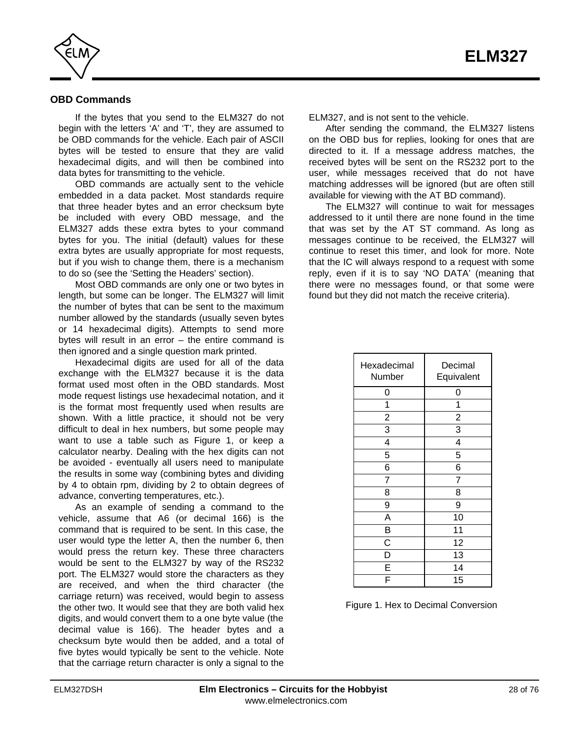## OBD Commands

If the bytes that you send to the ELM327 do not begin with the letters 'A' and 'T', they are assumed to be OBD commands for the vehicle. Each pair of ASCII bytes will be tested to ensure that they are valid hexadecimal digits, and will then be combined into data bytes for transmitting to the vehicle.

OBD commands are actually sent to the vehicle embedded in a data packet. Most standards require that three header bytes and an error checksum byte be included with every OBD message, and the ELM327 adds these extra bytes to your command bytes for you. The initial (default) values for these extra bytes are usually appropriate for most requests, but if you wish to change them, there is a mechanism to do so (see the 'Setting the Headers' section).

Most OBD commands are only one or two bytes in length, but some can be longer. The ELM327 will limit the number of bytes that can be sent to the maximum number allowed by the standards (usually seven bytes or 14 hexadecimal digits). Attempts to send more bytes will result in an error – the entire command is then ignored and a single question mark printed.

Hexadecimal digits are used for all of the data exchange with the ELM327 because it is the data format used most often in the OBD standards. Most mode request listings use hexadecimal notation, and it is the format most frequently used when results are shown. With a little practice, it should not be very difficult to deal in hex numbers, but some people may want to use a table such as Figure 1, or keep a calculator nearby. Dealing with the hex digits can not be avoided - eventually all users need to manipulate the results in some way (combining bytes and dividing by 4 to obtain rpm, dividing by 2 to obtain degrees of advance, converting temperatures, etc.).

As an example of sending a command to the vehicle, assume that A6 (or decimal 166) is the command that is required to be sent. In this case, the user would type the letter A, then the number 6, then would press the return key. These three characters would be sent to the ELM327 by way of the RS232 port. The ELM327 would store the characters as they are received, and when the third character (the carriage return) was received, would begin to assess the other two. It would see that they are both valid hex digits, and would convert them to a one byte value (the decimal value is 166). The header bytes and a checksum byte would then be added, and a total of five bytes would typically be sent to the vehicle. Note that the carriage return character is only a signal to the ELM327, and is not sent to the vehicle.

After sending the command, the ELM327 listens on the OBD bus for replies, looking for ones that are directed to it. If a message address matches, the received bytes will be sent on the RS232 port to the user, while messages received that do not have matching addresses will be ignored (but are often still available for viewing with the AT BD command).

The ELM327 will continue to wait for messages addressed to it until there are none found in the time that was set by the AT ST command. As long as messages continue to be received, the ELM327 will continue to reset this timer, and look for more. Note that the IC will always respond to a request with some reply, even if it is to say 'NO DATA' (meaning that there were no messages found, or that some were found but they did not match the receive criteria).

| Hexadecimal Number | Decimal Equivalent |
|---|---|
| 0 | 0 |
| 1 | 1 |
| 2 | 2 |
| 3 | 3 |
| 4 | 4 |
| 5 | 5 |
| 6 | 6 |
| 7 | 7 |
| 8 | 8 |
| 9 | 9 |
| A | 10 |
| B | 11 |
| C | 12 |
| D | 13 |
| E | 14 |
| F | 15 |

Figure 1. Hex to Decimal Conversion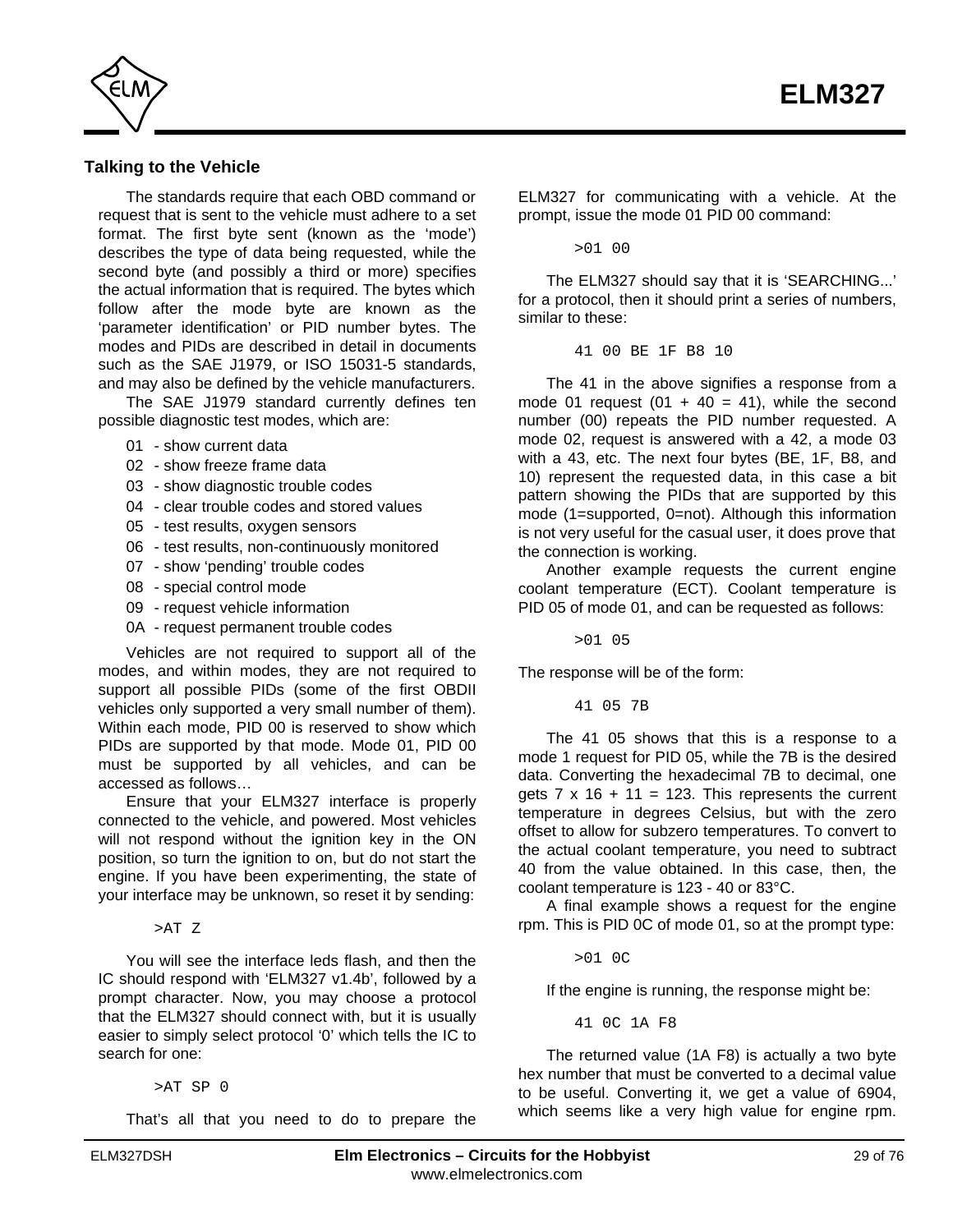### Talking to the Vehicle

The standards require that each OBD command or request that is sent to the vehicle must adhere to a set format. The first byte sent (known as the 'mode') describes the type of data being requested, while the second byte (and possibly a third or more) specifies the actual information that is required. The bytes which follow after the mode byte are known as the 'parameter identification' or PID number bytes. The modes and PIDs are described in detail in documents such as the SAE J1979, or ISO 15031-5 standards, and may also be defined by the vehicle manufacturers.

The SAE J1979 standard currently defines ten possible diagnostic test modes, which are:

- 01 - show current data
- 02 - show freeze frame data
- 03 - show diagnostic trouble codes
- 04 - clear trouble codes and stored values
- 05 - test results, oxygen sensors
- 06 - test results, non-continuously monitored
- 07 - show 'pending' trouble codes
- 08 - special control mode
- 09 - request vehicle information
- 0A - request permanent trouble codes

Vehicles are not required to support all of the modes, and within modes, they are not required to support all possible PIDs (some of the first OBDII vehicles only supported a very small number of them). Within each mode, PID 00 is reserved to show which PIDs are supported by that mode. Mode 01, PID 00 must be supported by all vehicles, and can be accessed as follows…

Ensure that your ELM327 interface is properly connected to the vehicle, and powered. Most vehicles will not respond without the ignition key in the ON position, so turn the ignition to on, but do not start the engine. If you have been experimenting, the state of your interface may be unknown, so reset it by sending:

```
>AT Z
```

You will see the interface leds flash, and then the IC should respond with 'ELM327 v1.4b', followed by a prompt character. Now, you may choose a protocol that the ELM327 should connect with, but it is usually easier to simply select protocol '0' which tells the IC to search for one:

```
>AT SP 0
```

That's all that you need to do to prepare the ELM327 for communicating with a vehicle. At the prompt, issue the mode 01 PID 00 command:

```
>01 00
```

The ELM327 should say that it is 'SEARCHING...' for a protocol, then it should print a series of numbers, similar to these:

```
41 00 BE 1F B8 10
```

The 41 in the above signifies a response from a mode 01 request (01 + 40 = 41), while the second number (00) repeats the PID number requested. A mode 02, request is answered with a 42, a mode 03 with a 43, etc. The next four bytes (BE, 1F, B8, and 10) represent the requested data, in this case a bit pattern showing the PIDs that are supported by this mode (1=supported, 0=not). Although this information is not very useful for the casual user, it does prove that the connection is working.

Another example requests the current engine coolant temperature (ECT). Coolant temperature is PID 05 of mode 01, and can be requested as follows:

```
>01 05
```

The response will be of the form:

```
41 05 7B
```

The 41 05 shows that this is a response to a mode 1 request for PID 05, while the 7B is the desired data. Converting the hexadecimal 7B to decimal, one gets 7 x 16 + 11 = 123. This represents the current temperature in degrees Celsius, but with the zero offset to allow for subzero temperatures. To convert to the actual coolant temperature, you need to subtract 40 from the value obtained. In this case, then, the coolant temperature is 123 - 40 or 83°C.

A final example shows a request for the engine rpm. This is PID 0C of mode 01, so at the prompt type:

```
>01 0C
```

If the engine is running, the response might be:

```
41 0C 1A F8
```

The returned value (1A F8) is actually a two byte hex number that must be converted to a decimal value to be useful. Converting it, we get a value of 6904, which seems like a very high value for engine rpm.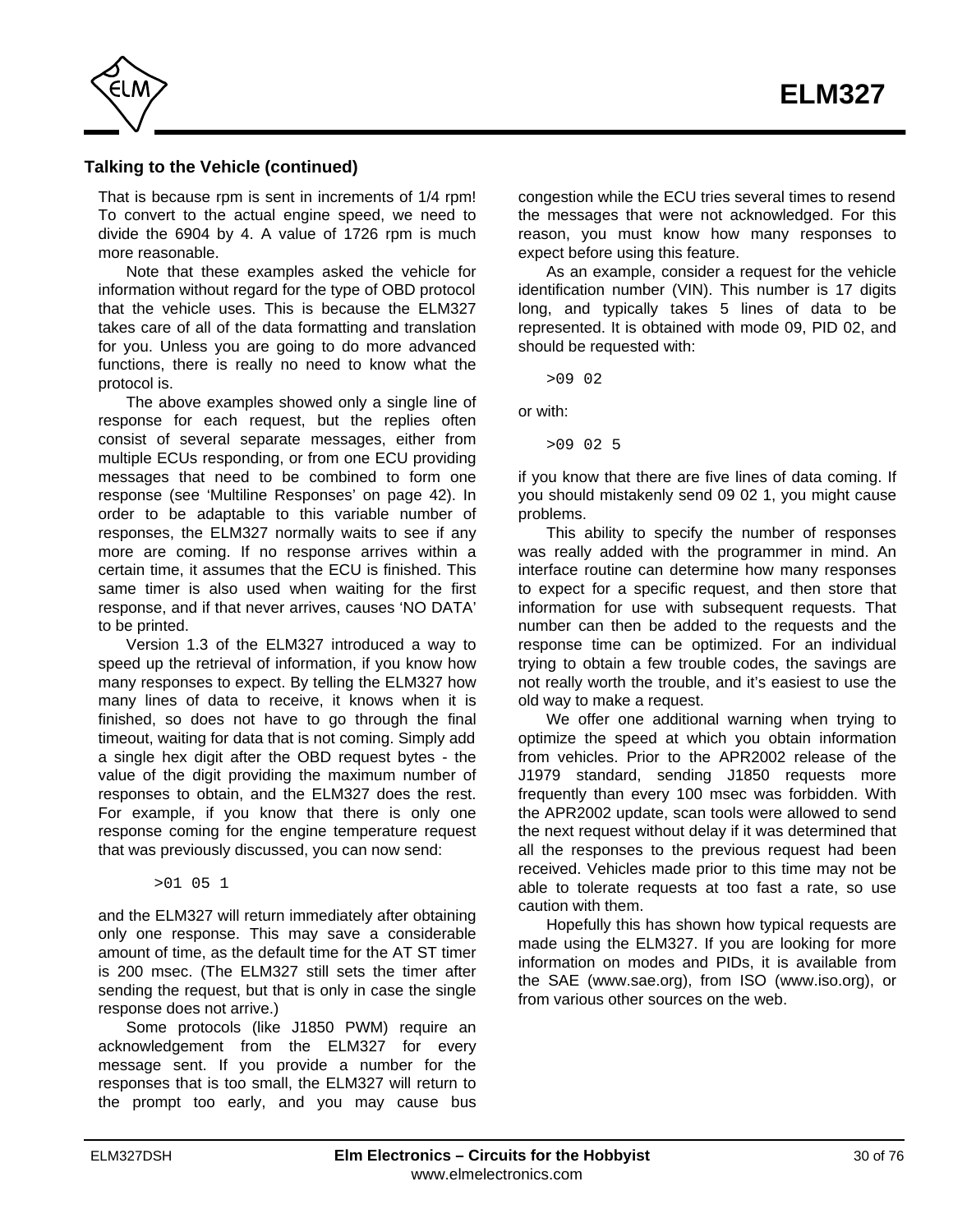## Talking to the Vehicle (continued)

That is because rpm is sent in increments of 1/4 rpm! To convert to the actual engine speed, we need to divide the 6904 by 4. A value of 1726 rpm is much more reasonable.

Note that these examples asked the vehicle for information without regard for the type of OBD protocol that the vehicle uses. This is because the ELM327 takes care of all of the data formatting and translation for you. Unless you are going to do more advanced functions, there is really no need to know what the protocol is.

The above examples showed only a single line of response for each request, but the replies often consist of several separate messages, either from multiple ECUs responding, or from one ECU providing messages that need to be combined to form one response (see 'Multiline Responses' on page 42). In order to be adaptable to this variable number of responses, the ELM327 normally waits to see if any more are coming. If no response arrives within a certain time, it assumes that the ECU is finished. This same timer is also used when waiting for the first response, and if that never arrives, causes 'NO DATA' to be printed.

Version 1.3 of the ELM327 introduced a way to speed up the retrieval of information, if you know how many responses to expect. By telling the ELM327 how many lines of data to receive, it knows when it is finished, so does not have to go through the final timeout, waiting for data that is not coming. Simply add a single hex digit after the OBD request bytes - the value of the digit providing the maximum number of responses to obtain, and the ELM327 does the rest. For example, if you know that there is only one response coming for the engine temperature request that was previously discussed, you can now send:

```
>01 05 1
```

and the ELM327 will return immediately after obtaining only one response. This may save a considerable amount of time, as the default time for the AT ST timer is 200 msec. (The ELM327 still sets the timer after sending the request, but that is only in case the single response does not arrive.)

Some protocols (like J1850 PWM) require an acknowledgement from the ELM327 for every message sent. If you provide a number for the responses that is too small, the ELM327 will return to the prompt too early, and you may cause bus congestion while the ECU tries several times to resend the messages that were not acknowledged. For this reason, you must know how many responses to expect before using this feature.

As an example, consider a request for the vehicle identification number (VIN). This number is 17 digits long, and typically takes 5 lines of data to be represented. It is obtained with mode 09, PID 02, and should be requested with:

```
>09 02
```

or with:

```
>09 02 5
```

if you know that there are five lines of data coming. If you should mistakenly send 09 02 1, you might cause problems.

This ability to specify the number of responses was really added with the programmer in mind. An interface routine can determine how many responses to expect for a specific request, and then store that information for use with subsequent requests. That number can then be added to the requests and the response time can be optimized. For an individual trying to obtain a few trouble codes, the savings are not really worth the trouble, and it's easiest to use the old way to make a request.

We offer one additional warning when trying to optimize the speed at which you obtain information from vehicles. Prior to the APR2002 release of the J1979 standard, sending J1850 requests more frequently than every 100 msec was forbidden. With the APR2002 update, scan tools were allowed to send the next request without delay if it was determined that all the responses to the previous request had been received. Vehicles made prior to this time may not be able to tolerate requests at too fast a rate, so use caution with them.

Hopefully this has shown how typical requests are made using the ELM327. If you are looking for more information on modes and PIDs, it is available from the SAE (www.sae.org), from ISO (www.iso.org), or from various other sources on the web.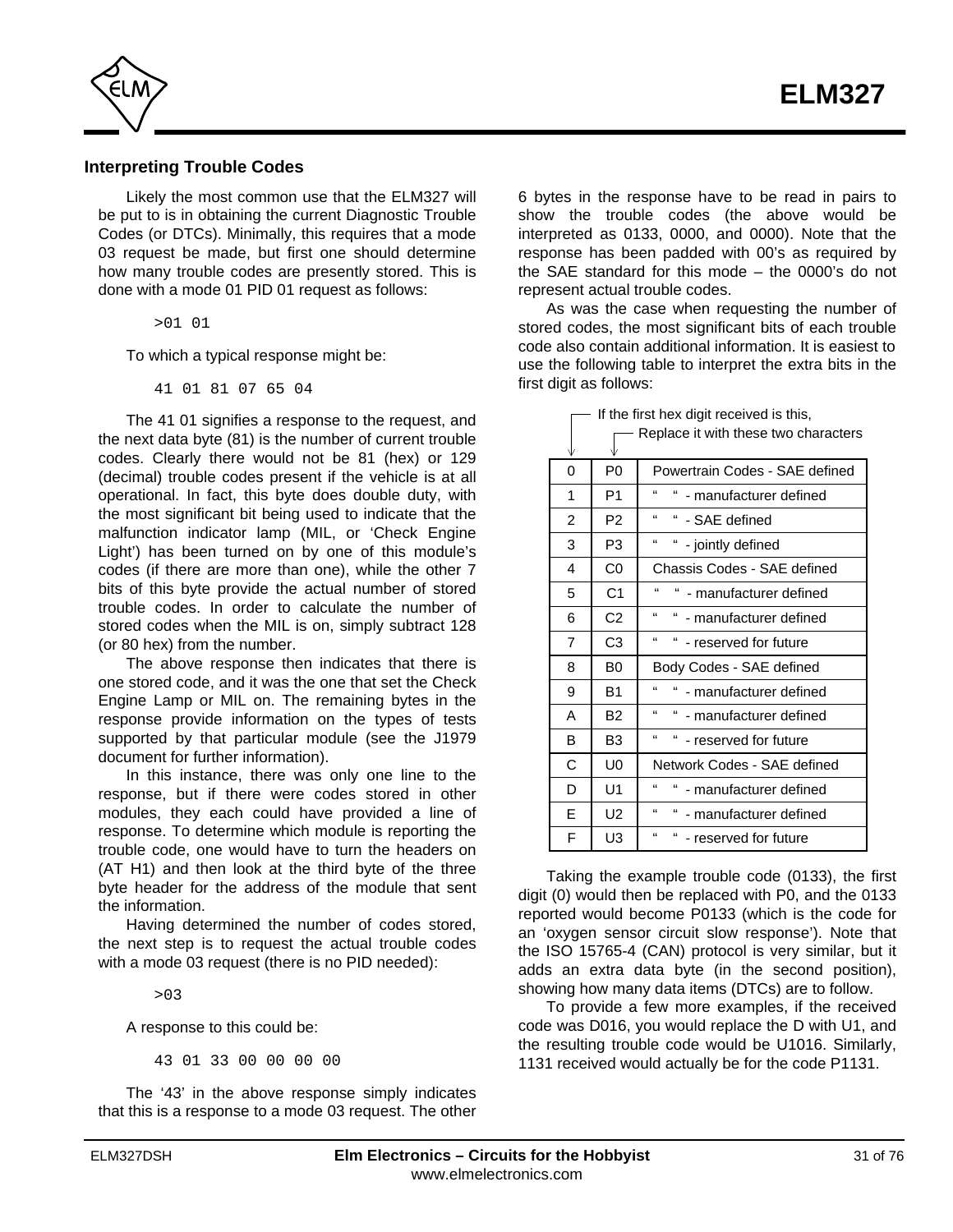## Interpreting Trouble Codes

Likely the most common use that the ELM327 will be put to is in obtaining the current Diagnostic Trouble Codes (or DTCs). Minimally, this requires that a mode 03 request be made, but first one should determine how many trouble codes are presently stored. This is done with a mode 01 PID 01 request as follows:

```
>01 01
```

To which a typical response might be:

```
41 01 81 07 65 04
```

The 41 01 signifies a response to the request, and the next data byte (81) is the number of current trouble codes. Clearly there would not be 81 (hex) or 129 (decimal) trouble codes present if the vehicle is at all operational. In fact, this byte does double duty, with the most significant bit being used to indicate that the malfunction indicator lamp (MIL, or 'Check Engine Light') has been turned on by one of this module's codes (if there are more than one), while the other 7 bits of this byte provide the actual number of stored trouble codes. In order to calculate the number of stored codes when the MIL is on, simply subtract 128 (or 80 hex) from the number.

The above response then indicates that there is one stored code, and it was the one that set the Check Engine Lamp or MIL on. The remaining bytes in the response provide information on the types of tests supported by that particular module (see the J1979 document for further information).

In this instance, there was only one line to the response, but if there were codes stored in other modules, they each could have provided a line of response. To determine which module is reporting the trouble code, one would have to turn the headers on (AT H1) and then look at the third byte of the three byte header for the address of the module that sent the information.

Having determined the number of codes stored, the next step is to request the actual trouble codes with a mode 03 request (there is no PID needed):

```
>03
```

A response to this could be:

```
43 01 33 00 00 00 00
```

The '43' in the above response simply indicates that this is a response to a mode 03 request. The other 6 bytes in the response have to be read in pairs to show the trouble codes (the above would be interpreted as 0133, 0000, and 0000). Note that the response has been padded with 00's as required by the SAE standard for this mode – the 0000's do not represent actual trouble codes.

As was the case when requesting the number of stored codes, the most significant bits of each trouble code also contain additional information. It is easiest to use the following table to interpret the extra bits in the first digit as follows:

| If the first hex digit received is this, | Replace it with these two characters | |
|---|---|---|
| 0 | P0 | Powertrain Codes - SAE defined |
| 1 | P1 | " " - manufacturer defined |
| 2 | P2 | " " - SAE defined |
| 3 | P3 | " " - jointly defined |
| 4 | C0 | Chassis Codes - SAE defined |
| 5 | C1 | " " - manufacturer defined |
| 6 | C2 | " " - manufacturer defined |
| 7 | C3 | " " - reserved for future |
| 8 | B0 | Body Codes - SAE defined |
| 9 | B1 | " " - manufacturer defined |
| A | B2 | " " - manufacturer defined |
| B | B3 | " " - reserved for future |
| C | U0 | Network Codes - SAE defined |
| D | U1 | " " - manufacturer defined |
| E | U2 | " " - manufacturer defined |
| F | U3 | " " - reserved for future |

Taking the example trouble code (0133), the first digit (0) would then be replaced with P0, and the 0133 reported would become P0133 (which is the code for an 'oxygen sensor circuit slow response'). Note that the ISO 15765-4 (CAN) protocol is very similar, but it adds an extra data byte (in the second position), showing how many data items (DTCs) are to follow.

To provide a few more examples, if the received code was D016, you would replace the D with U1, and the resulting trouble code would be U1016. Similarly, 1131 received would actually be for the code P1131.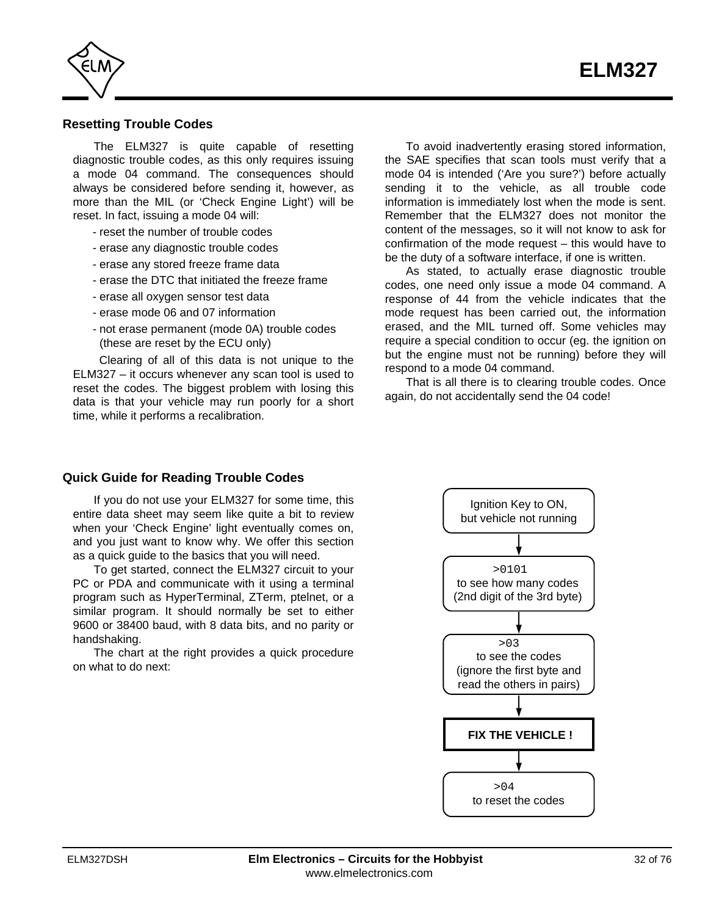## Resetting Trouble Codes

The ELM327 is quite capable of resetting diagnostic trouble codes, as this only requires issuing a mode 04 command. The consequences should always be considered before sending it, however, as more than the MIL (or 'Check Engine Light') will be reset. In fact, issuing a mode 04 will:

- reset the number of trouble codes
- erase any diagnostic trouble codes
- erase any stored freeze frame data
- erase the DTC that initiated the freeze frame
- erase all oxygen sensor test data
- erase mode 06 and 07 information
- not erase permanent (mode 0A) trouble codes (these are reset by the ECU only)

Clearing of all of this data is not unique to the ELM327 – it occurs whenever any scan tool is used to reset the codes. The biggest problem with losing this data is that your vehicle may run poorly for a short time, while it performs a recalibration.

To avoid inadvertently erasing stored information, the SAE specifies that scan tools must verify that a mode 04 is intended ('Are you sure?') before actually sending it to the vehicle, as all trouble code information is immediately lost when the mode is sent. Remember that the ELM327 does not monitor the content of the messages, so it will not know to ask for confirmation of the mode request – this would have to be the duty of a software interface, if one is written.

As stated, to actually erase diagnostic trouble codes, one need only issue a mode 04 command. A response of 44 from the vehicle indicates that the mode request has been carried out, the information erased, and the MIL turned off. Some vehicles may require a special condition to occur (eg. the ignition on but the engine must not be running) before they will respond to a mode 04 command.

That is all there is to clearing trouble codes. Once again, do not accidentally send the 04 code!

## Quick Guide for Reading Trouble Codes

If you do not use your ELM327 for some time, this entire data sheet may seem like quite a bit to review when your 'Check Engine' light eventually comes on, and you just want to know why. We offer this section as a quick guide to the basics that you will need.

To get started, connect the ELM327 circuit to your PC or PDA and communicate with it using a terminal program such as HyperTerminal, ZTerm, ptelnet, or a similar program. It should normally be set to either 9600 or 38400 baud, with 8 data bits, and no parity or handshaking.

The chart at the right provides a quick procedure on what to do next:

Ignition Key to ON, but vehicle not running

↓

`>0101`
to see how many codes (2nd digit of the 3rd byte)

↓

`>03`
to see the codes (ignore the first byte and read the others in pairs)

↓

**FIX THE VEHICLE !**

↓

`>04`
to reset the codes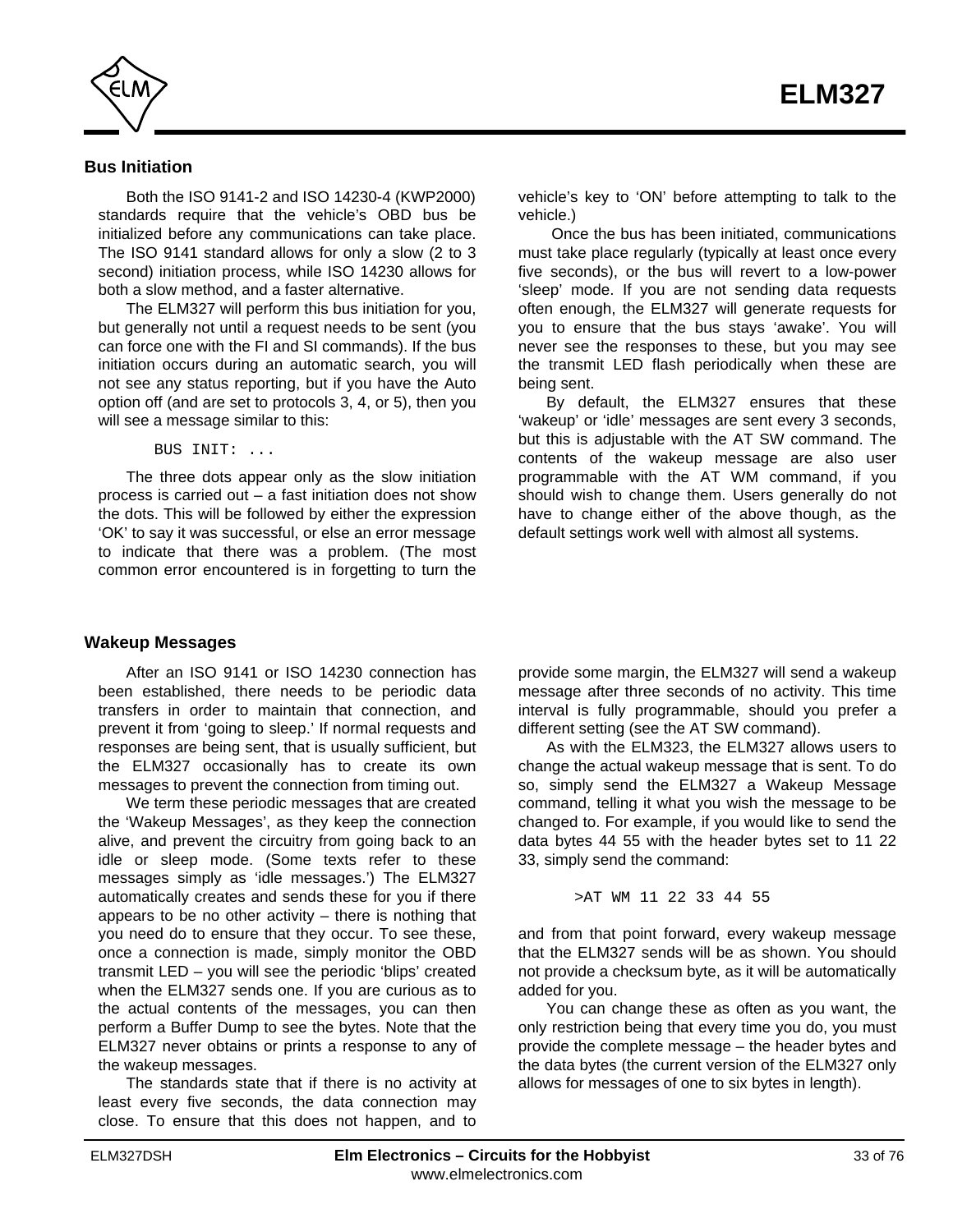## Bus Initiation

Both the ISO 9141-2 and ISO 14230-4 (KWP2000) standards require that the vehicle's OBD bus be initialized before any communications can take place. The ISO 9141 standard allows for only a slow (2 to 3 second) initiation process, while ISO 14230 allows for both a slow method, and a faster alternative.

The ELM327 will perform this bus initiation for you, but generally not until a request needs to be sent (you can force one with the FI and SI commands). If the bus initiation occurs during an automatic search, you will not see any status reporting, but if you have the Auto option off (and are set to protocols 3, 4, or 5), then you will see a message similar to this:

```
BUS INIT: ...
```

The three dots appear only as the slow initiation process is carried out – a fast initiation does not show the dots. This will be followed by either the expression 'OK' to say it was successful, or else an error message to indicate that there was a problem. (The most common error encountered is in forgetting to turn the vehicle's key to 'ON' before attempting to talk to the vehicle.)

Once the bus has been initiated, communications must take place regularly (typically at least once every five seconds), or the bus will revert to a low-power 'sleep' mode. If you are not sending data requests often enough, the ELM327 will generate requests for you to ensure that the bus stays 'awake'. You will never see the responses to these, but you may see the transmit LED flash periodically when these are being sent.

By default, the ELM327 ensures that these 'wakeup' or 'idle' messages are sent every 3 seconds, but this is adjustable with the AT SW command. The contents of the wakeup message are also user programmable with the AT WM command, if you should wish to change them. Users generally do not have to change either of the above though, as the default settings work well with almost all systems.

## Wakeup Messages

After an ISO 9141 or ISO 14230 connection has been established, there needs to be periodic data transfers in order to maintain that connection, and prevent it from 'going to sleep.' If normal requests and responses are being sent, that is usually sufficient, but the ELM327 occasionally has to create its own messages to prevent the connection from timing out.

We term these periodic messages that are created the 'Wakeup Messages', as they keep the connection alive, and prevent the circuitry from going back to an idle or sleep mode. (Some texts refer to these messages simply as 'idle messages.') The ELM327 automatically creates and sends these for you if there appears to be no other activity – there is nothing that you need do to ensure that they occur. To see these, once a connection is made, simply monitor the OBD transmit LED – you will see the periodic 'blips' created when the ELM327 sends one. If you are curious as to the actual contents of the messages, you can then perform a Buffer Dump to see the bytes. Note that the ELM327 never obtains or prints a response to any of the wakeup messages.

The standards state that if there is no activity at least every five seconds, the data connection may close. To ensure that this does not happen, and to provide some margin, the ELM327 will send a wakeup message after three seconds of no activity. This time interval is fully programmable, should you prefer a different setting (see the AT SW command).

As with the ELM323, the ELM327 allows users to change the actual wakeup message that is sent. To do so, simply send the ELM327 a Wakeup Message command, telling it what you wish the message to be changed to. For example, if you would like to send the data bytes 44 55 with the header bytes set to 11 22 33, simply send the command:

```
>AT WM 11 22 33 44 55
```

and from that point forward, every wakeup message that the ELM327 sends will be as shown. You should not provide a checksum byte, as it will be automatically added for you.

You can change these as often as you want, the only restriction being that every time you do, you must provide the complete message – the header bytes and the data bytes (the current version of the ELM327 only allows for messages of one to six bytes in length).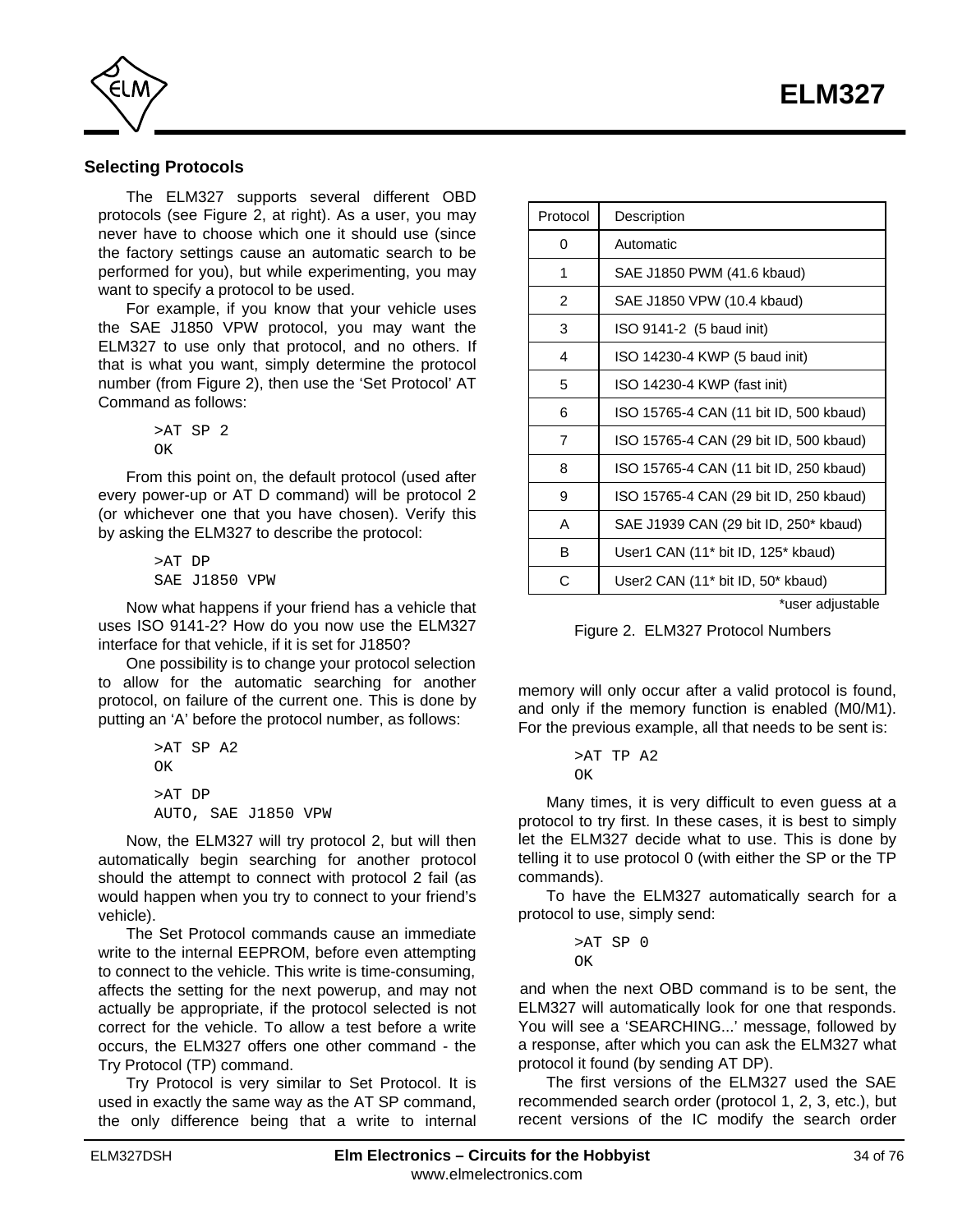## Selecting Protocols

The ELM327 supports several different OBD protocols (see Figure 2, at right). As a user, you may never have to choose which one it should use (since the factory settings cause an automatic search to be performed for you), but while experimenting, you may want to specify a protocol to be used.

For example, if you know that your vehicle uses the SAE J1850 VPW protocol, you may want the ELM327 to use only that protocol, and no others. If that is what you want, simply determine the protocol number (from Figure 2), then use the 'Set Protocol' AT Command as follows:

```
>AT SP 2
OK
```

From this point on, the default protocol (used after every power-up or AT D command) will be protocol 2 (or whichever one that you have chosen). Verify this by asking the ELM327 to describe the protocol:

```
>AT DP
SAE J1850 VPW
```

Now what happens if your friend has a vehicle that uses ISO 9141-2? How do you now use the ELM327 interface for that vehicle, if it is set for J1850?

One possibility is to change your protocol selection to allow for the automatic searching for another protocol, on failure of the current one. This is done by putting an 'A' before the protocol number, as follows:

```
>AT SP A2
OK
>AT DP
AUTO, SAE J1850 VPW
```

Now, the ELM327 will try protocol 2, but will then automatically begin searching for another protocol should the attempt to connect with protocol 2 fail (as would happen when you try to connect to your friend's vehicle).

The Set Protocol commands cause an immediate write to the internal EEPROM, before even attempting to connect to the vehicle. This write is time-consuming, affects the setting for the next powerup, and may not actually be appropriate, if the protocol selected is not correct for the vehicle. To allow a test before a write occurs, the ELM327 offers one other command - the Try Protocol (TP) command.

Try Protocol is very similar to Set Protocol. It is used in exactly the same way as the AT SP command, the only difference being that a write to internal memory will only occur after a valid protocol is found, and only if the memory function is enabled (M0/M1). For the previous example, all that needs to be sent is:

```
>AT TP A2
OK
```

Many times, it is very difficult to even guess at a protocol to try first. In these cases, it is best to simply let the ELM327 decide what to use. This is done by telling it to use protocol 0 (with either the SP or the TP commands).

To have the ELM327 automatically search for a protocol to use, simply send:

```
>AT SP 0
OK
```

and when the next OBD command is to be sent, the ELM327 will automatically look for one that responds. You will see a 'SEARCHING...' message, followed by a response, after which you can ask the ELM327 what protocol it found (by sending AT DP).

The first versions of the ELM327 used the SAE recommended search order (protocol 1, 2, 3, etc.), but recent versions of the IC modify the search order

| Protocol | Description |
|---|---|
| 0 | Automatic |
| 1 | SAE J1850 PWM (41.6 kbaud) |
| 2 | SAE J1850 VPW (10.4 kbaud) |
| 3 | ISO 9141-2 (5 baud init) |
| 4 | ISO 14230-4 KWP (5 baud init) |
| 5 | ISO 14230-4 KWP (fast init) |
| 6 | ISO 15765-4 CAN (11 bit ID, 500 kbaud) |
| 7 | ISO 15765-4 CAN (29 bit ID, 500 kbaud) |
| 8 | ISO 15765-4 CAN (11 bit ID, 250 kbaud) |
| 9 | ISO 15765-4 CAN (29 bit ID, 250 kbaud) |
| A | SAE J1939 CAN (29 bit ID, 250* kbaud) |
| B | User1 CAN (11* bit ID, 125* kbaud) |
| C | User2 CAN (11* bit ID, 50* kbaud) |

*user adjustable

Figure 2. ELM327 Protocol Numbers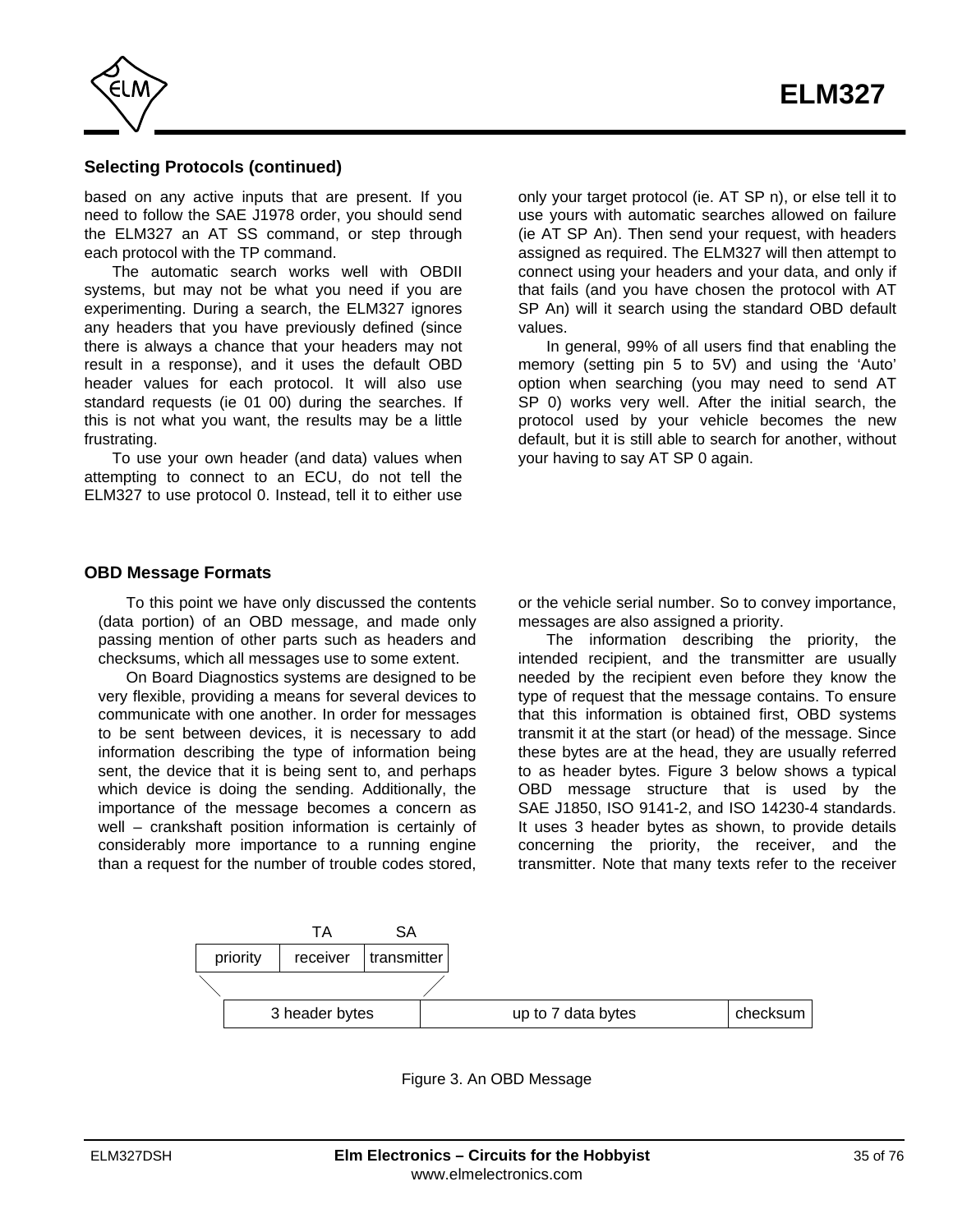### Selecting Protocols (continued)

based on any active inputs that are present. If you need to follow the SAE J1978 order, you should send the ELM327 an AT SS command, or step through each protocol with the TP command.

The automatic search works well with OBDII systems, but may not be what you need if you are experimenting. During a search, the ELM327 ignores any headers that you have previously defined (since there is always a chance that your headers may not result in a response), and it uses the default OBD header values for each protocol. It will also use standard requests (ie 01 00) during the searches. If this is not what you want, the results may be a little frustrating.

To use your own header (and data) values when attempting to connect to an ECU, do not tell the ELM327 to use protocol 0. Instead, tell it to either use only your target protocol (ie. AT SP n), or else tell it to use yours with automatic searches allowed on failure (ie AT SP An). Then send your request, with headers assigned as required. The ELM327 will then attempt to connect using your headers and your data, and only if that fails (and you have chosen the protocol with AT SP An) will it search using the standard OBD default values.

In general, 99% of all users find that enabling the memory (setting pin 5 to 5V) and using the 'Auto' option when searching (you may need to send AT SP 0) works very well. After the initial search, the protocol used by your vehicle becomes the new default, but it is still able to search for another, without your having to say AT SP 0 again.

### OBD Message Formats

To this point we have only discussed the contents (data portion) of an OBD message, and made only passing mention of other parts such as headers and checksums, which all messages use to some extent.

On Board Diagnostics systems are designed to be very flexible, providing a means for several devices to communicate with one another. In order for messages to be sent between devices, it is necessary to add information describing the type of information being sent, the device that it is being sent to, and perhaps which device is doing the sending. Additionally, the importance of the message becomes a concern as well – crankshaft position information is certainly of considerably more importance to a running engine than a request for the number of trouble codes stored, or the vehicle serial number. So to convey importance, messages are also assigned a priority.

The information describing the priority, the intended recipient, and the transmitter are usually needed by the recipient even before they know the type of request that the message contains. To ensure that this information is obtained first, OBD systems transmit it at the start (or head) of the message. Since these bytes are at the head, they are usually referred to as header bytes. Figure 3 below shows a typical OBD message structure that is used by the SAE J1850, ISO 9141-2, and ISO 14230-4 standards. It uses 3 header bytes as shown, to provide details concerning the priority, the receiver, and the transmitter. Note that many texts refer to the receiver

| | TA | SA |
|---|---|---|
| priority | receiver | transmitter |

| 3 header bytes | up to 7 data bytes | checksum |
|---|---|---|

Figure 3. An OBD Message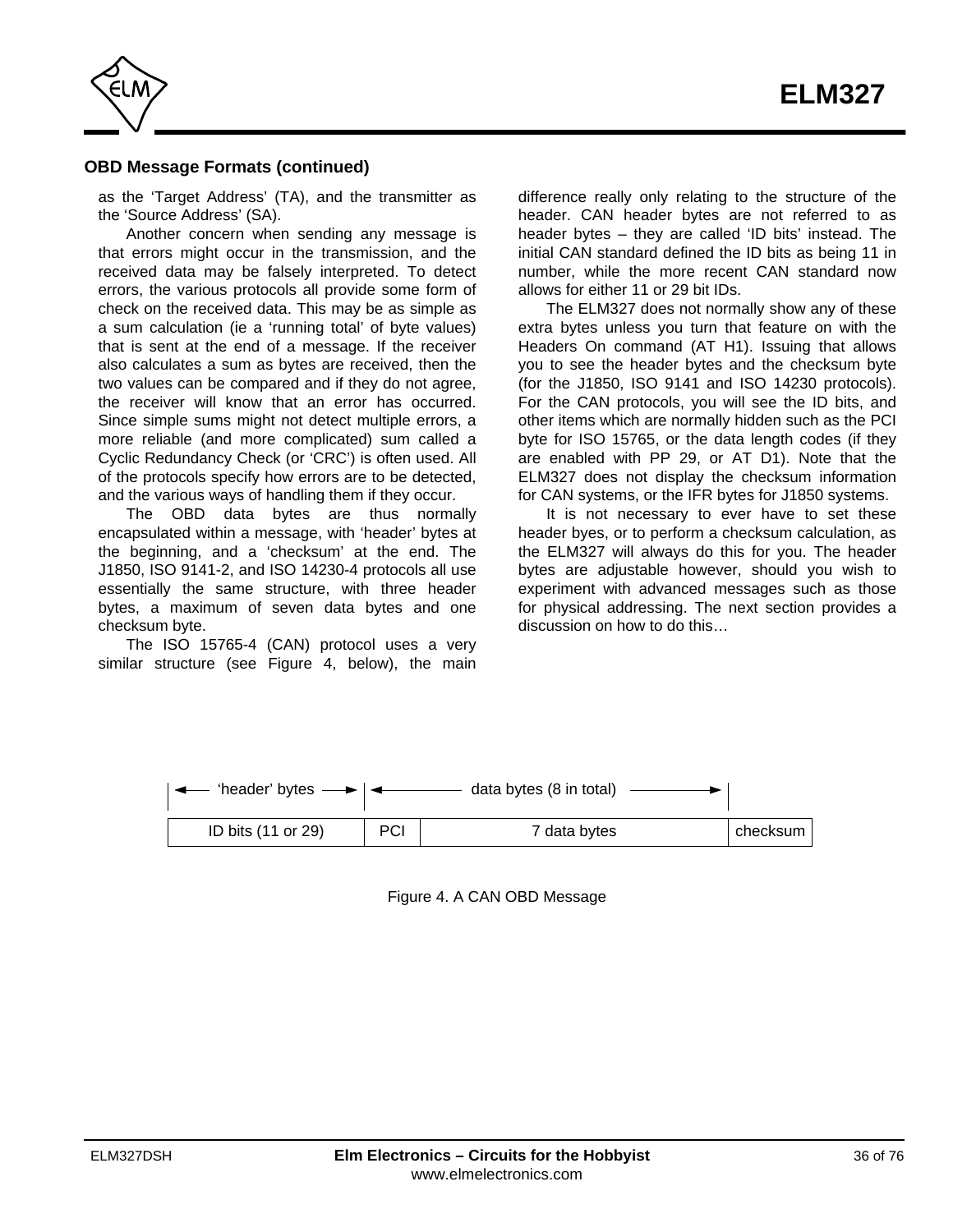## OBD Message Formats (continued)

as the 'Target Address' (TA), and the transmitter as the 'Source Address' (SA).

Another concern when sending any message is that errors might occur in the transmission, and the received data may be falsely interpreted. To detect errors, the various protocols all provide some form of check on the received data. This may be as simple as a sum calculation (ie a 'running total' of byte values) that is sent at the end of a message. If the receiver also calculates a sum as bytes are received, then the two values can be compared and if they do not agree, the receiver will know that an error has occurred. Since simple sums might not detect multiple errors, a more reliable (and more complicated) sum called a Cyclic Redundancy Check (or 'CRC') is often used. All of the protocols specify how errors are to be detected, and the various ways of handling them if they occur.

The OBD data bytes are thus normally encapsulated within a message, with 'header' bytes at the beginning, and a 'checksum' at the end. The J1850, ISO 9141-2, and ISO 14230-4 protocols all use essentially the same structure, with three header bytes, a maximum of seven data bytes and one checksum byte.

The ISO 15765-4 (CAN) protocol uses a very similar structure (see Figure 4, below), the main difference really only relating to the structure of the header. CAN header bytes are not referred to as header bytes – they are called 'ID bits' instead. The initial CAN standard defined the ID bits as being 11 in number, while the more recent CAN standard now allows for either 11 or 29 bit IDs.

The ELM327 does not normally show any of these extra bytes unless you turn that feature on with the Headers On command (AT H1). Issuing that allows you to see the header bytes and the checksum byte (for the J1850, ISO 9141 and ISO 14230 protocols). For the CAN protocols, you will see the ID bits, and other items which are normally hidden such as the PCI byte for ISO 15765, or the data length codes (if they are enabled with PP 29, or AT D1). Note that the ELM327 does not display the checksum information for CAN systems, or the IFR bytes for J1850 systems.

It is not necessary to ever have to set these header byes, or to perform a checksum calculation, as the ELM327 will always do this for you. The header bytes are adjustable however, should you wish to experiment with advanced messages such as those for physical addressing. The next section provides a discussion on how to do this…

| ◄— 'header' bytes —► | ◄— data bytes (8 in total) —► | | |
|---|---|---|---|
| ID bits (11 or 29) | PCI | 7 data bytes | checksum |

Figure 4. A CAN OBD Message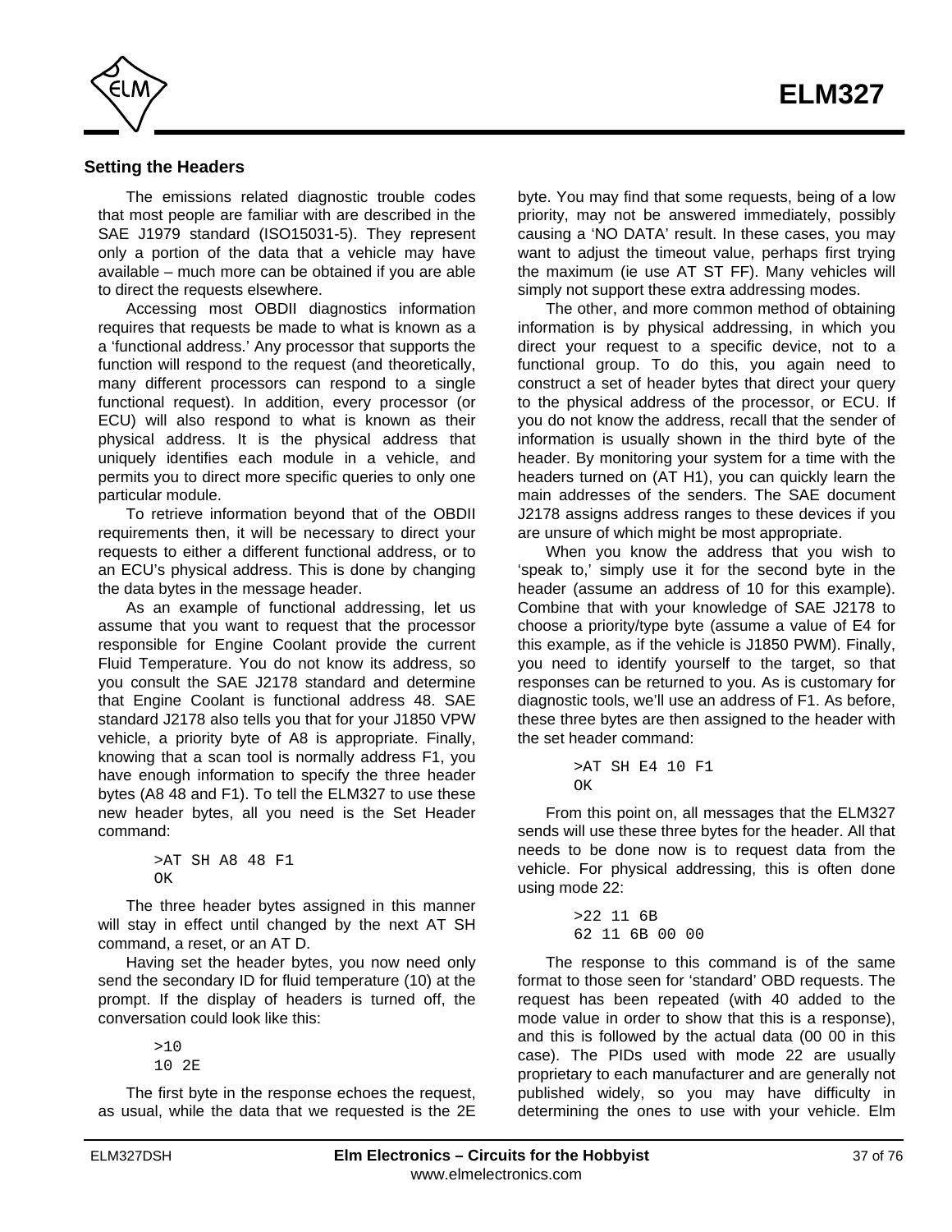## Setting the Headers

The emissions related diagnostic trouble codes that most people are familiar with are described in the SAE J1979 standard (ISO15031-5). They represent only a portion of the data that a vehicle may have available – much more can be obtained if you are able to direct the requests elsewhere.

Accessing most OBDII diagnostics information requires that requests be made to what is known as a a 'functional address.' Any processor that supports the function will respond to the request (and theoretically, many different processors can respond to a single functional request). In addition, every processor (or ECU) will also respond to what is known as their physical address. It is the physical address that uniquely identifies each module in a vehicle, and permits you to direct more specific queries to only one particular module.

To retrieve information beyond that of the OBDII requirements then, it will be necessary to direct your requests to either a different functional address, or to an ECU's physical address. This is done by changing the data bytes in the message header.

As an example of functional addressing, let us assume that you want to request that the processor responsible for Engine Coolant provide the current Fluid Temperature. You do not know its address, so you consult the SAE J2178 standard and determine that Engine Coolant is functional address 48. SAE standard J2178 also tells you that for your J1850 VPW vehicle, a priority byte of A8 is appropriate. Finally, knowing that a scan tool is normally address F1, you have enough information to specify the three header bytes (A8 48 and F1). To tell the ELM327 to use these new header bytes, all you need is the Set Header command:

```
>AT SH A8 48 F1
OK
```

The three header bytes assigned in this manner will stay in effect until changed by the next AT SH command, a reset, or an AT D.

Having set the header bytes, you now need only send the secondary ID for fluid temperature (10) at the prompt. If the display of headers is turned off, the conversation could look like this:

```
>10
10 2E
```

The first byte in the response echoes the request, as usual, while the data that we requested is the 2E byte. You may find that some requests, being of a low priority, may not be answered immediately, possibly causing a 'NO DATA' result. In these cases, you may want to adjust the timeout value, perhaps first trying the maximum (ie use AT ST FF). Many vehicles will simply not support these extra addressing modes.

The other, and more common method of obtaining information is by physical addressing, in which you direct your request to a specific device, not to a functional group. To do this, you again need to construct a set of header bytes that direct your query to the physical address of the processor, or ECU. If you do not know the address, recall that the sender of information is usually shown in the third byte of the header. By monitoring your system for a time with the headers turned on (AT H1), you can quickly learn the main addresses of the senders. The SAE document J2178 assigns address ranges to these devices if you are unsure of which might be most appropriate.

When you know the address that you wish to 'speak to,' simply use it for the second byte in the header (assume an address of 10 for this example). Combine that with your knowledge of SAE J2178 to choose a priority/type byte (assume a value of E4 for this example, as if the vehicle is J1850 PWM). Finally, you need to identify yourself to the target, so that responses can be returned to you. As is customary for diagnostic tools, we'll use an address of F1. As before, these three bytes are then assigned to the header with the set header command:

```
>AT SH E4 10 F1
OK
```

From this point on, all messages that the ELM327 sends will use these three bytes for the header. All that needs to be done now is to request data from the vehicle. For physical addressing, this is often done using mode 22:

```
>22 11 6B
62 11 6B 00 00
```

The response to this command is of the same format to those seen for 'standard' OBD requests. The request has been repeated (with 40 added to the mode value in order to show that this is a response), and this is followed by the actual data (00 00 in this case). The PIDs used with mode 22 are usually proprietary to each manufacturer and are generally not published widely, so you may have difficulty in determining the ones to use with your vehicle. Elm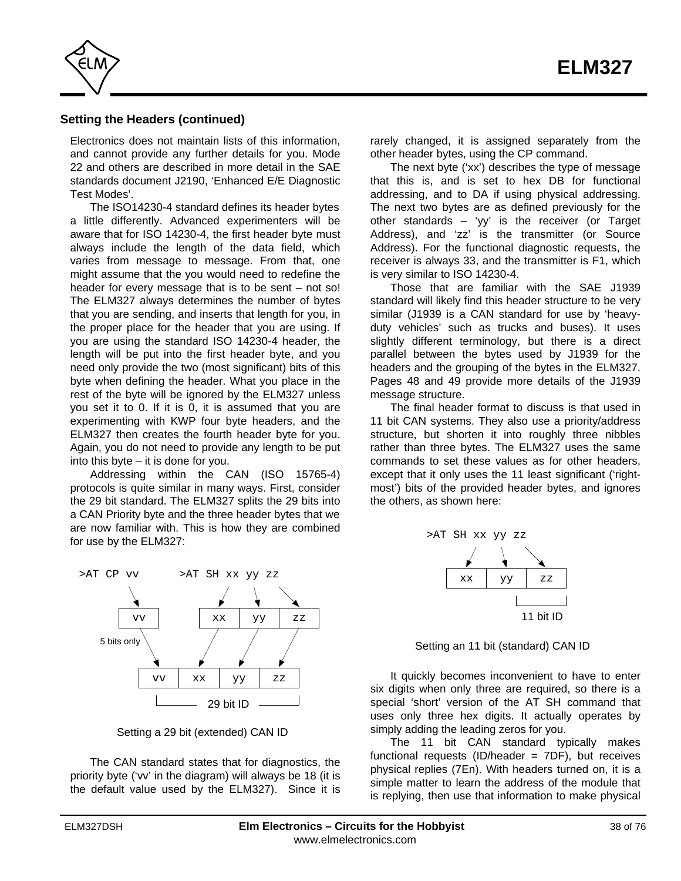## Setting the Headers (continued)

Electronics does not maintain lists of this information, and cannot provide any further details for you. Mode 22 and others are described in more detail in the SAE standards document J2190, 'Enhanced E/E Diagnostic Test Modes'.

The ISO14230-4 standard defines its header bytes a little differently. Advanced experimenters will be aware that for ISO 14230-4, the first header byte must always include the length of the data field, which varies from message to message. From that, one might assume that the you would need to redefine the header for every message that is to be sent – not so! The ELM327 always determines the number of bytes that you are sending, and inserts that length for you, in the proper place for the header that you are using. If you are using the standard ISO 14230-4 header, the length will be put into the first header byte, and you need only provide the two (most significant) bits of this byte when defining the header. What you place in the rest of the byte will be ignored by the ELM327 unless you set it to 0. If it is 0, it is assumed that you are experimenting with KWP four byte headers, and the ELM327 then creates the fourth header byte for you. Again, you do not need to provide any length to be put into this byte – it is done for you.

Addressing within the CAN (ISO 15765-4) protocols is quite similar in many ways. First, consider the 29 bit standard. The ELM327 splits the 29 bits into a CAN Priority byte and the three header bytes that we are now familiar with. This is how they are combined for use by the ELM327:

```
>AT CP vv        >AT SH xx yy zz

  | vv |         | xx | yy | zz |
 5 bits only
      | vv | xx | yy | zz |
        |____ 29 bit ID ____|
```

Setting a 29 bit (extended) CAN ID

The CAN standard states that for diagnostics, the priority byte ('vv' in the diagram) will always be 18 (it is the default value used by the ELM327). Since it is rarely changed, it is assigned separately from the other header bytes, using the CP command.

The next byte ('xx') describes the type of message that this is, and is set to hex DB for functional addressing, and to DA if using physical addressing. The next two bytes are as defined previously for the other standards – 'yy' is the receiver (or Target Address), and 'zz' is the transmitter (or Source Address). For the functional diagnostic requests, the receiver is always 33, and the transmitter is F1, which is very similar to ISO 14230-4.

Those that are familiar with the SAE J1939 standard will likely find this header structure to be very similar (J1939 is a CAN standard for use by 'heavy-duty vehicles' such as trucks and buses). It uses slightly different terminology, but there is a direct parallel between the bytes used by J1939 for the headers and the grouping of the bytes in the ELM327. Pages 48 and 49 provide more details of the J1939 message structure.

The final header format to discuss is that used in 11 bit CAN systems. They also use a priority/address structure, but shorten it into roughly three nibbles rather than three bytes. The ELM327 uses the same commands to set these values as for other headers, except that it only uses the 11 least significant ('right-most') bits of the provided header bytes, and ignores the others, as shown here:

```
>AT SH xx yy zz

| xx | yy | zz |
          |____|
          11 bit ID
```

Setting an 11 bit (standard) CAN ID

It quickly becomes inconvenient to have to enter six digits when only three are required, so there is a special 'short' version of the AT SH command that uses only three hex digits. It actually operates by simply adding the leading zeros for you.

The 11 bit CAN standard typically makes functional requests (ID/header = 7DF), but receives physical replies (7En). With headers turned on, it is a simple matter to learn the address of the module that is replying, then use that information to make physical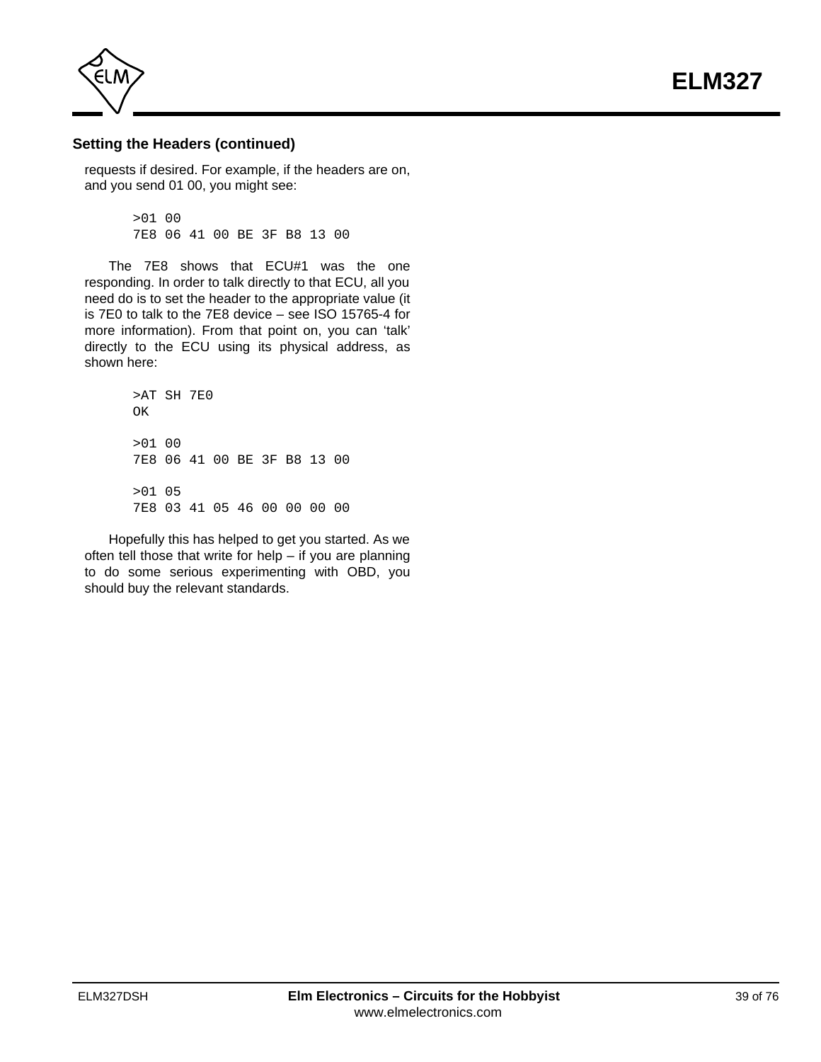### Setting the Headers (continued)

requests if desired. For example, if the headers are on, and you send 01 00, you might see:

```
>01 00
7E8 06 41 00 BE 3F B8 13 00
```

The 7E8 shows that ECU#1 was the one responding. In order to talk directly to that ECU, all you need do is to set the header to the appropriate value (it is 7E0 to talk to the 7E8 device – see ISO 15765-4 for more information). From that point on, you can ‘talk’ directly to the ECU using its physical address, as shown here:

```
>AT SH 7E0
OK

>01 00
7E8 06 41 00 BE 3F B8 13 00

>01 05
7E8 03 41 05 46 00 00 00 00
```

Hopefully this has helped to get you started. As we often tell those that write for help – if you are planning to do some serious experimenting with OBD, you should buy the relevant standards.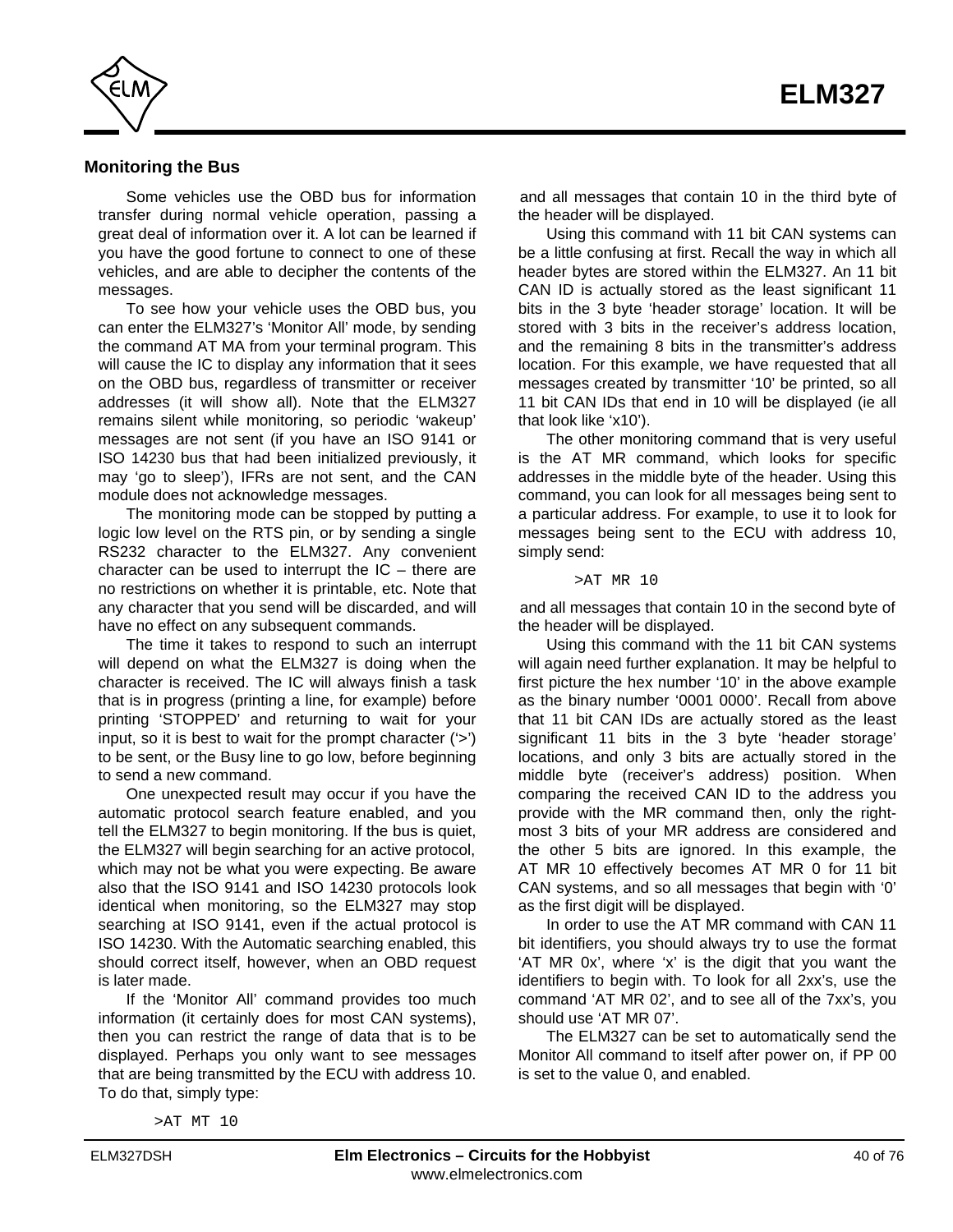## Monitoring the Bus

Some vehicles use the OBD bus for information transfer during normal vehicle operation, passing a great deal of information over it. A lot can be learned if you have the good fortune to connect to one of these vehicles, and are able to decipher the contents of the messages.

To see how your vehicle uses the OBD bus, you can enter the ELM327's 'Monitor All' mode, by sending the command AT MA from your terminal program. This will cause the IC to display any information that it sees on the OBD bus, regardless of transmitter or receiver addresses (it will show all). Note that the ELM327 remains silent while monitoring, so periodic 'wakeup' messages are not sent (if you have an ISO 9141 or ISO 14230 bus that had been initialized previously, it may 'go to sleep'), IFRs are not sent, and the CAN module does not acknowledge messages.

The monitoring mode can be stopped by putting a logic low level on the RTS pin, or by sending a single RS232 character to the ELM327. Any convenient character can be used to interrupt the IC – there are no restrictions on whether it is printable, etc. Note that any character that you send will be discarded, and will have no effect on any subsequent commands.

The time it takes to respond to such an interrupt will depend on what the ELM327 is doing when the character is received. The IC will always finish a task that is in progress (printing a line, for example) before printing 'STOPPED' and returning to wait for your input, so it is best to wait for the prompt character ('>') to be sent, or the Busy line to go low, before beginning to send a new command.

One unexpected result may occur if you have the automatic protocol search feature enabled, and you tell the ELM327 to begin monitoring. If the bus is quiet, the ELM327 will begin searching for an active protocol, which may not be what you were expecting. Be aware also that the ISO 9141 and ISO 14230 protocols look identical when monitoring, so the ELM327 may stop searching at ISO 9141, even if the actual protocol is ISO 14230. With the Automatic searching enabled, this should correct itself, however, when an OBD request is later made.

If the 'Monitor All' command provides too much information (it certainly does for most CAN systems), then you can restrict the range of data that is to be displayed. Perhaps you only want to see messages that are being transmitted by the ECU with address 10. To do that, simply type:

```
>AT MT 10
```

and all messages that contain 10 in the third byte of the header will be displayed.

Using this command with 11 bit CAN systems can be a little confusing at first. Recall the way in which all header bytes are stored within the ELM327. An 11 bit CAN ID is actually stored as the least significant 11 bits in the 3 byte 'header storage' location. It will be stored with 3 bits in the receiver's address location, and the remaining 8 bits in the transmitter's address location. For this example, we have requested that all messages created by transmitter '10' be printed, so all 11 bit CAN IDs that end in 10 will be displayed (ie all that look like 'x10').

The other monitoring command that is very useful is the AT MR command, which looks for specific addresses in the middle byte of the header. Using this command, you can look for all messages being sent to a particular address. For example, to use it to look for messages being sent to the ECU with address 10, simply send:

```
>AT MR 10
```

and all messages that contain 10 in the second byte of the header will be displayed.

Using this command with the 11 bit CAN systems will again need further explanation. It may be helpful to first picture the hex number '10' in the above example as the binary number '0001 0000'. Recall from above that 11 bit CAN IDs are actually stored as the least significant 11 bits in the 3 byte 'header storage' locations, and only 3 bits are actually stored in the middle byte (receiver's address) position. When comparing the received CAN ID to the address you provide with the MR command then, only the right-most 3 bits of your MR address are considered and the other 5 bits are ignored. In this example, the AT MR 10 effectively becomes AT MR 0 for 11 bit CAN systems, and so all messages that begin with '0' as the first digit will be displayed.

In order to use the AT MR command with CAN 11 bit identifiers, you should always try to use the format 'AT MR 0x', where 'x' is the digit that you want the identifiers to begin with. To look for all 2xx's, use the command 'AT MR 02', and to see all of the 7xx's, you should use 'AT MR 07'.

The ELM327 can be set to automatically send the Monitor All command to itself after power on, if PP 00 is set to the value 0, and enabled.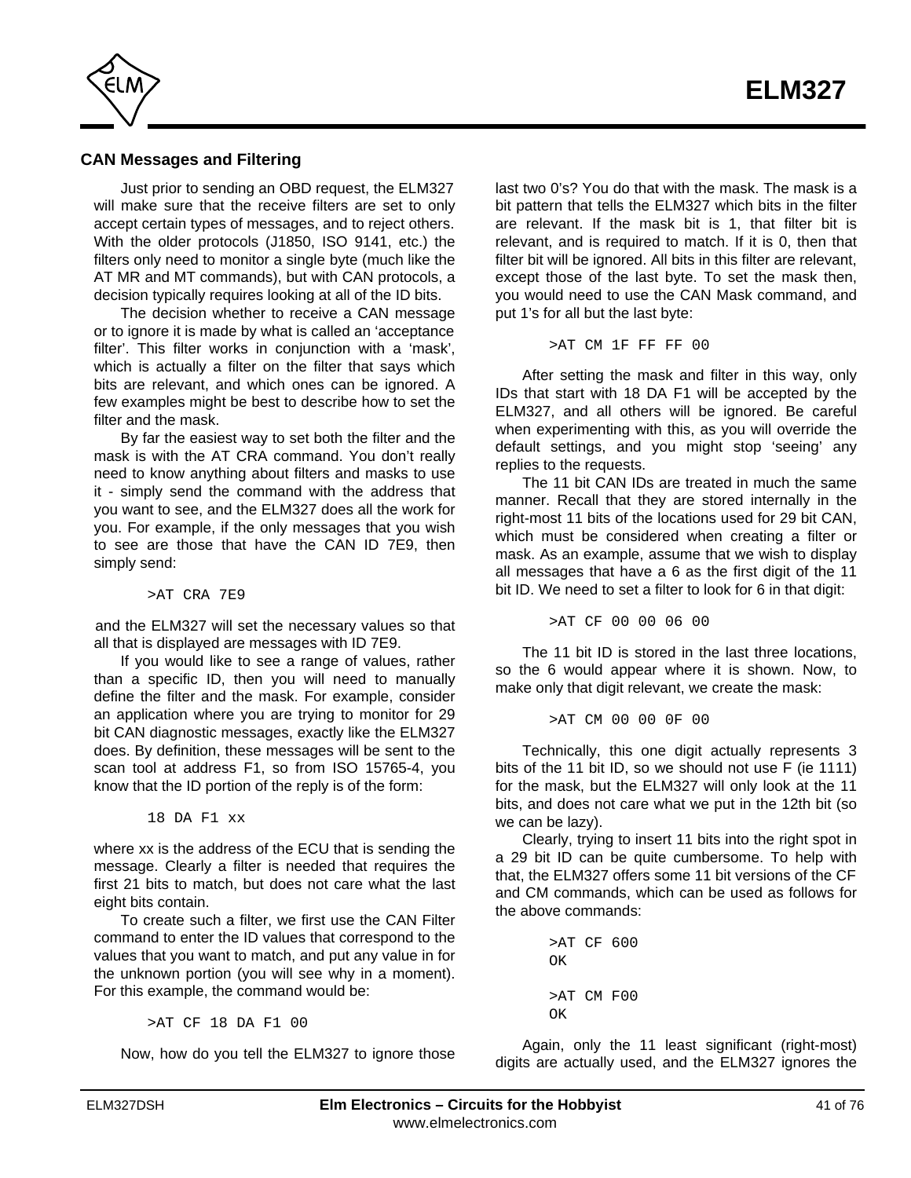## CAN Messages and Filtering

Just prior to sending an OBD request, the ELM327 will make sure that the receive filters are set to only accept certain types of messages, and to reject others. With the older protocols (J1850, ISO 9141, etc.) the filters only need to monitor a single byte (much like the AT MR and MT commands), but with CAN protocols, a decision typically requires looking at all of the ID bits.

The decision whether to receive a CAN message or to ignore it is made by what is called an 'acceptance filter'. This filter works in conjunction with a 'mask', which is actually a filter on the filter that says which bits are relevant, and which ones can be ignored. A few examples might be best to describe how to set the filter and the mask.

By far the easiest way to set both the filter and the mask is with the AT CRA command. You don't really need to know anything about filters and masks to use it - simply send the command with the address that you want to see, and the ELM327 does all the work for you. For example, if the only messages that you wish to see are those that have the CAN ID 7E9, then simply send:

```
>AT CRA 7E9
```

and the ELM327 will set the necessary values so that all that is displayed are messages with ID 7E9.

If you would like to see a range of values, rather than a specific ID, then you will need to manually define the filter and the mask. For example, consider an application where you are trying to monitor for 29 bit CAN diagnostic messages, exactly like the ELM327 does. By definition, these messages will be sent to the scan tool at address F1, so from ISO 15765-4, you know that the ID portion of the reply is of the form:

```
18 DA F1 xx
```

where xx is the address of the ECU that is sending the message. Clearly a filter is needed that requires the first 21 bits to match, but does not care what the last eight bits contain.

To create such a filter, we first use the CAN Filter command to enter the ID values that correspond to the values that you want to match, and put any value in for the unknown portion (you will see why in a moment). For this example, the command would be:

```
>AT CF 18 DA F1 00
```

Now, how do you tell the ELM327 to ignore those last two 0's? You do that with the mask. The mask is a bit pattern that tells the ELM327 which bits in the filter are relevant. If the mask bit is 1, that filter bit is relevant, and is required to match. If it is 0, then that filter bit will be ignored. All bits in this filter are relevant, except those of the last byte. To set the mask then, you would need to use the CAN Mask command, and put 1's for all but the last byte:

```
>AT CM 1F FF FF 00
```

After setting the mask and filter in this way, only IDs that start with 18 DA F1 will be accepted by the ELM327, and all others will be ignored. Be careful when experimenting with this, as you will override the default settings, and you might stop 'seeing' any replies to the requests.

The 11 bit CAN IDs are treated in much the same manner. Recall that they are stored internally in the right-most 11 bits of the locations used for 29 bit CAN, which must be considered when creating a filter or mask. As an example, assume that we wish to display all messages that have a 6 as the first digit of the 11 bit ID. We need to set a filter to look for 6 in that digit:

```
>AT CF 00 00 06 00
```

The 11 bit ID is stored in the last three locations, so the 6 would appear where it is shown. Now, to make only that digit relevant, we create the mask:

```
>AT CM 00 00 0F 00
```

Technically, this one digit actually represents 3 bits of the 11 bit ID, so we should not use F (ie 1111) for the mask, but the ELM327 will only look at the 11 bits, and does not care what we put in the 12th bit (so we can be lazy).

Clearly, trying to insert 11 bits into the right spot in a 29 bit ID can be quite cumbersome. To help with that, the ELM327 offers some 11 bit versions of the CF and CM commands, which can be used as follows for the above commands:

```
>AT CF 600
OK

>AT CM F00
OK
```

Again, only the 11 least significant (right-most) digits are actually used, and the ELM327 ignores the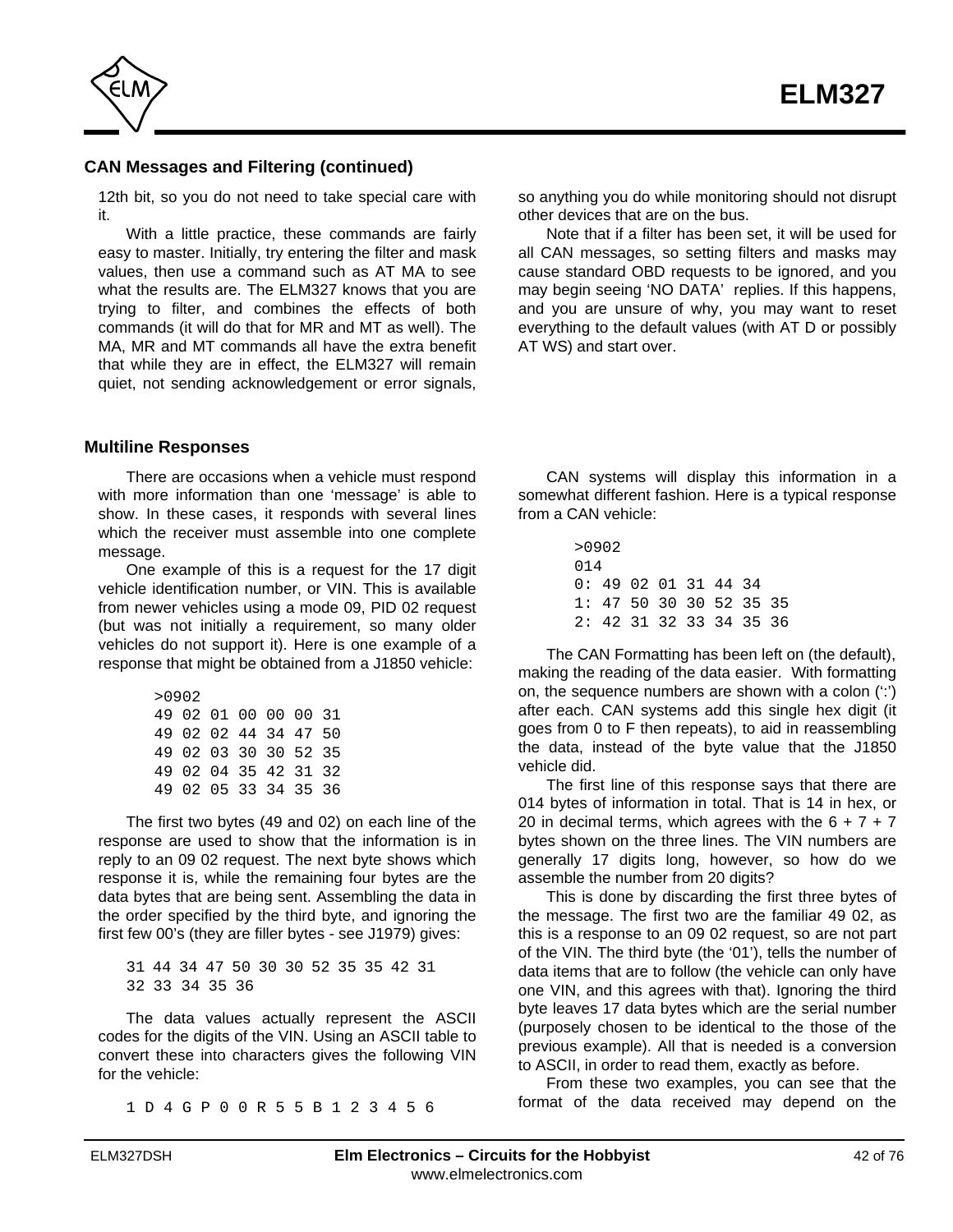## CAN Messages and Filtering (continued)

12th bit, so you do not need to take special care with it.

With a little practice, these commands are fairly easy to master. Initially, try entering the filter and mask values, then use a command such as AT MA to see what the results are. The ELM327 knows that you are trying to filter, and combines the effects of both commands (it will do that for MR and MT as well). The MA, MR and MT commands all have the extra benefit that while they are in effect, the ELM327 will remain quiet, not sending acknowledgement or error signals, so anything you do while monitoring should not disrupt other devices that are on the bus.

Note that if a filter has been set, it will be used for all CAN messages, so setting filters and masks may cause standard OBD requests to be ignored, and you may begin seeing 'NO DATA' replies. If this happens, and you are unsure of why, you may want to reset everything to the default values (with AT D or possibly AT WS) and start over.

## Multiline Responses

There are occasions when a vehicle must respond with more information than one 'message' is able to show. In these cases, it responds with several lines which the receiver must assemble into one complete message.

One example of this is a request for the 17 digit vehicle identification number, or VIN. This is available from newer vehicles using a mode 09, PID 02 request (but was not initially a requirement, so many older vehicles do not support it). Here is one example of a response that might be obtained from a J1850 vehicle:

```
>0902
49 02 01 00 00 00 31
49 02 02 44 34 47 50
49 02 03 30 30 52 35
49 02 04 35 42 31 32
49 02 05 33 34 35 36
```

The first two bytes (49 and 02) on each line of the response are used to show that the information is in reply to an 09 02 request. The next byte shows which response it is, while the remaining four bytes are the data bytes that are being sent. Assembling the data in the order specified by the third byte, and ignoring the first few 00's (they are filler bytes - see J1979) gives:

```
31 44 34 47 50 30 30 52 35 35 42 31
32 33 34 35 36
```

The data values actually represent the ASCII codes for the digits of the VIN. Using an ASCII table to convert these into characters gives the following VIN for the vehicle:

```
1 D 4 G P 0 0 R 5 5 B 1 2 3 4 5 6
```

CAN systems will display this information in a somewhat different fashion. Here is a typical response from a CAN vehicle:

```
>0902
014
0: 49 02 01 31 44 34
1: 47 50 30 30 52 35 35
2: 42 31 32 33 34 35 36
```

The CAN Formatting has been left on (the default), making the reading of the data easier. With formatting on, the sequence numbers are shown with a colon (':') after each. CAN systems add this single hex digit (it goes from 0 to F then repeats), to aid in reassembling the data, instead of the byte value that the J1850 vehicle did.

The first line of this response says that there are 014 bytes of information in total. That is 14 in hex, or 20 in decimal terms, which agrees with the 6 + 7 + 7 bytes shown on the three lines. The VIN numbers are generally 17 digits long, however, so how do we assemble the number from 20 digits?

This is done by discarding the first three bytes of the message. The first two are the familiar 49 02, as this is a response to an 09 02 request, so are not part of the VIN. The third byte (the '01'), tells the number of data items that are to follow (the vehicle can only have one VIN, and this agrees with that). Ignoring the third byte leaves 17 data bytes which are the serial number (purposely chosen to be identical to the those of the previous example). All that is needed is a conversion to ASCII, in order to read them, exactly as before.

From these two examples, you can see that the format of the data received may depend on the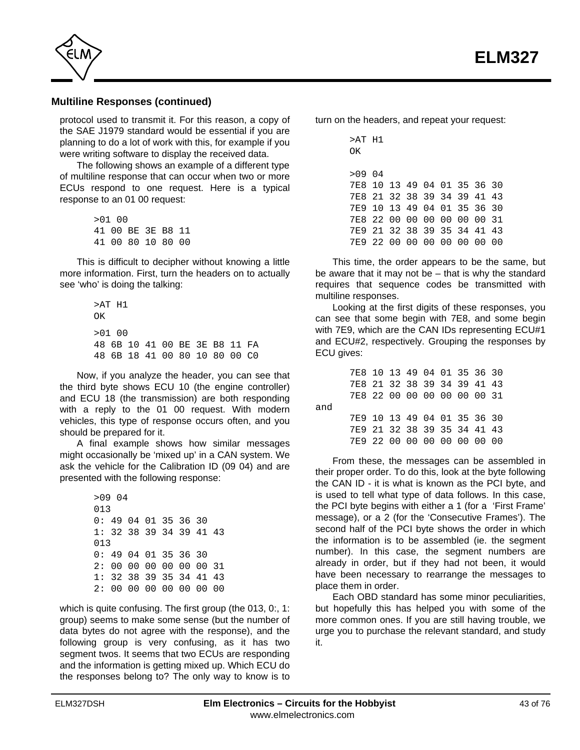### Multiline Responses (continued)

protocol used to transmit it. For this reason, a copy of the SAE J1979 standard would be essential if you are planning to do a lot of work with this, for example if you were writing software to display the received data.

The following shows an example of a different type of multiline response that can occur when two or more ECUs respond to one request. Here is a typical response to an 01 00 request:

```
>01 00
41 00 BE 3E B8 11
41 00 80 10 80 00
```

This is difficult to decipher without knowing a little more information. First, turn the headers on to actually see 'who' is doing the talking:

```
>AT H1
OK

>01 00
48 6B 10 41 00 BE 3E B8 11 FA
48 6B 18 41 00 80 10 80 00 C0
```

Now, if you analyze the header, you can see that the third byte shows ECU 10 (the engine controller) and ECU 18 (the transmission) are both responding with a reply to the 01 00 request. With modern vehicles, this type of response occurs often, and you should be prepared for it.

A final example shows how similar messages might occasionally be 'mixed up' in a CAN system. We ask the vehicle for the Calibration ID (09 04) and are presented with the following response:

```
>09 04
013
0: 49 04 01 35 36 30
1: 32 38 39 34 39 41 43
013
0: 49 04 01 35 36 30
2: 00 00 00 00 00 00 31
1: 32 38 39 35 34 41 43
2: 00 00 00 00 00 00 00
```

which is quite confusing. The first group (the 013, 0:, 1: group) seems to make some sense (but the number of data bytes do not agree with the response), and the following group is very confusing, as it has two segment twos. It seems that two ECUs are responding and the information is getting mixed up. Which ECU do the responses belong to? The only way to know is to turn on the headers, and repeat your request:

```
>AT H1
OK

>09 04
7E8 10 13 49 04 01 35 36 30
7E8 21 32 38 39 34 39 41 43
7E9 10 13 49 04 01 35 36 30
7E8 22 00 00 00 00 00 00 31
7E9 21 32 38 39 35 34 41 43
7E9 22 00 00 00 00 00 00 00
```

This time, the order appears to be the same, but be aware that it may not be – that is why the standard requires that sequence codes be transmitted with multiline responses.

Looking at the first digits of these responses, you can see that some begin with 7E8, and some begin with 7E9, which are the CAN IDs representing ECU#1 and ECU#2, respectively. Grouping the responses by ECU gives:

```
    7E8 10 13 49 04 01 35 36 30
    7E8 21 32 38 39 34 39 41 43
    7E8 22 00 00 00 00 00 00 31
and
    7E9 10 13 49 04 01 35 36 30
    7E9 21 32 38 39 35 34 41 43
    7E9 22 00 00 00 00 00 00 00
```

From these, the messages can be assembled in their proper order. To do this, look at the byte following the CAN ID - it is what is known as the PCI byte, and is used to tell what type of data follows. In this case, the PCI byte begins with either a 1 (for a 'First Frame' message), or a 2 (for the 'Consecutive Frames'). The second half of the PCI byte shows the order in which the information is to be assembled (ie. the segment number). In this case, the segment numbers are already in order, but if they had not been, it would have been necessary to rearrange the messages to place them in order.

Each OBD standard has some minor peculiarities, but hopefully this has helped you with some of the more common ones. If you are still having trouble, we urge you to purchase the relevant standard, and study it.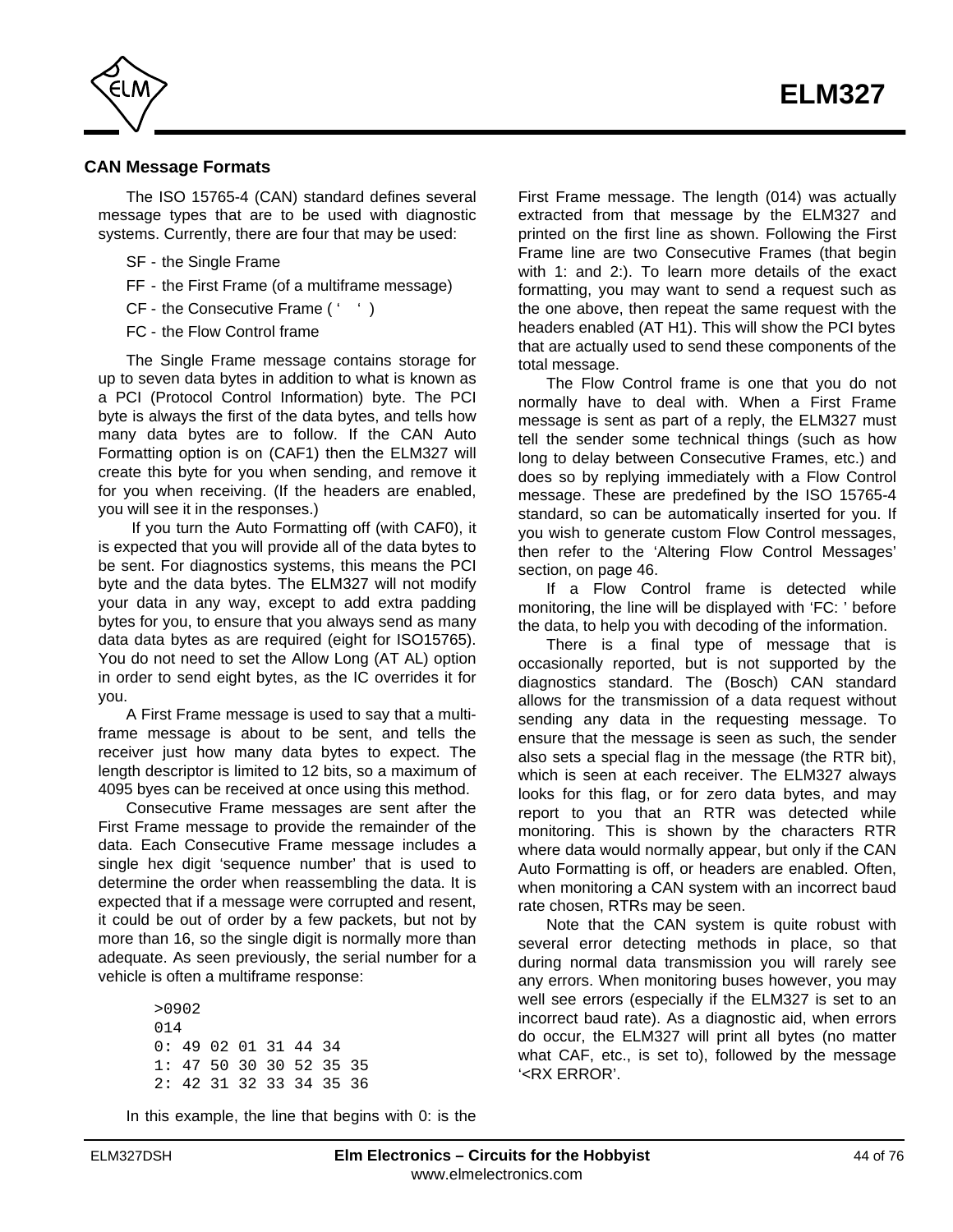## CAN Message Formats

The ISO 15765-4 (CAN) standard defines several message types that are to be used with diagnostic systems. Currently, there are four that may be used:

- SF - the Single Frame
- FF - the First Frame (of a multiframe message)
- CF - the Consecutive Frame ( ‘ ‘ )
- FC - the Flow Control frame

The Single Frame message contains storage for up to seven data bytes in addition to what is known as a PCI (Protocol Control Information) byte. The PCI byte is always the first of the data bytes, and tells how many data bytes are to follow. If the CAN Auto Formatting option is on (CAF1) then the ELM327 will create this byte for you when sending, and remove it for you when receiving. (If the headers are enabled, you will see it in the responses.)

If you turn the Auto Formatting off (with CAF0), it is expected that you will provide all of the data bytes to be sent. For diagnostics systems, this means the PCI byte and the data bytes. The ELM327 will not modify your data in any way, except to add extra padding bytes for you, to ensure that you always send as many data data bytes as are required (eight for ISO15765). You do not need to set the Allow Long (AT AL) option in order to send eight bytes, as the IC overrides it for you.

A First Frame message is used to say that a multi-frame message is about to be sent, and tells the receiver just how many data bytes to expect. The length descriptor is limited to 12 bits, so a maximum of 4095 byes can be received at once using this method.

Consecutive Frame messages are sent after the First Frame message to provide the remainder of the data. Each Consecutive Frame message includes a single hex digit ‘sequence number’ that is used to determine the order when reassembling the data. It is expected that if a message were corrupted and resent, it could be out of order by a few packets, but not by more than 16, so the single digit is normally more than adequate. As seen previously, the serial number for a vehicle is often a multiframe response:

```
>0902
014
0: 49 02 01 31 44 34
1: 47 50 30 30 52 35 35
2: 42 31 32 33 34 35 36
```

In this example, the line that begins with 0: is the First Frame message. The length (014) was actually extracted from that message by the ELM327 and printed on the first line as shown. Following the First Frame line are two Consecutive Frames (that begin with 1: and 2:). To learn more details of the exact formatting, you may want to send a request such as the one above, then repeat the same request with the headers enabled (AT H1). This will show the PCI bytes that are actually used to send these components of the total message.

The Flow Control frame is one that you do not normally have to deal with. When a First Frame message is sent as part of a reply, the ELM327 must tell the sender some technical things (such as how long to delay between Consecutive Frames, etc.) and does so by replying immediately with a Flow Control message. These are predefined by the ISO 15765-4 standard, so can be automatically inserted for you. If you wish to generate custom Flow Control messages, then refer to the ‘Altering Flow Control Messages’ section, on page 46.

If a Flow Control frame is detected while monitoring, the line will be displayed with ‘FC: ’ before the data, to help you with decoding of the information.

There is a final type of message that is occasionally reported, but is not supported by the diagnostics standard. The (Bosch) CAN standard allows for the transmission of a data request without sending any data in the requesting message. To ensure that the message is seen as such, the sender also sets a special flag in the message (the RTR bit), which is seen at each receiver. The ELM327 always looks for this flag, or for zero data bytes, and may report to you that an RTR was detected while monitoring. This is shown by the characters RTR where data would normally appear, but only if the CAN Auto Formatting is off, or headers are enabled. Often, when monitoring a CAN system with an incorrect baud rate chosen, RTRs may be seen.

Note that the CAN system is quite robust with several error detecting methods in place, so that during normal data transmission you will rarely see any errors. When monitoring buses however, you may well see errors (especially if the ELM327 is set to an incorrect baud rate). As a diagnostic aid, when errors do occur, the ELM327 will print all bytes (no matter what CAF, etc., is set to), followed by the message ‘<RX ERROR’.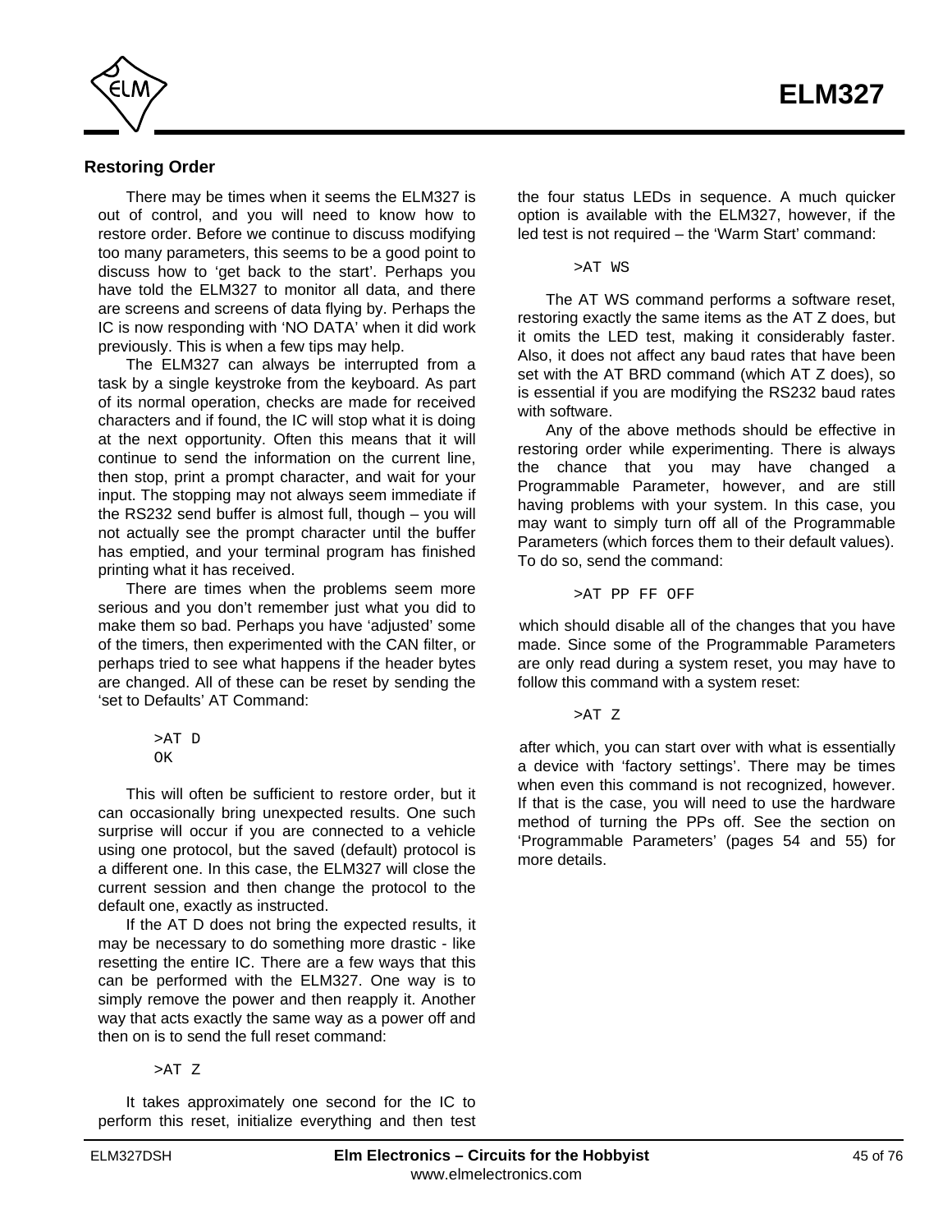## Restoring Order

There may be times when it seems the ELM327 is out of control, and you will need to know how to restore order. Before we continue to discuss modifying too many parameters, this seems to be a good point to discuss how to 'get back to the start'. Perhaps you have told the ELM327 to monitor all data, and there are screens and screens of data flying by. Perhaps the IC is now responding with 'NO DATA' when it did work previously. This is when a few tips may help.

The ELM327 can always be interrupted from a task by a single keystroke from the keyboard. As part of its normal operation, checks are made for received characters and if found, the IC will stop what it is doing at the next opportunity. Often this means that it will continue to send the information on the current line, then stop, print a prompt character, and wait for your input. The stopping may not always seem immediate if the RS232 send buffer is almost full, though – you will not actually see the prompt character until the buffer has emptied, and your terminal program has finished printing what it has received.

There are times when the problems seem more serious and you don't remember just what you did to make them so bad. Perhaps you have 'adjusted' some of the timers, then experimented with the CAN filter, or perhaps tried to see what happens if the header bytes are changed. All of these can be reset by sending the 'set to Defaults' AT Command:

```
>AT D
OK
```

This will often be sufficient to restore order, but it can occasionally bring unexpected results. One such surprise will occur if you are connected to a vehicle using one protocol, but the saved (default) protocol is a different one. In this case, the ELM327 will close the current session and then change the protocol to the default one, exactly as instructed.

If the AT D does not bring the expected results, it may be necessary to do something more drastic - like resetting the entire IC. There are a few ways that this can be performed with the ELM327. One way is to simply remove the power and then reapply it. Another way that acts exactly the same way as a power off and then on is to send the full reset command:

```
>AT Z
```

It takes approximately one second for the IC to perform this reset, initialize everything and then test the four status LEDs in sequence. A much quicker option is available with the ELM327, however, if the led test is not required – the 'Warm Start' command:

```
>AT WS
```

The AT WS command performs a software reset, restoring exactly the same items as the AT Z does, but it omits the LED test, making it considerably faster. Also, it does not affect any baud rates that have been set with the AT BRD command (which AT Z does), so is essential if you are modifying the RS232 baud rates with software.

Any of the above methods should be effective in restoring order while experimenting. There is always the chance that you may have changed a Programmable Parameter, however, and are still having problems with your system. In this case, you may want to simply turn off all of the Programmable Parameters (which forces them to their default values). To do so, send the command:

```
>AT PP FF OFF
```

which should disable all of the changes that you have made. Since some of the Programmable Parameters are only read during a system reset, you may have to follow this command with a system reset:

```
>AT Z
```

after which, you can start over with what is essentially a device with 'factory settings'. There may be times when even this command is not recognized, however. If that is the case, you will need to use the hardware method of turning the PPs off. See the section on 'Programmable Parameters' (pages 54 and 55) for more details.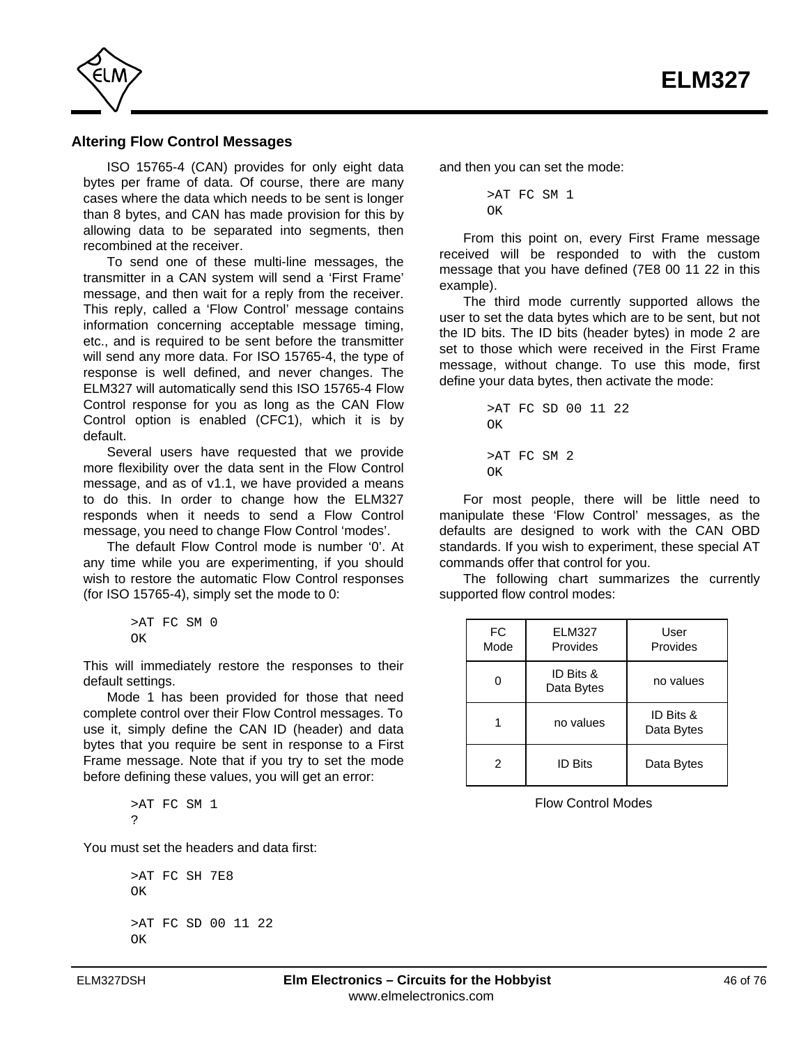## Altering Flow Control Messages

ISO 15765-4 (CAN) provides for only eight data bytes per frame of data. Of course, there are many cases where the data which needs to be sent is longer than 8 bytes, and CAN has made provision for this by allowing data to be separated into segments, then recombined at the receiver.

To send one of these multi-line messages, the transmitter in a CAN system will send a 'First Frame' message, and then wait for a reply from the receiver. This reply, called a 'Flow Control' message contains information concerning acceptable message timing, etc., and is required to be sent before the transmitter will send any more data. For ISO 15765-4, the type of response is well defined, and never changes. The ELM327 will automatically send this ISO 15765-4 Flow Control response for you as long as the CAN Flow Control option is enabled (CFC1), which it is by default.

Several users have requested that we provide more flexibility over the data sent in the Flow Control message, and as of v1.1, we have provided a means to do this. In order to change how the ELM327 responds when it needs to send a Flow Control message, you need to change Flow Control 'modes'.

The default Flow Control mode is number '0'. At any time while you are experimenting, if you should wish to restore the automatic Flow Control responses (for ISO 15765-4), simply set the mode to 0:

```
>AT FC SM 0
OK
```

This will immediately restore the responses to their default settings.

Mode 1 has been provided for those that need complete control over their Flow Control messages. To use it, simply define the CAN ID (header) and data bytes that you require be sent in response to a First Frame message. Note that if you try to set the mode before defining these values, you will get an error:

```
>AT FC SM 1
?
```

You must set the headers and data first:

```
>AT FC SH 7E8
OK

>AT FC SD 00 11 22
OK
```

and then you can set the mode:

```
>AT FC SM 1
OK
```

From this point on, every First Frame message received will be responded to with the custom message that you have defined (7E8 00 11 22 in this example).

The third mode currently supported allows the user to set the data bytes which are to be sent, but not the ID bits. The ID bits (header bytes) in mode 2 are set to those which were received in the First Frame message, without change. To use this mode, first define your data bytes, then activate the mode:

```
>AT FC SD 00 11 22
OK

>AT FC SM 2
OK
```

For most people, there will be little need to manipulate these 'Flow Control' messages, as the defaults are designed to work with the CAN OBD standards. If you wish to experiment, these special AT commands offer that control for you.

The following chart summarizes the currently supported flow control modes:

| FC Mode | ELM327 Provides | User Provides |
|---|---|---|
| 0 | ID Bits & Data Bytes | no values |
| 1 | no values | ID Bits & Data Bytes |
| 2 | ID Bits | Data Bytes |

Flow Control Modes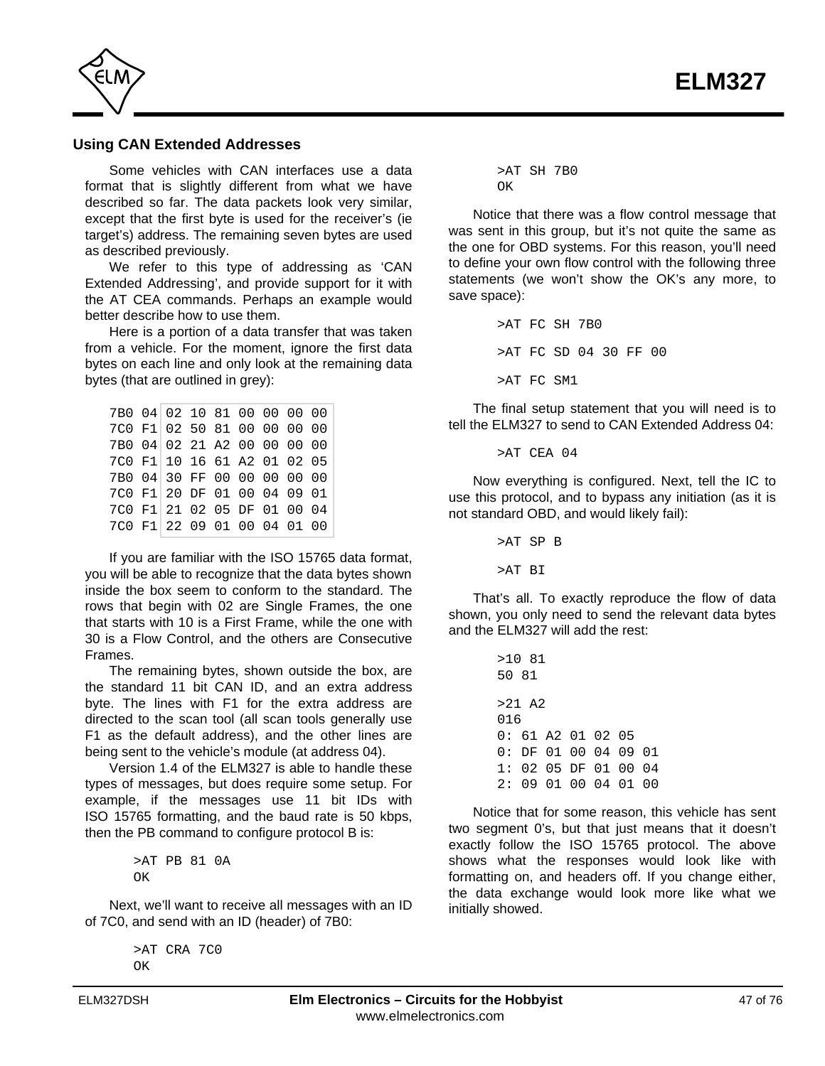### Using CAN Extended Addresses

Some vehicles with CAN interfaces use a data format that is slightly different from what we have described so far. The data packets look very similar, except that the first byte is used for the receiver's (ie target's) address. The remaining seven bytes are used as described previously.

We refer to this type of addressing as 'CAN Extended Addressing', and provide support for it with the AT CEA commands. Perhaps an example would better describe how to use them.

Here is a portion of a data transfer that was taken from a vehicle. For the moment, ignore the first data bytes on each line and only look at the remaining data bytes (that are outlined in grey):

```
7B0 04 02 10 81 00 00 00 00
7C0 F1 02 50 81 00 00 00 00
7B0 04 02 21 A2 00 00 00 00
7C0 F1 10 16 61 A2 01 02 05
7B0 04 30 FF 00 00 00 00 00
7C0 F1 20 DF 01 00 04 09 01
7C0 F1 21 02 05 DF 01 00 04
7C0 F1 22 09 01 00 04 01 00
```

If you are familiar with the ISO 15765 data format, you will be able to recognize that the data bytes shown inside the box seem to conform to the standard. The rows that begin with 02 are Single Frames, the one that starts with 10 is a First Frame, while the one with 30 is a Flow Control, and the others are Consecutive Frames.

The remaining bytes, shown outside the box, are the standard 11 bit CAN ID, and an extra address byte. The lines with F1 for the extra address are directed to the scan tool (all scan tools generally use F1 as the default address), and the other lines are being sent to the vehicle's module (at address 04).

Version 1.4 of the ELM327 is able to handle these types of messages, but does require some setup. For example, if the messages use 11 bit IDs with ISO 15765 formatting, and the baud rate is 50 kbps, then the PB command to configure protocol B is:

```
>AT PB 81 0A
OK
```

Next, we'll want to receive all messages with an ID of 7C0, and send with an ID (header) of 7B0:

```
>AT CRA 7C0
OK
```

```
>AT SH 7B0
OK
```

Notice that there was a flow control message that was sent in this group, but it's not quite the same as the one for OBD systems. For this reason, you'll need to define your own flow control with the following three statements (we won't show the OK's any more, to save space):

```
>AT FC SH 7B0

>AT FC SD 04 30 FF 00

>AT FC SM1
```

The final setup statement that you will need is to tell the ELM327 to send to CAN Extended Address 04:

```
>AT CEA 04
```

Now everything is configured. Next, tell the IC to use this protocol, and to bypass any initiation (as it is not standard OBD, and would likely fail):

```
>AT SP B

>AT BI
```

That's all. To exactly reproduce the flow of data shown, you only need to send the relevant data bytes and the ELM327 will add the rest:

```
>10 81
50 81

>21 A2
016
0: 61 A2 01 02 05
0: DF 01 00 04 09 01
1: 02 05 DF 01 00 04
2: 09 01 00 04 01 00
```

Notice that for some reason, this vehicle has sent two segment 0's, but that just means that it doesn't exactly follow the ISO 15765 protocol. The above shows what the responses would look like with formatting on, and headers off. If you change either, the data exchange would look more like what we initially showed.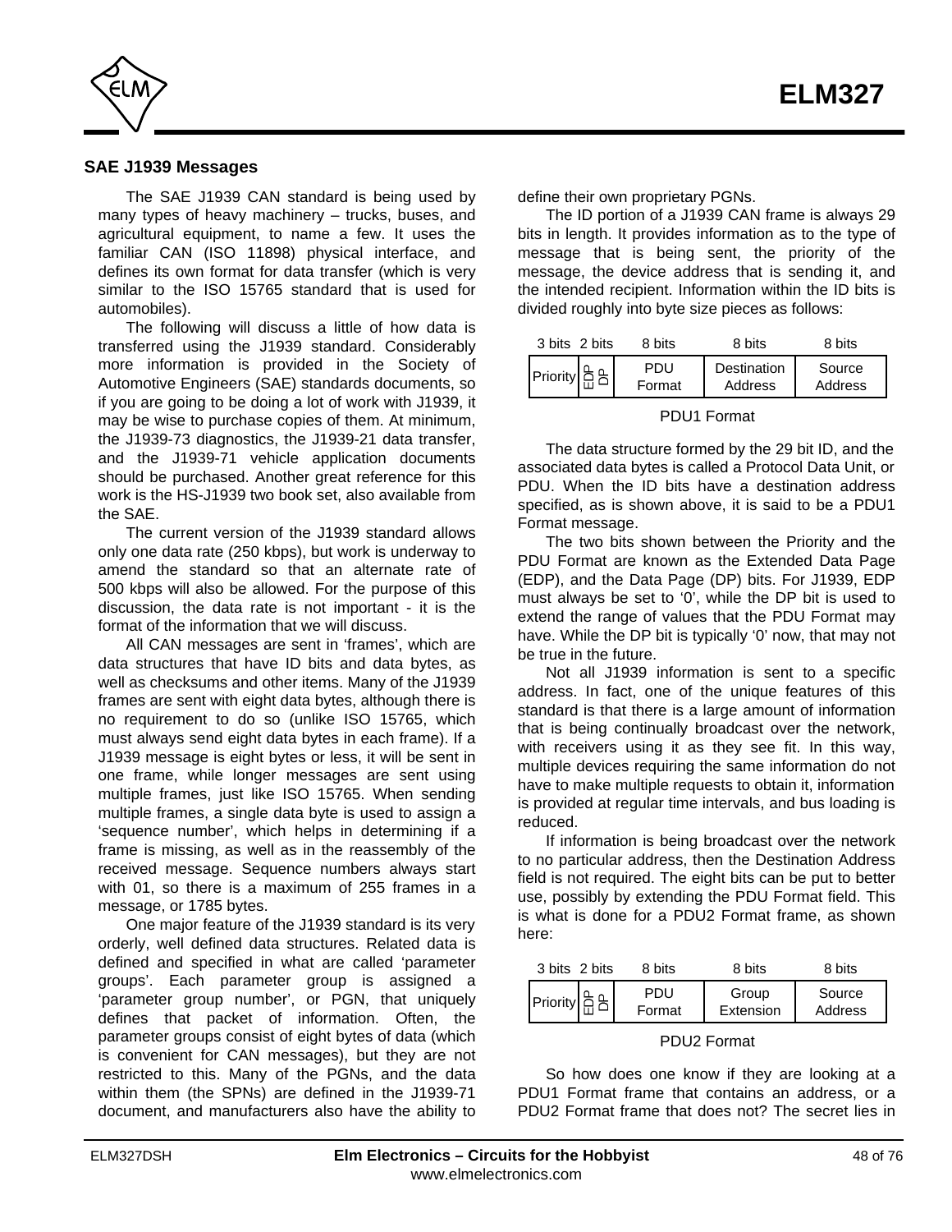## SAE J1939 Messages

The SAE J1939 CAN standard is being used by many types of heavy machinery – trucks, buses, and agricultural equipment, to name a few. It uses the familiar CAN (ISO 11898) physical interface, and defines its own format for data transfer (which is very similar to the ISO 15765 standard that is used for automobiles).

The following will discuss a little of how data is transferred using the J1939 standard. Considerably more information is provided in the Society of Automotive Engineers (SAE) standards documents, so if you are going to be doing a lot of work with J1939, it may be wise to purchase copies of them. At minimum, the J1939-73 diagnostics, the J1939-21 data transfer, and the J1939-71 vehicle application documents should be purchased. Another great reference for this work is the HS-J1939 two book set, also available from the SAE.

The current version of the J1939 standard allows only one data rate (250 kbps), but work is underway to amend the standard so that an alternate rate of 500 kbps will also be allowed. For the purpose of this discussion, the data rate is not important - it is the format of the information that we will discuss.

All CAN messages are sent in 'frames', which are data structures that have ID bits and data bytes, as well as checksums and other items. Many of the J1939 frames are sent with eight data bytes, although there is no requirement to do so (unlike ISO 15765, which must always send eight data bytes in each frame). If a J1939 message is eight bytes or less, it will be sent in one frame, while longer messages are sent using multiple frames, just like ISO 15765. When sending multiple frames, a single data byte is used to assign a 'sequence number', which helps in determining if a frame is missing, as well as in the reassembly of the received message. Sequence numbers always start with 01, so there is a maximum of 255 frames in a message, or 1785 bytes.

One major feature of the J1939 standard is its very orderly, well defined data structures. Related data is defined and specified in what are called 'parameter groups'. Each parameter group is assigned a 'parameter group number', or PGN, that uniquely defines that packet of information. Often, the parameter groups consist of eight bytes of data (which is convenient for CAN messages), but they are not restricted to this. Many of the PGNs, and the data within them (the SPNs) are defined in the J1939-71 document, and manufacturers also have the ability to define their own proprietary PGNs.

The ID portion of a J1939 CAN frame is always 29 bits in length. It provides information as to the type of message that is being sent, the priority of the message, the device address that is sending it, and the intended recipient. Information within the ID bits is divided roughly into byte size pieces as follows:

| 3 bits | 2 bits | | 8 bits | 8 bits | 8 bits |
|---|---|---|---|---|---|
| Priority | EDP | DP | PDU Format | Destination Address | Source Address |

PDU1 Format

The data structure formed by the 29 bit ID, and the associated data bytes is called a Protocol Data Unit, or PDU. When the ID bits have a destination address specified, as is shown above, it is said to be a PDU1 Format message.

The two bits shown between the Priority and the PDU Format are known as the Extended Data Page (EDP), and the Data Page (DP) bits. For J1939, EDP must always be set to '0', while the DP bit is used to extend the range of values that the PDU Format may have. While the DP bit is typically '0' now, that may not be true in the future.

Not all J1939 information is sent to a specific address. In fact, one of the unique features of this standard is that there is a large amount of information that is being continually broadcast over the network, with receivers using it as they see fit. In this way, multiple devices requiring the same information do not have to make multiple requests to obtain it, information is provided at regular time intervals, and bus loading is reduced.

If information is being broadcast over the network to no particular address, then the Destination Address field is not required. The eight bits can be put to better use, possibly by extending the PDU Format field. This is what is done for a PDU2 Format frame, as shown here:

| 3 bits | 2 bits | | 8 bits | 8 bits | 8 bits |
|---|---|---|---|---|---|
| Priority | EDP | DP | PDU Format | Group Extension | Source Address |

PDU2 Format

So how does one know if they are looking at a PDU1 Format frame that contains an address, or a PDU2 Format frame that does not? The secret lies in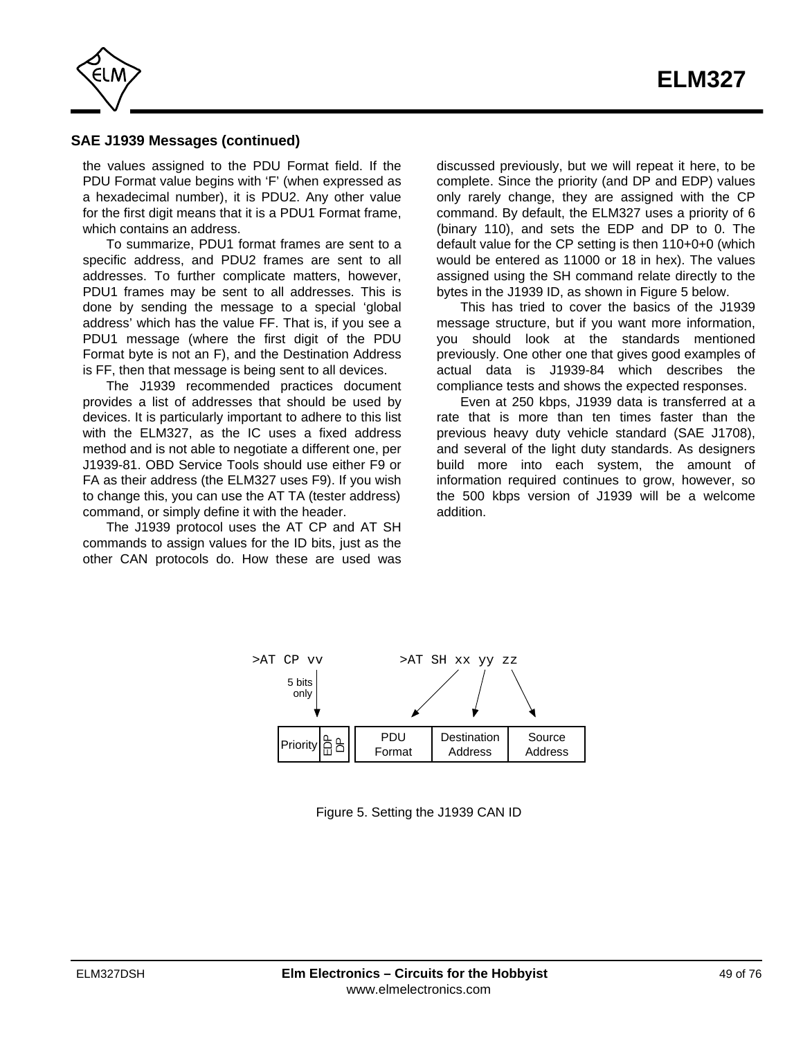## SAE J1939 Messages (continued)

the values assigned to the PDU Format field. If the PDU Format value begins with 'F' (when expressed as a hexadecimal number), it is PDU2. Any other value for the first digit means that it is a PDU1 Format frame, which contains an address.

To summarize, PDU1 format frames are sent to a specific address, and PDU2 frames are sent to all addresses. To further complicate matters, however, PDU1 frames may be sent to all addresses. This is done by sending the message to a special 'global address' which has the value FF. That is, if you see a PDU1 message (where the first digit of the PDU Format byte is not an F), and the Destination Address is FF, then that message is being sent to all devices.

The J1939 recommended practices document provides a list of addresses that should be used by devices. It is particularly important to adhere to this list with the ELM327, as the IC uses a fixed address method and is not able to negotiate a different one, per J1939-81. OBD Service Tools should use either F9 or FA as their address (the ELM327 uses F9). If you wish to change this, you can use the AT TA (tester address) command, or simply define it with the header.

The J1939 protocol uses the AT CP and AT SH commands to assign values for the ID bits, just as the other CAN protocols do. How these are used was discussed previously, but we will repeat it here, to be complete. Since the priority (and DP and EDP) values only rarely change, they are assigned with the CP command. By default, the ELM327 uses a priority of 6 (binary 110), and sets the EDP and DP to 0. The default value for the CP setting is then 110+0+0 (which would be entered as 11000 or 18 in hex). The values assigned using the SH command relate directly to the bytes in the J1939 ID, as shown in Figure 5 below.

This has tried to cover the basics of the J1939 message structure, but if you want more information, you should look at the standards mentioned previously. One other one that gives good examples of actual data is J1939-84 which describes the compliance tests and shows the expected responses.

Even at 250 kbps, J1939 data is transferred at a rate that is more than ten times faster than the previous heavy duty vehicle standard (SAE J1708), and several of the light duty standards. As designers build more into each system, the amount of information required continues to grow, however, so the 500 kbps version of J1939 will be a welcome addition.

```
>AT CP vv              >AT SH xx yy zz
   | 5 bits only          /     |     \
   v                     v      v      v
| Priority | EDP | DP |  | PDU Format | Destination Address | Source Address |
```

Figure 5. Setting the J1939 CAN ID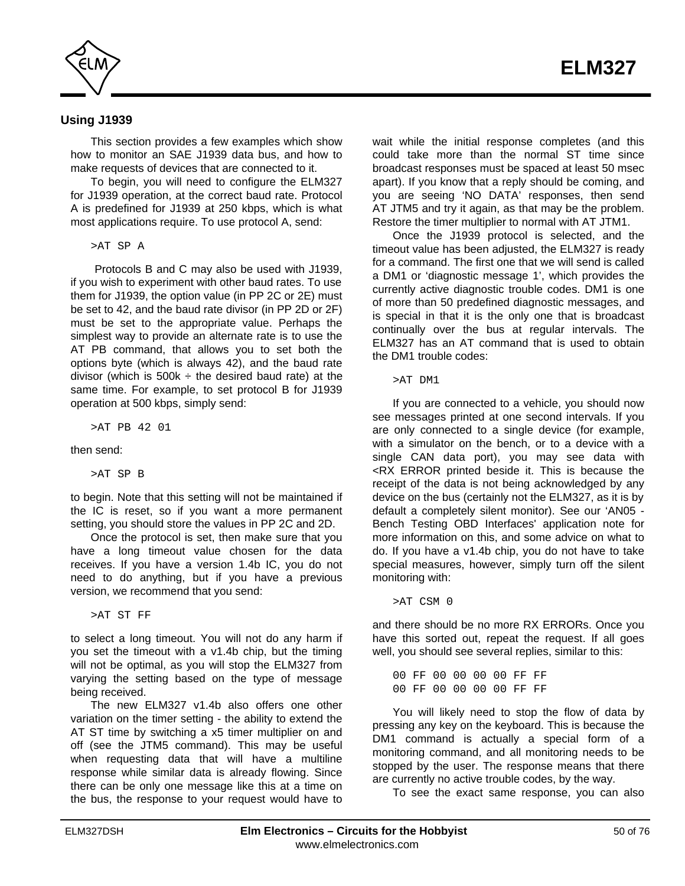### Using J1939

This section provides a few examples which show how to monitor an SAE J1939 data bus, and how to make requests of devices that are connected to it.

To begin, you will need to configure the ELM327 for J1939 operation, at the correct baud rate. Protocol A is predefined for J1939 at 250 kbps, which is what most applications require. To use protocol A, send:

```
>AT SP A
```

Protocols B and C may also be used with J1939, if you wish to experiment with other baud rates. To use them for J1939, the option value (in PP 2C or 2E) must be set to 42, and the baud rate divisor (in PP 2D or 2F) must be set to the appropriate value. Perhaps the simplest way to provide an alternate rate is to use the AT PB command, that allows you to set both the options byte (which is always 42), and the baud rate divisor (which is 500k ÷ the desired baud rate) at the same time. For example, to set protocol B for J1939 operation at 500 kbps, simply send:

```
>AT PB 42 01
```

then send:

```
>AT SP B
```

to begin. Note that this setting will not be maintained if the IC is reset, so if you want a more permanent setting, you should store the values in PP 2C and 2D.

Once the protocol is set, then make sure that you have a long timeout value chosen for the data receives. If you have a version 1.4b IC, you do not need to do anything, but if you have a previous version, we recommend that you send:

```
>AT ST FF
```

to select a long timeout. You will not do any harm if you set the timeout with a v1.4b chip, but the timing will not be optimal, as you will stop the ELM327 from varying the setting based on the type of message being received.

The new ELM327 v1.4b also offers one other variation on the timer setting - the ability to extend the AT ST time by switching a x5 timer multiplier on and off (see the JTM5 command). This may be useful when requesting data that will have a multiline response while similar data is already flowing. Since there can be only one message like this at a time on the bus, the response to your request would have to wait while the initial response completes (and this could take more than the normal ST time since broadcast responses must be spaced at least 50 msec apart). If you know that a reply should be coming, and you are seeing 'NO DATA' responses, then send AT JTM5 and try it again, as that may be the problem. Restore the timer multiplier to normal with AT JTM1.

Once the J1939 protocol is selected, and the timeout value has been adjusted, the ELM327 is ready for a command. The first one that we will send is called a DM1 or 'diagnostic message 1', which provides the currently active diagnostic trouble codes. DM1 is one of more than 50 predefined diagnostic messages, and is special in that it is the only one that is broadcast continually over the bus at regular intervals. The ELM327 has an AT command that is used to obtain the DM1 trouble codes:

```
>AT DM1
```

If you are connected to a vehicle, you should now see messages printed at one second intervals. If you are only connected to a single device (for example, with a simulator on the bench, or to a device with a single CAN data port), you may see data with <RX ERROR printed beside it. This is because the receipt of the data is not being acknowledged by any device on the bus (certainly not the ELM327, as it is by default a completely silent monitor). See our 'AN05 - Bench Testing OBD Interfaces' application note for more information on this, and some advice on what to do. If you have a v1.4b chip, you do not have to take special measures, however, simply turn off the silent monitoring with:

```
>AT CSM 0
```

and there should be no more RX ERRORs. Once you have this sorted out, repeat the request. If all goes well, you should see several replies, similar to this:

```
00 FF 00 00 00 00 FF FF
00 FF 00 00 00 00 FF FF
```

You will likely need to stop the flow of data by pressing any key on the keyboard. This is because the DM1 command is actually a special form of a monitoring command, and all monitoring needs to be stopped by the user. The response means that there are currently no active trouble codes, by the way.

To see the exact same response, you can also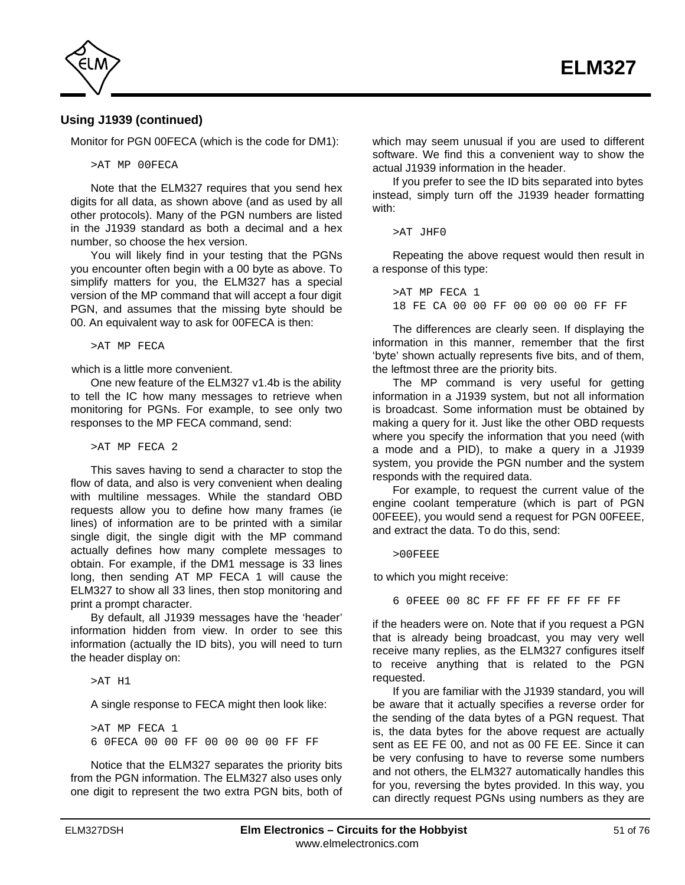## Using J1939 (continued)

Monitor for PGN 00FECA (which is the code for DM1):

```
>AT MP 00FECA
```

Note that the ELM327 requires that you send hex digits for all data, as shown above (and as used by all other protocols). Many of the PGN numbers are listed in the J1939 standard as both a decimal and a hex number, so choose the hex version.

You will likely find in your testing that the PGNs you encounter often begin with a 00 byte as above. To simplify matters for you, the ELM327 has a special version of the MP command that will accept a four digit PGN, and assumes that the missing byte should be 00. An equivalent way to ask for 00FECA is then:

```
>AT MP FECA
```

which is a little more convenient.

One new feature of the ELM327 v1.4b is the ability to tell the IC how many messages to retrieve when monitoring for PGNs. For example, to see only two responses to the MP FECA command, send:

```
>AT MP FECA 2
```

This saves having to send a character to stop the flow of data, and also is very convenient when dealing with multiline messages. While the standard OBD requests allow you to define how many frames (ie lines) of information are to be printed with a similar single digit, the single digit with the MP command actually defines how many complete messages to obtain. For example, if the DM1 message is 33 lines long, then sending AT MP FECA 1 will cause the ELM327 to show all 33 lines, then stop monitoring and print a prompt character.

By default, all J1939 messages have the 'header' information hidden from view. In order to see this information (actually the ID bits), you will need to turn the header display on:

```
>AT H1
```

A single response to FECA might then look like:

```
>AT MP FECA 1
6 0FECA 00 00 FF 00 00 00 00 FF FF
```

Notice that the ELM327 separates the priority bits from the PGN information. The ELM327 also uses only one digit to represent the two extra PGN bits, both of which may seem unusual if you are used to different software. We find this a convenient way to show the actual J1939 information in the header.

If you prefer to see the ID bits separated into bytes instead, simply turn off the J1939 header formatting with:

```
>AT JHF0
```

Repeating the above request would then result in a response of this type:

```
>AT MP FECA 1
18 FE CA 00 00 FF 00 00 00 00 FF FF
```

The differences are clearly seen. If displaying the information in this manner, remember that the first 'byte' shown actually represents five bits, and of them, the leftmost three are the priority bits.

The MP command is very useful for getting information in a J1939 system, but not all information is broadcast. Some information must be obtained by making a query for it. Just like the other OBD requests where you specify the information that you need (with a mode and a PID), to make a query in a J1939 system, you provide the PGN number and the system responds with the required data.

For example, to request the current value of the engine coolant temperature (which is part of PGN 00FEEE), you would send a request for PGN 00FEEE, and extract the data. To do this, send:

```
>00FEEE
```

to which you might receive:

```
6 0FEEE 00 8C FF FF FF FF FF FF FF
```

if the headers were on. Note that if you request a PGN that is already being broadcast, you may very well receive many replies, as the ELM327 configures itself to receive anything that is related to the PGN requested.

If you are familiar with the J1939 standard, you will be aware that it actually specifies a reverse order for the sending of the data bytes of a PGN request. That is, the data bytes for the above request are actually sent as EE FE 00, and not as 00 FE EE. Since it can be very confusing to have to reverse some numbers and not others, the ELM327 automatically handles this for you, reversing the bytes provided. In this way, you can directly request PGNs using numbers as they are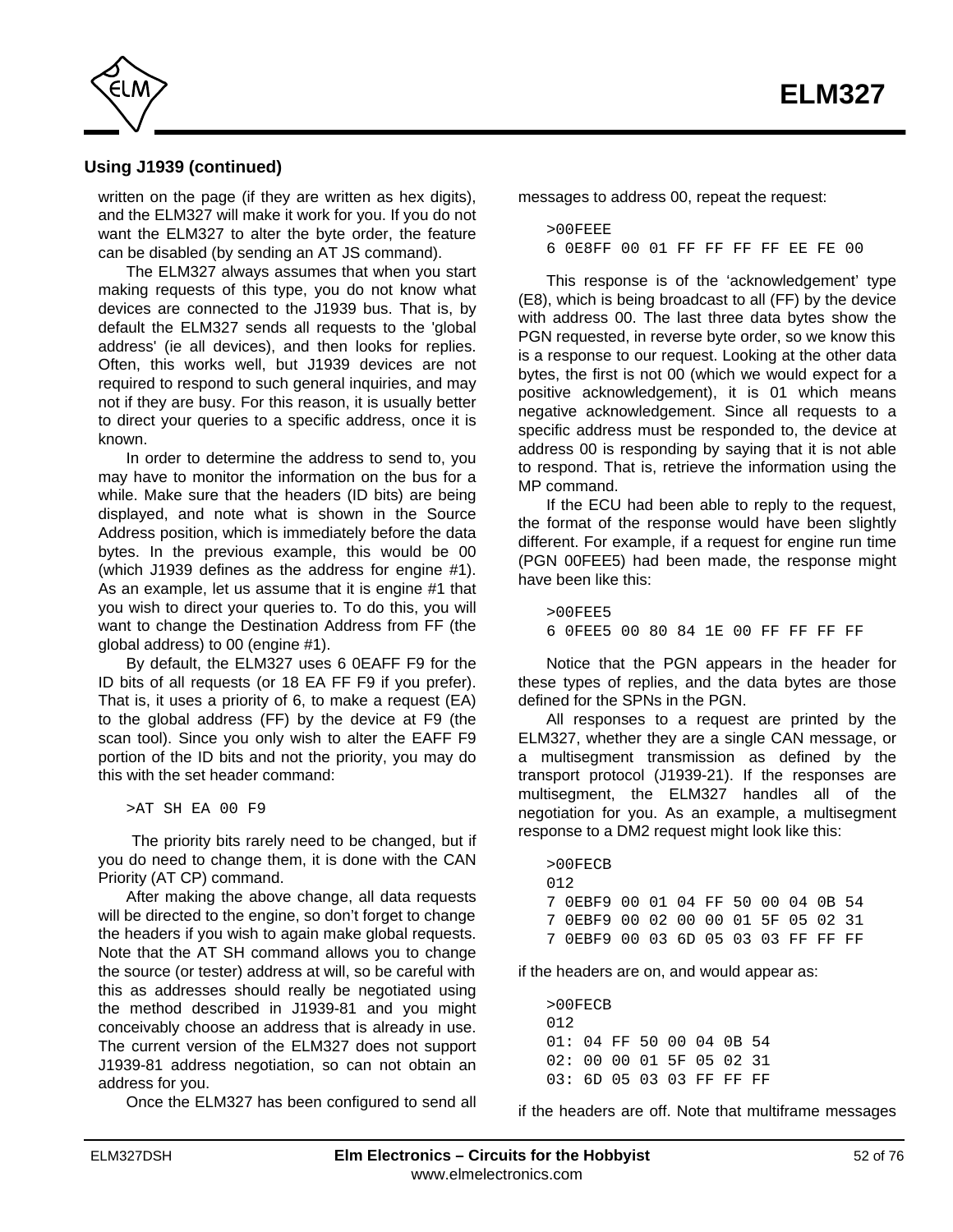## Using J1939 (continued)

written on the page (if they are written as hex digits), and the ELM327 will make it work for you. If you do not want the ELM327 to alter the byte order, the feature can be disabled (by sending an AT JS command).

The ELM327 always assumes that when you start making requests of this type, you do not know what devices are connected to the J1939 bus. That is, by default the ELM327 sends all requests to the 'global address' (ie all devices), and then looks for replies. Often, this works well, but J1939 devices are not required to respond to such general inquiries, and may not if they are busy. For this reason, it is usually better to direct your queries to a specific address, once it is known.

In order to determine the address to send to, you may have to monitor the information on the bus for a while. Make sure that the headers (ID bits) are being displayed, and note what is shown in the Source Address position, which is immediately before the data bytes. In the previous example, this would be 00 (which J1939 defines as the address for engine #1). As an example, let us assume that it is engine #1 that you wish to direct your queries to. To do this, you will want to change the Destination Address from FF (the global address) to 00 (engine #1).

By default, the ELM327 uses 6 0EAFF F9 for the ID bits of all requests (or 18 EA FF F9 if you prefer). That is, it uses a priority of 6, to make a request (EA) to the global address (FF) by the device at F9 (the scan tool). Since you only wish to alter the EAFF F9 portion of the ID bits and not the priority, you may do this with the set header command:

```
>AT SH EA 00 F9
```

The priority bits rarely need to be changed, but if you do need to change them, it is done with the CAN Priority (AT CP) command.

After making the above change, all data requests will be directed to the engine, so don't forget to change the headers if you wish to again make global requests. Note that the AT SH command allows you to change the source (or tester) address at will, so be careful with this as addresses should really be negotiated using the method described in J1939-81 and you might conceivably choose an address that is already in use. The current version of the ELM327 does not support J1939-81 address negotiation, so can not obtain an address for you.

Once the ELM327 has been configured to send all messages to address 00, repeat the request:

```
>00FEEE
6 0E8FF 00 01 FF FF FF FF EE FE 00
```

This response is of the 'acknowledgement' type (E8), which is being broadcast to all (FF) by the device with address 00. The last three data bytes show the PGN requested, in reverse byte order, so we know this is a response to our request. Looking at the other data bytes, the first is not 00 (which we would expect for a positive acknowledgement), it is 01 which means negative acknowledgement. Since all requests to a specific address must be responded to, the device at address 00 is responding by saying that it is not able to respond. That is, retrieve the information using the MP command.

If the ECU had been able to reply to the request, the format of the response would have been slightly different. For example, if a request for engine run time (PGN 00FEE5) had been made, the response might have been like this:

```
>00FEE5
6 0FEE5 00 80 84 1E 00 FF FF FF FF
```

Notice that the PGN appears in the header for these types of replies, and the data bytes are those defined for the SPNs in the PGN.

All responses to a request are printed by the ELM327, whether they are a single CAN message, or a multisegment transmission as defined by the transport protocol (J1939-21). If the responses are multisegment, the ELM327 handles all of the negotiation for you. As an example, a multisegment response to a DM2 request might look like this:

```
>00FECB
012
7 0EBF9 00 01 04 FF 50 00 04 0B 54
7 0EBF9 00 02 00 00 01 5F 05 02 31
7 0EBF9 00 03 6D 05 03 03 FF FF FF
```

if the headers are on, and would appear as:

```
>00FECB
012
01: 04 FF 50 00 04 0B 54
02: 00 00 01 5F 05 02 31
03: 6D 05 03 03 FF FF FF
```

if the headers are off. Note that multiframe messages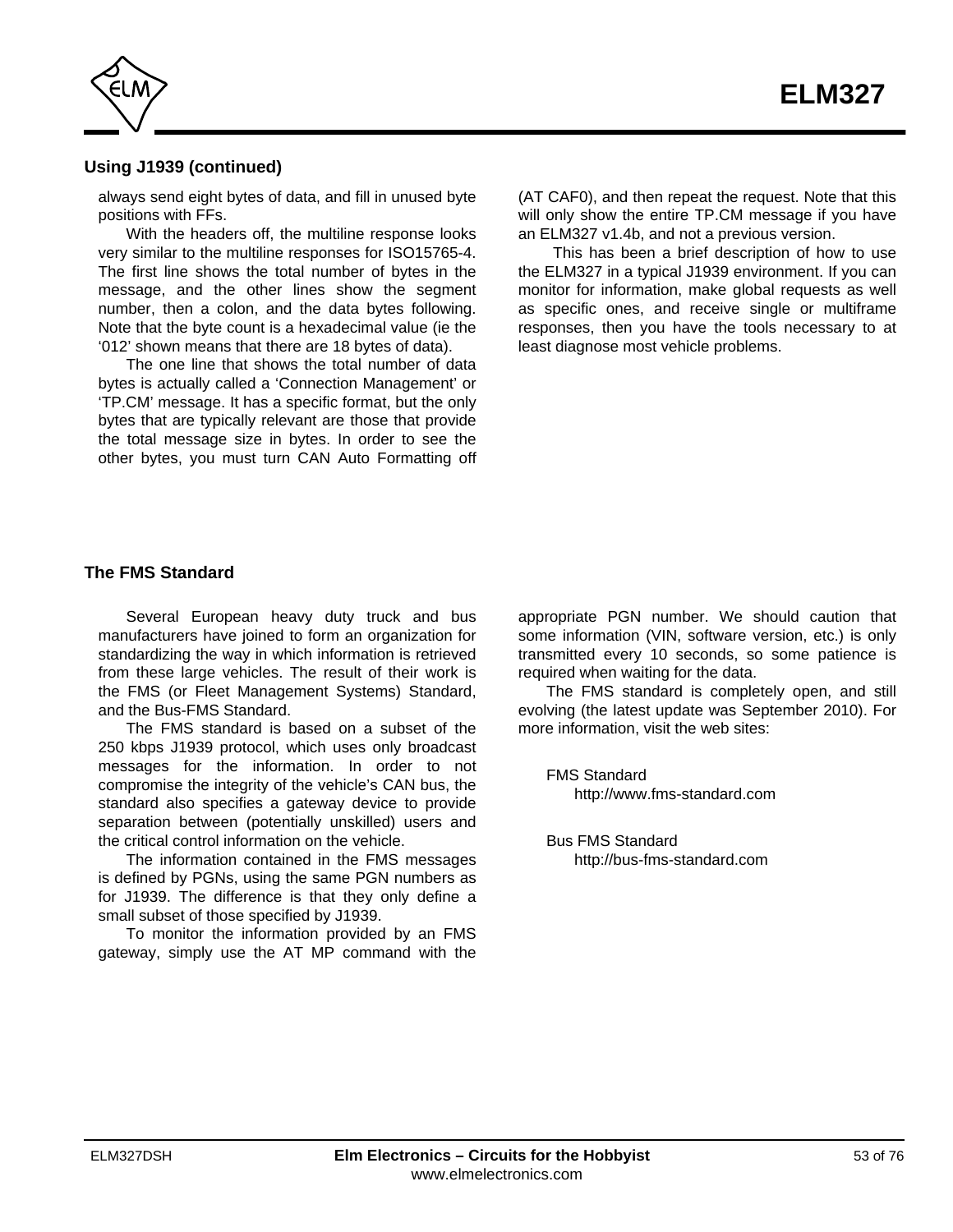## Using J1939 (continued)

always send eight bytes of data, and fill in unused byte positions with FFs.

With the headers off, the multiline response looks very similar to the multiline responses for ISO15765-4. The first line shows the total number of bytes in the message, and the other lines show the segment number, then a colon, and the data bytes following. Note that the byte count is a hexadecimal value (ie the '012' shown means that there are 18 bytes of data).

The one line that shows the total number of data bytes is actually called a 'Connection Management' or 'TP.CM' message. It has a specific format, but the only bytes that are typically relevant are those that provide the total message size in bytes. In order to see the other bytes, you must turn CAN Auto Formatting off (AT CAF0), and then repeat the request. Note that this will only show the entire TP.CM message if you have an ELM327 v1.4b, and not a previous version.

This has been a brief description of how to use the ELM327 in a typical J1939 environment. If you can monitor for information, make global requests as well as specific ones, and receive single or multiframe responses, then you have the tools necessary to at least diagnose most vehicle problems.

## The FMS Standard

Several European heavy duty truck and bus manufacturers have joined to form an organization for standardizing the way in which information is retrieved from these large vehicles. The result of their work is the FMS (or Fleet Management Systems) Standard, and the Bus-FMS Standard.

The FMS standard is based on a subset of the 250 kbps J1939 protocol, which uses only broadcast messages for the information. In order to not compromise the integrity of the vehicle's CAN bus, the standard also specifies a gateway device to provide separation between (potentially unskilled) users and the critical control information on the vehicle.

The information contained in the FMS messages is defined by PGNs, using the same PGN numbers as for J1939. The difference is that they only define a small subset of those specified by J1939.

To monitor the information provided by an FMS gateway, simply use the AT MP command with the appropriate PGN number. We should caution that some information (VIN, software version, etc.) is only transmitted every 10 seconds, so some patience is required when waiting for the data.

The FMS standard is completely open, and still evolving (the latest update was September 2010). For more information, visit the web sites:

FMS Standard
    http://www.fms-standard.com

Bus FMS Standard
    http://bus-fms-standard.com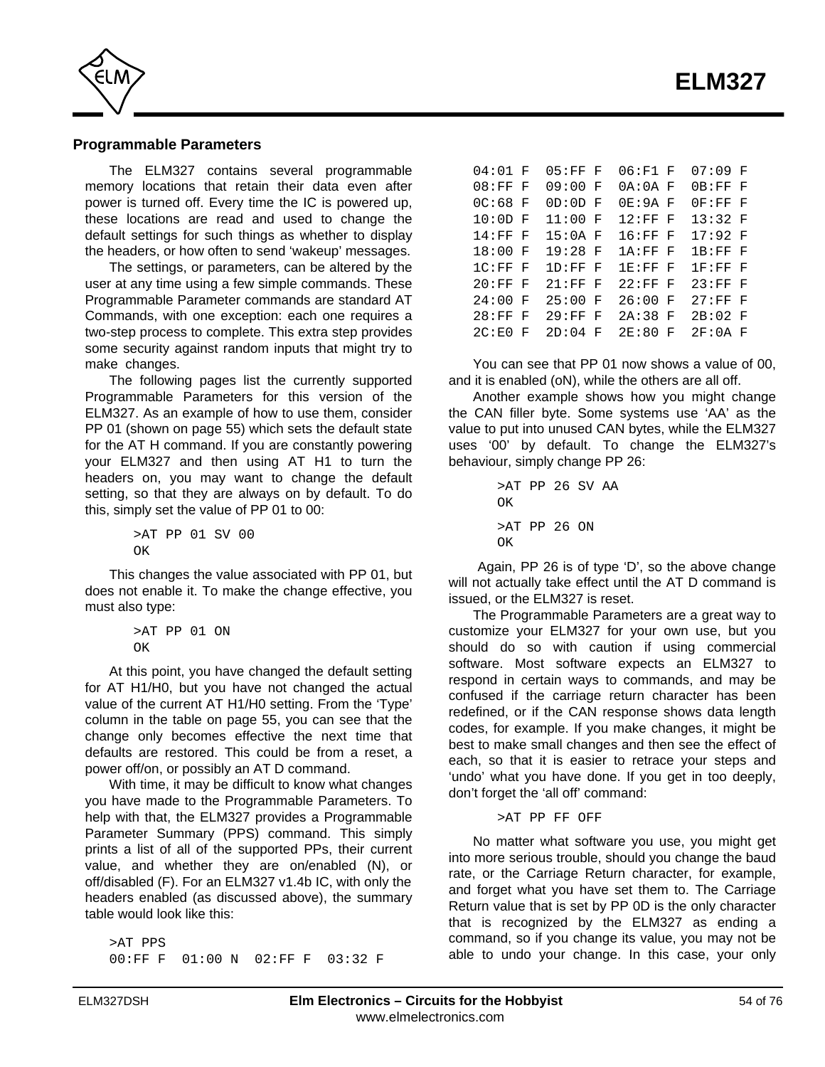## Programmable Parameters

The ELM327 contains several programmable memory locations that retain their data even after power is turned off. Every time the IC is powered up, these locations are read and used to change the default settings for such things as whether to display the headers, or how often to send 'wakeup' messages.

The settings, or parameters, can be altered by the user at any time using a few simple commands. These Programmable Parameter commands are standard AT Commands, with one exception: each one requires a two-step process to complete. This extra step provides some security against random inputs that might try to make changes.

The following pages list the currently supported Programmable Parameters for this version of the ELM327. As an example of how to use them, consider PP 01 (shown on page 55) which sets the default state for the AT H command. If you are constantly powering your ELM327 and then using AT H1 to turn the headers on, you may want to change the default setting, so that they are always on by default. To do this, simply set the value of PP 01 to 00:

```
>AT PP 01 SV 00
OK
```

This changes the value associated with PP 01, but does not enable it. To make the change effective, you must also type:

```
>AT PP 01 ON
OK
```

At this point, you have changed the default setting for AT H1/H0, but you have not changed the actual value of the current AT H1/H0 setting. From the 'Type' column in the table on page 55, you can see that the change only becomes effective the next time that defaults are restored. This could be from a reset, a power off/on, or possibly an AT D command.

With time, it may be difficult to know what changes you have made to the Programmable Parameters. To help with that, the ELM327 provides a Programmable Parameter Summary (PPS) command. This simply prints a list of all of the supported PPs, their current value, and whether they are on/enabled (N), or off/disabled (F). For an ELM327 v1.4b IC, with only the headers enabled (as discussed above), the summary table would look like this:

```
>AT PPS
00:FF F  01:00 N  02:FF F  03:32 F
04:01 F  05:FF F  06:F1 F  07:09 F
08:FF F  09:00 F  0A:0A F  0B:FF F
0C:68 F  0D:0D F  0E:9A F  0F:FF F
10:0D F  11:00 F  12:FF F  13:32 F
14:FF F  15:0A F  16:FF F  17:92 F
18:00 F  19:28 F  1A:FF F  1B:FF F
1C:FF F  1D:FF F  1E:FF F  1F:FF F
20:FF F  21:FF F  22:FF F  23:FF F
24:00 F  25:00 F  26:00 F  27:FF F
28:FF F  29:FF F  2A:38 F  2B:02 F
2C:E0 F  2D:04 F  2E:80 F  2F:0A F
```

You can see that PP 01 now shows a value of 00, and it is enabled (oN), while the others are all off.

Another example shows how you might change the CAN filler byte. Some systems use 'AA' as the value to put into unused CAN bytes, while the ELM327 uses '00' by default. To change the ELM327's behaviour, simply change PP 26:

```
>AT PP 26 SV AA
OK
>AT PP 26 ON
OK
```

Again, PP 26 is of type 'D', so the above change will not actually take effect until the AT D command is issued, or the ELM327 is reset.

The Programmable Parameters are a great way to customize your ELM327 for your own use, but you should do so with caution if using commercial software. Most software expects an ELM327 to respond in certain ways to commands, and may be confused if the carriage return character has been redefined, or if the CAN response shows data length codes, for example. If you make changes, it might be best to make small changes and then see the effect of each, so that it is easier to retrace your steps and 'undo' what you have done. If you get in too deeply, don't forget the 'all off' command:

```
>AT PP FF OFF
```

No matter what software you use, you might get into more serious trouble, should you change the baud rate, or the Carriage Return character, for example, and forget what you have set them to. The Carriage Return value that is set by PP 0D is the only character that is recognized by the ELM327 as ending a command, so if you change its value, you may not be able to undo your change. In this case, your only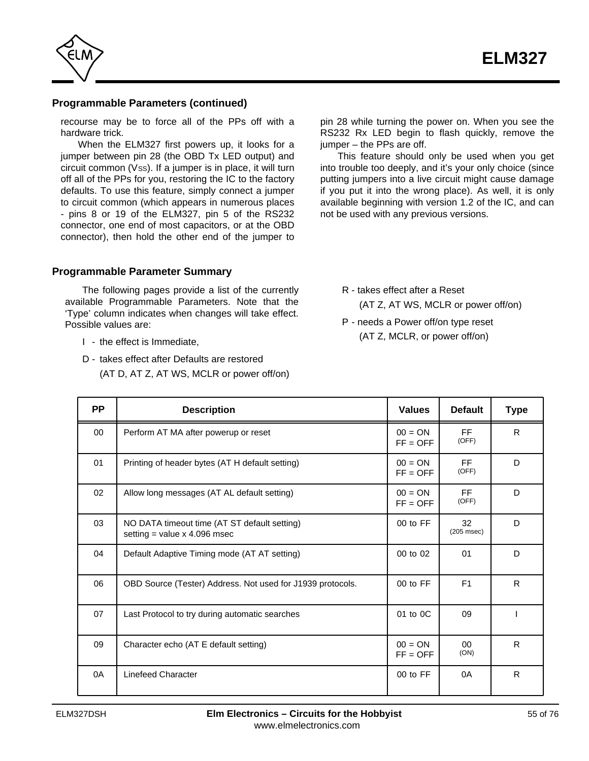## Programmable Parameters (continued)

recourse may be to force all of the PPs off with a hardware trick.

When the ELM327 first powers up, it looks for a jumper between pin 28 (the OBD Tx LED output) and circuit common ($V_{SS}$). If a jumper is in place, it will turn off all of the PPs for you, restoring the IC to the factory defaults. To use this feature, simply connect a jumper to circuit common (which appears in numerous places - pins 8 or 19 of the ELM327, pin 5 of the RS232 connector, one end of most capacitors, or at the OBD connector), then hold the other end of the jumper to pin 28 while turning the power on. When you see the RS232 Rx LED begin to flash quickly, remove the jumper – the PPs are off.

This feature should only be used when you get into trouble too deeply, and it's your only choice (since putting jumpers into a live circuit might cause damage if you put it into the wrong place). As well, it is only available beginning with version 1.2 of the IC, and can not be used with any previous versions.

## Programmable Parameter Summary

The following pages provide a list of the currently available Programmable Parameters. Note that the 'Type' column indicates when changes will take effect. Possible values are:

- I - the effect is Immediate,
- D - takes effect after Defaults are restored (AT D, AT Z, AT WS, MCLR or power off/on)
- R - takes effect after a Reset (AT Z, AT WS, MCLR or power off/on)
- P - needs a Power off/on type reset (AT Z, MCLR, or power off/on)

| PP | Description | Values | Default | Type |
|---|---|---|---|---|
| 00 | Perform AT MA after powerup or reset | 00 = ON<br>FF = OFF | FF<br>(OFF) | R |
| 01 | Printing of header bytes (AT H default setting) | 00 = ON<br>FF = OFF | FF<br>(OFF) | D |
| 02 | Allow long messages (AT AL default setting) | 00 = ON<br>FF = OFF | FF<br>(OFF) | D |
| 03 | NO DATA timeout time (AT ST default setting)<br>setting = value x 4.096 msec | 00 to FF | 32<br>(205 msec) | D |
| 04 | Default Adaptive Timing mode (AT AT setting) | 00 to 02 | 01 | D |
| 06 | OBD Source (Tester) Address. Not used for J1939 protocols. | 00 to FF | F1 | R |
| 07 | Last Protocol to try during automatic searches | 01 to 0C | 09 | I |
| 09 | Character echo (AT E default setting) | 00 = ON<br>FF = OFF | 00<br>(ON) | R |
| 0A | Linefeed Character | 00 to FF | 0A | R |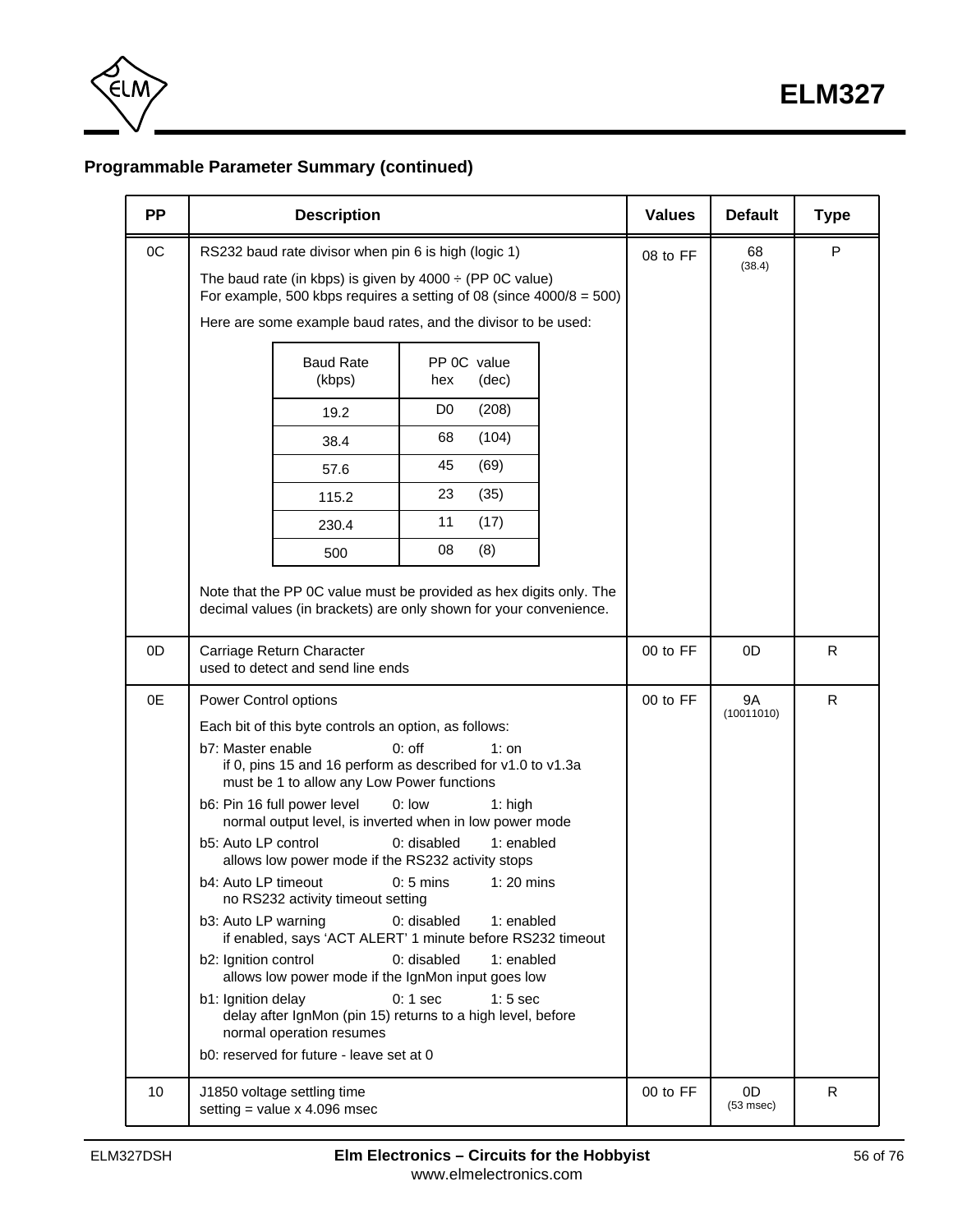## Programmable Parameter Summary (continued)

| PP | Description | Values | Default | Type |
|---|---|---|---|---|
| 0C | RS232 baud rate divisor when pin 6 is high (logic 1)<br><br>The baud rate (in kbps) is given by 4000 ÷ (PP 0C value)<br>For example, 500 kbps requires a setting of 08 (since 4000/8 = 500)<br><br>Here are some example baud rates, and the divisor to be used:<br><br>Baud Rate (kbps) — PP 0C value hex (dec)<br>19.2 — D0 (208)<br>38.4 — 68 (104)<br>57.6 — 45 (69)<br>115.2 — 23 (35)<br>230.4 — 11 (17)<br>500 — 08 (8)<br><br>Note that the PP 0C value must be provided as hex digits only. The decimal values (in brackets) are only shown for your convenience. | 08 to FF | 68<br>(38.4) | P |
| 0D | Carriage Return Character<br>used to detect and send line ends | 00 to FF | 0D | R |
| 0E | Power Control options<br><br>Each bit of this byte controls an option, as follows:<br><br>b7: Master enable 0: off 1: on<br>if 0, pins 15 and 16 perform as described for v1.0 to v1.3a<br>must be 1 to allow any Low Power functions<br><br>b6: Pin 16 full power level 0: low 1: high<br>normal output level, is inverted when in low power mode<br><br>b5: Auto LP control 0: disabled 1: enabled<br>allows low power mode if the RS232 activity stops<br><br>b4: Auto LP timeout 0: 5 mins 1: 20 mins<br>no RS232 activity timeout setting<br><br>b3: Auto LP warning 0: disabled 1: enabled<br>if enabled, says 'ACT ALERT' 1 minute before RS232 timeout<br><br>b2: Ignition control 0: disabled 1: enabled<br>allows low power mode if the IgnMon input goes low<br><br>b1: Ignition delay 0: 1 sec 1: 5 sec<br>delay after IgnMon (pin 15) returns to a high level, before normal operation resumes<br><br>b0: reserved for future - leave set at 0 | 00 to FF | 9A<br>(10011010) | R |
| 10 | J1850 voltage settling time<br>setting = value x 4.096 msec | 00 to FF | 0D<br>(53 msec) | R |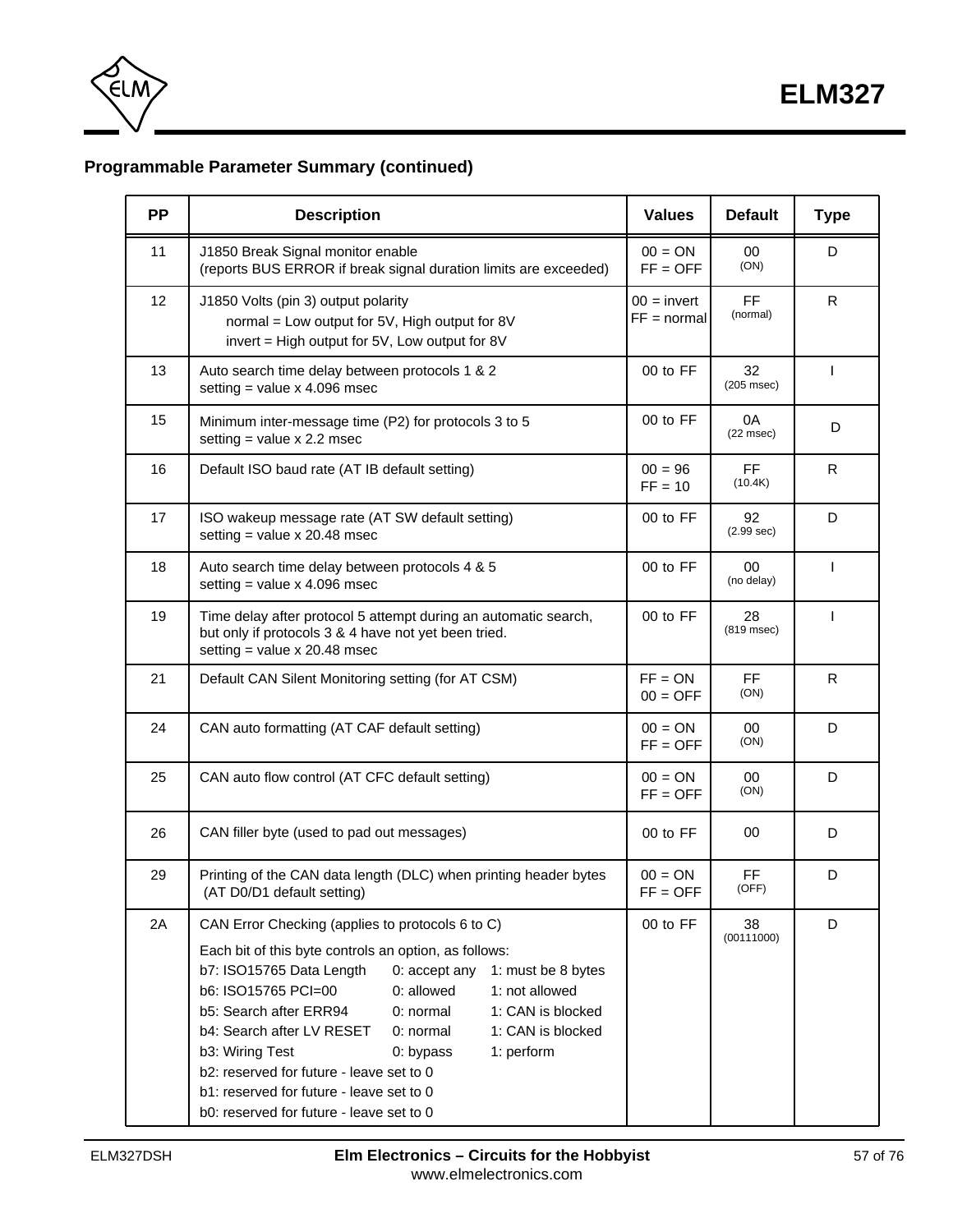### Programmable Parameter Summary (continued)

| PP | Description | Values | Default | Type |
|---|---|---|---|---|
| 11 | J1850 Break Signal monitor enable<br>(reports BUS ERROR if break signal duration limits are exceeded) | 00 = ON<br>FF = OFF | 00<br>(ON) | D |
| 12 | J1850 Volts (pin 3) output polarity<br>normal = Low output for 5V, High output for 8V<br>invert = High output for 5V, Low output for 8V | 00 = invert<br>FF = normal | FF<br>(normal) | R |
| 13 | Auto search time delay between protocols 1 & 2<br>setting = value x 4.096 msec | 00 to FF | 32<br>(205 msec) | I |
| 15 | Minimum inter-message time (P2) for protocols 3 to 5<br>setting = value x 2.2 msec | 00 to FF | 0A<br>(22 msec) | D |
| 16 | Default ISO baud rate (AT IB default setting) | 00 = 96<br>FF = 10 | FF<br>(10.4K) | R |
| 17 | ISO wakeup message rate (AT SW default setting)<br>setting = value x 20.48 msec | 00 to FF | 92<br>(2.99 sec) | D |
| 18 | Auto search time delay between protocols 4 & 5<br>setting = value x 4.096 msec | 00 to FF | 00<br>(no delay) | I |
| 19 | Time delay after protocol 5 attempt during an automatic search, but only if protocols 3 & 4 have not yet been tried.<br>setting = value x 20.48 msec | 00 to FF | 28<br>(819 msec) | I |
| 21 | Default CAN Silent Monitoring setting (for AT CSM) | FF = ON<br>00 = OFF | FF<br>(ON) | R |
| 24 | CAN auto formatting (AT CAF default setting) | 00 = ON<br>FF = OFF | 00<br>(ON) | D |
| 25 | CAN auto flow control (AT CFC default setting) | 00 = ON<br>FF = OFF | 00<br>(ON) | D |
| 26 | CAN filler byte (used to pad out messages) | 00 to FF | 00 | D |
| 29 | Printing of the CAN data length (DLC) when printing header bytes (AT D0/D1 default setting) | 00 = ON<br>FF = OFF | FF<br>(OFF) | D |
| 2A | CAN Error Checking (applies to protocols 6 to C)<br>Each bit of this byte controls an option, as follows:<br>b7: ISO15765 Data Length — 0: accept any — 1: must be 8 bytes<br>b6: ISO15765 PCI=00 — 0: allowed — 1: not allowed<br>b5: Search after ERR94 — 0: normal — 1: CAN is blocked<br>b4: Search after LV RESET — 0: normal — 1: CAN is blocked<br>b3: Wiring Test — 0: bypass — 1: perform<br>b2: reserved for future - leave set to 0<br>b1: reserved for future - leave set to 0<br>b0: reserved for future - leave set to 0 | 00 to FF | 38<br>(00111000) | D |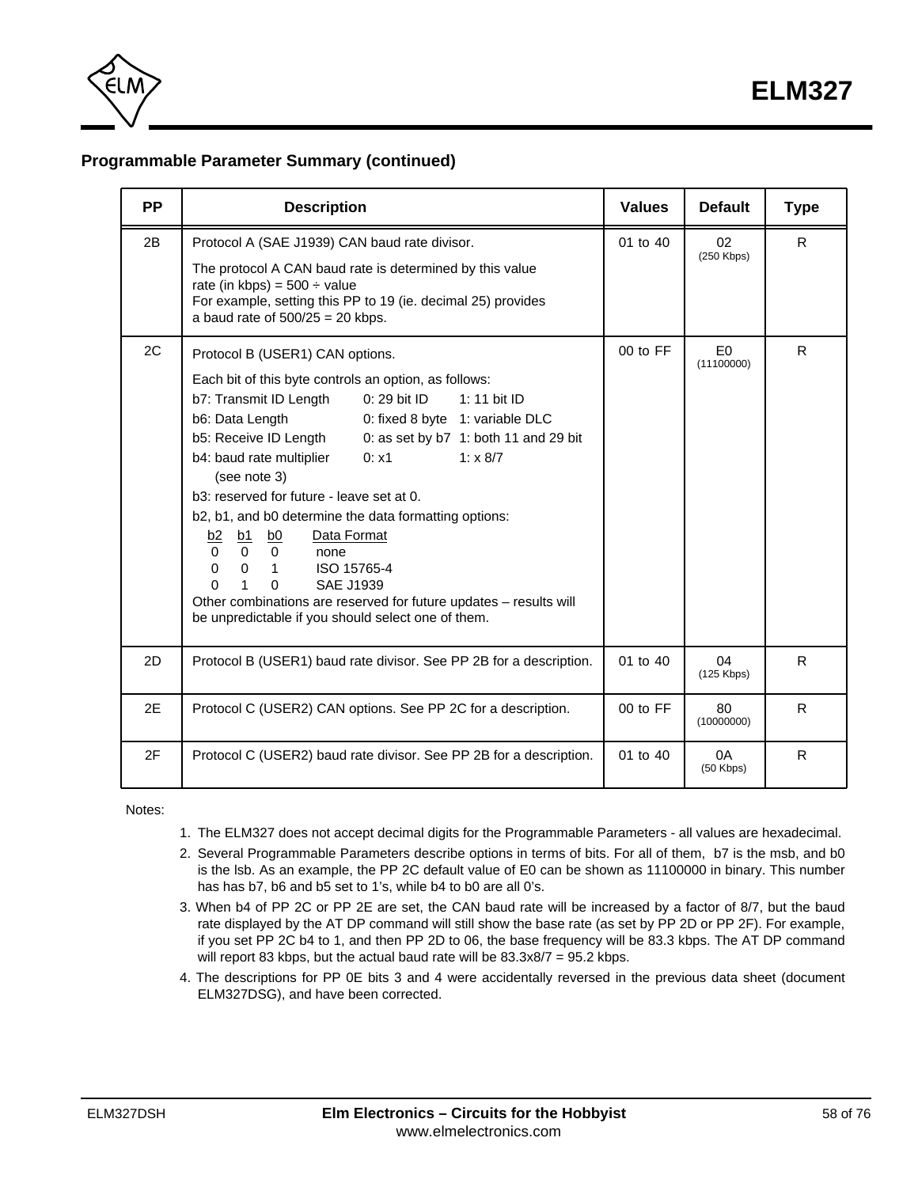## Programmable Parameter Summary (continued)

| PP | Description | Values | Default | Type |
|---|---|---|---|---|
| 2B | Protocol A (SAE J1939) CAN baud rate divisor.<br><br>The protocol A CAN baud rate is determined by this value<br>rate (in kbps) = 500 ÷ value<br>For example, setting this PP to 19 (ie. decimal 25) provides a baud rate of 500/25 = 20 kbps. | 01 to 40 | 02<br>(250 Kbps) | R |
| 2C | Protocol B (USER1) CAN options.<br><br>Each bit of this byte controls an option, as follows:<br>b7: Transmit ID Length — 0: 29 bit ID — 1: 11 bit ID<br>b6: Data Length — 0: fixed 8 byte — 1: variable DLC<br>b5: Receive ID Length — 0: as set by b7 — 1: both 11 and 29 bit<br>b4: baud rate multiplier (see note 3) — 0: x1 — 1: x 8/7<br>b3: reserved for future - leave set at 0.<br>b2, b1, and b0 determine the data formatting options:<br>b2 b1 b0 — Data Format<br>0 0 0 — none<br>0 0 1 — ISO 15765-4<br>0 1 0 — SAE J1939<br>Other combinations are reserved for future updates – results will be unpredictable if you should select one of them. | 00 to FF | E0<br>(11100000) | R |
| 2D | Protocol B (USER1) baud rate divisor. See PP 2B for a description. | 01 to 40 | 04<br>(125 Kbps) | R |
| 2E | Protocol C (USER2) CAN options. See PP 2C for a description. | 00 to FF | 80<br>(10000000) | R |
| 2F | Protocol C (USER2) baud rate divisor. See PP 2B for a description. | 01 to 40 | 0A<br>(50 Kbps) | R |

Notes:

1. The ELM327 does not accept decimal digits for the Programmable Parameters - all values are hexadecimal.
2. Several Programmable Parameters describe options in terms of bits. For all of them, b7 is the msb, and b0 is the lsb. As an example, the PP 2C default value of E0 can be shown as 11100000 in binary. This number has has b7, b6 and b5 set to 1's, while b4 to b0 are all 0's.
3. When b4 of PP 2C or PP 2E are set, the CAN baud rate will be increased by a factor of 8/7, but the baud rate displayed by the AT DP command will still show the base rate (as set by PP 2D or PP 2F). For example, if you set PP 2C b4 to 1, and then PP 2D to 06, the base frequency will be 83.3 kbps. The AT DP command will report 83 kbps, but the actual baud rate will be 83.3x8/7 = 95.2 kbps.
4. The descriptions for PP 0E bits 3 and 4 were accidentally reversed in the previous data sheet (document ELM327DSG), and have been corrected.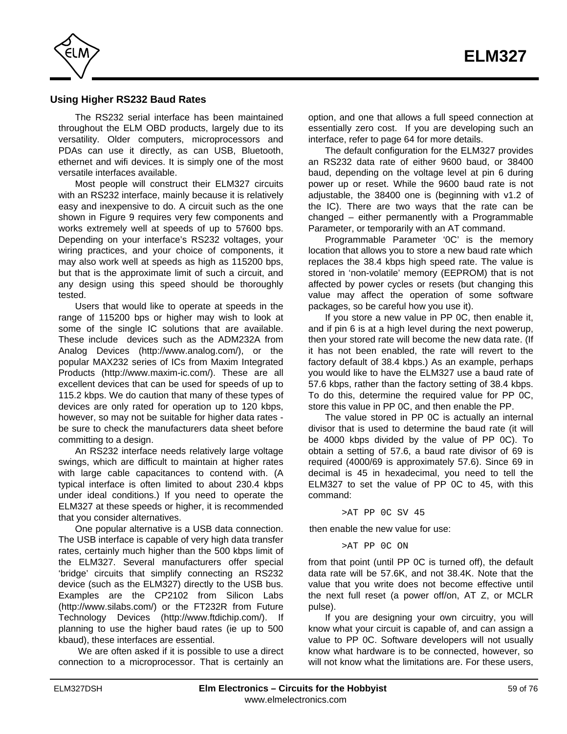## Using Higher RS232 Baud Rates

The RS232 serial interface has been maintained throughout the ELM OBD products, largely due to its versatility. Older computers, microprocessors and PDAs can use it directly, as can USB, Bluetooth, ethernet and wifi devices. It is simply one of the most versatile interfaces available.

Most people will construct their ELM327 circuits with an RS232 interface, mainly because it is relatively easy and inexpensive to do. A circuit such as the one shown in Figure 9 requires very few components and works extremely well at speeds of up to 57600 bps. Depending on your interface's RS232 voltages, your wiring practices, and your choice of components, it may also work well at speeds as high as 115200 bps, but that is the approximate limit of such a circuit, and any design using this speed should be thoroughly tested.

Users that would like to operate at speeds in the range of 115200 bps or higher may wish to look at some of the single IC solutions that are available. These include devices such as the ADM232A from Analog Devices (http://www.analog.com/), or the popular MAX232 series of ICs from Maxim Integrated Products (http://www.maxim-ic.com/). These are all excellent devices that can be used for speeds of up to 115.2 kbps. We do caution that many of these types of devices are only rated for operation up to 120 kbps, however, so may not be suitable for higher data rates - be sure to check the manufacturers data sheet before committing to a design.

An RS232 interface needs relatively large voltage swings, which are difficult to maintain at higher rates with large cable capacitances to contend with. (A typical interface is often limited to about 230.4 kbps under ideal conditions.) If you need to operate the ELM327 at these speeds or higher, it is recommended that you consider alternatives.

One popular alternative is a USB data connection. The USB interface is capable of very high data transfer rates, certainly much higher than the 500 kbps limit of the ELM327. Several manufacturers offer special 'bridge' circuits that simplify connecting an RS232 device (such as the ELM327) directly to the USB bus. Examples are the CP2102 from Silicon Labs (http://www.silabs.com/) or the FT232R from Future Technology Devices (http://www.ftdichip.com/). If planning to use the higher baud rates (ie up to 500 kbaud), these interfaces are essential.

We are often asked if it is possible to use a direct connection to a microprocessor. That is certainly an option, and one that allows a full speed connection at essentially zero cost. If you are developing such an interface, refer to page 64 for more details.

The default configuration for the ELM327 provides an RS232 data rate of either 9600 baud, or 38400 baud, depending on the voltage level at pin 6 during power up or reset. While the 9600 baud rate is not adjustable, the 38400 one is (beginning with v1.2 of the IC). There are two ways that the rate can be changed – either permanently with a Programmable Parameter, or temporarily with an AT command.

Programmable Parameter '0C' is the memory location that allows you to store a new baud rate which replaces the 38.4 kbps high speed rate. The value is stored in 'non-volatile' memory (EEPROM) that is not affected by power cycles or resets (but changing this value may affect the operation of some software packages, so be careful how you use it).

If you store a new value in PP 0C, then enable it, and if pin 6 is at a high level during the next powerup, then your stored rate will become the new data rate. (If it has not been enabled, the rate will revert to the factory default of 38.4 kbps.) As an example, perhaps you would like to have the ELM327 use a baud rate of 57.6 kbps, rather than the factory setting of 38.4 kbps. To do this, determine the required value for PP 0C, store this value in PP 0C, and then enable the PP.

The value stored in PP 0C is actually an internal divisor that is used to determine the baud rate (it will be 4000 kbps divided by the value of PP 0C). To obtain a setting of 57.6, a baud rate divisor of 69 is required (4000/69 is approximately 57.6). Since 69 in decimal is 45 in hexadecimal, you need to tell the ELM327 to set the value of PP 0C to 45, with this command:

```
>AT PP 0C SV 45
```

then enable the new value for use:

```
>AT PP 0C ON
```

from that point (until PP 0C is turned off), the default data rate will be 57.6K, and not 38.4K. Note that the value that you write does not become effective until the next full reset (a power off/on, AT Z, or MCLR pulse).

If you are designing your own circuitry, you will know what your circuit is capable of, and can assign a value to PP 0C. Software developers will not usually know what hardware is to be connected, however, so will not know what the limitations are. For these users,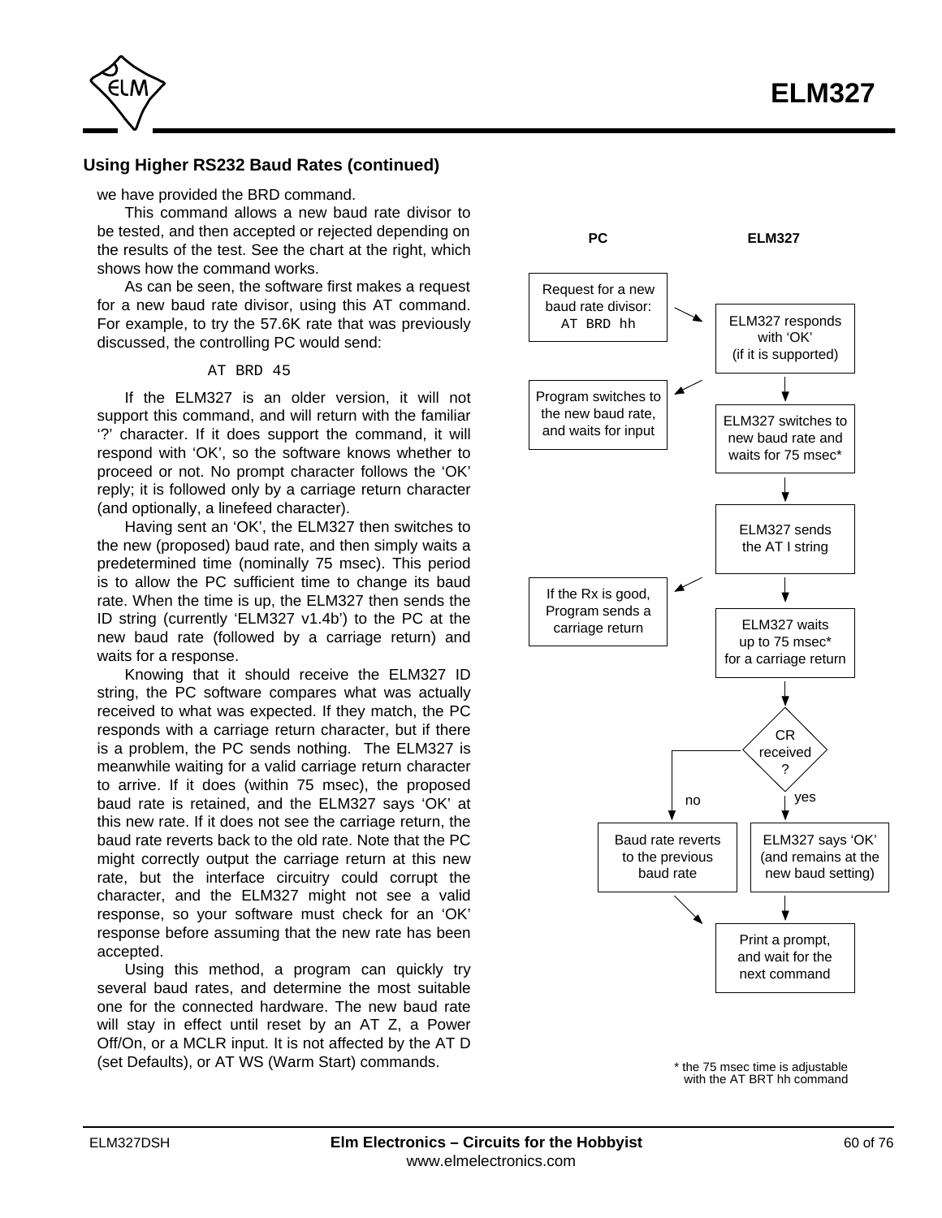## Using Higher RS232 Baud Rates (continued)

we have provided the BRD command.

This command allows a new baud rate divisor to be tested, and then accepted or rejected depending on the results of the test. See the chart at the right, which shows how the command works.

As can be seen, the software first makes a request for a new baud rate divisor, using this AT command. For example, to try the 57.6K rate that was previously discussed, the controlling PC would send:

```
AT BRD 45
```

If the ELM327 is an older version, it will not support this command, and will return with the familiar '?' character. If it does support the command, it will respond with 'OK', so the software knows whether to proceed or not. No prompt character follows the 'OK' reply; it is followed only by a carriage return character (and optionally, a linefeed character).

Having sent an 'OK', the ELM327 then switches to the new (proposed) baud rate, and then simply waits a predetermined time (nominally 75 msec). This period is to allow the PC sufficient time to change its baud rate. When the time is up, the ELM327 then sends the ID string (currently 'ELM327 v1.4b') to the PC at the new baud rate (followed by a carriage return) and waits for a response.

Knowing that it should receive the ELM327 ID string, the PC software compares what was actually received to what was expected. If they match, the PC responds with a carriage return character, but if there is a problem, the PC sends nothing. The ELM327 is meanwhile waiting for a valid carriage return character to arrive. If it does (within 75 msec), the proposed baud rate is retained, and the ELM327 says 'OK' at this new rate. If it does not see the carriage return, the baud rate reverts back to the old rate. Note that the PC might correctly output the carriage return at this new rate, but the interface circuitry could corrupt the character, and the ELM327 might not see a valid response, so your software must check for an 'OK' response before assuming that the new rate has been accepted.

Using this method, a program can quickly try several baud rates, and determine the most suitable one for the connected hardware. The new baud rate will stay in effect until reset by an AT Z, a Power Off/On, or a MCLR input. It is not affected by the AT D (set Defaults), or AT WS (Warm Start) commands.

**PC** | **ELM327**

- PC: Request for a new baud rate divisor: `AT BRD hh` →
- ELM327: ELM327 responds with 'OK' (if it is supported) → (to PC)
- PC: Program switches to the new baud rate, and waits for input
- ELM327: ELM327 switches to new baud rate and waits for 75 msec*
- ELM327: ELM327 sends the AT I string → (to PC)
- PC: If the Rx is good, Program sends a carriage return
- ELM327: ELM327 waits up to 75 msec* for a carriage return
- ELM327: CR received?
  - no: Baud rate reverts to the previous baud rate
  - yes: ELM327 says 'OK' (and remains at the new baud setting)
- ELM327: Print a prompt, and wait for the next command

\* the 75 msec time is adjustable with the AT BRT hh command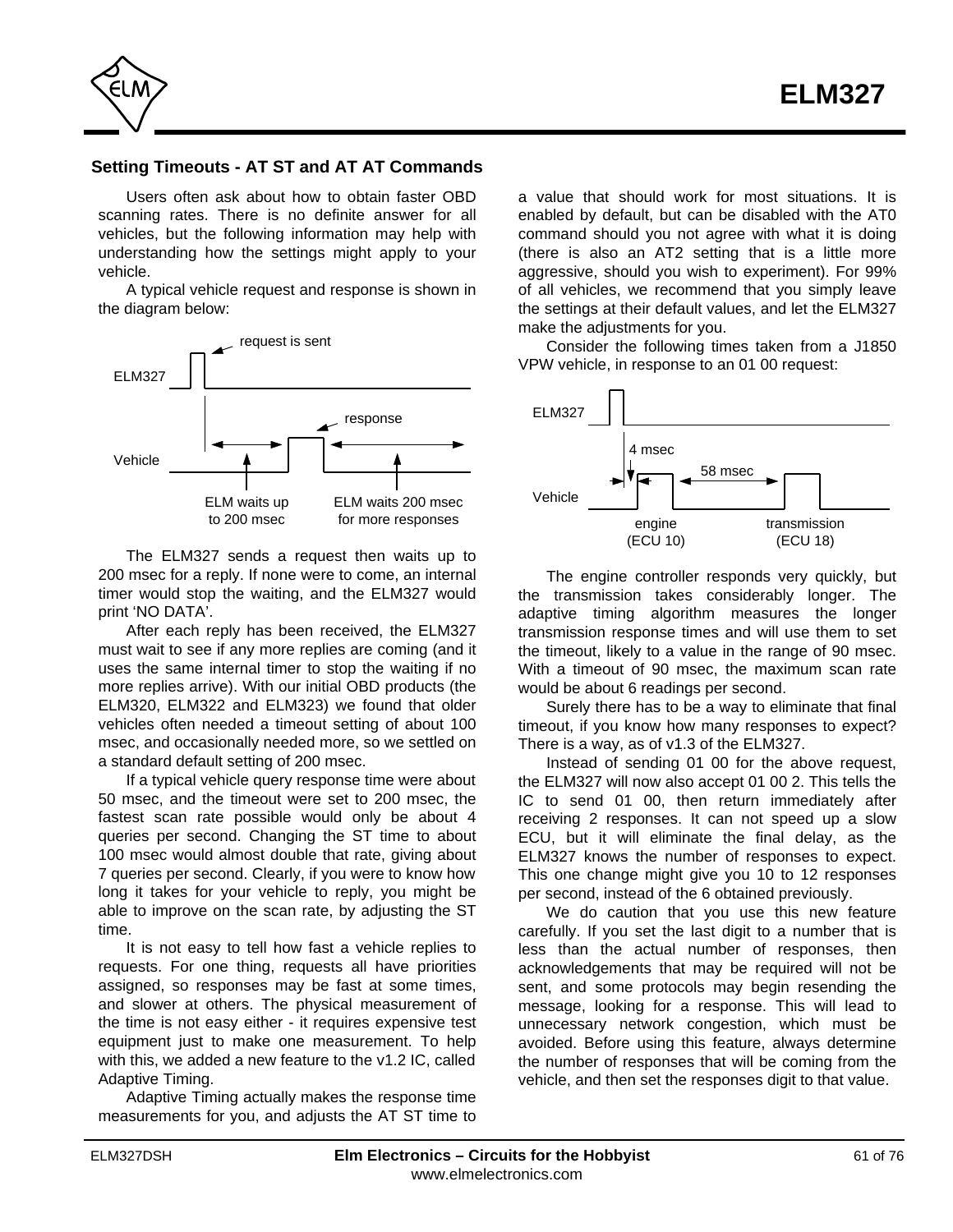## Setting Timeouts - AT ST and AT AT Commands

Users often ask about how to obtain faster OBD scanning rates. There is no definite answer for all vehicles, but the following information may help with understanding how the settings might apply to your vehicle.

A typical vehicle request and response is shown in the diagram below:

request is sent

ELM327

response

Vehicle

ELM waits up to 200 msec

ELM waits 200 msec for more responses

The ELM327 sends a request then waits up to 200 msec for a reply. If none were to come, an internal timer would stop the waiting, and the ELM327 would print 'NO DATA'.

After each reply has been received, the ELM327 must wait to see if any more replies are coming (and it uses the same internal timer to stop the waiting if no more replies arrive). With our initial OBD products (the ELM320, ELM322 and ELM323) we found that older vehicles often needed a timeout setting of about 100 msec, and occasionally needed more, so we settled on a standard default setting of 200 msec.

If a typical vehicle query response time were about 50 msec, and the timeout were set to 200 msec, the fastest scan rate possible would only be about 4 queries per second. Changing the ST time to about 100 msec would almost double that rate, giving about 7 queries per second. Clearly, if you were to know how long it takes for your vehicle to reply, you might be able to improve on the scan rate, by adjusting the ST time.

It is not easy to tell how fast a vehicle replies to requests. For one thing, requests all have priorities assigned, so responses may be fast at some times, and slower at others. The physical measurement of the time is not easy either - it requires expensive test equipment just to make one measurement. To help with this, we added a new feature to the v1.2 IC, called Adaptive Timing.

Adaptive Timing actually makes the response time measurements for you, and adjusts the AT ST time to a value that should work for most situations. It is enabled by default, but can be disabled with the AT0 command should you not agree with what it is doing (there is also an AT2 setting that is a little more aggressive, should you wish to experiment). For 99% of all vehicles, we recommend that you simply leave the settings at their default values, and let the ELM327 make the adjustments for you.

Consider the following times taken from a J1850 VPW vehicle, in response to an 01 00 request:

ELM327

4 msec

58 msec

Vehicle

engine (ECU 10)

transmission (ECU 18)

The engine controller responds very quickly, but the transmission takes considerably longer. The adaptive timing algorithm measures the longer transmission response times and will use them to set the timeout, likely to a value in the range of 90 msec. With a timeout of 90 msec, the maximum scan rate would be about 6 readings per second.

Surely there has to be a way to eliminate that final timeout, if you know how many responses to expect? There is a way, as of v1.3 of the ELM327.

Instead of sending 01 00 for the above request, the ELM327 will now also accept 01 00 2. This tells the IC to send 01 00, then return immediately after receiving 2 responses. It can not speed up a slow ECU, but it will eliminate the final delay, as the ELM327 knows the number of responses to expect. This one change might give you 10 to 12 responses per second, instead of the 6 obtained previously.

We do caution that you use this new feature carefully. If you set the last digit to a number that is less than the actual number of responses, then acknowledgements that may be required will not be sent, and some protocols may begin resending the message, looking for a response. This will lead to unnecessary network congestion, which must be avoided. Before using this feature, always determine the number of responses that will be coming from the vehicle, and then set the responses digit to that value.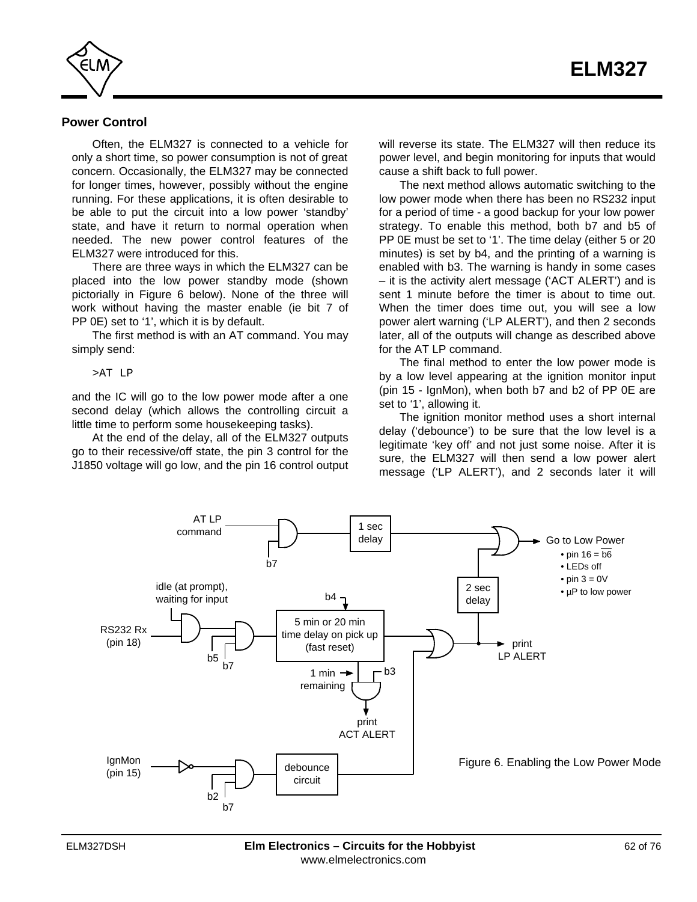## Power Control

Often, the ELM327 is connected to a vehicle for only a short time, so power consumption is not of great concern. Occasionally, the ELM327 may be connected for longer times, however, possibly without the engine running. For these applications, it is often desirable to be able to put the circuit into a low power 'standby' state, and have it return to normal operation when needed. The new power control features of the ELM327 were introduced for this.

There are three ways in which the ELM327 can be placed into the low power standby mode (shown pictorially in Figure 6 below). None of the three will work without having the master enable (ie bit 7 of PP 0E) set to '1', which it is by default.

The first method is with an AT command. You may simply send:

```
>AT LP
```

and the IC will go to the low power mode after a one second delay (which allows the controlling circuit a little time to perform some housekeeping tasks).

At the end of the delay, all of the ELM327 outputs go to their recessive/off state, the pin 3 control for the J1850 voltage will go low, and the pin 16 control output will reverse its state. The ELM327 will then reduce its power level, and begin monitoring for inputs that would cause a shift back to full power.

The next method allows automatic switching to the low power mode when there has been no RS232 input for a period of time - a good backup for your low power strategy. To enable this method, both b7 and b5 of PP 0E must be set to '1'. The time delay (either 5 or 20 minutes) is set by b4, and the printing of a warning is enabled with b3. The warning is handy in some cases – it is the activity alert message ('ACT ALERT') and is sent 1 minute before the timer is about to time out. When the timer does time out, you will see a low power alert warning ('LP ALERT'), and then 2 seconds later, all of the outputs will change as described above for the AT LP command.

The final method to enter the low power mode is by a low level appearing at the ignition monitor input (pin 15 - IgnMon), when both b7 and b2 of PP 0E are set to '1', allowing it.

The ignition monitor method uses a short internal delay ('debounce') to be sure that the low level is a legitimate 'key off' and not just some noise. After it is sure, the ELM327 will then send a low power alert message ('LP ALERT'), and 2 seconds later it will

Figure 6. Enabling the Low Power Mode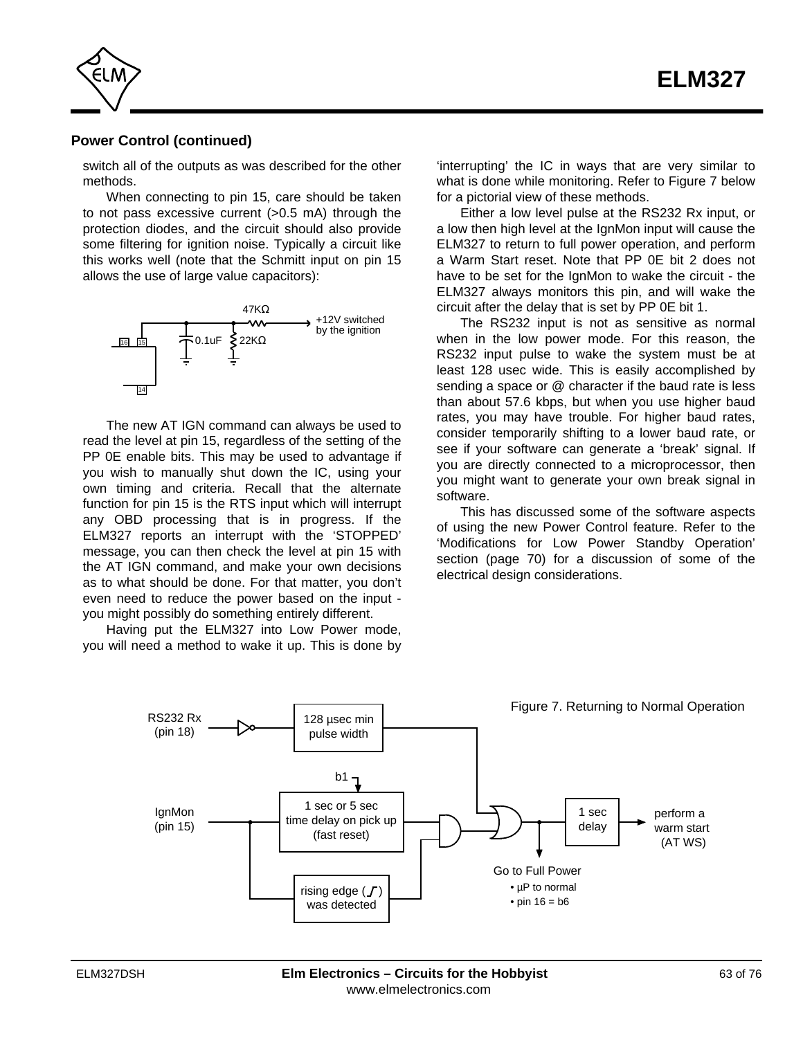## Power Control (continued)

switch all of the outputs as was described for the other methods.

When connecting to pin 15, care should be taken to not pass excessive current (>0.5 mA) through the protection diodes, and the circuit should also provide some filtering for ignition noise. Typically a circuit like this works well (note that the Schmitt input on pin 15 allows the use of large value capacitors):

47KΩ
+12V switched by the ignition
0.1uF 22KΩ
16 15
14

The new AT IGN command can always be used to read the level at pin 15, regardless of the setting of the PP 0E enable bits. This may be used to advantage if you wish to manually shut down the IC, using your own timing and criteria. Recall that the alternate function for pin 15 is the RTS input which will interrupt any OBD processing that is in progress. If the ELM327 reports an interrupt with the 'STOPPED' message, you can then check the level at pin 15 with the AT IGN command, and make your own decisions as to what should be done. For that matter, you don't even need to reduce the power based on the input - you might possibly do something entirely different.

Having put the ELM327 into Low Power mode, you will need a method to wake it up. This is done by 'interrupting' the IC in ways that are very similar to what is done while monitoring. Refer to Figure 7 below for a pictorial view of these methods.

Either a low level pulse at the RS232 Rx input, or a low then high level at the IgnMon input will cause the ELM327 to return to full power operation, and perform a Warm Start reset. Note that PP 0E bit 2 does not have to be set for the IgnMon to wake the circuit - the ELM327 always monitors this pin, and will wake the circuit after the delay that is set by PP 0E bit 1.

The RS232 input is not as sensitive as normal when in the low power mode. For this reason, the RS232 input pulse to wake the system must be at least 128 usec wide. This is easily accomplished by sending a space or @ character if the baud rate is less than about 57.6 kbps, but when you use higher baud rates, you may have trouble. For higher baud rates, consider temporarily shifting to a lower baud rate, or see if your software can generate a 'break' signal. If you are directly connected to a microprocessor, then you might want to generate your own break signal in software.

This has discussed some of the software aspects of using the new Power Control feature. Refer to the 'Modifications for Low Power Standby Operation' section (page 70) for a discussion of some of the electrical design considerations.

RS232 Rx (pin 18) — 128 µsec min pulse width

IgnMon (pin 15) — b1 — 1 sec or 5 sec time delay on pick up (fast reset)

rising edge was detected

1 sec delay — perform a warm start (AT WS)

Go to Full Power
- µP to normal
- pin 16 = b6

Figure 7. Returning to Normal Operation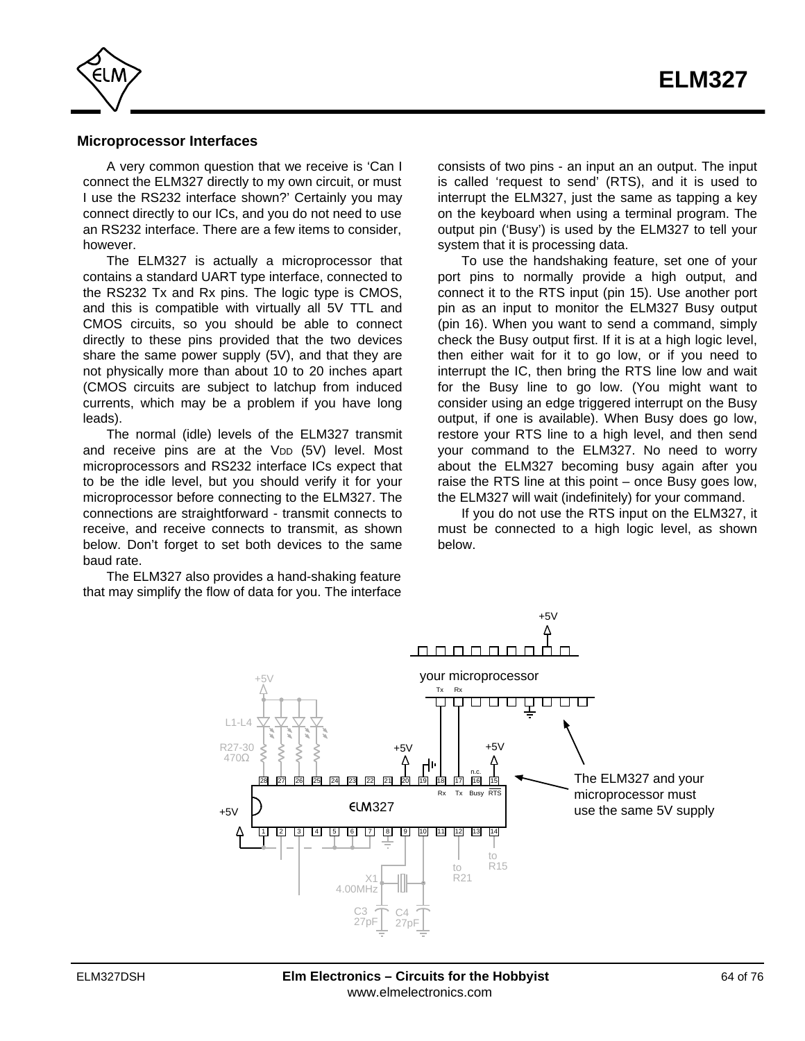## Microprocessor Interfaces

A very common question that we receive is 'Can I connect the ELM327 directly to my own circuit, or must I use the RS232 interface shown?' Certainly you may connect directly to our ICs, and you do not need to use an RS232 interface. There are a few items to consider, however.

The ELM327 is actually a microprocessor that contains a standard UART type interface, connected to the RS232 Tx and Rx pins. The logic type is CMOS, and this is compatible with virtually all 5V TTL and CMOS circuits, so you should be able to connect directly to these pins provided that the two devices share the same power supply (5V), and that they are not physically more than about 10 to 20 inches apart (CMOS circuits are subject to latchup from induced currents, which may be a problem if you have long leads).

The normal (idle) levels of the ELM327 transmit and receive pins are at the $V_{DD}$ (5V) level. Most microprocessors and RS232 interface ICs expect that to be the idle level, but you should verify it for your microprocessor before connecting to the ELM327. The connections are straightforward - transmit connects to receive, and receive connects to transmit, as shown below. Don't forget to set both devices to the same baud rate.

The ELM327 also provides a hand-shaking feature that may simplify the flow of data for you. The interface consists of two pins - an input an an output. The input is called 'request to send' (RTS), and it is used to interrupt the ELM327, just the same as tapping a key on the keyboard when using a terminal program. The output pin ('Busy') is used by the ELM327 to tell your system that it is processing data.

To use the handshaking feature, set one of your port pins to normally provide a high output, and connect it to the RTS input (pin 15). Use another port pin as an input to monitor the ELM327 Busy output (pin 16). When you want to send a command, simply check the Busy output first. If it is at a high logic level, then either wait for it to go low, or if you need to interrupt the IC, then bring the RTS line low and wait for the Busy line to go low. (You might want to consider using an edge triggered interrupt on the Busy output, if one is available). When Busy does go low, restore your RTS line to a high level, and then send your command to the ELM327. No need to worry about the ELM327 becoming busy again after you raise the RTS line at this point – once Busy goes low, the ELM327 will wait (indefinitely) for your command.

If you do not use the RTS input on the ELM327, it must be connected to a high logic level, as shown below.

The ELM327 and your microprocessor must use the same 5V supply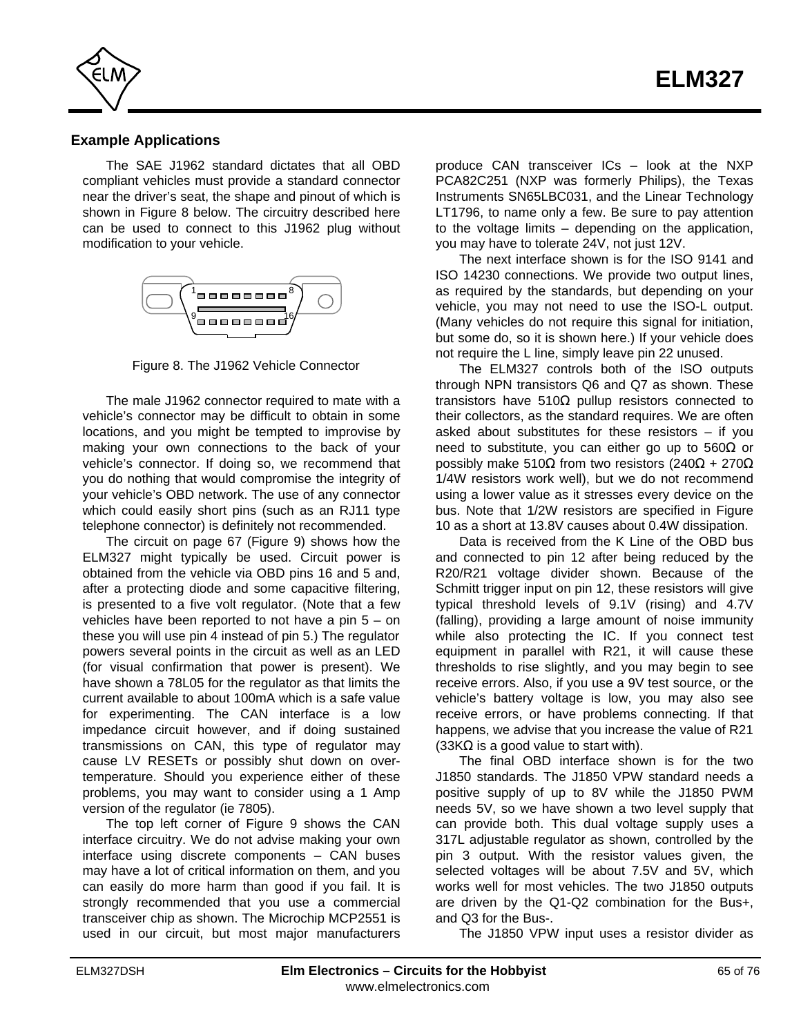## Example Applications

The SAE J1962 standard dictates that all OBD compliant vehicles must provide a standard connector near the driver's seat, the shape and pinout of which is shown in Figure 8 below. The circuitry described here can be used to connect to this J1962 plug without modification to your vehicle.

Figure 8. The J1962 Vehicle Connector

The male J1962 connector required to mate with a vehicle's connector may be difficult to obtain in some locations, and you might be tempted to improvise by making your own connections to the back of your vehicle's connector. If doing so, we recommend that you do nothing that would compromise the integrity of your vehicle's OBD network. The use of any connector which could easily short pins (such as an RJ11 type telephone connector) is definitely not recommended.

The circuit on page 67 (Figure 9) shows how the ELM327 might typically be used. Circuit power is obtained from the vehicle via OBD pins 16 and 5 and, after a protecting diode and some capacitive filtering, is presented to a five volt regulator. (Note that a few vehicles have been reported to not have a pin 5 – on these you will use pin 4 instead of pin 5.) The regulator powers several points in the circuit as well as an LED (for visual confirmation that power is present). We have shown a 78L05 for the regulator as that limits the current available to about 100mA which is a safe value for experimenting. The CAN interface is a low impedance circuit however, and if doing sustained transmissions on CAN, this type of regulator may cause LV RESETs or possibly shut down on over-temperature. Should you experience either of these problems, you may want to consider using a 1 Amp version of the regulator (ie 7805).

The top left corner of Figure 9 shows the CAN interface circuitry. We do not advise making your own interface using discrete components – CAN buses may have a lot of critical information on them, and you can easily do more harm than good if you fail. It is strongly recommended that you use a commercial transceiver chip as shown. The Microchip MCP2551 is used in our circuit, but most major manufacturers produce CAN transceiver ICs – look at the NXP PCA82C251 (NXP was formerly Philips), the Texas Instruments SN65LBC031, and the Linear Technology LT1796, to name only a few. Be sure to pay attention to the voltage limits – depending on the application, you may have to tolerate 24V, not just 12V.

The next interface shown is for the ISO 9141 and ISO 14230 connections. We provide two output lines, as required by the standards, but depending on your vehicle, you may not need to use the ISO-L output. (Many vehicles do not require this signal for initiation, but some do, so it is shown here.) If your vehicle does not require the L line, simply leave pin 22 unused.

The ELM327 controls both of the ISO outputs through NPN transistors Q6 and Q7 as shown. These transistors have 510Ω pullup resistors connected to their collectors, as the standard requires. We are often asked about substitutes for these resistors – if you need to substitute, you can either go up to 560Ω or possibly make 510Ω from two resistors (240Ω + 270Ω 1/4W resistors work well), but we do not recommend using a lower value as it stresses every device on the bus. Note that 1/2W resistors are specified in Figure 10 as a short at 13.8V causes about 0.4W dissipation.

Data is received from the K Line of the OBD bus and connected to pin 12 after being reduced by the R20/R21 voltage divider shown. Because of the Schmitt trigger input on pin 12, these resistors will give typical threshold levels of 9.1V (rising) and 4.7V (falling), providing a large amount of noise immunity while also protecting the IC. If you connect test equipment in parallel with R21, it will cause these thresholds to rise slightly, and you may begin to see receive errors. Also, if you use a 9V test source, or the vehicle's battery voltage is low, you may also see receive errors, or have problems connecting. If that happens, we advise that you increase the value of R21 (33KΩ is a good value to start with).

The final OBD interface shown is for the two J1850 standards. The J1850 VPW standard needs a positive supply of up to 8V while the J1850 PWM needs 5V, so we have shown a two level supply that can provide both. This dual voltage supply uses a 317L adjustable regulator as shown, controlled by the pin 3 output. With the resistor values given, the selected voltages will be about 7.5V and 5V, which works well for most vehicles. The two J1850 outputs are driven by the Q1-Q2 combination for the Bus+, and Q3 for the Bus-.

The J1850 VPW input uses a resistor divider as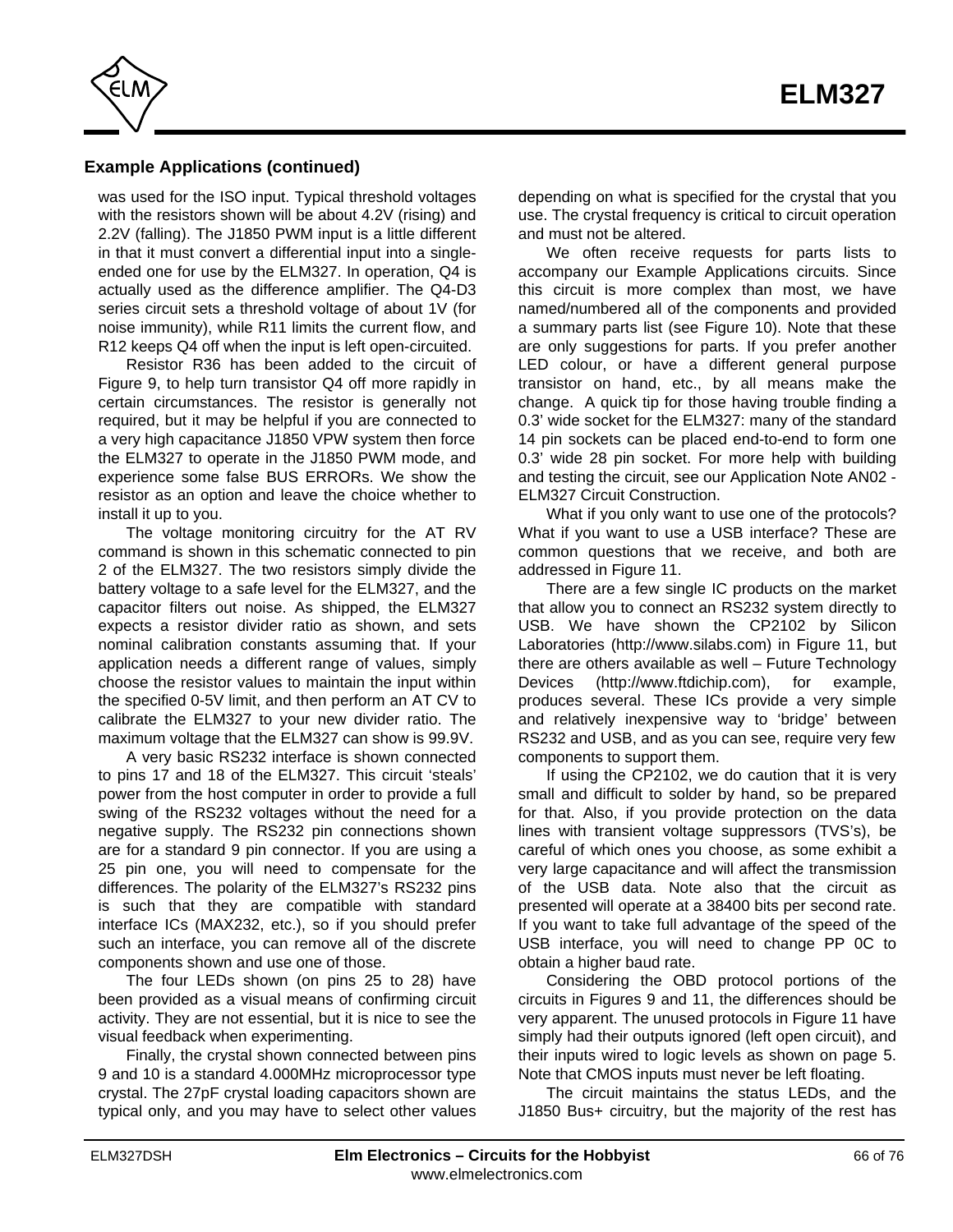## Example Applications (continued)

was used for the ISO input. Typical threshold voltages with the resistors shown will be about 4.2V (rising) and 2.2V (falling). The J1850 PWM input is a little different in that it must convert a differential input into a single-ended one for use by the ELM327. In operation, Q4 is actually used as the difference amplifier. The Q4-D3 series circuit sets a threshold voltage of about 1V (for noise immunity), while R11 limits the current flow, and R12 keeps Q4 off when the input is left open-circuited.

Resistor R36 has been added to the circuit of Figure 9, to help turn transistor Q4 off more rapidly in certain circumstances. The resistor is generally not required, but it may be helpful if you are connected to a very high capacitance J1850 VPW system then force the ELM327 to operate in the J1850 PWM mode, and experience some false BUS ERRORs. We show the resistor as an option and leave the choice whether to install it up to you.

The voltage monitoring circuitry for the AT RV command is shown in this schematic connected to pin 2 of the ELM327. The two resistors simply divide the battery voltage to a safe level for the ELM327, and the capacitor filters out noise. As shipped, the ELM327 expects a resistor divider ratio as shown, and sets nominal calibration constants assuming that. If your application needs a different range of values, simply choose the resistor values to maintain the input within the specified 0-5V limit, and then perform an AT CV to calibrate the ELM327 to your new divider ratio. The maximum voltage that the ELM327 can show is 99.9V.

A very basic RS232 interface is shown connected to pins 17 and 18 of the ELM327. This circuit 'steals' power from the host computer in order to provide a full swing of the RS232 voltages without the need for a negative supply. The RS232 pin connections shown are for a standard 9 pin connector. If you are using a 25 pin one, you will need to compensate for the differences. The polarity of the ELM327's RS232 pins is such that they are compatible with standard interface ICs (MAX232, etc.), so if you should prefer such an interface, you can remove all of the discrete components shown and use one of those.

The four LEDs shown (on pins 25 to 28) have been provided as a visual means of confirming circuit activity. They are not essential, but it is nice to see the visual feedback when experimenting.

Finally, the crystal shown connected between pins 9 and 10 is a standard 4.000MHz microprocessor type crystal. The 27pF crystal loading capacitors shown are typical only, and you may have to select other values depending on what is specified for the crystal that you use. The crystal frequency is critical to circuit operation and must not be altered.

We often receive requests for parts lists to accompany our Example Applications circuits. Since this circuit is more complex than most, we have named/numbered all of the components and provided a summary parts list (see Figure 10). Note that these are only suggestions for parts. If you prefer another LED colour, or have a different general purpose transistor on hand, etc., by all means make the change. A quick tip for those having trouble finding a 0.3' wide socket for the ELM327: many of the standard 14 pin sockets can be placed end-to-end to form one 0.3' wide 28 pin socket. For more help with building and testing the circuit, see our Application Note AN02 - ELM327 Circuit Construction.

What if you only want to use one of the protocols? What if you want to use a USB interface? These are common questions that we receive, and both are addressed in Figure 11.

There are a few single IC products on the market that allow you to connect an RS232 system directly to USB. We have shown the CP2102 by Silicon Laboratories (http://www.silabs.com) in Figure 11, but there are others available as well – Future Technology Devices (http://www.ftdichip.com), for example, produces several. These ICs provide a very simple and relatively inexpensive way to 'bridge' between RS232 and USB, and as you can see, require very few components to support them.

If using the CP2102, we do caution that it is very small and difficult to solder by hand, so be prepared for that. Also, if you provide protection on the data lines with transient voltage suppressors (TVS's), be careful of which ones you choose, as some exhibit a very large capacitance and will affect the transmission of the USB data. Note also that the circuit as presented will operate at a 38400 bits per second rate. If you want to take full advantage of the speed of the USB interface, you will need to change PP 0C to obtain a higher baud rate.

Considering the OBD protocol portions of the circuits in Figures 9 and 11, the differences should be very apparent. The unused protocols in Figure 11 have simply had their outputs ignored (left open circuit), and their inputs wired to logic levels as shown on page 5. Note that CMOS inputs must never be left floating.

The circuit maintains the status LEDs, and the J1850 Bus+ circuitry, but the majority of the rest has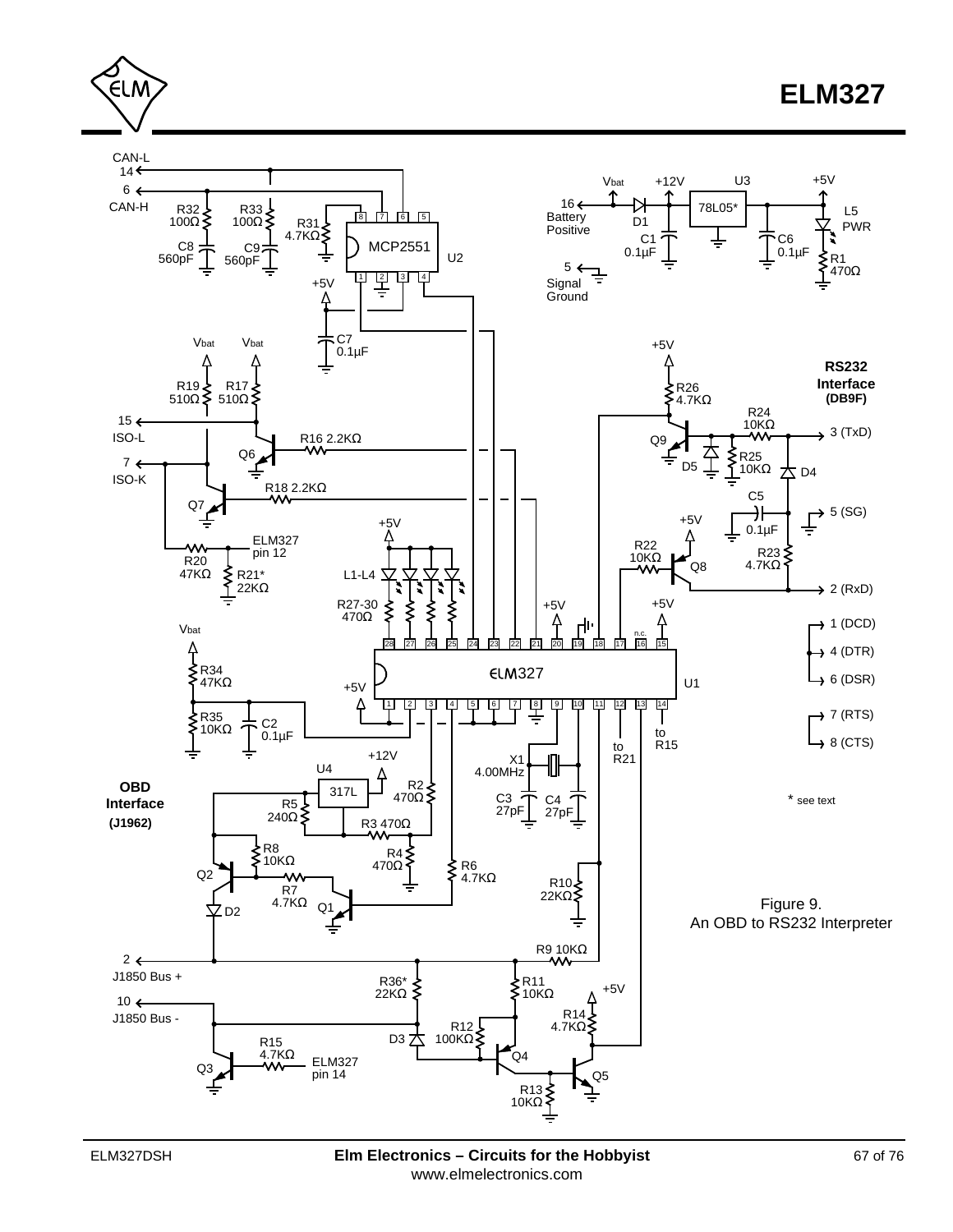Figure 9.
An OBD to RS232 Interpreter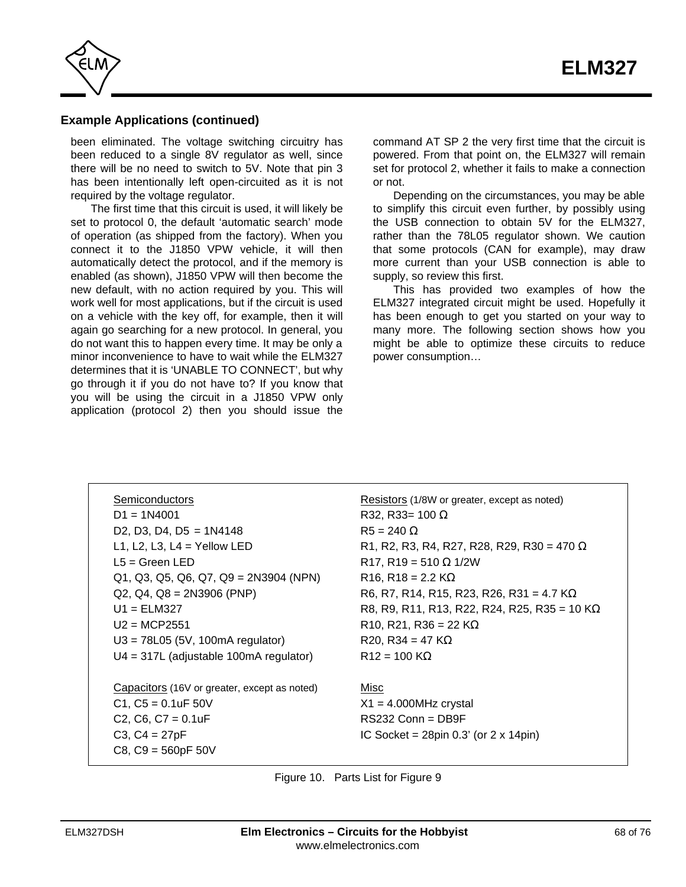### Example Applications (continued)

been eliminated. The voltage switching circuitry has been reduced to a single 8V regulator as well, since there will be no need to switch to 5V. Note that pin 3 has been intentionally left open-circuited as it is not required by the voltage regulator.

The first time that this circuit is used, it will likely be set to protocol 0, the default 'automatic search' mode of operation (as shipped from the factory). When you connect it to the J1850 VPW vehicle, it will then automatically detect the protocol, and if the memory is enabled (as shown), J1850 VPW will then become the new default, with no action required by you. This will work well for most applications, but if the circuit is used on a vehicle with the key off, for example, then it will again go searching for a new protocol. In general, you do not want this to happen every time. It may be only a minor inconvenience to have to wait while the ELM327 determines that it is 'UNABLE TO CONNECT', but why go through it if you do not have to? If you know that you will be using the circuit in a J1850 VPW only application (protocol 2) then you should issue the command AT SP 2 the very first time that the circuit is powered. From that point on, the ELM327 will remain set for protocol 2, whether it fails to make a connection or not.

Depending on the circumstances, you may be able to simplify this circuit even further, by possibly using the USB connection to obtain 5V for the ELM327, rather than the 78L05 regulator shown. We caution that some protocols (CAN for example), may draw more current than your USB connection is able to supply, so review this first.

This has provided two examples of how the ELM327 integrated circuit might be used. Hopefully it has been enough to get you started on your way to many more. The following section shows how you might be able to optimize these circuits to reduce power consumption…

Semiconductors
D1 = 1N4001
D2, D3, D4, D5 = 1N4148
L1, L2, L3, L4 = Yellow LED
L5 = Green LED
Q1, Q3, Q5, Q6, Q7, Q9 = 2N3904 (NPN)
Q2, Q4, Q8 = 2N3906 (PNP)
U1 = ELM327
U2 = MCP2551
U3 = 78L05 (5V, 100mA regulator)
U4 = 317L (adjustable 100mA regulator)

Capacitors (16V or greater, except as noted)
C1, C5 = 0.1uF 50V
C2, C6, C7 = 0.1uF
C3, C4 = 27pF
C8, C9 = 560pF 50V

Resistors (1/8W or greater, except as noted)
R32, R33= 100 Ω
R5 = 240 Ω
R1, R2, R3, R4, R27, R28, R29, R30 = 470 Ω
R17, R19 = 510 Ω 1/2W
R16, R18 = 2.2 KΩ
R6, R7, R14, R15, R23, R26, R31 = 4.7 KΩ
R8, R9, R11, R13, R22, R24, R25, R35 = 10 KΩ
R10, R21, R36 = 22 KΩ
R20, R34 = 47 KΩ
R12 = 100 KΩ

Misc
X1 = 4.000MHz crystal
RS232 Conn = DB9F
IC Socket = 28pin 0.3' (or 2 x 14pin)

Figure 10. Parts List for Figure 9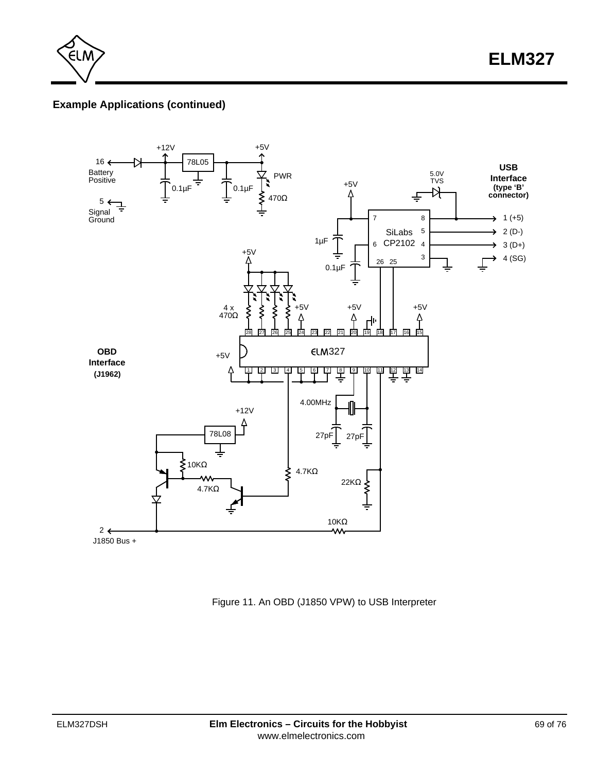## Example Applications (continued)

Figure 11. An OBD (J1850 VPW) to USB Interpreter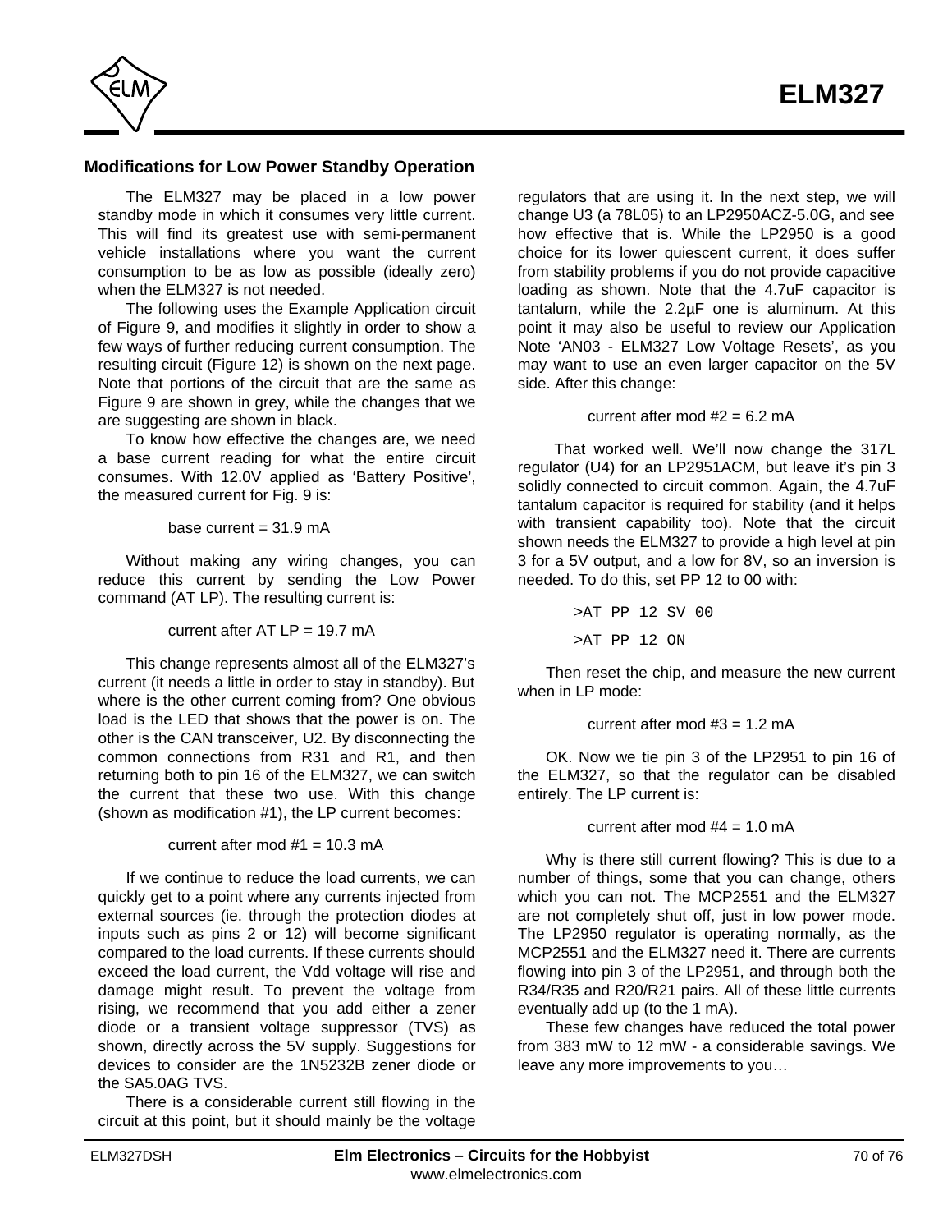## Modifications for Low Power Standby Operation

The ELM327 may be placed in a low power standby mode in which it consumes very little current. This will find its greatest use with semi-permanent vehicle installations where you want the current consumption to be as low as possible (ideally zero) when the ELM327 is not needed.

The following uses the Example Application circuit of Figure 9, and modifies it slightly in order to show a few ways of further reducing current consumption. The resulting circuit (Figure 12) is shown on the next page. Note that portions of the circuit that are the same as Figure 9 are shown in grey, while the changes that we are suggesting are shown in black.

To know how effective the changes are, we need a base current reading for what the entire circuit consumes. With 12.0V applied as 'Battery Positive', the measured current for Fig. 9 is:

base current = 31.9 mA

Without making any wiring changes, you can reduce this current by sending the Low Power command (AT LP). The resulting current is:

current after AT LP = 19.7 mA

This change represents almost all of the ELM327's current (it needs a little in order to stay in standby). But where is the other current coming from? One obvious load is the LED that shows that the power is on. The other is the CAN transceiver, U2. By disconnecting the common connections from R31 and R1, and then returning both to pin 16 of the ELM327, we can switch the current that these two use. With this change (shown as modification #1), the LP current becomes:

current after mod #1 = 10.3 mA

If we continue to reduce the load currents, we can quickly get to a point where any currents injected from external sources (ie. through the protection diodes at inputs such as pins 2 or 12) will become significant compared to the load currents. If these currents should exceed the load current, the Vdd voltage will rise and damage might result. To prevent the voltage from rising, we recommend that you add either a zener diode or a transient voltage suppressor (TVS) as shown, directly across the 5V supply. Suggestions for devices to consider are the 1N5232B zener diode or the SA5.0AG TVS.

There is a considerable current still flowing in the circuit at this point, but it should mainly be the voltage regulators that are using it. In the next step, we will change U3 (a 78L05) to an LP2950ACZ-5.0G, and see how effective that is. While the LP2950 is a good choice for its lower quiescent current, it does suffer from stability problems if you do not provide capacitive loading as shown. Note that the 4.7uF capacitor is tantalum, while the 2.2µF one is aluminum. At this point it may also be useful to review our Application Note 'AN03 - ELM327 Low Voltage Resets', as you may want to use an even larger capacitor on the 5V side. After this change:

current after mod #2 = 6.2 mA

That worked well. We'll now change the 317L regulator (U4) for an LP2951ACM, but leave it's pin 3 solidly connected to circuit common. Again, the 4.7uF tantalum capacitor is required for stability (and it helps with transient capability too). Note that the circuit shown needs the ELM327 to provide a high level at pin 3 for a 5V output, and a low for 8V, so an inversion is needed. To do this, set PP 12 to 00 with:

```
>AT PP 12 SV 00
>AT PP 12 ON
```

Then reset the chip, and measure the new current when in LP mode:

current after mod #3 = 1.2 mA

OK. Now we tie pin 3 of the LP2951 to pin 16 of the ELM327, so that the regulator can be disabled entirely. The LP current is:

current after mod #4 = 1.0 mA

Why is there still current flowing? This is due to a number of things, some that you can change, others which you can not. The MCP2551 and the ELM327 are not completely shut off, just in low power mode. The LP2950 regulator is operating normally, as the MCP2551 and the ELM327 need it. There are currents flowing into pin 3 of the LP2951, and through both the R34/R35 and R20/R21 pairs. All of these little currents eventually add up (to the 1 mA).

These few changes have reduced the total power from 383 mW to 12 mW - a considerable savings. We leave any more improvements to you…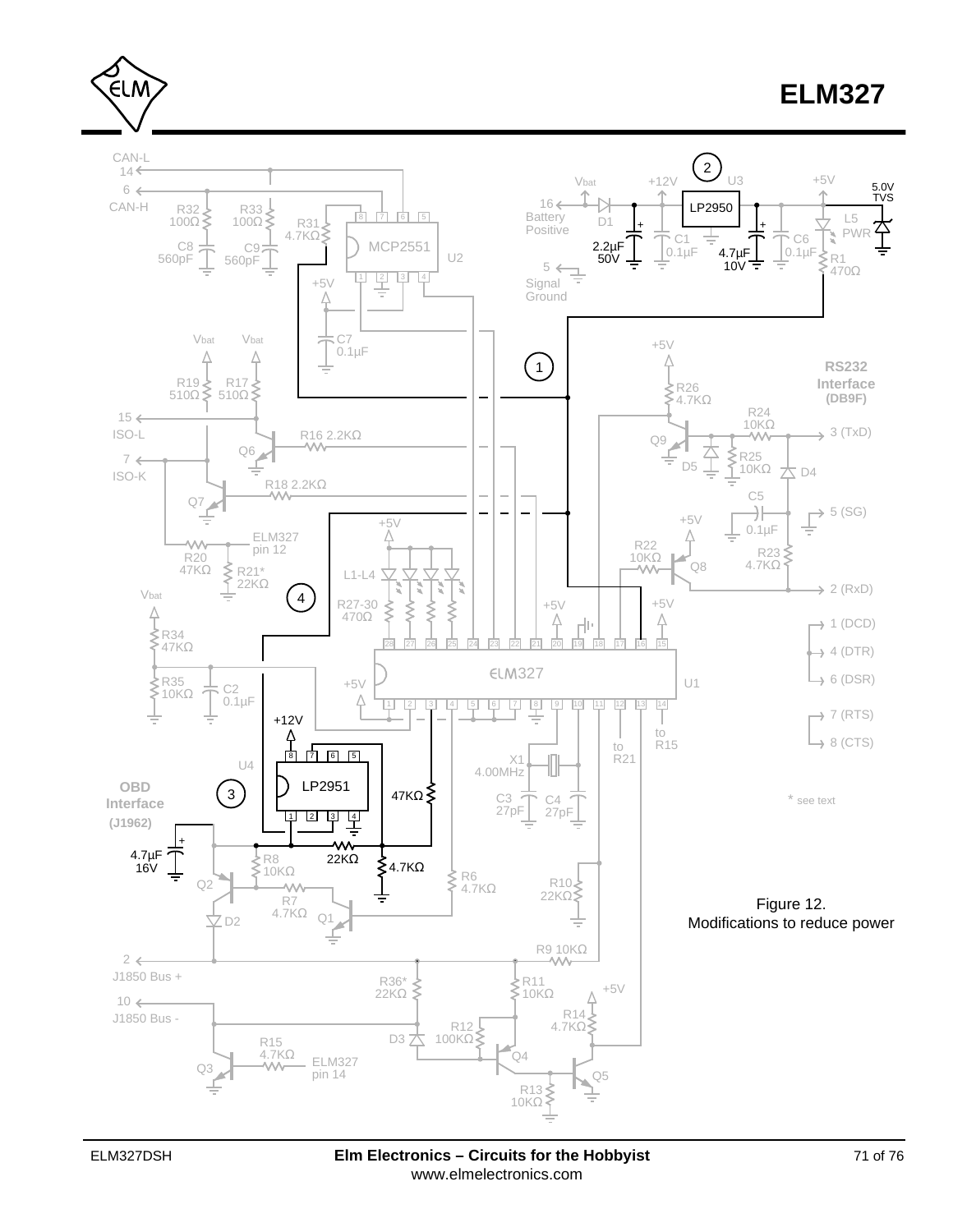Figure 12.
Modifications to reduce power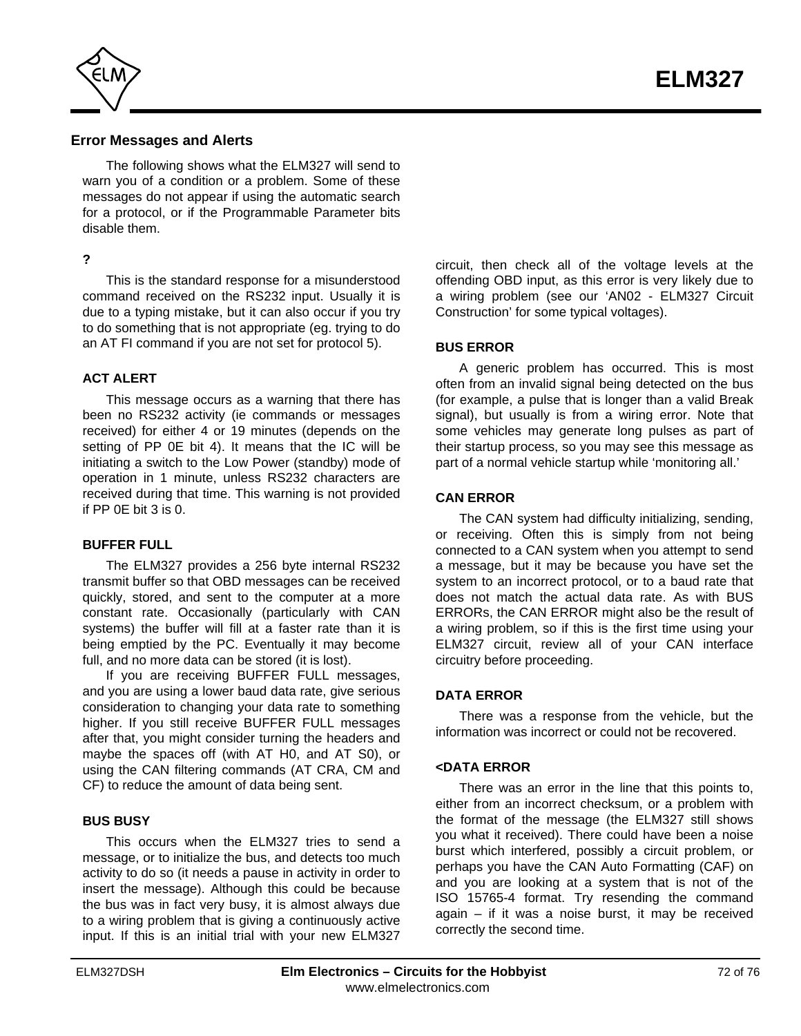## Error Messages and Alerts

The following shows what the ELM327 will send to warn you of a condition or a problem. Some of these messages do not appear if using the automatic search for a protocol, or if the Programmable Parameter bits disable them.

### ?

This is the standard response for a misunderstood command received on the RS232 input. Usually it is due to a typing mistake, but it can also occur if you try to do something that is not appropriate (eg. trying to do an AT FI command if you are not set for protocol 5).

### ACT ALERT

This message occurs as a warning that there has been no RS232 activity (ie commands or messages received) for either 4 or 19 minutes (depends on the setting of PP 0E bit 4). It means that the IC will be initiating a switch to the Low Power (standby) mode of operation in 1 minute, unless RS232 characters are received during that time. This warning is not provided if PP 0E bit 3 is 0.

### BUFFER FULL

The ELM327 provides a 256 byte internal RS232 transmit buffer so that OBD messages can be received quickly, stored, and sent to the computer at a more constant rate. Occasionally (particularly with CAN systems) the buffer will fill at a faster rate than it is being emptied by the PC. Eventually it may become full, and no more data can be stored (it is lost).

If you are receiving BUFFER FULL messages, and you are using a lower baud data rate, give serious consideration to changing your data rate to something higher. If you still receive BUFFER FULL messages after that, you might consider turning the headers and maybe the spaces off (with AT H0, and AT S0), or using the CAN filtering commands (AT CRA, CM and CF) to reduce the amount of data being sent.

### BUS BUSY

This occurs when the ELM327 tries to send a message, or to initialize the bus, and detects too much activity to do so (it needs a pause in activity in order to insert the message). Although this could be because the bus was in fact very busy, it is almost always due to a wiring problem that is giving a continuously active input. If this is an initial trial with your new ELM327 circuit, then check all of the voltage levels at the offending OBD input, as this error is very likely due to a wiring problem (see our 'AN02 - ELM327 Circuit Construction' for some typical voltages).

### BUS ERROR

A generic problem has occurred. This is most often from an invalid signal being detected on the bus (for example, a pulse that is longer than a valid Break signal), but usually is from a wiring error. Note that some vehicles may generate long pulses as part of their startup process, so you may see this message as part of a normal vehicle startup while 'monitoring all.'

### CAN ERROR

The CAN system had difficulty initializing, sending, or receiving. Often this is simply from not being connected to a CAN system when you attempt to send a message, but it may be because you have set the system to an incorrect protocol, or to a baud rate that does not match the actual data rate. As with BUS ERRORs, the CAN ERROR might also be the result of a wiring problem, so if this is the first time using your ELM327 circuit, review all of your CAN interface circuitry before proceeding.

### DATA ERROR

There was a response from the vehicle, but the information was incorrect or could not be recovered.

### <DATA ERROR

There was an error in the line that this points to, either from an incorrect checksum, or a problem with the format of the message (the ELM327 still shows you what it received). There could have been a noise burst which interfered, possibly a circuit problem, or perhaps you have the CAN Auto Formatting (CAF) on and you are looking at a system that is not of the ISO 15765-4 format. Try resending the command again – if it was a noise burst, it may be received correctly the second time.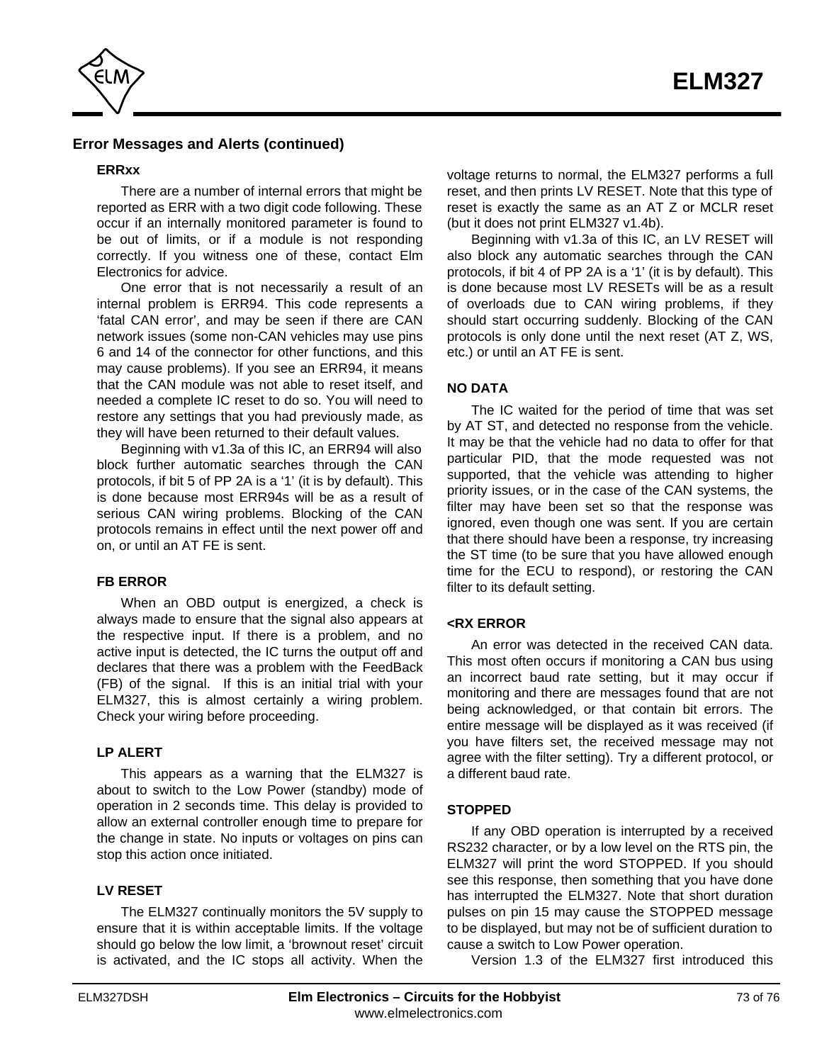## Error Messages and Alerts (continued)

### ERRxx

There are a number of internal errors that might be reported as ERR with a two digit code following. These occur if an internally monitored parameter is found to be out of limits, or if a module is not responding correctly. If you witness one of these, contact Elm Electronics for advice.

One error that is not necessarily a result of an internal problem is ERR94. This code represents a 'fatal CAN error', and may be seen if there are CAN network issues (some non-CAN vehicles may use pins 6 and 14 of the connector for other functions, and this may cause problems). If you see an ERR94, it means that the CAN module was not able to reset itself, and needed a complete IC reset to do so. You will need to restore any settings that you had previously made, as they will have been returned to their default values.

Beginning with v1.3a of this IC, an ERR94 will also block further automatic searches through the CAN protocols, if bit 5 of PP 2A is a '1' (it is by default). This is done because most ERR94s will be as a result of serious CAN wiring problems. Blocking of the CAN protocols remains in effect until the next power off and on, or until an AT FE is sent.

### FB ERROR

When an OBD output is energized, a check is always made to ensure that the signal also appears at the respective input. If there is a problem, and no active input is detected, the IC turns the output off and declares that there was a problem with the FeedBack (FB) of the signal. If this is an initial trial with your ELM327, this is almost certainly a wiring problem. Check your wiring before proceeding.

### LP ALERT

This appears as a warning that the ELM327 is about to switch to the Low Power (standby) mode of operation in 2 seconds time. This delay is provided to allow an external controller enough time to prepare for the change in state. No inputs or voltages on pins can stop this action once initiated.

### LV RESET

The ELM327 continually monitors the 5V supply to ensure that it is within acceptable limits. If the voltage should go below the low limit, a 'brownout reset' circuit is activated, and the IC stops all activity. When the voltage returns to normal, the ELM327 performs a full reset, and then prints LV RESET. Note that this type of reset is exactly the same as an AT Z or MCLR reset (but it does not print ELM327 v1.4b).

Beginning with v1.3a of this IC, an LV RESET will also block any automatic searches through the CAN protocols, if bit 4 of PP 2A is a '1' (it is by default). This is done because most LV RESETs will be as a result of overloads due to CAN wiring problems, if they should start occurring suddenly. Blocking of the CAN protocols is only done until the next reset (AT Z, WS, etc.) or until an AT FE is sent.

### NO DATA

The IC waited for the period of time that was set by AT ST, and detected no response from the vehicle. It may be that the vehicle had no data to offer for that particular PID, that the mode requested was not supported, that the vehicle was attending to higher priority issues, or in the case of the CAN systems, the filter may have been set so that the response was ignored, even though one was sent. If you are certain that there should have been a response, try increasing the ST time (to be sure that you have allowed enough time for the ECU to respond), or restoring the CAN filter to its default setting.

### <RX ERROR

An error was detected in the received CAN data. This most often occurs if monitoring a CAN bus using an incorrect baud rate setting, but it may occur if monitoring and there are messages found that are not being acknowledged, or that contain bit errors. The entire message will be displayed as it was received (if you have filters set, the received message may not agree with the filter setting). Try a different protocol, or a different baud rate.

### STOPPED

If any OBD operation is interrupted by a received RS232 character, or by a low level on the RTS pin, the ELM327 will print the word STOPPED. If you should see this response, then something that you have done has interrupted the ELM327. Note that short duration pulses on pin 15 may cause the STOPPED message to be displayed, but may not be of sufficient duration to cause a switch to Low Power operation.

Version 1.3 of the ELM327 first introduced this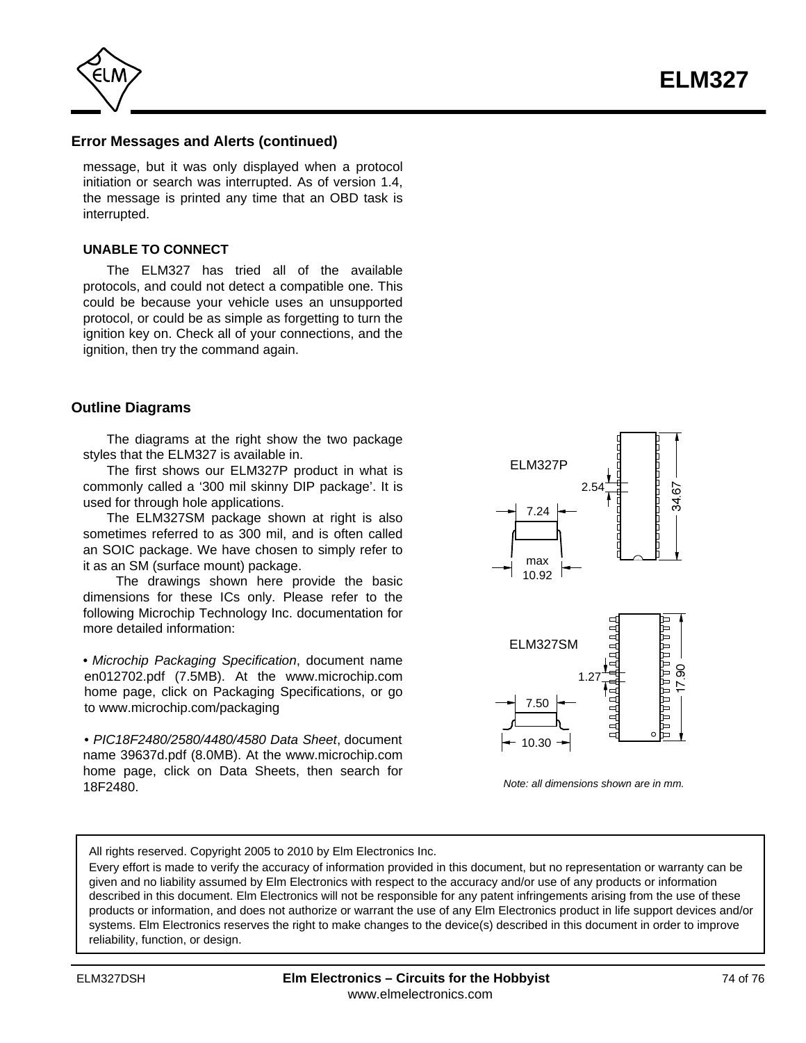## Error Messages and Alerts (continued)

message, but it was only displayed when a protocol initiation or search was interrupted. As of version 1.4, the message is printed any time that an OBD task is interrupted.

**UNABLE TO CONNECT**

The ELM327 has tried all of the available protocols, and could not detect a compatible one. This could be because your vehicle uses an unsupported protocol, or could be as simple as forgetting to turn the ignition key on. Check all of your connections, and the ignition, then try the command again.

## Outline Diagrams

The diagrams at the right show the two package styles that the ELM327 is available in.

The first shows our ELM327P product in what is commonly called a '300 mil skinny DIP package'. It is used for through hole applications.

The ELM327SM package shown at right is also sometimes referred to as 300 mil, and is often called an SOIC package. We have chosen to simply refer to it as an SM (surface mount) package.

The drawings shown here provide the basic dimensions for these ICs only. Please refer to the following Microchip Technology Inc. documentation for more detailed information:

• *Microchip Packaging Specification*, document name en012702.pdf (7.5MB). At the www.microchip.com home page, click on Packaging Specifications, or go to www.microchip.com/packaging

• *PIC18F2480/2580/4480/4580 Data Sheet*, document name 39637d.pdf (8.0MB). At the www.microchip.com home page, click on Data Sheets, then search for 18F2480.

ELM327P

2.54

34.67

7.24

max 10.92

ELM327SM

1.27

17.90

7.50

10.30

*Note: all dimensions shown are in mm.*

All rights reserved. Copyright 2005 to 2010 by Elm Electronics Inc.

Every effort is made to verify the accuracy of information provided in this document, but no representation or warranty can be given and no liability assumed by Elm Electronics with respect to the accuracy and/or use of any products or information described in this document. Elm Electronics will not be responsible for any patent infringements arising from the use of these products or information, and does not authorize or warrant the use of any Elm Electronics product in life support devices and/or systems. Elm Electronics reserves the right to make changes to the device(s) described in this document in order to improve reliability, function, or design.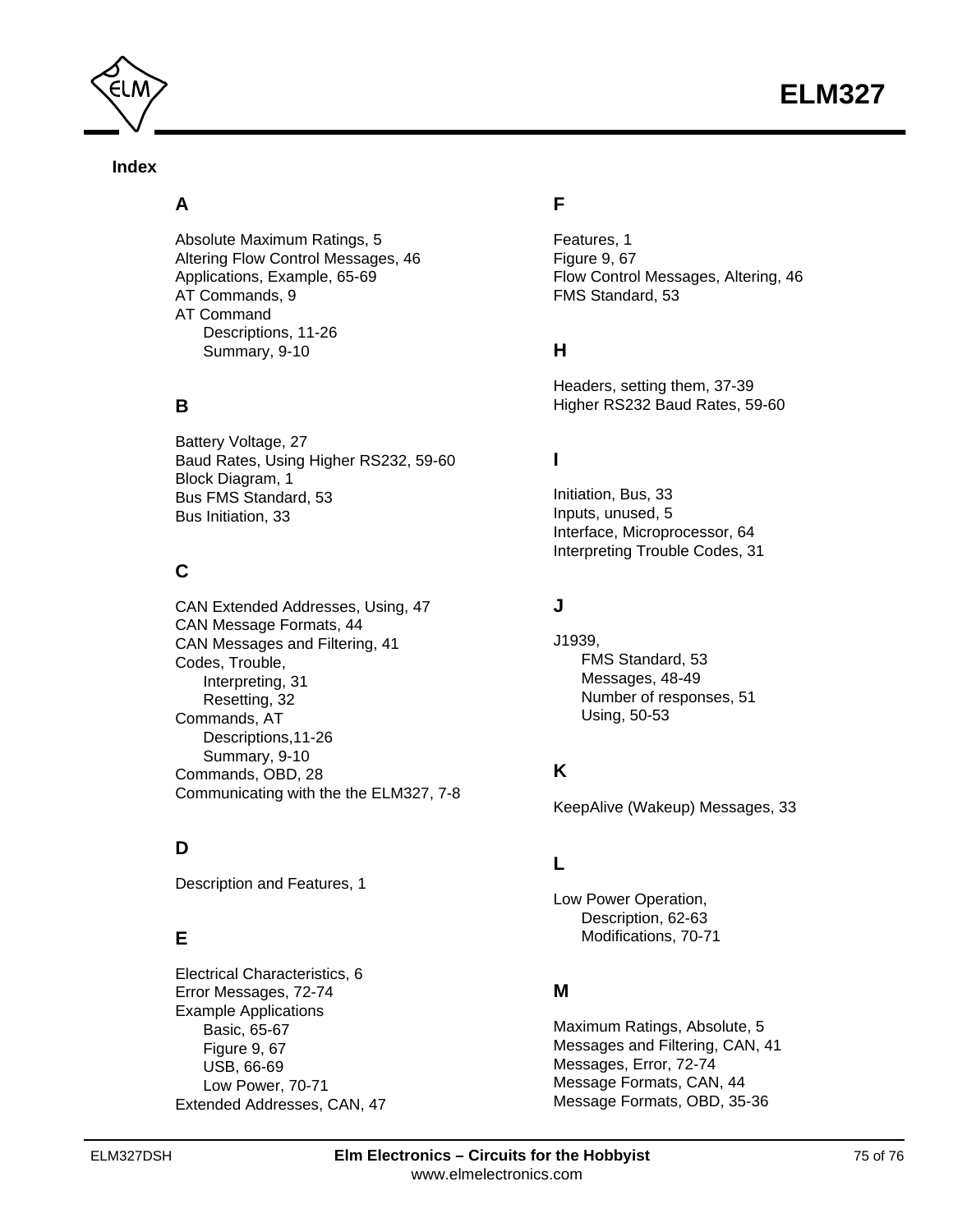## Index

### A

Absolute Maximum Ratings, 5
Altering Flow Control Messages, 46
Applications, Example, 65-69
AT Commands, 9
AT Command
- Descriptions, 11-26
- Summary, 9-10

### B

Battery Voltage, 27
Baud Rates, Using Higher RS232, 59-60
Block Diagram, 1
Bus FMS Standard, 53
Bus Initiation, 33

### C

CAN Extended Addresses, Using, 47
CAN Message Formats, 44
CAN Messages and Filtering, 41
Codes, Trouble,
- Interpreting, 31
- Resetting, 32

Commands, AT
- Descriptions,11-26
- Summary, 9-10

Commands, OBD, 28
Communicating with the the ELM327, 7-8

### D

Description and Features, 1

### E

Electrical Characteristics, 6
Error Messages, 72-74
Example Applications
- Basic, 65-67
- Figure 9, 67
- USB, 66-69
- Low Power, 70-71

Extended Addresses, CAN, 47

### F

Features, 1
Figure 9, 67
Flow Control Messages, Altering, 46
FMS Standard, 53

### H

Headers, setting them, 37-39
Higher RS232 Baud Rates, 59-60

### I

Initiation, Bus, 33
Inputs, unused, 5
Interface, Microprocessor, 64
Interpreting Trouble Codes, 31

### J

J1939,
- FMS Standard, 53
- Messages, 48-49
- Number of responses, 51
- Using, 50-53

### K

KeepAlive (Wakeup) Messages, 33

### L

Low Power Operation,
- Description, 62-63
- Modifications, 70-71

### M

Maximum Ratings, Absolute, 5
Messages and Filtering, CAN, 41
Messages, Error, 72-74
Message Formats, CAN, 44
Message Formats, OBD, 35-36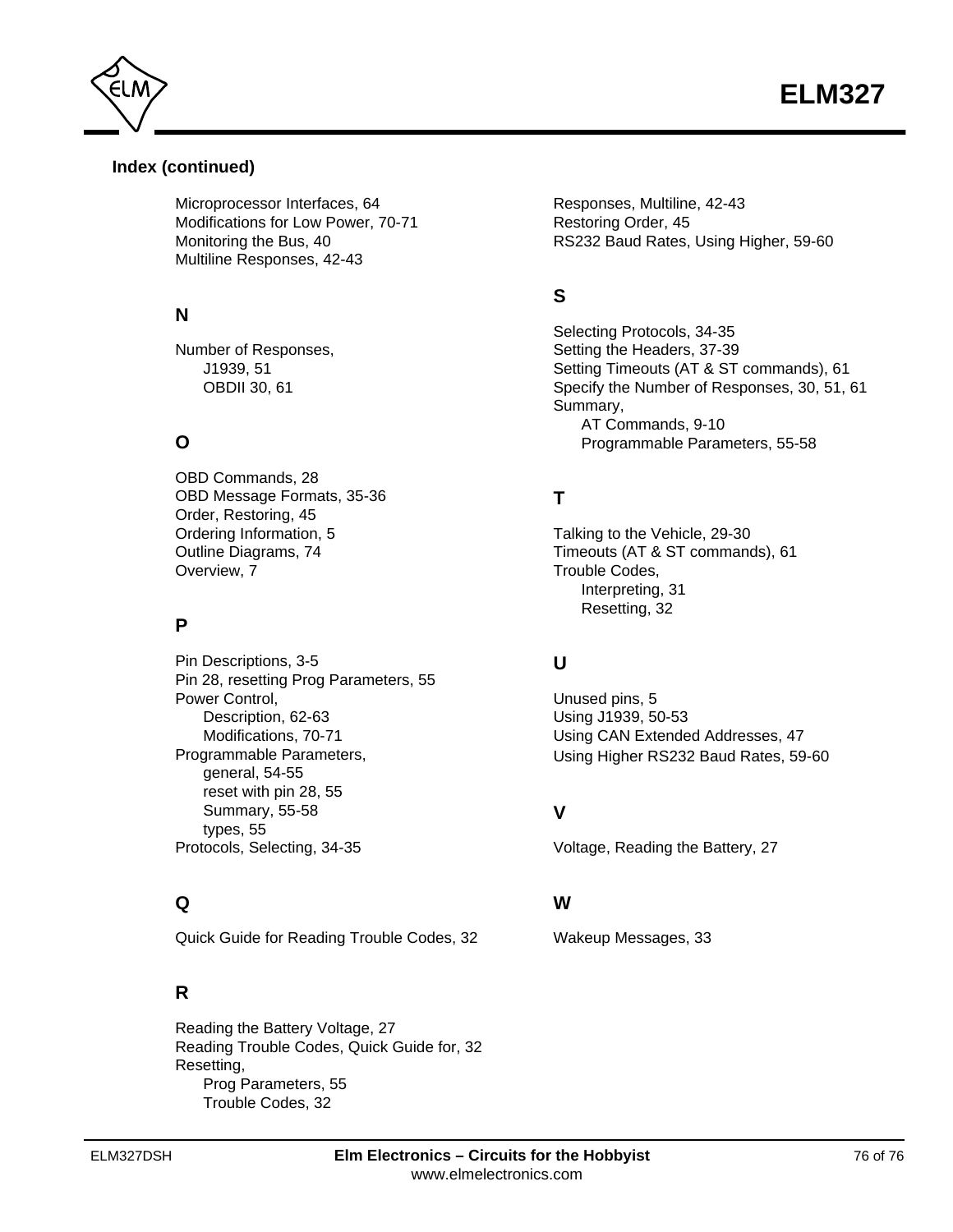## Index (continued)

Microprocessor Interfaces, 64
Modifications for Low Power, 70-71
Monitoring the Bus, 40
Multiline Responses, 42-43

### N

Number of Responses,
- J1939, 51
- OBDII 30, 61

### O

OBD Commands, 28
OBD Message Formats, 35-36
Order, Restoring, 45
Ordering Information, 5
Outline Diagrams, 74
Overview, 7

### P

Pin Descriptions, 3-5
Pin 28, resetting Prog Parameters, 55
Power Control,
- Description, 62-63
- Modifications, 70-71

Programmable Parameters,
- general, 54-55
- reset with pin 28, 55
- Summary, 55-58
- types, 55

Protocols, Selecting, 34-35

### Q

Quick Guide for Reading Trouble Codes, 32

### R

Reading the Battery Voltage, 27
Reading Trouble Codes, Quick Guide for, 32
Resetting,
- Prog Parameters, 55
- Trouble Codes, 32

Responses, Multiline, 42-43
Restoring Order, 45
RS232 Baud Rates, Using Higher, 59-60

### S

Selecting Protocols, 34-35
Setting the Headers, 37-39
Setting Timeouts (AT & ST commands), 61
Specify the Number of Responses, 30, 51, 61
Summary,
- AT Commands, 9-10
- Programmable Parameters, 55-58

### T

Talking to the Vehicle, 29-30
Timeouts (AT & ST commands), 61
Trouble Codes,
- Interpreting, 31
- Resetting, 32

### U

Unused pins, 5
Using J1939, 50-53
Using CAN Extended Addresses, 47
Using Higher RS232 Baud Rates, 59-60

### V

Voltage, Reading the Battery, 27

### W

Wakeup Messages, 33